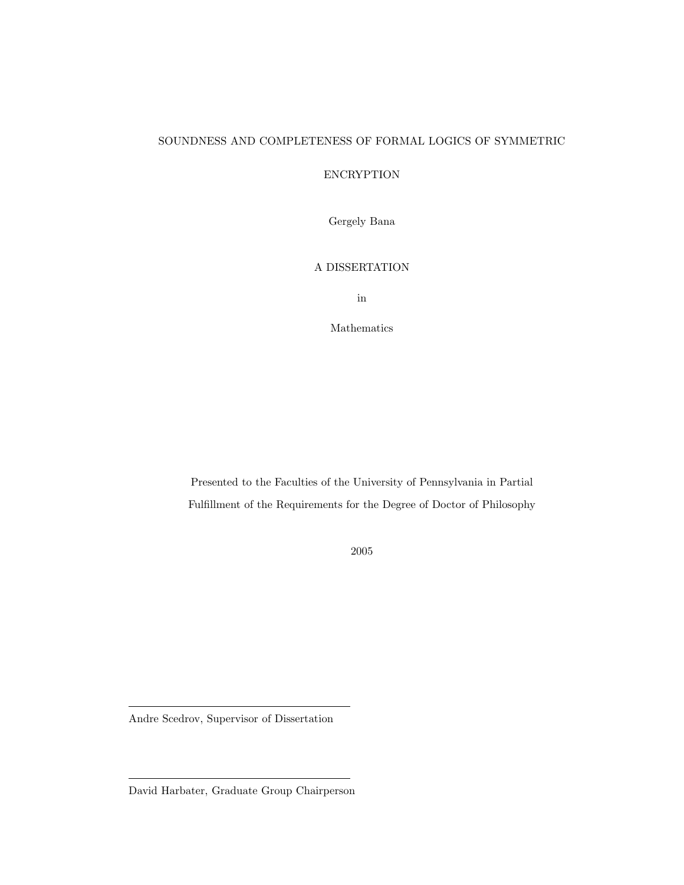# SOUNDNESS AND COMPLETENESS OF FORMAL LOGICS OF SYMMETRIC ENCRYPTION

Gergely Bana

A DISSERTATION

in

Mathematics

Presented to the Faculties of the University of Pennsylvania in Partial Fulfillment of the Requirements for the Degree of Doctor of Philosophy

2005

---

Andre Scedrov, Supervisor of Dissertation

---

David Harbater, Graduate Group Chairperson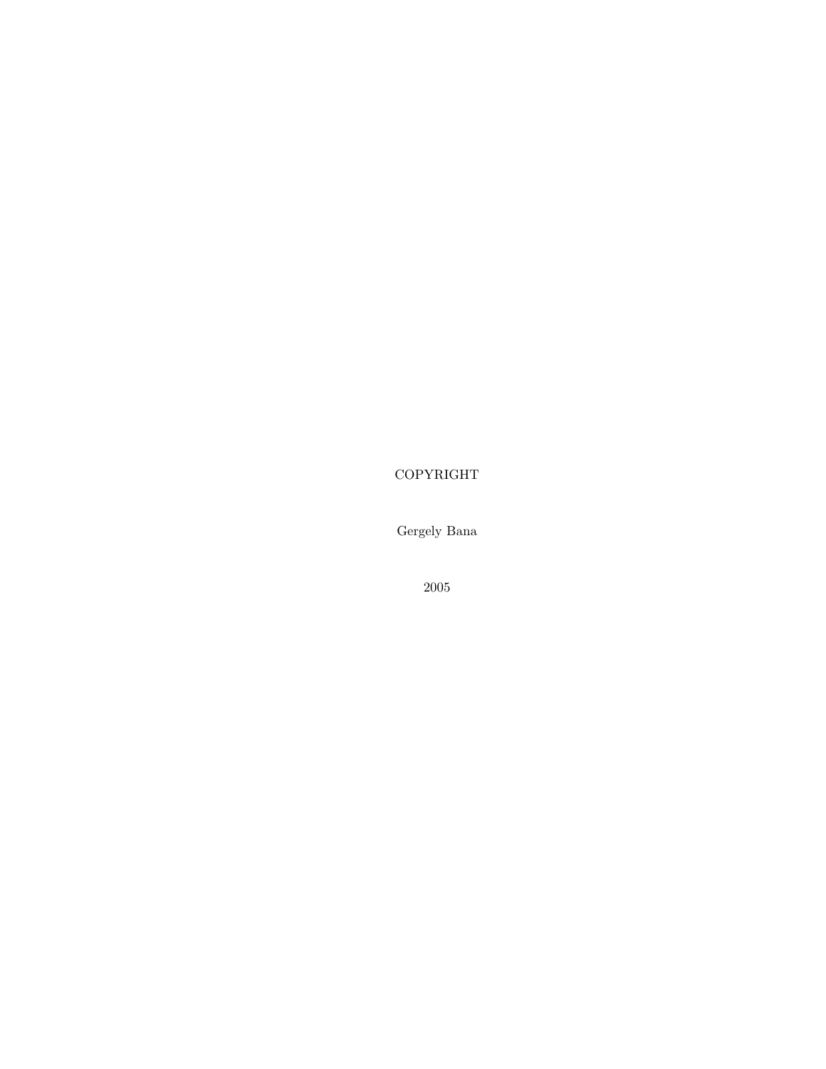COPYRIGHT

Gergely Bana

2005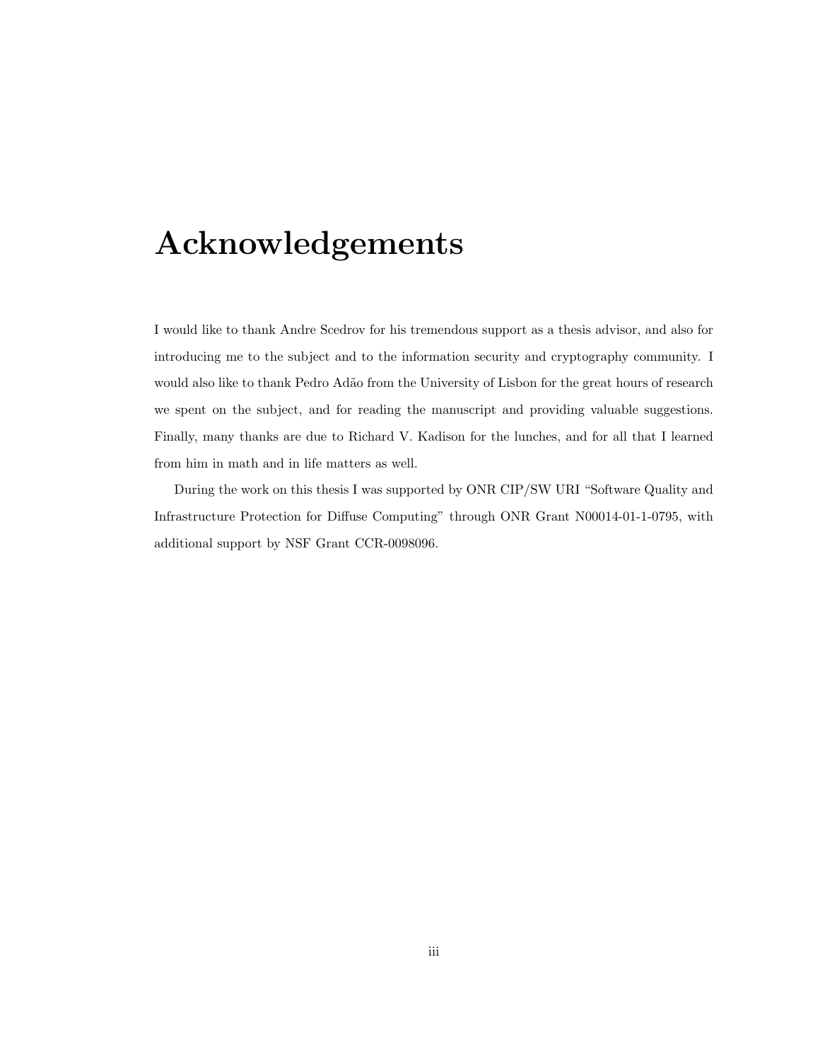# Acknowledgements

I would like to thank Andre Scedrov for his tremendous support as a thesis advisor, and also for introducing me to the subject and to the information security and cryptography community. I would also like to thank Pedro Adão from the University of Lisbon for the great hours of research we spent on the subject, and for reading the manuscript and providing valuable suggestions. Finally, many thanks are due to Richard V. Kadison for the lunches, and for all that I learned from him in math and in life matters as well.

During the work on this thesis I was supported by ONR CIP/SW URI "Software Quality and Infrastructure Protection for Diffuse Computing" through ONR Grant N00014-01-1-0795, with additional support by NSF Grant CCR-0098096.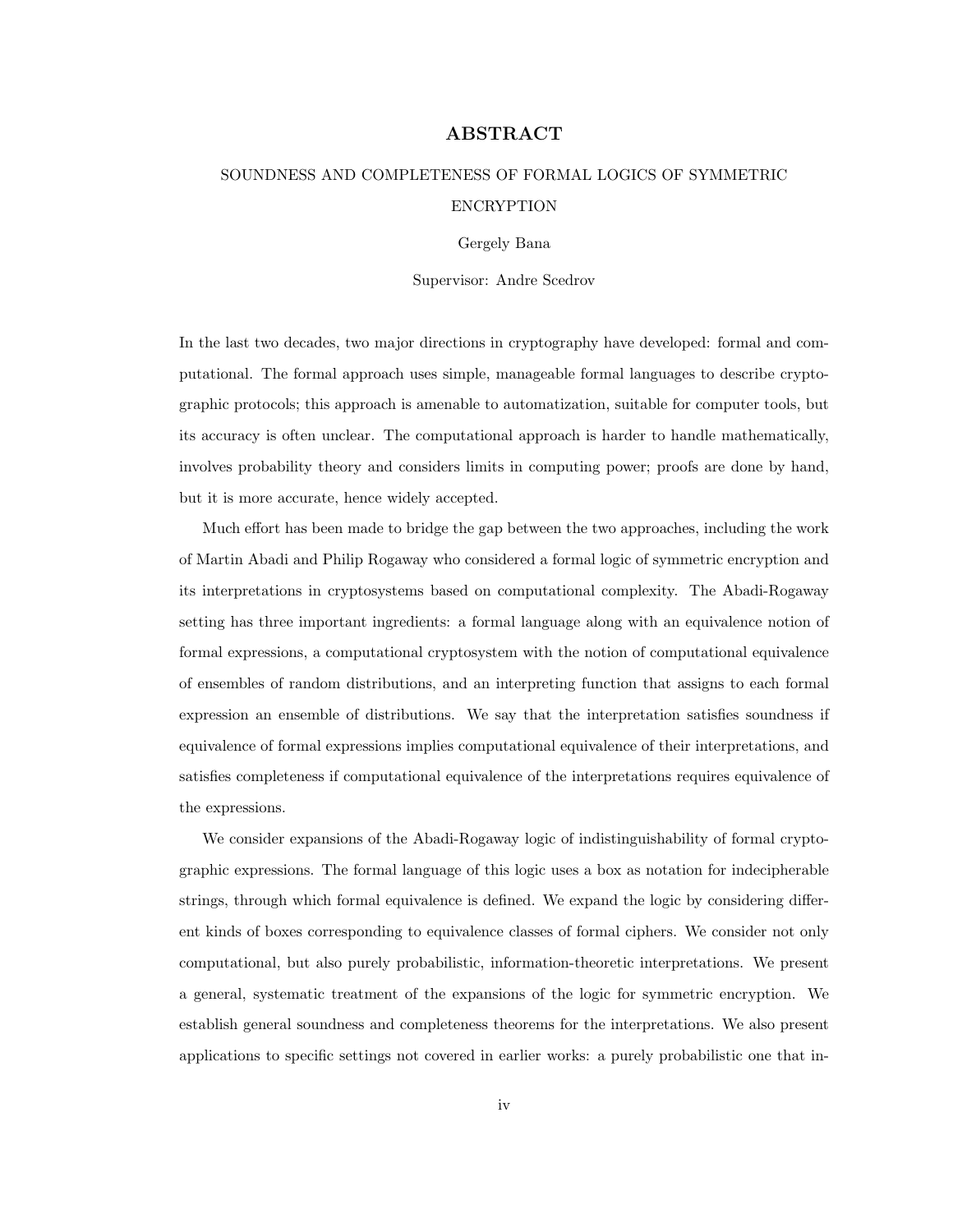# ABSTRACT

SOUNDNESS AND COMPLETENESS OF FORMAL LOGICS OF SYMMETRIC ENCRYPTION

Gergely Bana

Supervisor: Andre Scedrov

In the last two decades, two major directions in cryptography have developed: formal and computational. The formal approach uses simple, manageable formal languages to describe cryptographic protocols; this approach is amenable to automatization, suitable for computer tools, but its accuracy is often unclear. The computational approach is harder to handle mathematically, involves probability theory and considers limits in computing power; proofs are done by hand, but it is more accurate, hence widely accepted.

Much effort has been made to bridge the gap between the two approaches, including the work of Martin Abadi and Philip Rogaway who considered a formal logic of symmetric encryption and its interpretations in cryptosystems based on computational complexity. The Abadi-Rogaway setting has three important ingredients: a formal language along with an equivalence notion of formal expressions, a computational cryptosystem with the notion of computational equivalence of ensembles of random distributions, and an interpreting function that assigns to each formal expression an ensemble of distributions. We say that the interpretation satisfies soundness if equivalence of formal expressions implies computational equivalence of their interpretations, and satisfies completeness if computational equivalence of the interpretations requires equivalence of the expressions.

We consider expansions of the Abadi-Rogaway logic of indistinguishability of formal cryptographic expressions. The formal language of this logic uses a box as notation for indecipherable strings, through which formal equivalence is defined. We expand the logic by considering different kinds of boxes corresponding to equivalence classes of formal ciphers. We consider not only computational, but also purely probabilistic, information-theoretic interpretations. We present a general, systematic treatment of the expansions of the logic for symmetric encryption. We establish general soundness and completeness theorems for the interpretations. We also present applications to specific settings not covered in earlier works: a purely probabilistic one that in-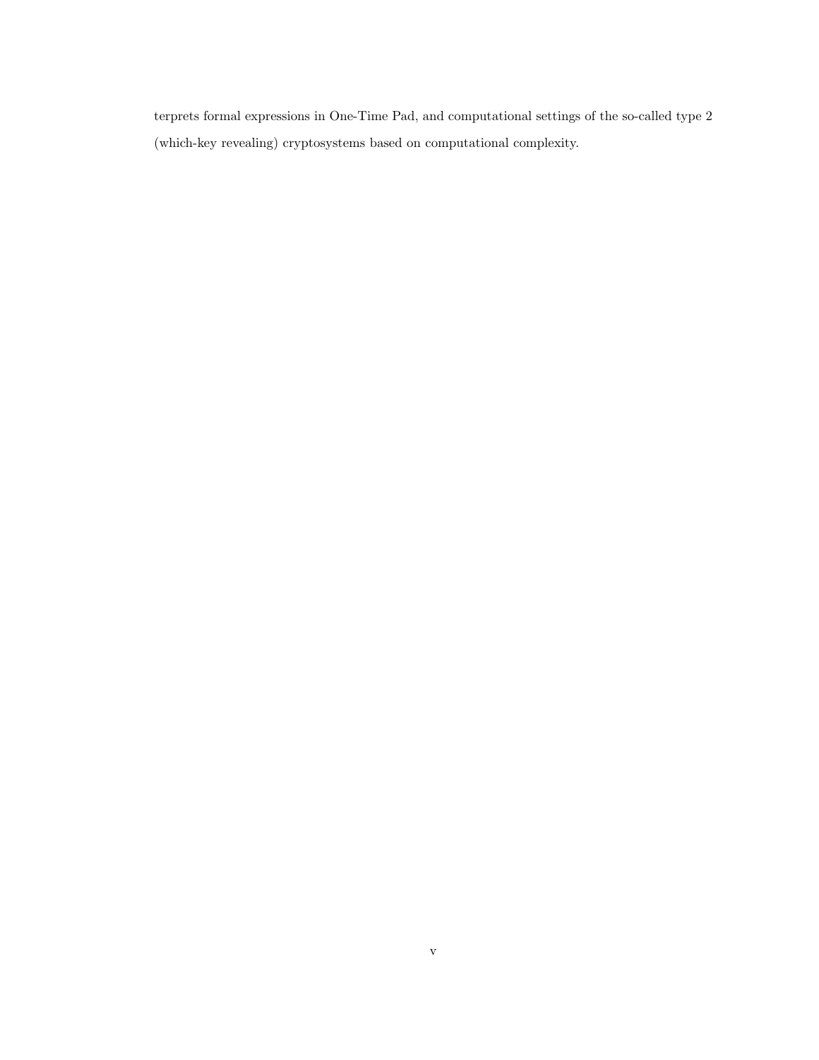terprets formal expressions in One-Time Pad, and computational settings of the so-called type 2 (which-key revealing) cryptosystems based on computational complexity.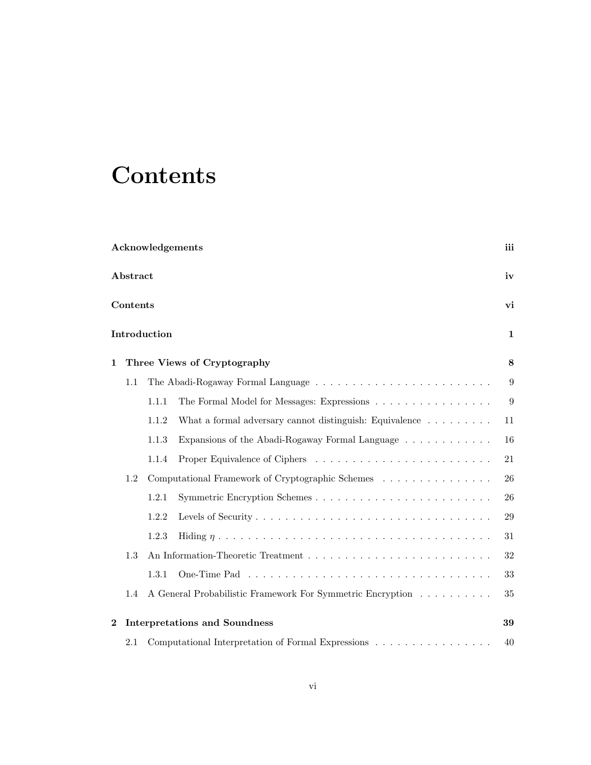# Contents

**Acknowledgements** **iii**

**Abstract** **iv**

**Contents** **vi**

**Introduction** **1**

**1 Three Views of Cryptography** **8**

- 1.1 The Abadi-Rogaway Formal Language . . . . . . . . . . . . . . . . . . . . . . . . 9
  - 1.1.1 The Formal Model for Messages: Expressions . . . . . . . . . . . . . . . . 9
  - 1.1.2 What a formal adversary cannot distinguish: Equivalence . . . . . . . . . 11
  - 1.1.3 Expansions of the Abadi-Rogaway Formal Language . . . . . . . . . . . . 16
  - 1.1.4 Proper Equivalence of Ciphers . . . . . . . . . . . . . . . . . . . . . . . . 21
- 1.2 Computational Framework of Cryptographic Schemes . . . . . . . . . . . . . . . 26
  - 1.2.1 Symmetric Encryption Schemes . . . . . . . . . . . . . . . . . . . . . . . . 26
  - 1.2.2 Levels of Security . . . . . . . . . . . . . . . . . . . . . . . . . . . . . . . 29
  - 1.2.3 Hiding $\eta$ . . . . . . . . . . . . . . . . . . . . . . . . . . . . . . . . . . . 31
- 1.3 An Information-Theoretic Treatment . . . . . . . . . . . . . . . . . . . . . . . . 32
  - 1.3.1 One-Time Pad . . . . . . . . . . . . . . . . . . . . . . . . . . . . . . . . . 33
- 1.4 A General Probabilistic Framework For Symmetric Encryption . . . . . . . . . . 35

**2 Interpretations and Soundness** **39**

- 2.1 Computational Interpretation of Formal Expressions . . . . . . . . . . . . . . . . 40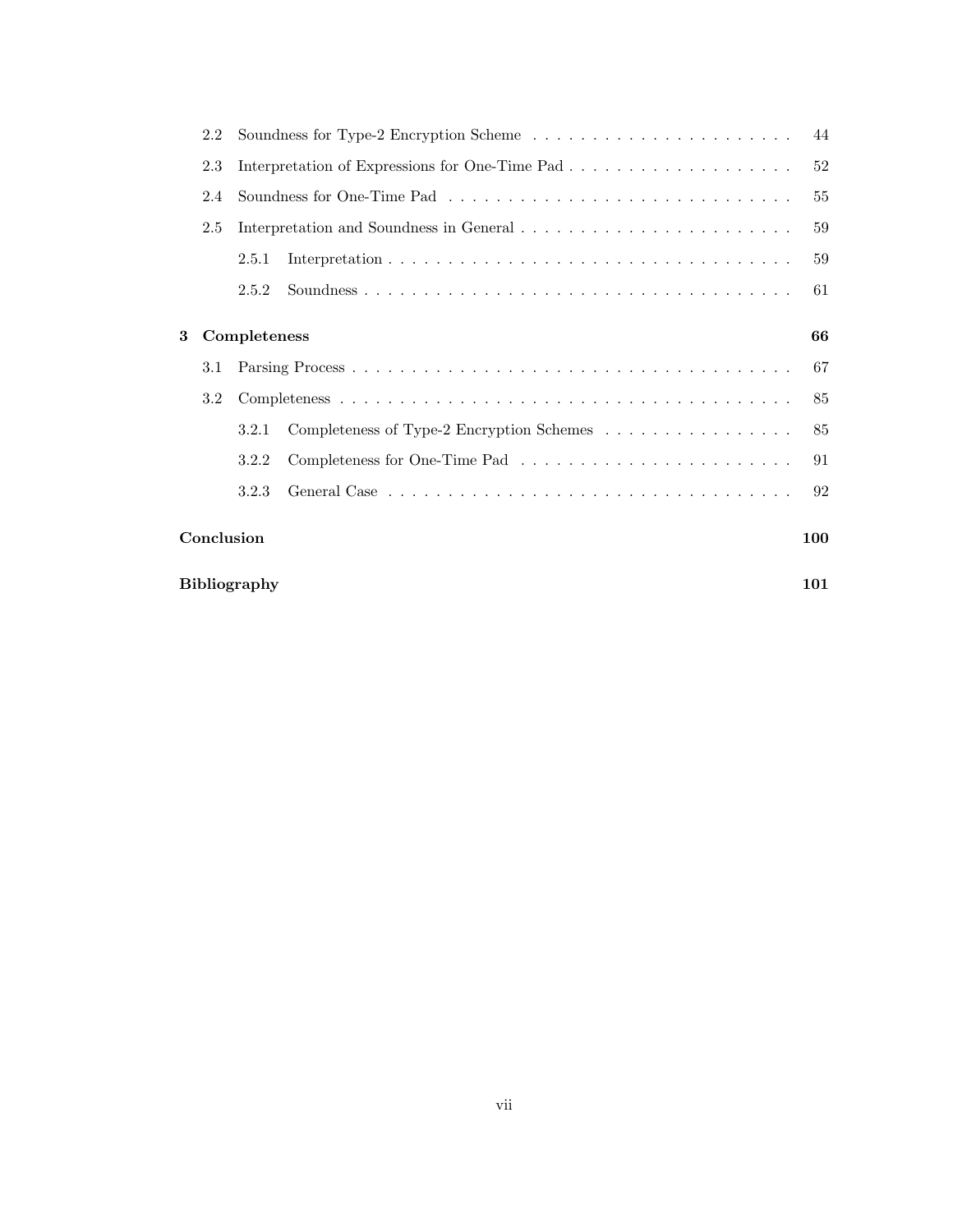- 2.2 Soundness for Type-2 Encryption Scheme . . . . . . . . . . . . . . . . . . . . . . 44
- 2.3 Interpretation of Expressions for One-Time Pad . . . . . . . . . . . . . . . . . . . . 52
- 2.4 Soundness for One-Time Pad . . . . . . . . . . . . . . . . . . . . . . . . . . . . . 55
- 2.5 Interpretation and Soundness in General . . . . . . . . . . . . . . . . . . . . . . . 59
  - 2.5.1 Interpretation . . . . . . . . . . . . . . . . . . . . . . . . . . . . . . . . . . 59
  - 2.5.2 Soundness . . . . . . . . . . . . . . . . . . . . . . . . . . . . . . . . . . . 61

**3 Completeness** **66**

- 3.1 Parsing Process . . . . . . . . . . . . . . . . . . . . . . . . . . . . . . . . . . . . 67
- 3.2 Completeness . . . . . . . . . . . . . . . . . . . . . . . . . . . . . . . . . . . . . 85
  - 3.2.1 Completeness of Type-2 Encryption Schemes . . . . . . . . . . . . . . . . . 85
  - 3.2.2 Completeness for One-Time Pad . . . . . . . . . . . . . . . . . . . . . . . 91
  - 3.2.3 General Case . . . . . . . . . . . . . . . . . . . . . . . . . . . . . . . . . . 92

**Conclusion** **100**

**Bibliography** **101**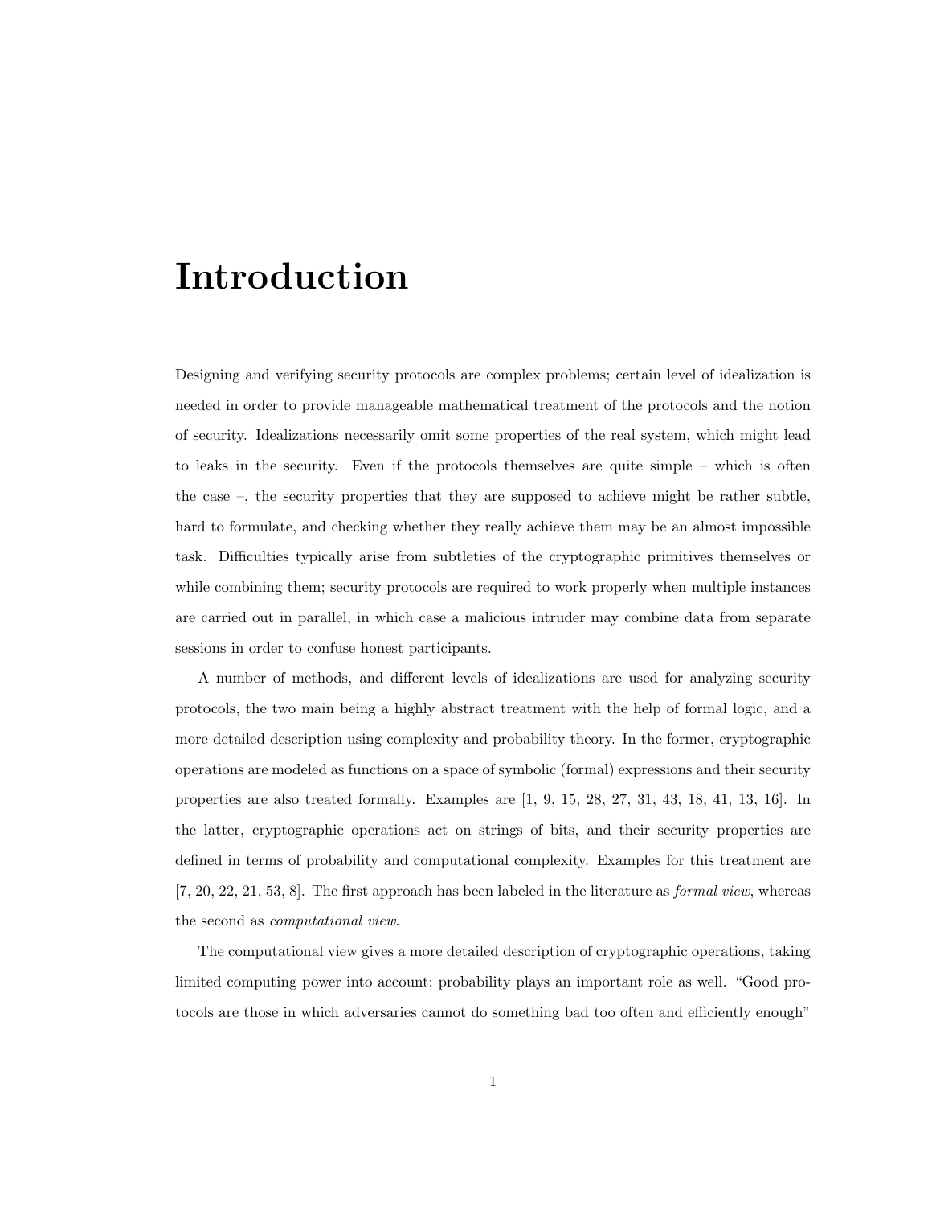# Introduction

Designing and verifying security protocols are complex problems; certain level of idealization is needed in order to provide manageable mathematical treatment of the protocols and the notion of security. Idealizations necessarily omit some properties of the real system, which might lead to leaks in the security. Even if the protocols themselves are quite simple – which is often the case –, the security properties that they are supposed to achieve might be rather subtle, hard to formulate, and checking whether they really achieve them may be an almost impossible task. Difficulties typically arise from subtleties of the cryptographic primitives themselves or while combining them; security protocols are required to work properly when multiple instances are carried out in parallel, in which case a malicious intruder may combine data from separate sessions in order to confuse honest participants.

A number of methods, and different levels of idealizations are used for analyzing security protocols, the two main being a highly abstract treatment with the help of formal logic, and a more detailed description using complexity and probability theory. In the former, cryptographic operations are modeled as functions on a space of symbolic (formal) expressions and their security properties are also treated formally. Examples are [1, 9, 15, 28, 27, 31, 43, 18, 41, 13, 16]. In the latter, cryptographic operations act on strings of bits, and their security properties are defined in terms of probability and computational complexity. Examples for this treatment are [7, 20, 22, 21, 53, 8]. The first approach has been labeled in the literature as *formal view*, whereas the second as *computational view*.

The computational view gives a more detailed description of cryptographic operations, taking limited computing power into account; probability plays an important role as well. "Good protocols are those in which adversaries cannot do something bad too often and efficiently enough"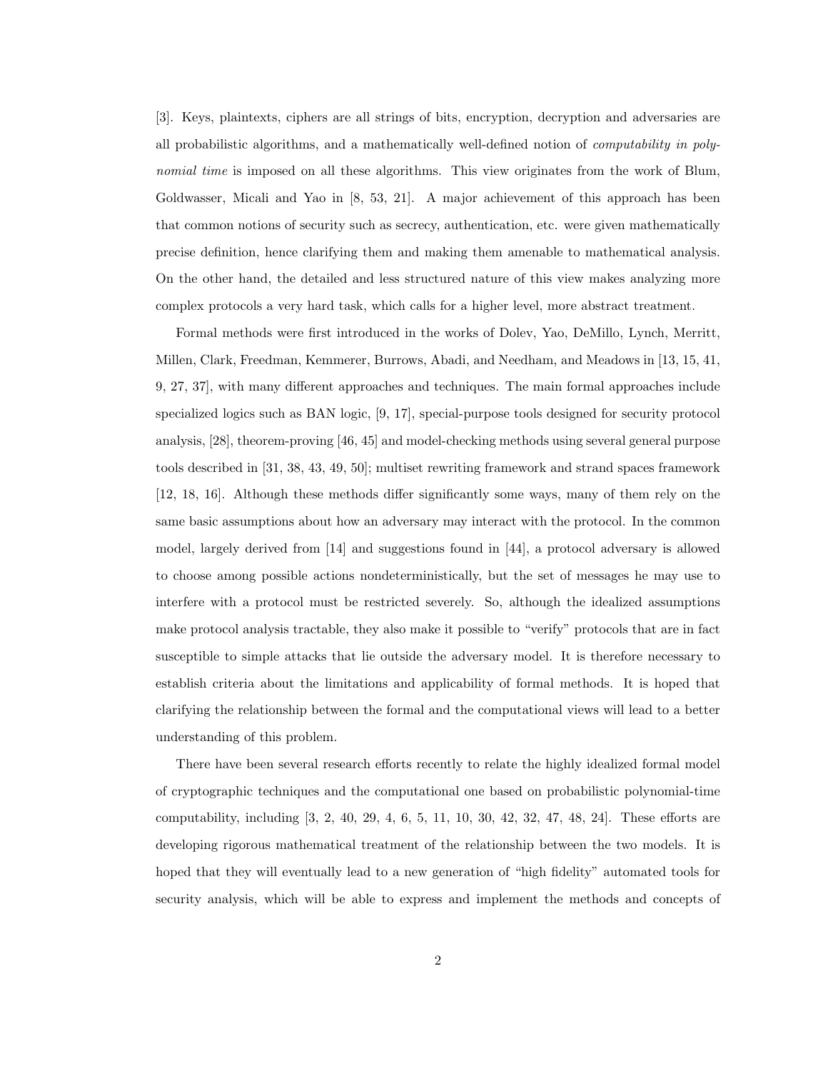[3]. Keys, plaintexts, ciphers are all strings of bits, encryption, decryption and adversaries are all probabilistic algorithms, and a mathematically well-defined notion of *computability in polynomial time* is imposed on all these algorithms. This view originates from the work of Blum, Goldwasser, Micali and Yao in [8, 53, 21]. A major achievement of this approach has been that common notions of security such as secrecy, authentication, etc. were given mathematically precise definition, hence clarifying them and making them amenable to mathematical analysis. On the other hand, the detailed and less structured nature of this view makes analyzing more complex protocols a very hard task, which calls for a higher level, more abstract treatment.

Formal methods were first introduced in the works of Dolev, Yao, DeMillo, Lynch, Merritt, Millen, Clark, Freedman, Kemmerer, Burrows, Abadi, and Needham, and Meadows in [13, 15, 41, 9, 27, 37], with many different approaches and techniques. The main formal approaches include specialized logics such as BAN logic, [9, 17], special-purpose tools designed for security protocol analysis, [28], theorem-proving [46, 45] and model-checking methods using several general purpose tools described in [31, 38, 43, 49, 50]; multiset rewriting framework and strand spaces framework [12, 18, 16]. Although these methods differ significantly some ways, many of them rely on the same basic assumptions about how an adversary may interact with the protocol. In the common model, largely derived from [14] and suggestions found in [44], a protocol adversary is allowed to choose among possible actions nondeterministically, but the set of messages he may use to interfere with a protocol must be restricted severely. So, although the idealized assumptions make protocol analysis tractable, they also make it possible to "verify" protocols that are in fact susceptible to simple attacks that lie outside the adversary model. It is therefore necessary to establish criteria about the limitations and applicability of formal methods. It is hoped that clarifying the relationship between the formal and the computational views will lead to a better understanding of this problem.

There have been several research efforts recently to relate the highly idealized formal model of cryptographic techniques and the computational one based on probabilistic polynomial-time computability, including [3, 2, 40, 29, 4, 6, 5, 11, 10, 30, 42, 32, 47, 48, 24]. These efforts are developing rigorous mathematical treatment of the relationship between the two models. It is hoped that they will eventually lead to a new generation of "high fidelity" automated tools for security analysis, which will be able to express and implement the methods and concepts of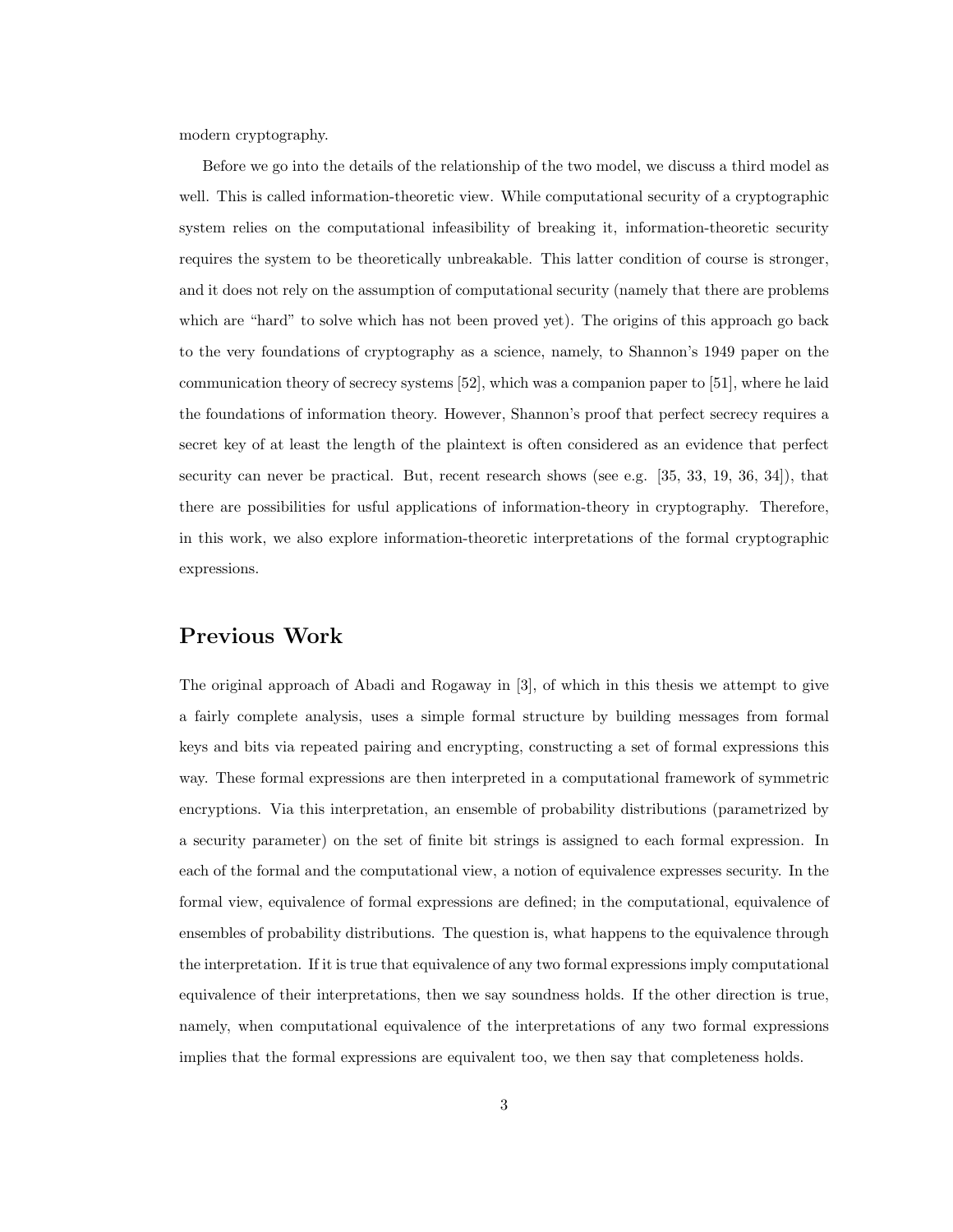modern cryptography.

Before we go into the details of the relationship of the two model, we discuss a third model as well. This is called information-theoretic view. While computational security of a cryptographic system relies on the computational infeasibility of breaking it, information-theoretic security requires the system to be theoretically unbreakable. This latter condition of course is stronger, and it does not rely on the assumption of computational security (namely that there are problems which are "hard" to solve which has not been proved yet). The origins of this approach go back to the very foundations of cryptography as a science, namely, to Shannon's 1949 paper on the communication theory of secrecy systems [52], which was a companion paper to [51], where he laid the foundations of information theory. However, Shannon's proof that perfect secrecy requires a secret key of at least the length of the plaintext is often considered as an evidence that perfect security can never be practical. But, recent research shows (see e.g. [35, 33, 19, 36, 34]), that there are possibilities for usful applications of information-theory in cryptography. Therefore, in this work, we also explore information-theoretic interpretations of the formal cryptographic expressions.

## Previous Work

The original approach of Abadi and Rogaway in [3], of which in this thesis we attempt to give a fairly complete analysis, uses a simple formal structure by building messages from formal keys and bits via repeated pairing and encrypting, constructing a set of formal expressions this way. These formal expressions are then interpreted in a computational framework of symmetric encryptions. Via this interpretation, an ensemble of probability distributions (parametrized by a security parameter) on the set of finite bit strings is assigned to each formal expression. In each of the formal and the computational view, a notion of equivalence expresses security. In the formal view, equivalence of formal expressions are defined; in the computational, equivalence of ensembles of probability distributions. The question is, what happens to the equivalence through the interpretation. If it is true that equivalence of any two formal expressions imply computational equivalence of their interpretations, then we say soundness holds. If the other direction is true, namely, when computational equivalence of the interpretations of any two formal expressions implies that the formal expressions are equivalent too, we then say that completeness holds.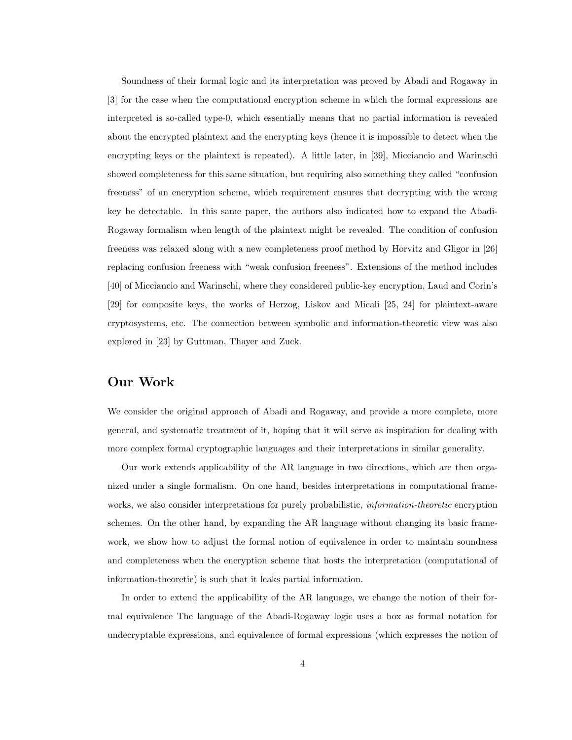Soundness of their formal logic and its interpretation was proved by Abadi and Rogaway in [3] for the case when the computational encryption scheme in which the formal expressions are interpreted is so-called type-0, which essentially means that no partial information is revealed about the encrypted plaintext and the encrypting keys (hence it is impossible to detect when the encrypting keys or the plaintext is repeated). A little later, in [39], Micciancio and Warinschi showed completeness for this same situation, but requiring also something they called "confusion freeness" of an encryption scheme, which requirement ensures that decrypting with the wrong key be detectable. In this same paper, the authors also indicated how to expand the Abadi-Rogaway formalism when length of the plaintext might be revealed. The condition of confusion freeness was relaxed along with a new completeness proof method by Horvitz and Gligor in [26] replacing confusion freeness with "weak confusion freeness". Extensions of the method includes [40] of Micciancio and Warinschi, where they considered public-key encryption, Laud and Corin's [29] for composite keys, the works of Herzog, Liskov and Micali [25, 24] for plaintext-aware cryptosystems, etc. The connection between symbolic and information-theoretic view was also explored in [23] by Guttman, Thayer and Zuck.

## Our Work

We consider the original approach of Abadi and Rogaway, and provide a more complete, more general, and systematic treatment of it, hoping that it will serve as inspiration for dealing with more complex formal cryptographic languages and their interpretations in similar generality.

Our work extends applicability of the AR language in two directions, which are then organized under a single formalism. On one hand, besides interpretations in computational frameworks, we also consider interpretations for purely probabilistic, *information-theoretic* encryption schemes. On the other hand, by expanding the AR language without changing its basic framework, we show how to adjust the formal notion of equivalence in order to maintain soundness and completeness when the encryption scheme that hosts the interpretation (computational of information-theoretic) is such that it leaks partial information.

In order to extend the applicability of the AR language, we change the notion of their formal equivalence The language of the Abadi-Rogaway logic uses a box as formal notation for undecryptable expressions, and equivalence of formal expressions (which expresses the notion of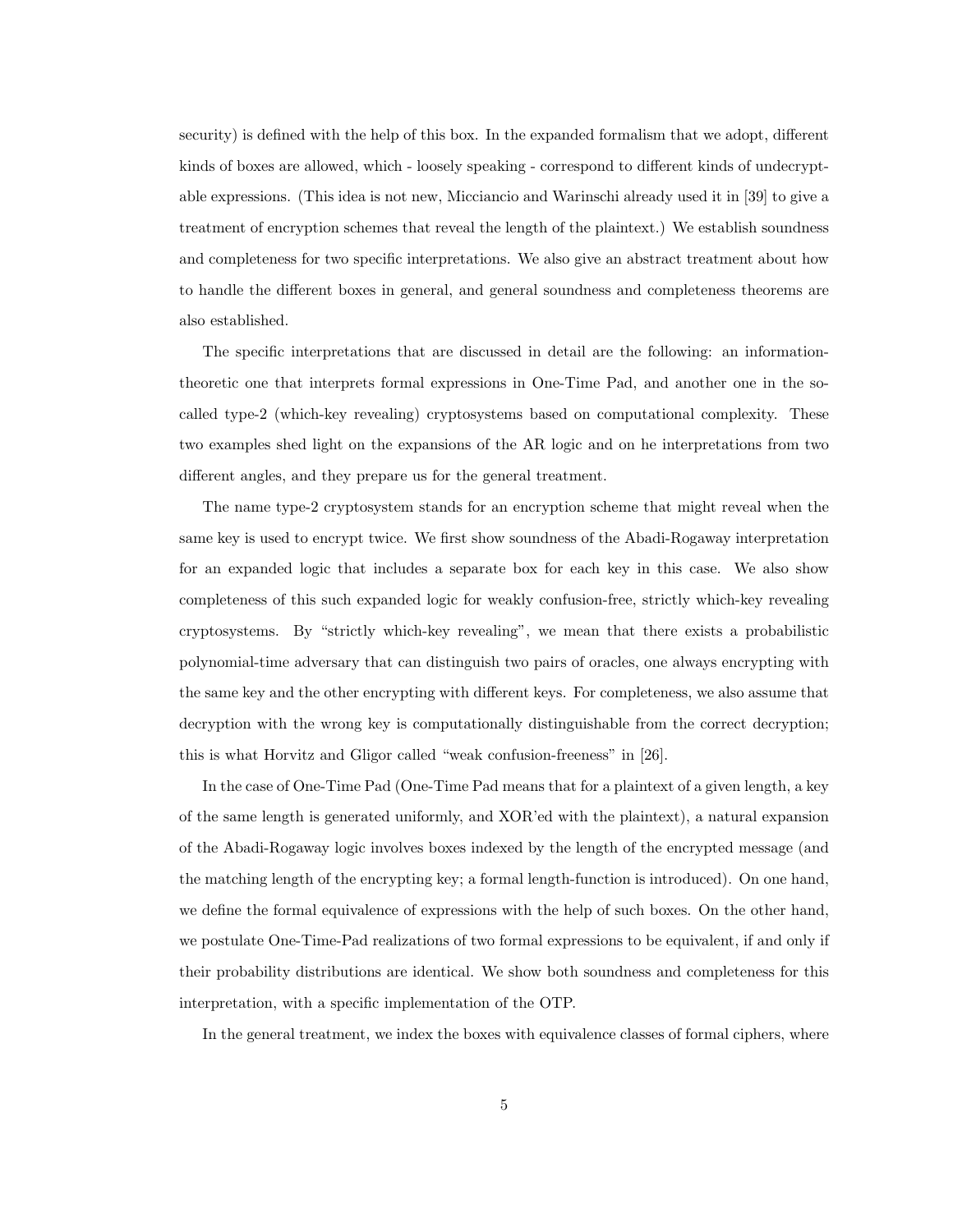security) is defined with the help of this box. In the expanded formalism that we adopt, different kinds of boxes are allowed, which - loosely speaking - correspond to different kinds of undecryptable expressions. (This idea is not new, Micciancio and Warinschi already used it in [39] to give a treatment of encryption schemes that reveal the length of the plaintext.) We establish soundness and completeness for two specific interpretations. We also give an abstract treatment about how to handle the different boxes in general, and general soundness and completeness theorems are also established.

The specific interpretations that are discussed in detail are the following: an information-theoretic one that interprets formal expressions in One-Time Pad, and another one in the so-called type-2 (which-key revealing) cryptosystems based on computational complexity. These two examples shed light on the expansions of the AR logic and on he interpretations from two different angles, and they prepare us for the general treatment.

The name type-2 cryptosystem stands for an encryption scheme that might reveal when the same key is used to encrypt twice. We first show soundness of the Abadi-Rogaway interpretation for an expanded logic that includes a separate box for each key in this case. We also show completeness of this such expanded logic for weakly confusion-free, strictly which-key revealing cryptosystems. By "strictly which-key revealing", we mean that there exists a probabilistic polynomial-time adversary that can distinguish two pairs of oracles, one always encrypting with the same key and the other encrypting with different keys. For completeness, we also assume that decryption with the wrong key is computationally distinguishable from the correct decryption; this is what Horvitz and Gligor called "weak confusion-freeness" in [26].

In the case of One-Time Pad (One-Time Pad means that for a plaintext of a given length, a key of the same length is generated uniformly, and XOR'ed with the plaintext), a natural expansion of the Abadi-Rogaway logic involves boxes indexed by the length of the encrypted message (and the matching length of the encrypting key; a formal length-function is introduced). On one hand, we define the formal equivalence of expressions with the help of such boxes. On the other hand, we postulate One-Time-Pad realizations of two formal expressions to be equivalent, if and only if their probability distributions are identical. We show both soundness and completeness for this interpretation, with a specific implementation of the OTP.

In the general treatment, we index the boxes with equivalence classes of formal ciphers, where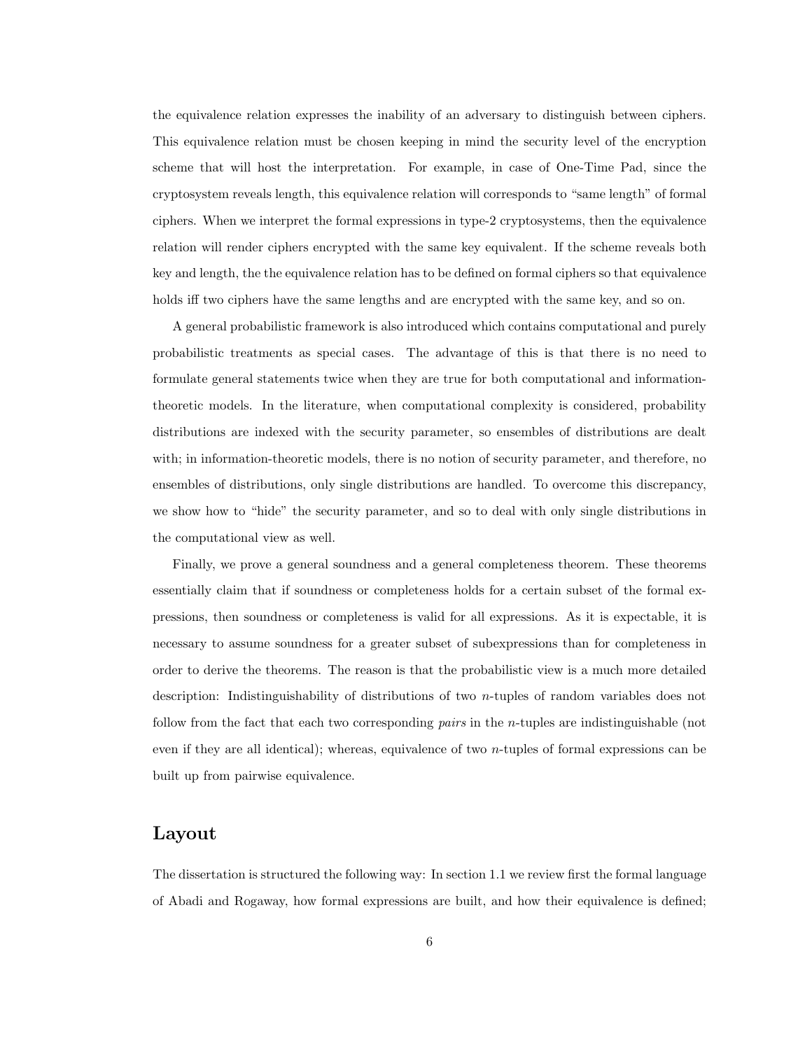the equivalence relation expresses the inability of an adversary to distinguish between ciphers. This equivalence relation must be chosen keeping in mind the security level of the encryption scheme that will host the interpretation. For example, in case of One-Time Pad, since the cryptosystem reveals length, this equivalence relation will corresponds to "same length" of formal ciphers. When we interpret the formal expressions in type-2 cryptosystems, then the equivalence relation will render ciphers encrypted with the same key equivalent. If the scheme reveals both key and length, the the equivalence relation has to be defined on formal ciphers so that equivalence holds iff two ciphers have the same lengths and are encrypted with the same key, and so on.

A general probabilistic framework is also introduced which contains computational and purely probabilistic treatments as special cases. The advantage of this is that there is no need to formulate general statements twice when they are true for both computational and information-theoretic models. In the literature, when computational complexity is considered, probability distributions are indexed with the security parameter, so ensembles of distributions are dealt with; in information-theoretic models, there is no notion of security parameter, and therefore, no ensembles of distributions, only single distributions are handled. To overcome this discrepancy, we show how to "hide" the security parameter, and so to deal with only single distributions in the computational view as well.

Finally, we prove a general soundness and a general completeness theorem. These theorems essentially claim that if soundness or completeness holds for a certain subset of the formal expressions, then soundness or completeness is valid for all expressions. As it is expectable, it is necessary to assume soundness for a greater subset of subexpressions than for completeness in order to derive the theorems. The reason is that the probabilistic view is a much more detailed description: Indistinguishability of distributions of two $n$-tuples of random variables does not follow from the fact that each two corresponding *pairs* in the $n$-tuples are indistinguishable (not even if they are all identical); whereas, equivalence of two $n$-tuples of formal expressions can be built up from pairwise equivalence.

## Layout

The dissertation is structured the following way: In section 1.1 we review first the formal language of Abadi and Rogaway, how formal expressions are built, and how their equivalence is defined;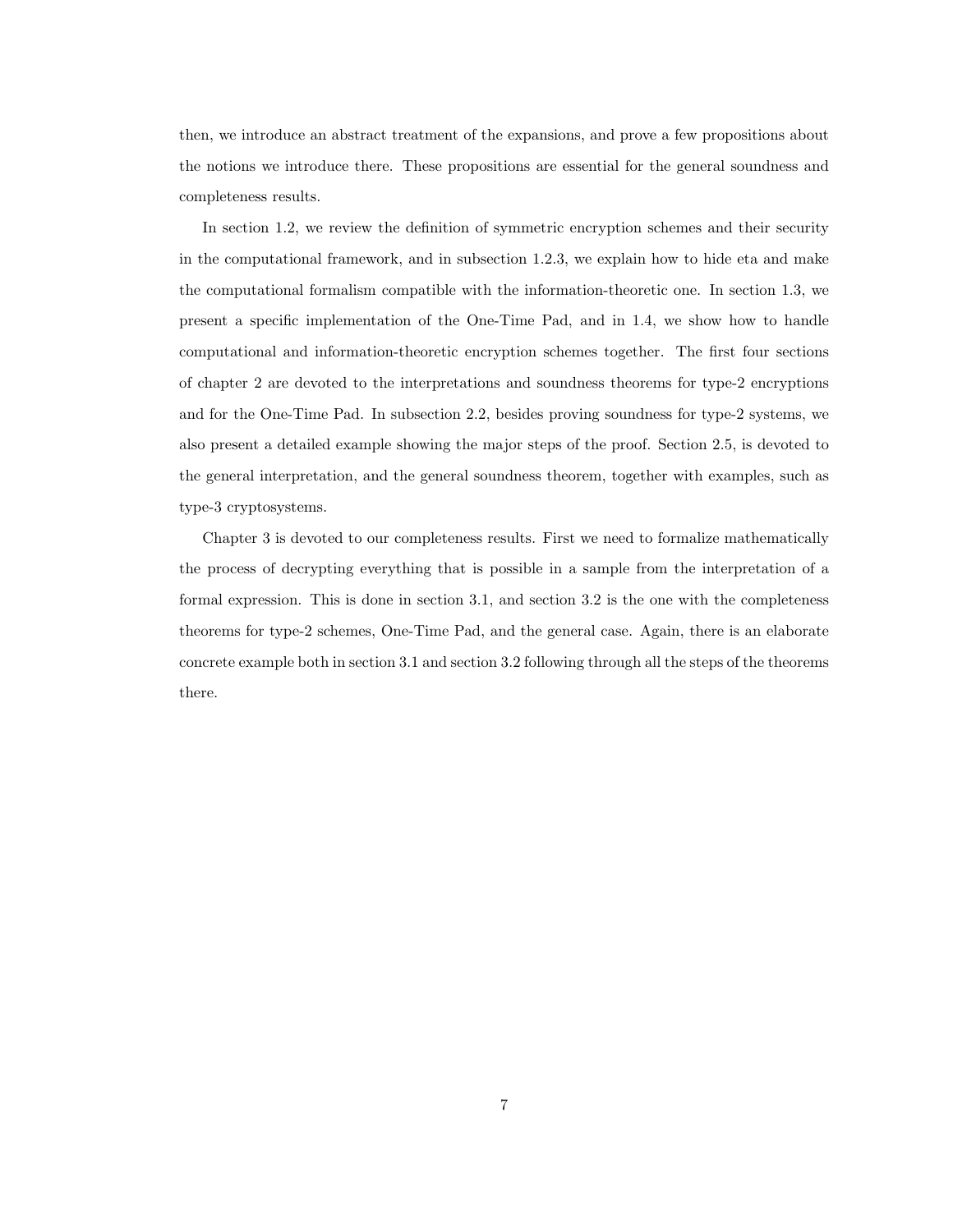then, we introduce an abstract treatment of the expansions, and prove a few propositions about the notions we introduce there. These propositions are essential for the general soundness and completeness results.

In section 1.2, we review the definition of symmetric encryption schemes and their security in the computational framework, and in subsection 1.2.3, we explain how to hide eta and make the computational formalism compatible with the information-theoretic one. In section 1.3, we present a specific implementation of the One-Time Pad, and in 1.4, we show how to handle computational and information-theoretic encryption schemes together. The first four sections of chapter 2 are devoted to the interpretations and soundness theorems for type-2 encryptions and for the One-Time Pad. In subsection 2.2, besides proving soundness for type-2 systems, we also present a detailed example showing the major steps of the proof. Section 2.5, is devoted to the general interpretation, and the general soundness theorem, together with examples, such as type-3 cryptosystems.

Chapter 3 is devoted to our completeness results. First we need to formalize mathematically the process of decrypting everything that is possible in a sample from the interpretation of a formal expression. This is done in section 3.1, and section 3.2 is the one with the completeness theorems for type-2 schemes, One-Time Pad, and the general case. Again, there is an elaborate concrete example both in section 3.1 and section 3.2 following through all the steps of the theorems there.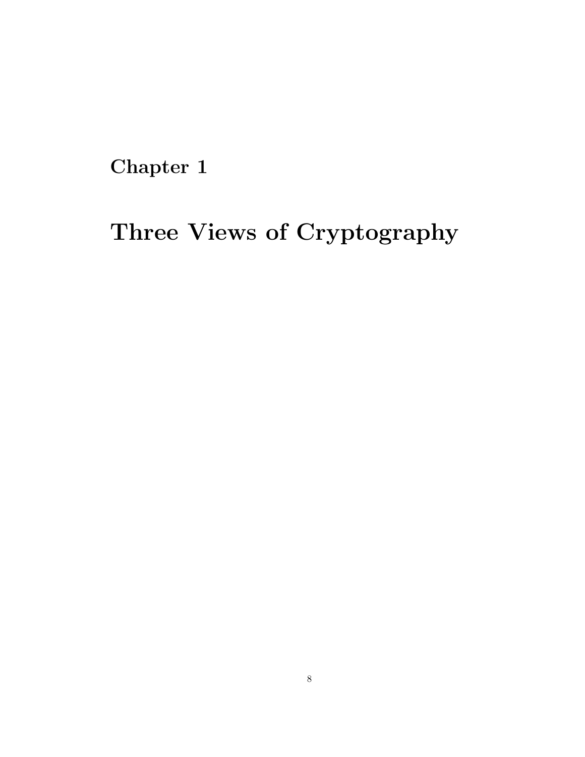# Chapter 1

# Three Views of Cryptography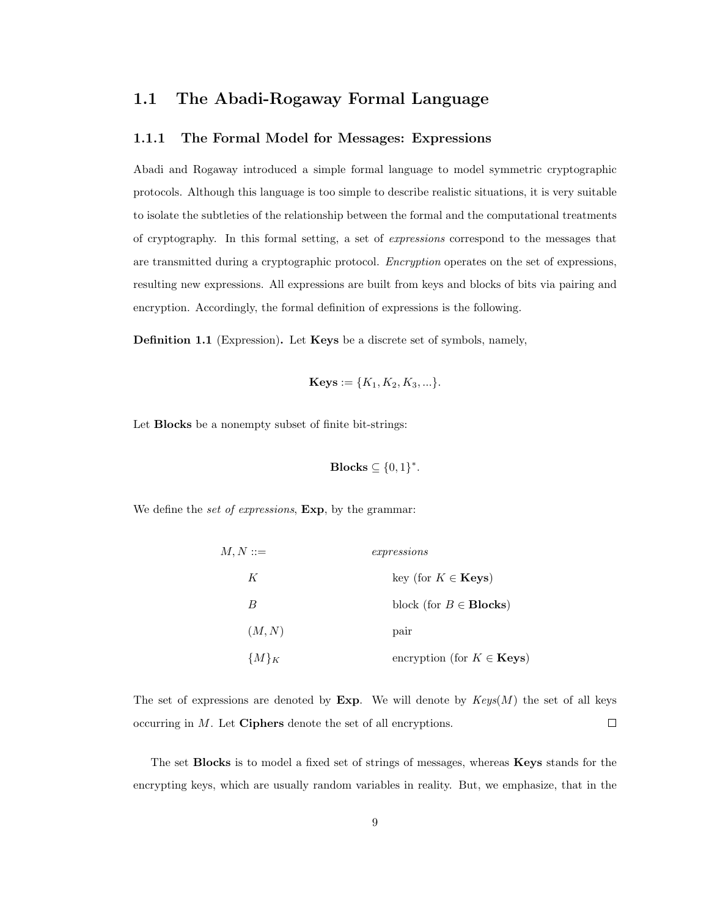## 1.1 The Abadi-Rogaway Formal Language

### 1.1.1 The Formal Model for Messages: Expressions

Abadi and Rogaway introduced a simple formal language to model symmetric cryptographic protocols. Although this language is too simple to describe realistic situations, it is very suitable to isolate the subtleties of the relationship between the formal and the computational treatments of cryptography. In this formal setting, a set of *expressions* correspond to the messages that are transmitted during a cryptographic protocol. *Encryption* operates on the set of expressions, resulting new expressions. All expressions are built from keys and blocks of bits via pairing and encryption. Accordingly, the formal definition of expressions is the following.

**Definition 1.1** (Expression)**.** Let **Keys** be a discrete set of symbols, namely,

$$\mathbf{Keys} := \{K_1, K_2, K_3, ...\}.$$

Let **Blocks** be a nonempty subset of finite bit-strings:

$$\mathbf{Blocks} \subseteq \{0,1\}^*.$$

We define the *set of expressions*, **Exp**, by the grammar:

| $M, N ::=$ | *expressions* |
|---|---|
| $K$ | key (for $K \in \mathbf{Keys}$) |
| $B$ | block (for $B \in \mathbf{Blocks}$) |
| $(M, N)$ | pair |
| $\{M\}_K$ | encryption (for $K \in \mathbf{Keys}$) |

The set of expressions are denoted by **Exp**. We will denote by $Keys(M)$ the set of all keys occurring in $M$. Let **Ciphers** denote the set of all encryptions. □

The set **Blocks** is to model a fixed set of strings of messages, whereas **Keys** stands for the encrypting keys, which are usually random variables in reality. But, we emphasize, that in the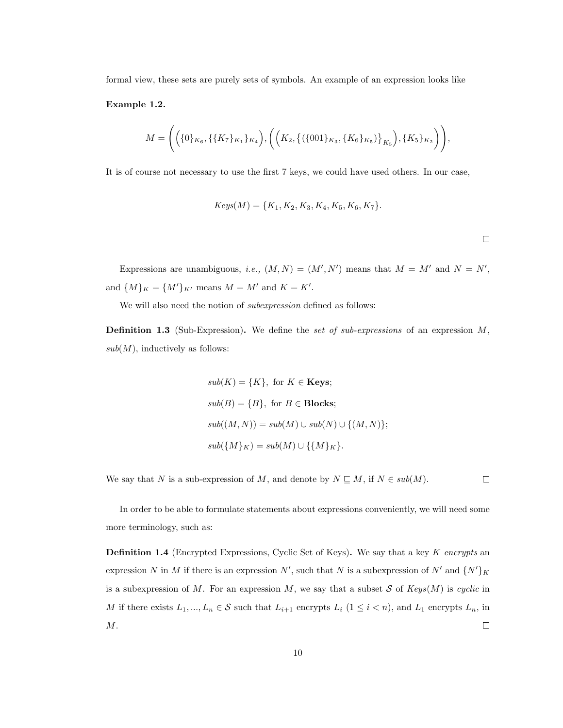formal view, these sets are purely sets of symbols. An example of an expression looks like

**Example 1.2.**

$$M = \Bigg( \Big( \{0\}_{K_6}, \{\{K_7\}_{K_1}\}_{K_4} \Big), \Big( \Big( K_2, \big\{ (\{001\}_{K_3}, \{K_6\}_{K_5}) \big\}_{K_5} \Big), \{K_5\}_{K_2} \Big) \Bigg),$$

It is of course not necessary to use the first 7 keys, we could have used others. In our case,

$$Keys(M) = \{K_1, K_2, K_3, K_4, K_5, K_6, K_7\}.$$

□

Expressions are unambiguous, *i.e.,* $(M, N) = (M', N')$ means that $M = M'$ and $N = N'$, and $\{M\}_K = \{M'\}_{K'}$ means $M = M'$ and $K = K'$.

We will also need the notion of *subexpression* defined as follows:

**Definition 1.3** (Sub-Expression)**.** We define the *set of sub-expressions* of an expression $M$, $sub(M)$, inductively as follows:

$$sub(K) = \{K\}, \text{ for } K \in \mathbf{Keys};$$

$$sub(B) = \{B\}, \text{ for } B \in \mathbf{Blocks};$$

$$sub((M, N)) = sub(M) \cup sub(N) \cup \{(M, N)\};$$

$$sub(\{M\}_K) = sub(M) \cup \{\{M\}_K\}.$$

We say that $N$ is a sub-expression of $M$, and denote by $N \sqsubseteq M$, if $N \in sub(M)$. □

In order to be able to formulate statements about expressions conveniently, we will need some more terminology, such as:

**Definition 1.4** (Encrypted Expressions, Cyclic Set of Keys)**.** We say that a key $K$ *encrypts* an expression $N$ in $M$ if there is an expression $N'$, such that $N$ is a subexpression of $N'$ and $\{N'\}_K$ is a subexpression of $M$. For an expression $M$, we say that a subset $\mathcal{S}$ of $Keys(M)$ is *cyclic* in $M$ if there exists $L_1, ..., L_n \in \mathcal{S}$ such that $L_{i+1}$ encrypts $L_i$ $(1 \leq i < n)$, and $L_1$ encrypts $L_n$, in $M$. □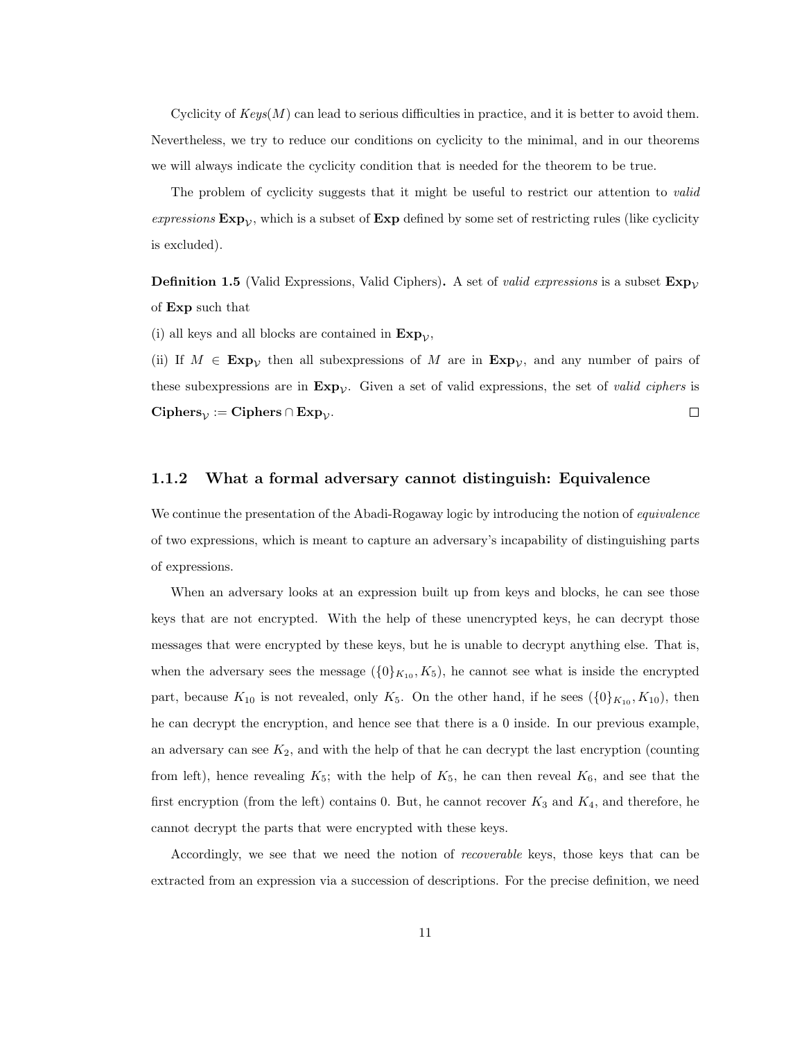Cyclicity of $Keys(M)$ can lead to serious difficulties in practice, and it is better to avoid them. Nevertheless, we try to reduce our conditions on cyclicity to the minimal, and in our theorems we will always indicate the cyclicity condition that is needed for the theorem to be true.

The problem of cyclicity suggests that it might be useful to restrict our attention to *valid expressions* $\mathbf{Exp}_{\mathcal{V}}$, which is a subset of $\mathbf{Exp}$ defined by some set of restricting rules (like cyclicity is excluded).

**Definition 1.5** (Valid Expressions, Valid Ciphers)**.** A set of *valid expressions* is a subset $\mathbf{Exp}_{\mathcal{V}}$ of $\mathbf{Exp}$ such that

(i) all keys and all blocks are contained in $\mathbf{Exp}_{\mathcal{V}}$,

(ii) If $M \in \mathbf{Exp}_{\mathcal{V}}$ then all subexpressions of $M$ are in $\mathbf{Exp}_{\mathcal{V}}$, and any number of pairs of these subexpressions are in $\mathbf{Exp}_{\mathcal{V}}$. Given a set of valid expressions, the set of *valid ciphers* is $\mathbf{Ciphers}_{\mathcal{V}} := \mathbf{Ciphers} \cap \mathbf{Exp}_{\mathcal{V}}$. $\square$

### 1.1.2 What a formal adversary cannot distinguish: Equivalence

We continue the presentation of the Abadi-Rogaway logic by introducing the notion of *equivalence* of two expressions, which is meant to capture an adversary's incapability of distinguishing parts of expressions.

When an adversary looks at an expression built up from keys and blocks, he can see those keys that are not encrypted. With the help of these unencrypted keys, he can decrypt those messages that were encrypted by these keys, but he is unable to decrypt anything else. That is, when the adversary sees the message $(\{0\}_{K_{10}}, K_5)$, he cannot see what is inside the encrypted part, because $K_{10}$ is not revealed, only $K_5$. On the other hand, if he sees $(\{0\}_{K_{10}}, K_{10})$, then he can decrypt the encryption, and hence see that there is a 0 inside. In our previous example, an adversary can see $K_2$, and with the help of that he can decrypt the last encryption (counting from left), hence revealing $K_5$; with the help of $K_5$, he can then reveal $K_6$, and see that the first encryption (from the left) contains 0. But, he cannot recover $K_3$ and $K_4$, and therefore, he cannot decrypt the parts that were encrypted with these keys.

Accordingly, we see that we need the notion of *recoverable* keys, those keys that can be extracted from an expression via a succession of descriptions. For the precise definition, we need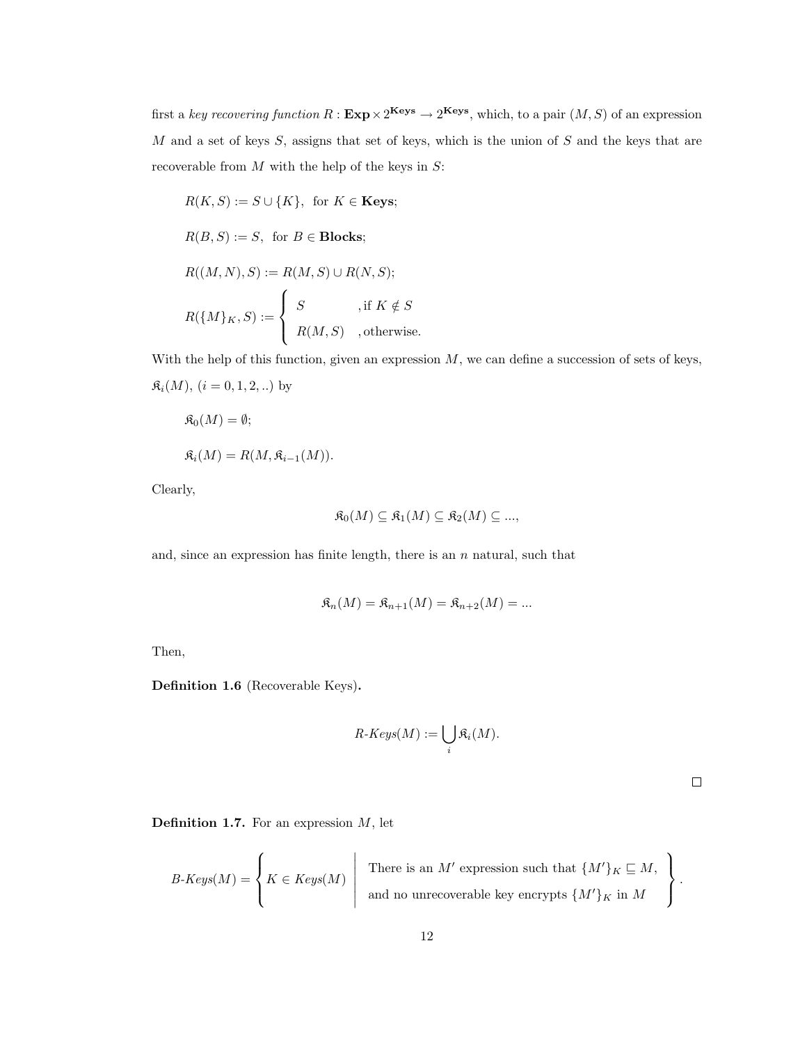first a *key recovering function* $R : \mathbf{Exp} \times 2^{\mathbf{Keys}} \to 2^{\mathbf{Keys}}$, which, to a pair $(M, S)$ of an expression $M$ and a set of keys $S$, assigns that set of keys, which is the union of $S$ and the keys that are recoverable from $M$ with the help of the keys in $S$:

$$R(K, S) := S \cup \{K\}, \text{ for } K \in \mathbf{Keys};$$

$$R(B, S) := S, \text{ for } B \in \mathbf{Blocks};$$

$$R((M, N), S) := R(M, S) \cup R(N, S);$$

$$R(\{M\}_K, S) := \begin{cases} S & \text{, if } K \notin S \\ R(M, S) & \text{, otherwise.} \end{cases}$$

With the help of this function, given an expression $M$, we can define a succession of sets of keys, $\mathfrak{K}_i(M)$, $(i = 0, 1, 2, ..)$ by

$$\mathfrak{K}_0(M) = \emptyset;$$

$$\mathfrak{K}_i(M) = R(M, \mathfrak{K}_{i-1}(M)).$$

Clearly,

$$\mathfrak{K}_0(M) \subseteq \mathfrak{K}_1(M) \subseteq \mathfrak{K}_2(M) \subseteq ...,$$

and, since an expression has finite length, there is an $n$ natural, such that

$$\mathfrak{K}_n(M) = \mathfrak{K}_{n+1}(M) = \mathfrak{K}_{n+2}(M) = ...$$

Then,

**Definition 1.6** (Recoverable Keys)**.**

$$\textit{R-Keys}(M) := \bigcup_i \mathfrak{K}_i(M).$$

□

**Definition 1.7.** For an expression $M$, let

$$\textit{B-Keys}(M) = \left\{ K \in \textit{Keys}(M) \;\middle|\; \begin{array}{l} \text{There is an } M' \text{ expression such that } \{M'\}_K \sqsubseteq M, \\ \text{and no unrecoverable key encrypts } \{M'\}_K \text{ in } M \end{array} \right\}.$$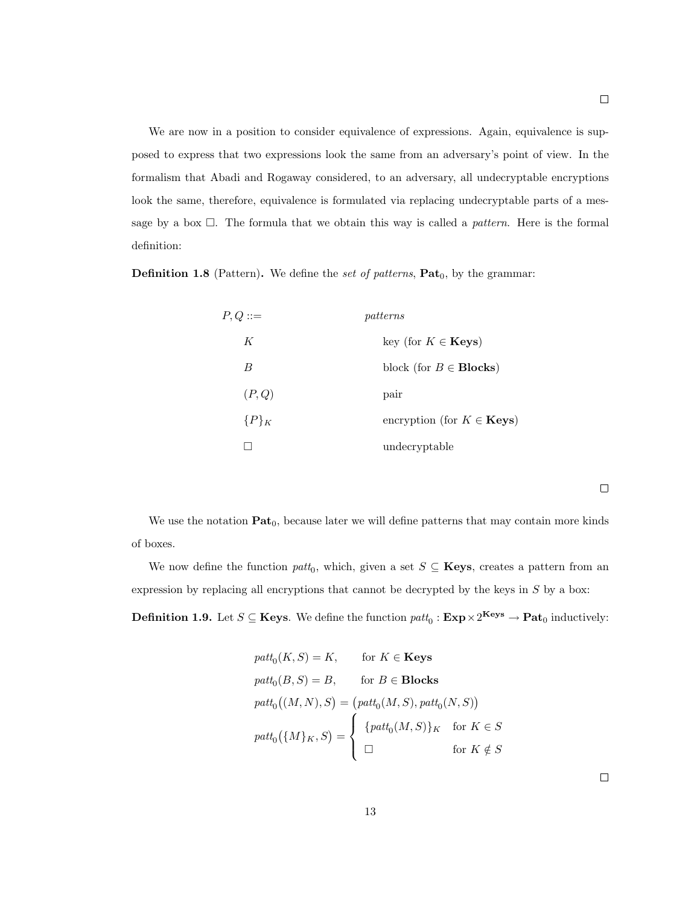$\square$

We are now in a position to consider equivalence of expressions. Again, equivalence is supposed to express that two expressions look the same from an adversary's point of view. In the formalism that Abadi and Rogaway considered, to an adversary, all undecryptable encryptions look the same, therefore, equivalence is formulated via replacing undecryptable parts of a message by a box $\square$. The formula that we obtain this way is called a *pattern*. Here is the formal definition:

**Definition 1.8** (Pattern)**.** We define the *set of patterns*, $\mathbf{Pat}_0$, by the grammar:

| | |
|---|---|
| $P, Q ::=$ | *patterns* |
| $K$ | key (for $K \in \mathbf{Keys}$) |
| $B$ | block (for $B \in \mathbf{Blocks}$) |
| $(P, Q)$ | pair |
| $\{P\}_K$ | encryption (for $K \in \mathbf{Keys}$) |
| $\square$ | undecryptable |

$\square$

We use the notation $\mathbf{Pat}_0$, because later we will define patterns that may contain more kinds of boxes.

We now define the function $patt_0$, which, given a set $S \subseteq \mathbf{Keys}$, creates a pattern from an expression by replacing all encryptions that cannot be decrypted by the keys in $S$ by a box:

**Definition 1.9.** Let $S \subseteq \mathbf{Keys}$. We define the function $patt_0 : \mathbf{Exp} \times 2^{\mathbf{Keys}} \to \mathbf{Pat}_0$ inductively:

$$patt_0(K, S) = K, \qquad \text{for } K \in \mathbf{Keys}$$

$$patt_0(B, S) = B, \qquad \text{for } B \in \mathbf{Blocks}$$

$$patt_0\big((M, N), S\big) = \big(patt_0(M, S), patt_0(N, S)\big)$$

$$patt_0\big(\{M\}_K, S\big) = \begin{cases} \{patt_0(M, S)\}_K & \text{for } K \in S \\ \square & \text{for } K \notin S \end{cases}$$

$\square$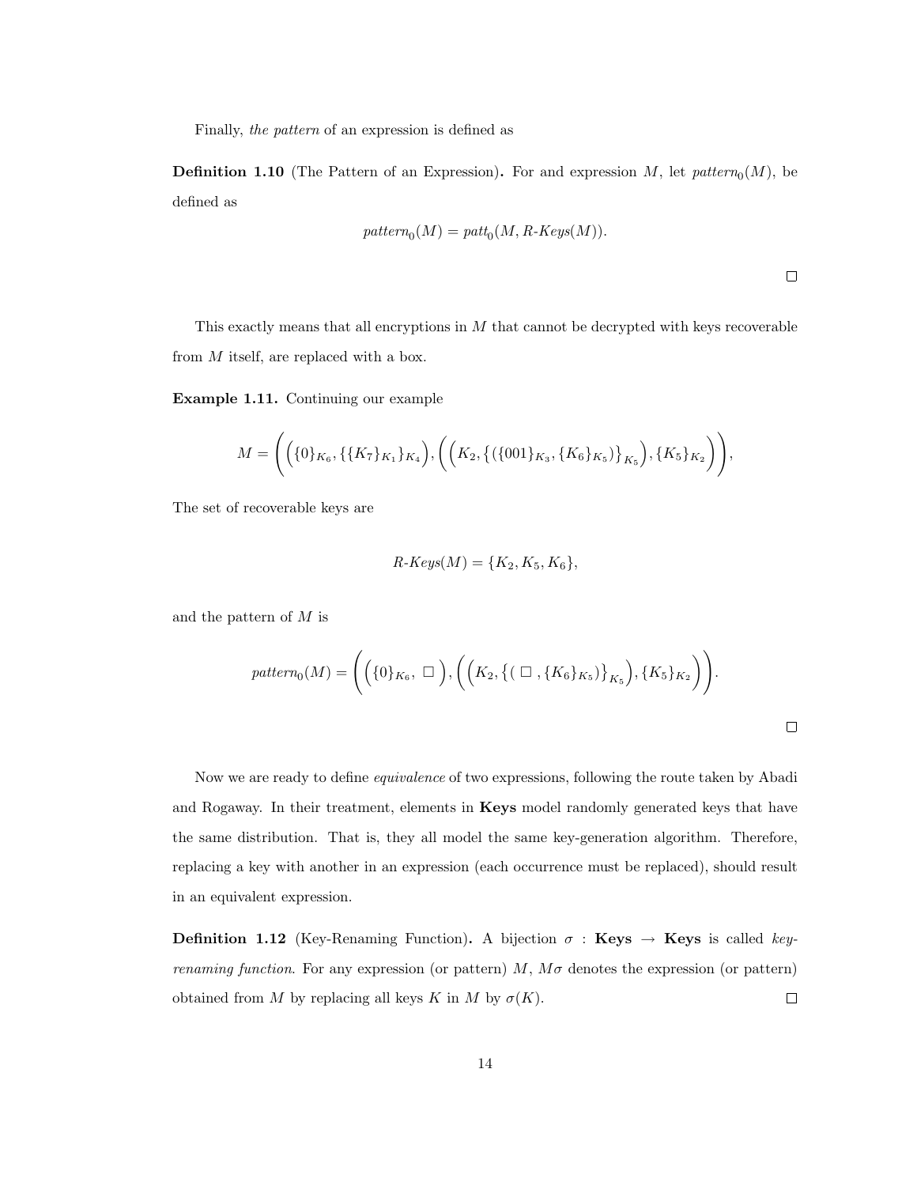Finally, *the pattern* of an expression is defined as

**Definition 1.10** (The Pattern of an Expression)**.** For and expression $M$, let $\mathit{pattern}_0(M)$, be defined as

$$\mathit{pattern}_0(M) = \mathit{patt}_0(M, \mathit{R\text{-}Keys}(M)).$$

□

This exactly means that all encryptions in $M$ that cannot be decrypted with keys recoverable from $M$ itself, are replaced with a box.

**Example 1.11.** Continuing our example

$$M = \Bigg( \Big( \{0\}_{K_6}, \{\{K_7\}_{K_1}\}_{K_4} \Big), \Big( \Big( K_2, \big\{ (\{001\}_{K_3}, \{K_6\}_{K_5}) \big\}_{K_5} \Big), \{K_5\}_{K_2} \Big) \Bigg),$$

The set of recoverable keys are

$$\mathit{R\text{-}Keys}(M) = \{K_2, K_5, K_6\},$$

and the pattern of $M$ is

$$\mathit{pattern}_0(M) = \Bigg( \Big( \{0\}_{K_6}, \ \square \ \Big), \Big( \Big( K_2, \big\{ ( \ \square \ , \{K_6\}_{K_5}) \big\}_{K_5} \Big), \{K_5\}_{K_2} \Big) \Bigg).$$

□

Now we are ready to define *equivalence* of two expressions, following the route taken by Abadi and Rogaway. In their treatment, elements in **Keys** model randomly generated keys that have the same distribution. That is, they all model the same key-generation algorithm. Therefore, replacing a key with another in an expression (each occurrence must be replaced), should result in an equivalent expression.

**Definition 1.12** (Key-Renaming Function)**.** A bijection $\sigma$ : **Keys** $\rightarrow$ **Keys** is called *key-renaming function*. For any expression (or pattern) $M$, $M\sigma$ denotes the expression (or pattern) obtained from $M$ by replacing all keys $K$ in $M$ by $\sigma(K)$. □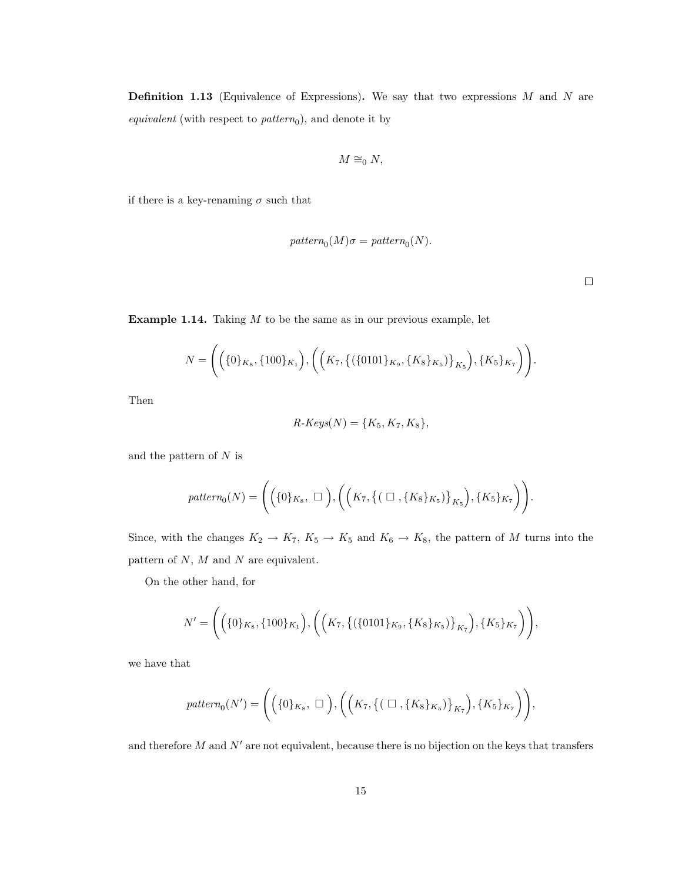**Definition 1.13** (Equivalence of Expressions)**.** We say that two expressions $M$ and $N$ are *equivalent* (with respect to $\mathit{pattern}_0$), and denote it by

$$M \cong_0 N,$$

if there is a key-renaming $\sigma$ such that

$$\mathit{pattern}_0(M)\sigma = \mathit{pattern}_0(N).$$

$\square$

**Example 1.14.** Taking $M$ to be the same as in our previous example, let

$$N = \bigg( \Big( \{0\}_{K_8}, \{100\}_{K_1} \Big), \Big( \Big( K_7, \big\{ (\{0101\}_{K_9}, \{K_8\}_{K_5}) \big\}_{K_5} \Big), \{K_5\}_{K_7} \Big) \bigg).$$

Then

$$\mathit{R\text{-}Keys}(N) = \{K_5, K_7, K_8\},$$

and the pattern of $N$ is

$$\mathit{pattern}_0(N) = \bigg( \Big( \{0\}_{K_8},\ \square\ \Big), \Big( \Big( K_7, \big\{ (\ \square\ , \{K_8\}_{K_5}) \big\}_{K_5} \Big), \{K_5\}_{K_7} \Big) \bigg).$$

Since, with the changes $K_2 \to K_7$, $K_5 \to K_5$ and $K_6 \to K_8$, the pattern of $M$ turns into the pattern of $N$, $M$ and $N$ are equivalent.

On the other hand, for

$$N' = \bigg( \Big( \{0\}_{K_8}, \{100\}_{K_1} \Big), \Big( \Big( K_7, \big\{ (\{0101\}_{K_9}, \{K_8\}_{K_5}) \big\}_{K_7} \Big), \{K_5\}_{K_7} \Big) \bigg),$$

we have that

$$\mathit{pattern}_0(N') = \bigg( \Big( \{0\}_{K_8},\ \square\ \Big), \Big( \Big( K_7, \big\{ (\ \square\ , \{K_8\}_{K_5}) \big\}_{K_7} \Big), \{K_5\}_{K_7} \Big) \bigg),$$

and therefore $M$ and $N'$ are not equivalent, because there is no bijection on the keys that transfers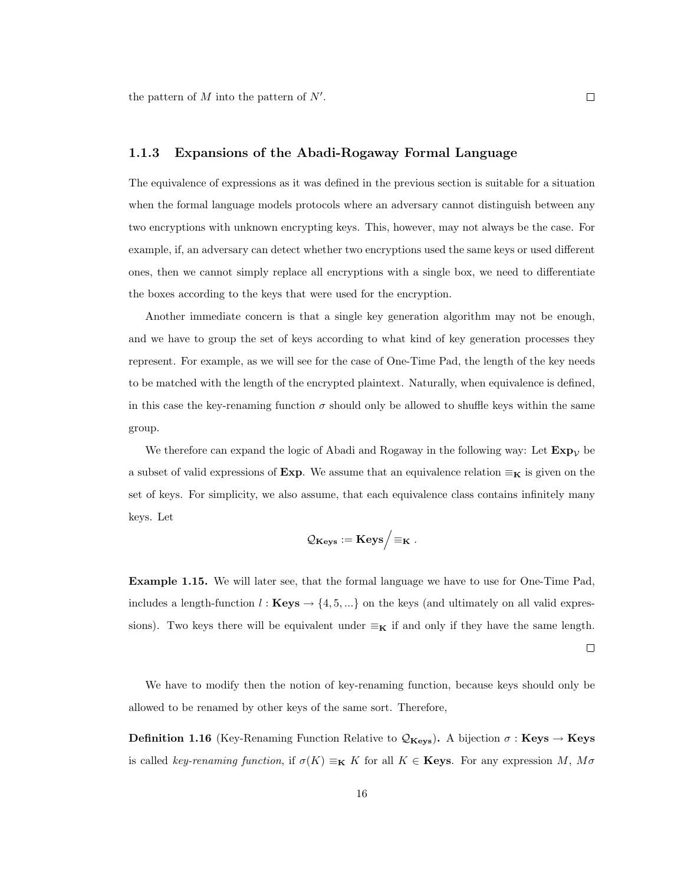the pattern of $M$ into the pattern of $N'$. □

### 1.1.3 Expansions of the Abadi-Rogaway Formal Language

The equivalence of expressions as it was defined in the previous section is suitable for a situation when the formal language models protocols where an adversary cannot distinguish between any two encryptions with unknown encrypting keys. This, however, may not always be the case. For example, if, an adversary can detect whether two encryptions used the same keys or used different ones, then we cannot simply replace all encryptions with a single box, we need to differentiate the boxes according to the keys that were used for the encryption.

Another immediate concern is that a single key generation algorithm may not be enough, and we have to group the set of keys according to what kind of key generation processes they represent. For example, as we will see for the case of One-Time Pad, the length of the key needs to be matched with the length of the encrypted plaintext. Naturally, when equivalence is defined, in this case the key-renaming function $\sigma$ should only be allowed to shuffle keys within the same group.

We therefore can expand the logic of Abadi and Rogaway in the following way: Let $\mathbf{Exp}_{\mathcal{V}}$ be a subset of valid expressions of $\mathbf{Exp}$. We assume that an equivalence relation $\equiv_{\mathbf{K}}$ is given on the set of keys. For simplicity, we also assume, that each equivalence class contains infinitely many keys. Let

$$\mathcal{Q}_{\mathbf{Keys}} := \mathbf{Keys}\big/\equiv_{\mathbf{K}} .$$

**Example 1.15.** We will later see, that the formal language we have to use for One-Time Pad, includes a length-function $l : \mathbf{Keys} \to \{4, 5, ...\}$ on the keys (and ultimately on all valid expressions). Two keys there will be equivalent under $\equiv_{\mathbf{K}}$ if and only if they have the same length. □

We have to modify then the notion of key-renaming function, because keys should only be allowed to be renamed by other keys of the same sort. Therefore,

**Definition 1.16** (Key-Renaming Function Relative to $\mathcal{Q}_{\mathbf{Keys}}$)**.** A bijection $\sigma : \mathbf{Keys} \to \mathbf{Keys}$ is called *key-renaming function*, if $\sigma(K) \equiv_{\mathbf{K}} K$ for all $K \in \mathbf{Keys}$. For any expression $M$, $M\sigma$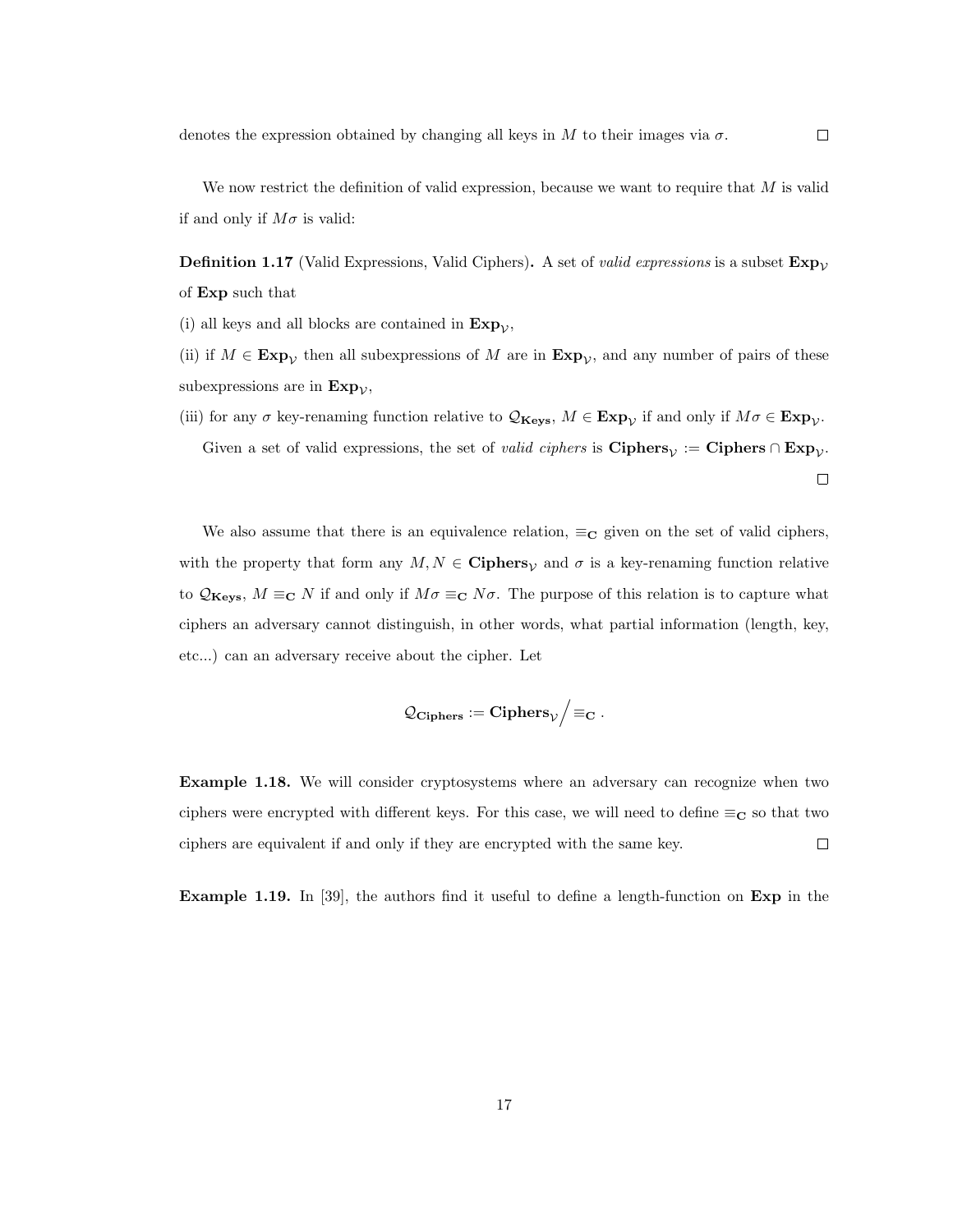denotes the expression obtained by changing all keys in $M$ to their images via $\sigma$. $\square$

We now restrict the definition of valid expression, because we want to require that $M$ is valid if and only if $M\sigma$ is valid:

**Definition 1.17** (Valid Expressions, Valid Ciphers)**.** A set of *valid expressions* is a subset $\mathbf{Exp}_{\mathcal{V}}$ of $\mathbf{Exp}$ such that

(i) all keys and all blocks are contained in $\mathbf{Exp}_{\mathcal{V}}$,

(ii) if $M \in \mathbf{Exp}_{\mathcal{V}}$ then all subexpressions of $M$ are in $\mathbf{Exp}_{\mathcal{V}}$, and any number of pairs of these subexpressions are in $\mathbf{Exp}_{\mathcal{V}}$,

(iii) for any $\sigma$ key-renaming function relative to $\mathcal{Q}_{\mathbf{Keys}}$, $M \in \mathbf{Exp}_{\mathcal{V}}$ if and only if $M\sigma \in \mathbf{Exp}_{\mathcal{V}}$.

Given a set of valid expressions, the set of *valid ciphers* is $\mathbf{Ciphers}_{\mathcal{V}} := \mathbf{Ciphers} \cap \mathbf{Exp}_{\mathcal{V}}$. $\square$

We also assume that there is an equivalence relation, $\equiv_{\mathbf{C}}$ given on the set of valid ciphers, with the property that form any $M, N \in \mathbf{Ciphers}_{\mathcal{V}}$ and $\sigma$ is a key-renaming function relative to $\mathcal{Q}_{\mathbf{Keys}}$, $M \equiv_{\mathbf{C}} N$ if and only if $M\sigma \equiv_{\mathbf{C}} N\sigma$. The purpose of this relation is to capture what ciphers an adversary cannot distinguish, in other words, what partial information (length, key, etc...) can an adversary receive about the cipher. Let

$$\mathcal{Q}_{\mathbf{Ciphers}} := \mathbf{Ciphers}_{\mathcal{V}} \Big/ \equiv_{\mathbf{C}} .$$

**Example 1.18.** We will consider cryptosystems where an adversary can recognize when two ciphers were encrypted with different keys. For this case, we will need to define $\equiv_{\mathbf{C}}$ so that two ciphers are equivalent if and only if they are encrypted with the same key. $\square$

**Example 1.19.** In [39], the authors find it useful to define a length-function on $\mathbf{Exp}$ in the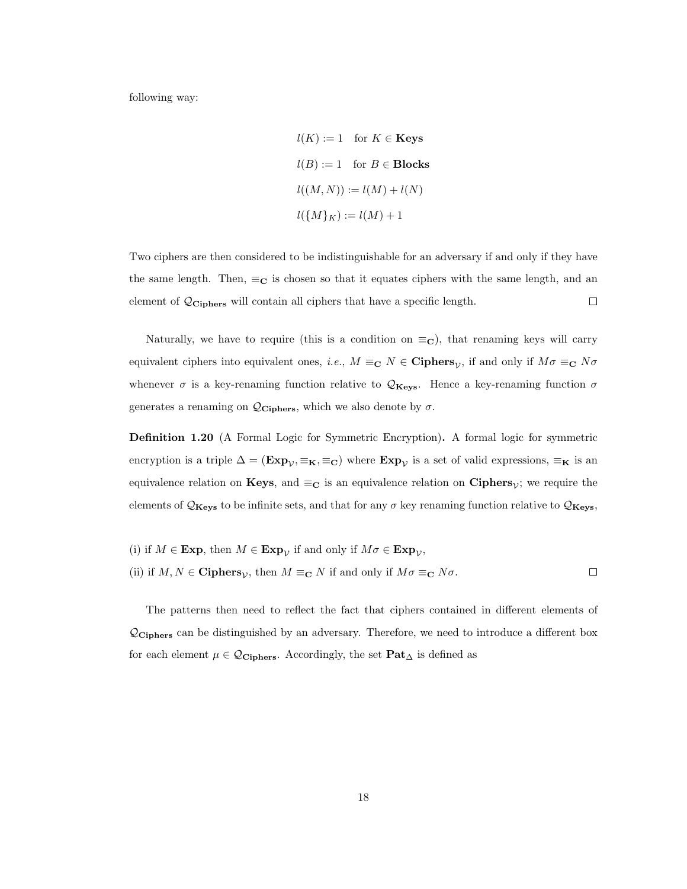following way:

$$l(K) := 1 \quad \text{for } K \in \mathbf{Keys}$$

$$l(B) := 1 \quad \text{for } B \in \mathbf{Blocks}$$

$$l((M, N)) := l(M) + l(N)$$

$$l(\{M\}_K) := l(M) + 1$$

Two ciphers are then considered to be indistinguishable for an adversary if and only if they have the same length. Then, $\equiv_{\mathbf{C}}$ is chosen so that it equates ciphers with the same length, and an element of $\mathcal{Q}_{\mathbf{Ciphers}}$ will contain all ciphers that have a specific length. □

Naturally, we have to require (this is a condition on $\equiv_{\mathbf{C}}$), that renaming keys will carry equivalent ciphers into equivalent ones, *i.e.*, $M \equiv_{\mathbf{C}} N \in \mathbf{Ciphers}_{\mathcal{V}}$, if and only if $M\sigma \equiv_{\mathbf{C}} N\sigma$ whenever $\sigma$ is a key-renaming function relative to $\mathcal{Q}_{\mathbf{Keys}}$. Hence a key-renaming function $\sigma$ generates a renaming on $\mathcal{Q}_{\mathbf{Ciphers}}$, which we also denote by $\sigma$.

**Definition 1.20** (A Formal Logic for Symmetric Encryption)**.** A formal logic for symmetric encryption is a triple $\Delta = (\mathbf{Exp}_{\mathcal{V}}, \equiv_{\mathbf{K}}, \equiv_{\mathbf{C}})$ where $\mathbf{Exp}_{\mathcal{V}}$ is a set of valid expressions, $\equiv_{\mathbf{K}}$ is an equivalence relation on $\mathbf{Keys}$, and $\equiv_{\mathbf{C}}$ is an equivalence relation on $\mathbf{Ciphers}_{\mathcal{V}}$; we require the elements of $\mathcal{Q}_{\mathbf{Keys}}$ to be infinite sets, and that for any $\sigma$ key renaming function relative to $\mathcal{Q}_{\mathbf{Keys}}$,

(i) if $M \in \mathbf{Exp}$, then $M \in \mathbf{Exp}_{\mathcal{V}}$ if and only if $M\sigma \in \mathbf{Exp}_{\mathcal{V}}$,

(ii) if $M, N \in \mathbf{Ciphers}_{\mathcal{V}}$, then $M \equiv_{\mathbf{C}} N$ if and only if $M\sigma \equiv_{\mathbf{C}} N\sigma$. □

The patterns then need to reflect the fact that ciphers contained in different elements of $\mathcal{Q}_{\mathbf{Ciphers}}$ can be distinguished by an adversary. Therefore, we need to introduce a different box for each element $\mu \in \mathcal{Q}_{\mathbf{Ciphers}}$. Accordingly, the set $\mathbf{Pat}_{\Delta}$ is defined as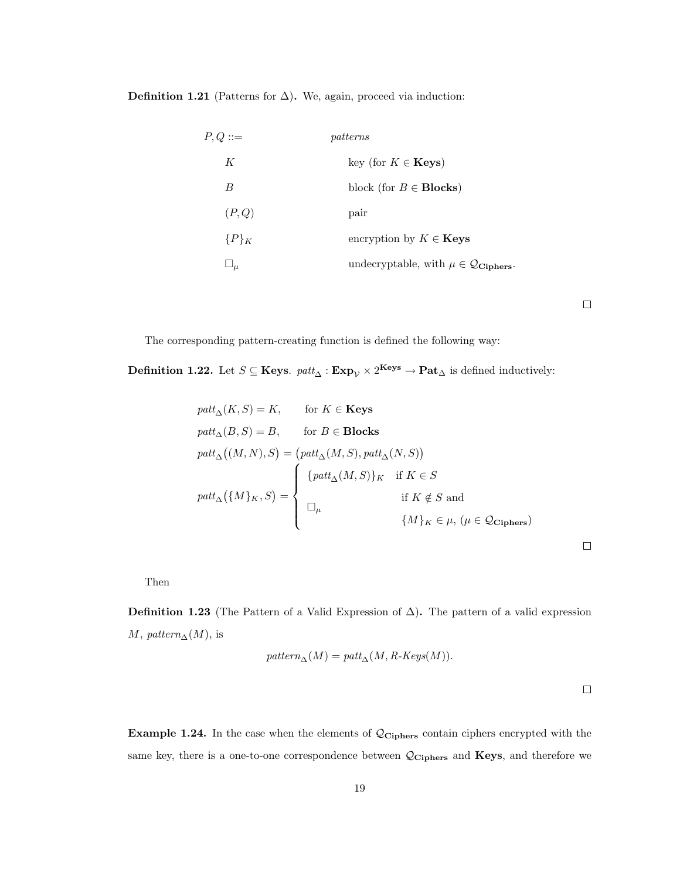**Definition 1.21** (Patterns for $\Delta$)**.** We, again, proceed via induction:

| $P, Q ::=$ | *patterns* |
|---|---|
| $K$ | key (for $K \in \mathbf{Keys}$) |
| $B$ | block (for $B \in \mathbf{Blocks}$) |
| $(P, Q)$ | pair |
| $\{P\}_K$ | encryption by $K \in \mathbf{Keys}$ |
| $\Box_\mu$ | undecryptable, with $\mu \in \mathcal{Q}_{\mathbf{Ciphers}}$. |

$\Box$

The corresponding pattern-creating function is defined the following way:

**Definition 1.22.** Let $S \subseteq \mathbf{Keys}$. $patt_\Delta : \mathbf{Exp}_\mathcal{V} \times 2^{\mathbf{Keys}} \to \mathbf{Pat}_\Delta$ is defined inductively:

$$
\begin{aligned}
&patt_\Delta(K, S) = K, \qquad \text{for } K \in \mathbf{Keys}\\
&patt_\Delta(B, S) = B, \qquad \text{for } B \in \mathbf{Blocks}\\
&patt_\Delta\big((M, N), S\big) = \big(patt_\Delta(M, S), patt_\Delta(N, S)\big)\\
&patt_\Delta\big(\{M\}_K, S\big) = \begin{cases} \{patt_\Delta(M, S)\}_K & \text{if } K \in S \\ \Box_\mu & \begin{array}{l}\text{if } K \notin S \text{ and} \\ \{M\}_K \in \mu,\ (\mu \in \mathcal{Q}_{\mathbf{Ciphers}})\end{array} \end{cases}
\end{aligned}
$$

$\Box$

Then

**Definition 1.23** (The Pattern of a Valid Expression of $\Delta$)**.** The pattern of a valid expression $M$, $pattern_\Delta(M)$, is

$$pattern_\Delta(M) = patt_\Delta(M, \textit{R-Keys}(M)).$$

$\Box$

**Example 1.24.** In the case when the elements of $\mathcal{Q}_{\mathbf{Ciphers}}$ contain ciphers encrypted with the same key, there is a one-to-one correspondence between $\mathcal{Q}_{\mathbf{Ciphers}}$ and $\mathbf{Keys}$, and therefore we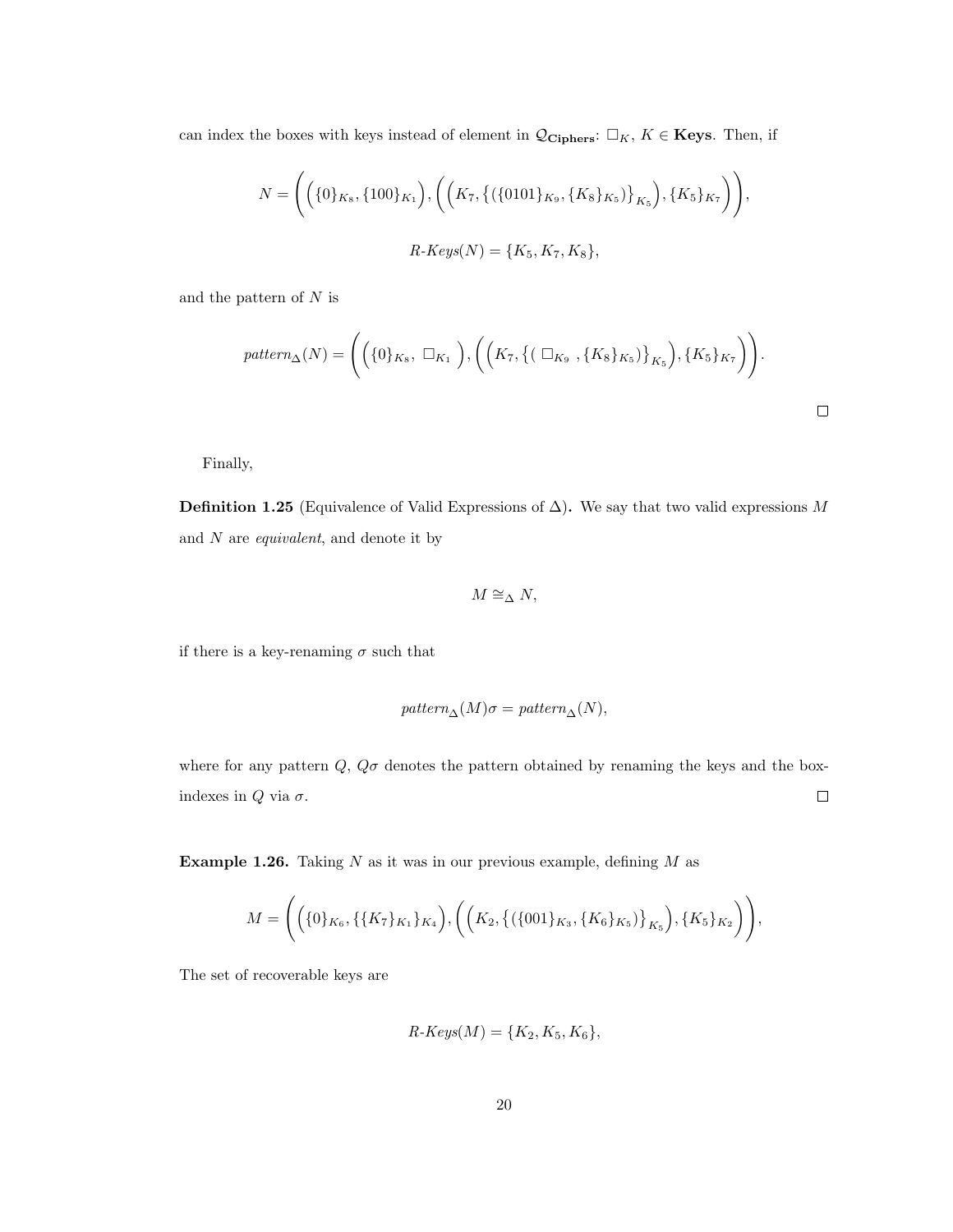can index the boxes with keys instead of element in $\mathcal{Q}_{\mathbf{Ciphers}}$: $\Box_K$, $K \in \mathbf{Keys}$. Then, if

$$N = \bigg( \Big( \{0\}_{K_8}, \{100\}_{K_1} \Big), \Big( \Big( K_7, \big\{ (\{0101\}_{K_9}, \{K_8\}_{K_5}) \big\}_{K_5} \Big), \{K_5\}_{K_7} \Big) \bigg),$$

$$\textit{R-Keys}(N) = \{K_5, K_7, K_8\},$$

and the pattern of $N$ is

$$\textit{pattern}_\Delta(N) = \bigg( \Big( \{0\}_{K_8},\ \Box_{K_1} \ \Big), \Big( \Big( K_7, \big\{ (\ \Box_{K_9}\ , \{K_8\}_{K_5}) \big\}_{K_5} \Big), \{K_5\}_{K_7} \Big) \bigg).$$

$\square$

Finally,

**Definition 1.25** (Equivalence of Valid Expressions of $\Delta$)**.** We say that two valid expressions $M$ and $N$ are *equivalent*, and denote it by

$$M \cong_\Delta N,$$

if there is a key-renaming $\sigma$ such that

$$\textit{pattern}_\Delta(M)\sigma = \textit{pattern}_\Delta(N),$$

where for any pattern $Q$, $Q\sigma$ denotes the pattern obtained by renaming the keys and the box-indexes in $Q$ via $\sigma$. $\square$

**Example 1.26.** Taking $N$ as it was in our previous example, defining $M$ as

$$M = \bigg( \Big( \{0\}_{K_6}, \{\{K_7\}_{K_1}\}_{K_4} \Big), \Big( \Big( K_2, \big\{ (\{001\}_{K_3}, \{K_6\}_{K_5}) \big\}_{K_5} \Big), \{K_5\}_{K_2} \Big) \bigg),$$

The set of recoverable keys are

$$\textit{R-Keys}(M) = \{K_2, K_5, K_6\},$$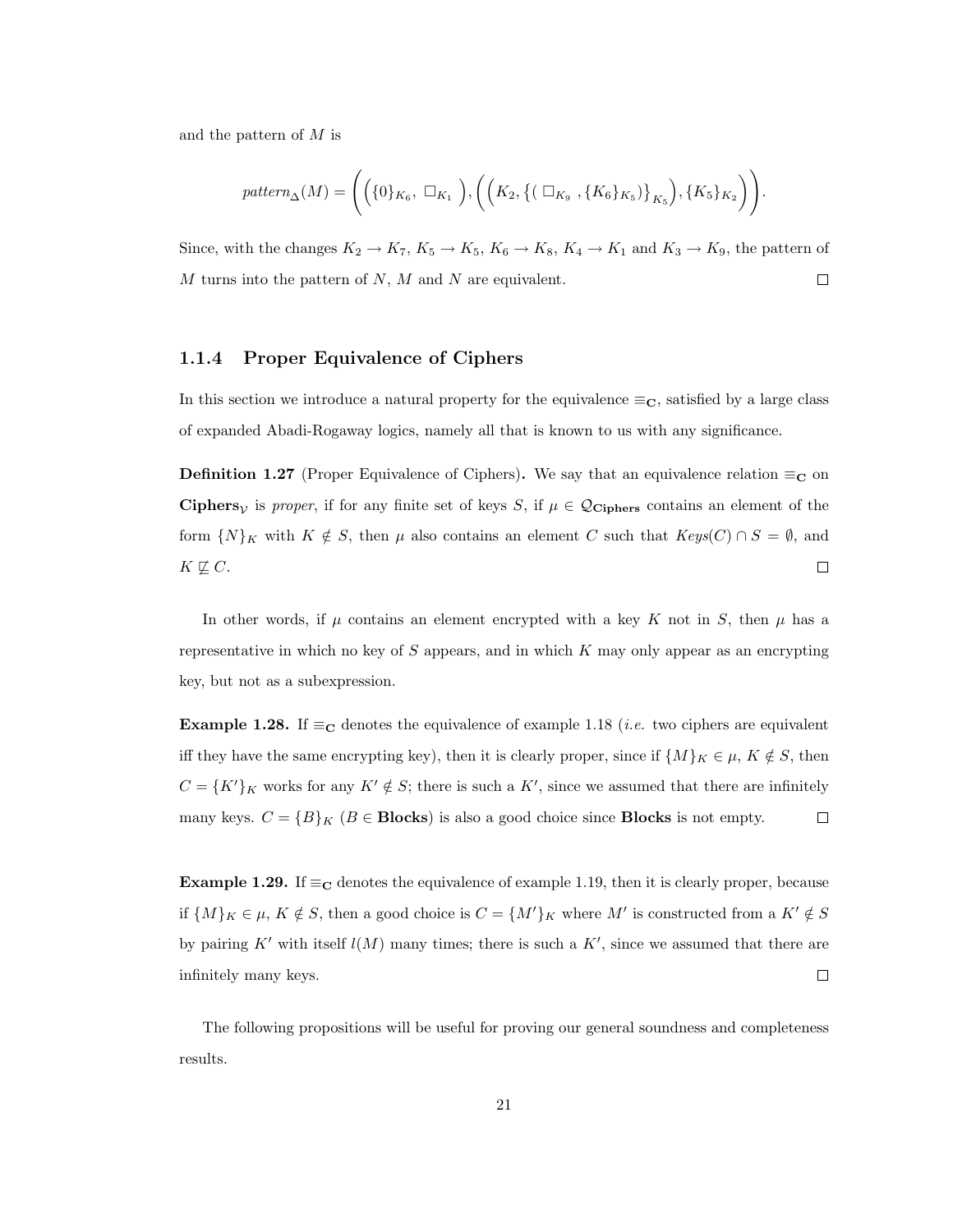and the pattern of $M$ is

$$pattern_{\Delta}(M) = \Bigg( \Big( \{0\}_{K_6}, \ \Box_{K_1} \ \Big), \Big( \Big( K_2, \big\{ ( \ \Box_{K_9} \ , \{K_6\}_{K_5} ) \big\}_{K_5} \Big), \{K_5\}_{K_2} \Big) \Bigg).$$

Since, with the changes $K_2 \to K_7$, $K_5 \to K_5$, $K_6 \to K_8$, $K_4 \to K_1$ and $K_3 \to K_9$, the pattern of $M$ turns into the pattern of $N$, $M$ and $N$ are equivalent. □

### 1.1.4 Proper Equivalence of Ciphers

In this section we introduce a natural property for the equivalence $\equiv_{\mathbf{C}}$, satisfied by a large class of expanded Abadi-Rogaway logics, namely all that is known to us with any significance.

**Definition 1.27** (Proper Equivalence of Ciphers)**.** We say that an equivalence relation $\equiv_{\mathbf{C}}$ on $\mathbf{Ciphers}_{\mathcal{V}}$ is *proper*, if for any finite set of keys $S$, if $\mu \in \mathcal{Q}_{\mathbf{Ciphers}}$ contains an element of the form $\{N\}_K$ with $K \notin S$, then $\mu$ also contains an element $C$ such that $Keys(C) \cap S = \emptyset$, and $K \not\sqsubseteq C$. □

In other words, if $\mu$ contains an element encrypted with a key $K$ not in $S$, then $\mu$ has a representative in which no key of $S$ appears, and in which $K$ may only appear as an encrypting key, but not as a subexpression.

**Example 1.28.** If $\equiv_{\mathbf{C}}$ denotes the equivalence of example 1.18 (*i.e.* two ciphers are equivalent iff they have the same encrypting key), then it is clearly proper, since if $\{M\}_K \in \mu$, $K \notin S$, then $C = \{K'\}_K$ works for any $K' \notin S$; there is such a $K'$, since we assumed that there are infinitely many keys. $C = \{B\}_K$ ($B \in \mathbf{Blocks}$) is also a good choice since $\mathbf{Blocks}$ is not empty. □

**Example 1.29.** If $\equiv_{\mathbf{C}}$ denotes the equivalence of example 1.19, then it is clearly proper, because if $\{M\}_K \in \mu$, $K \notin S$, then a good choice is $C = \{M'\}_K$ where $M'$ is constructed from a $K' \notin S$ by pairing $K'$ with itself $l(M)$ many times; there is such a $K'$, since we assumed that there are infinitely many keys. □

The following propositions will be useful for proving our general soundness and completeness results.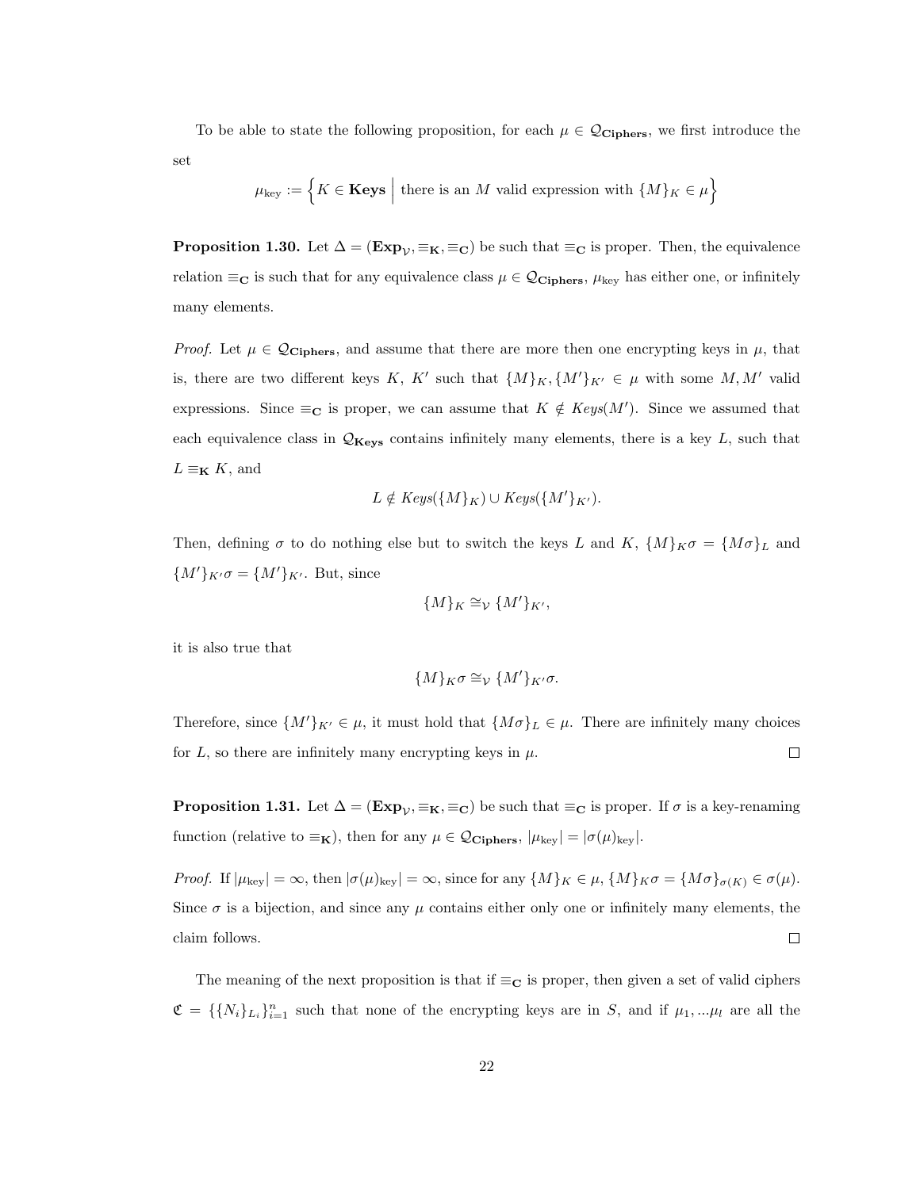To be able to state the following proposition, for each $\mu \in \mathcal{Q}_{\mathbf{Ciphers}}$, we first introduce the set

$$\mu_{\text{key}} := \Big\{ K \in \mathbf{Keys} \;\Big|\; \text{there is an } M \text{ valid expression with } \{M\}_K \in \mu \Big\}$$

**Proposition 1.30.** Let $\Delta = (\mathbf{Exp}_{\mathcal{V}}, \equiv_{\mathbf{K}}, \equiv_{\mathbf{C}})$ be such that $\equiv_{\mathbf{C}}$ is proper. Then, the equivalence relation $\equiv_{\mathbf{C}}$ is such that for any equivalence class $\mu \in \mathcal{Q}_{\mathbf{Ciphers}}$, $\mu_{\text{key}}$ has either one, or infinitely many elements.

*Proof.* Let $\mu \in \mathcal{Q}_{\mathbf{Ciphers}}$, and assume that there are more then one encrypting keys in $\mu$, that is, there are two different keys $K$, $K'$ such that $\{M\}_K, \{M'\}_{K'} \in \mu$ with some $M, M'$ valid expressions. Since $\equiv_{\mathbf{C}}$ is proper, we can assume that $K \notin Keys(M')$. Since we assumed that each equivalence class in $\mathcal{Q}_{\mathbf{Keys}}$ contains infinitely many elements, there is a key $L$, such that $L \equiv_{\mathbf{K}} K$, and

$$L \notin Keys(\{M\}_K) \cup Keys(\{M'\}_{K'}).$$

Then, defining $\sigma$ to do nothing else but to switch the keys $L$ and $K$, $\{M\}_K\sigma = \{M\sigma\}_L$ and $\{M'\}_{K'}\sigma = \{M'\}_{K'}$. But, since

$$\{M\}_K \cong_{\mathcal{V}} \{M'\}_{K'},$$

it is also true that

$$\{M\}_K\sigma \cong_{\mathcal{V}} \{M'\}_{K'}\sigma.$$

Therefore, since $\{M'\}_{K'} \in \mu$, it must hold that $\{M\sigma\}_L \in \mu$. There are infinitely many choices for $L$, so there are infinitely many encrypting keys in $\mu$. $\square$

**Proposition 1.31.** Let $\Delta = (\mathbf{Exp}_{\mathcal{V}}, \equiv_{\mathbf{K}}, \equiv_{\mathbf{C}})$ be such that $\equiv_{\mathbf{C}}$ is proper. If $\sigma$ is a key-renaming function (relative to $\equiv_{\mathbf{K}}$), then for any $\mu \in \mathcal{Q}_{\mathbf{Ciphers}}$, $|\mu_{\text{key}}| = |\sigma(\mu)_{\text{key}}|$.

*Proof.* If $|\mu_{\text{key}}| = \infty$, then $|\sigma(\mu)_{\text{key}}| = \infty$, since for any $\{M\}_K \in \mu$, $\{M\}_K\sigma = \{M\sigma\}_{\sigma(K)} \in \sigma(\mu)$. Since $\sigma$ is a bijection, and since any $\mu$ contains either only one or infinitely many elements, the claim follows. $\square$

The meaning of the next proposition is that if $\equiv_{\mathbf{C}}$ is proper, then given a set of valid ciphers $\mathfrak{C} = \{\{N_i\}_{L_i}\}_{i=1}^n$ such that none of the encrypting keys are in $S$, and if $\mu_1, ...\mu_l$ are all the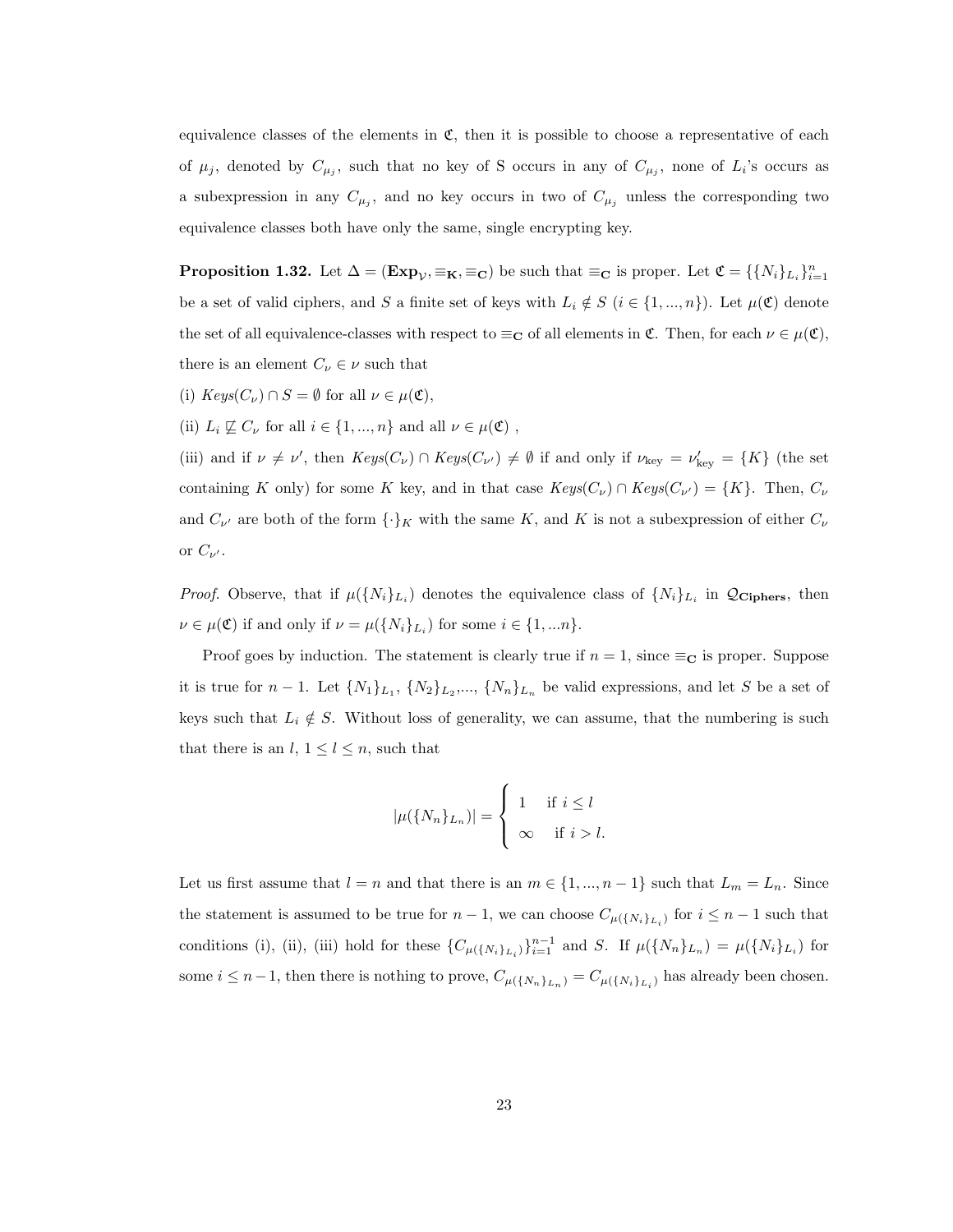equivalence classes of the elements in $\mathfrak{C}$, then it is possible to choose a representative of each of $\mu_j$, denoted by $C_{\mu_j}$, such that no key of S occurs in any of $C_{\mu_j}$, none of $L_i$'s occurs as a subexpression in any $C_{\mu_j}$, and no key occurs in two of $C_{\mu_j}$ unless the corresponding two equivalence classes both have only the same, single encrypting key.

**Proposition 1.32.** Let $\Delta = (\mathbf{Exp}_{\mathcal{V}}, \equiv_{\mathbf{K}}, \equiv_{\mathbf{C}})$ be such that $\equiv_{\mathbf{C}}$ is proper. Let $\mathfrak{C} = \{\{N_i\}_{L_i}\}_{i=1}^n$ be a set of valid ciphers, and $S$ a finite set of keys with $L_i \notin S$ ($i \in \{1, ..., n\}$). Let $\mu(\mathfrak{C})$ denote the set of all equivalence-classes with respect to $\equiv_{\mathbf{C}}$ of all elements in $\mathfrak{C}$. Then, for each $\nu \in \mu(\mathfrak{C})$, there is an element $C_\nu \in \nu$ such that

(i) $Keys(C_\nu) \cap S = \emptyset$ for all $\nu \in \mu(\mathfrak{C})$,

(ii) $L_i \not\sqsubseteq C_\nu$ for all $i \in \{1, ..., n\}$ and all $\nu \in \mu(\mathfrak{C})$ ,

(iii) and if $\nu \neq \nu'$, then $Keys(C_\nu) \cap Keys(C_{\nu'}) \neq \emptyset$ if and only if $\nu_{\text{key}} = \nu'_{\text{key}} = \{K\}$ (the set containing $K$ only) for some $K$ key, and in that case $Keys(C_\nu) \cap Keys(C_{\nu'}) = \{K\}$. Then, $C_\nu$ and $C_{\nu'}$ are both of the form $\{\cdot\}_K$ with the same $K$, and $K$ is not a subexpression of either $C_\nu$ or $C_{\nu'}$.

*Proof.* Observe, that if $\mu(\{N_i\}_{L_i})$ denotes the equivalence class of $\{N_i\}_{L_i}$ in $\mathcal{Q}_{\mathbf{Ciphers}}$, then $\nu \in \mu(\mathfrak{C})$ if and only if $\nu = \mu(\{N_i\}_{L_i})$ for some $i \in \{1, ...n\}$.

Proof goes by induction. The statement is clearly true if $n = 1$, since $\equiv_{\mathbf{C}}$ is proper. Suppose it is true for $n-1$. Let $\{N_1\}_{L_1}$, $\{N_2\}_{L_2}$,..., $\{N_n\}_{L_n}$ be valid expressions, and let $S$ be a set of keys such that $L_i \notin S$. Without loss of generality, we can assume, that the numbering is such that there is an $l$, $1 \leq l \leq n$, such that

$$|\mu(\{N_n\}_{L_n})| = \begin{cases} 1 & \text{if } i \leq l \\ \infty & \text{if } i > l. \end{cases}$$

Let us first assume that $l = n$ and that there is an $m \in \{1, ..., n-1\}$ such that $L_m = L_n$. Since the statement is assumed to be true for $n-1$, we can choose $C_{\mu(\{N_i\}_{L_i})}$ for $i \leq n-1$ such that conditions (i), (ii), (iii) hold for these $\{C_{\mu(\{N_i\}_{L_i})}\}_{i=1}^{n-1}$ and $S$. If $\mu(\{N_n\}_{L_n}) = \mu(\{N_i\}_{L_i})$ for some $i \leq n-1$, then there is nothing to prove, $C_{\mu(\{N_n\}_{L_n})} = C_{\mu(\{N_i\}_{L_i})}$ has already been chosen.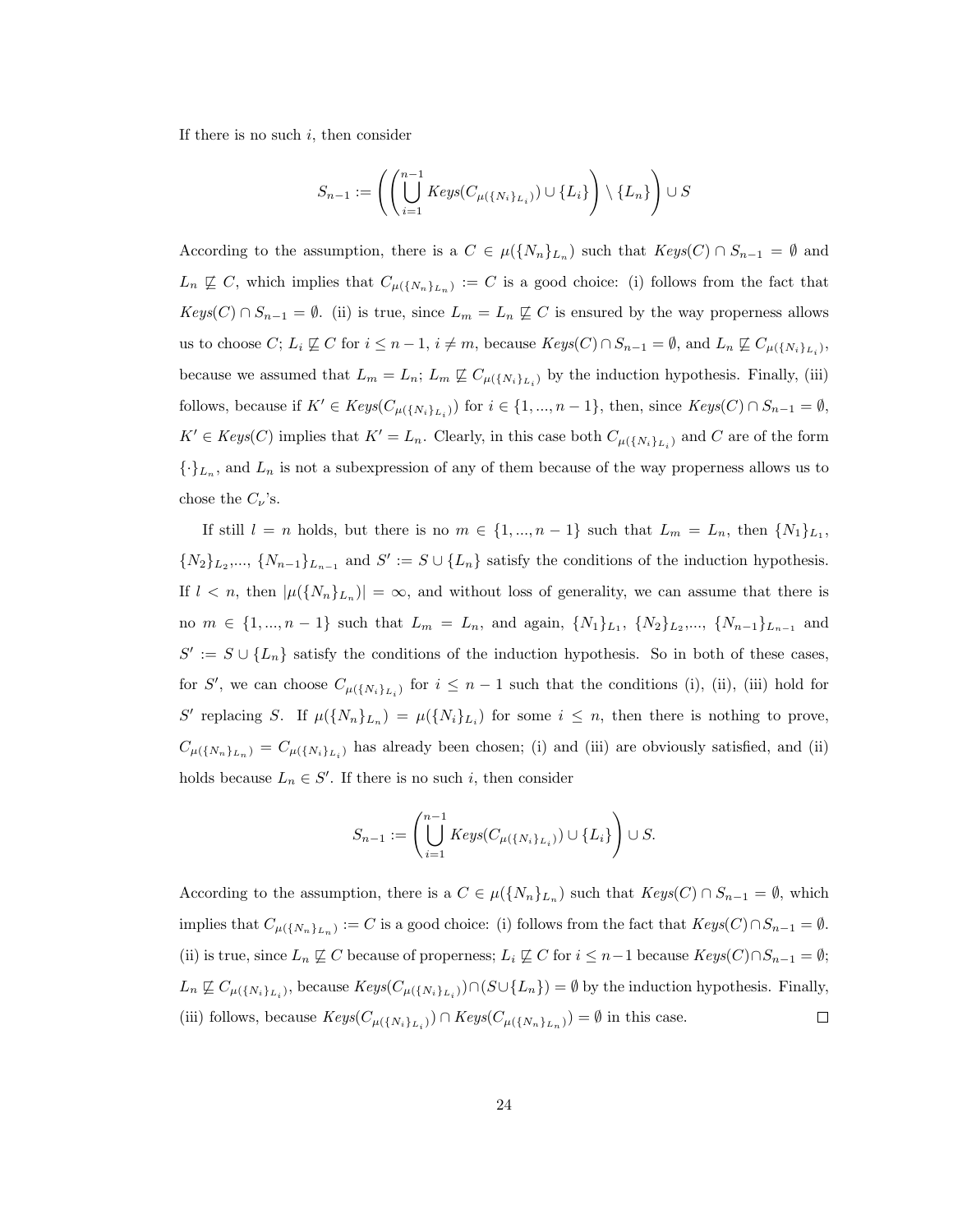If there is no such $i$, then consider

$$S_{n-1} := \left( \left( \bigcup_{i=1}^{n-1} Keys(C_{\mu(\{N_i\}_{L_i})}) \cup \{L_i\} \right) \setminus \{L_n\} \right) \cup S$$

According to the assumption, there is a $C \in \mu(\{N_n\}_{L_n})$ such that $Keys(C) \cap S_{n-1} = \emptyset$ and $L_n \not\sqsubseteq C$, which implies that $C_{\mu(\{N_n\}_{L_n})} := C$ is a good choice: (i) follows from the fact that $Keys(C) \cap S_{n-1} = \emptyset$. (ii) is true, since $L_m = L_n \not\sqsubseteq C$ is ensured by the way properness allows us to choose $C$; $L_i \not\sqsubseteq C$ for $i \leq n-1$, $i \neq m$, because $Keys(C) \cap S_{n-1} = \emptyset$, and $L_n \not\sqsubseteq C_{\mu(\{N_i\}_{L_i})}$, because we assumed that $L_m = L_n$; $L_m \not\sqsubseteq C_{\mu(\{N_i\}_{L_i})}$ by the induction hypothesis. Finally, (iii) follows, because if $K' \in Keys(C_{\mu(\{N_i\}_{L_i})})$ for $i \in \{1, ..., n-1\}$, then, since $Keys(C) \cap S_{n-1} = \emptyset$, $K' \in Keys(C)$ implies that $K' = L_n$. Clearly, in this case both $C_{\mu(\{N_i\}_{L_i})}$ and $C$ are of the form $\{\cdot\}_{L_n}$, and $L_n$ is not a subexpression of any of them because of the way properness allows us to chose the $C_\nu$'s.

If still $l = n$ holds, but there is no $m \in \{1, ..., n-1\}$ such that $L_m = L_n$, then $\{N_1\}_{L_1}$, $\{N_2\}_{L_2}$,..., $\{N_{n-1}\}_{L_{n-1}}$ and $S' := S \cup \{L_n\}$ satisfy the conditions of the induction hypothesis. If $l < n$, then $|\mu(\{N_n\}_{L_n})| = \infty$, and without loss of generality, we can assume that there is no $m \in \{1, ..., n-1\}$ such that $L_m = L_n$, and again, $\{N_1\}_{L_1}$, $\{N_2\}_{L_2}$,..., $\{N_{n-1}\}_{L_{n-1}}$ and $S' := S \cup \{L_n\}$ satisfy the conditions of the induction hypothesis. So in both of these cases, for $S'$, we can choose $C_{\mu(\{N_i\}_{L_i})}$ for $i \leq n-1$ such that the conditions (i), (ii), (iii) hold for $S'$ replacing $S$. If $\mu(\{N_n\}_{L_n}) = \mu(\{N_i\}_{L_i})$ for some $i \leq n$, then there is nothing to prove, $C_{\mu(\{N_n\}_{L_n})} = C_{\mu(\{N_i\}_{L_i})}$ has already been chosen; (i) and (iii) are obviously satisfied, and (ii) holds because $L_n \in S'$. If there is no such $i$, then consider

$$S_{n-1} := \left( \bigcup_{i=1}^{n-1} Keys(C_{\mu(\{N_i\}_{L_i})}) \cup \{L_i\} \right) \cup S.$$

According to the assumption, there is a $C \in \mu(\{N_n\}_{L_n})$ such that $Keys(C) \cap S_{n-1} = \emptyset$, which implies that $C_{\mu(\{N_n\}_{L_n})} := C$ is a good choice: (i) follows from the fact that $Keys(C) \cap S_{n-1} = \emptyset$. (ii) is true, since $L_n \not\sqsubseteq C$ because of properness; $L_i \not\sqsubseteq C$ for $i \leq n-1$ because $Keys(C) \cap S_{n-1} = \emptyset$; $L_n \not\sqsubseteq C_{\mu(\{N_i\}_{L_i})}$, because $Keys(C_{\mu(\{N_i\}_{L_i})}) \cap (S \cup \{L_n\}) = \emptyset$ by the induction hypothesis. Finally, (iii) follows, because $Keys(C_{\mu(\{N_i\}_{L_i})}) \cap Keys(C_{\mu(\{N_n\}_{L_n})}) = \emptyset$ in this case. ◻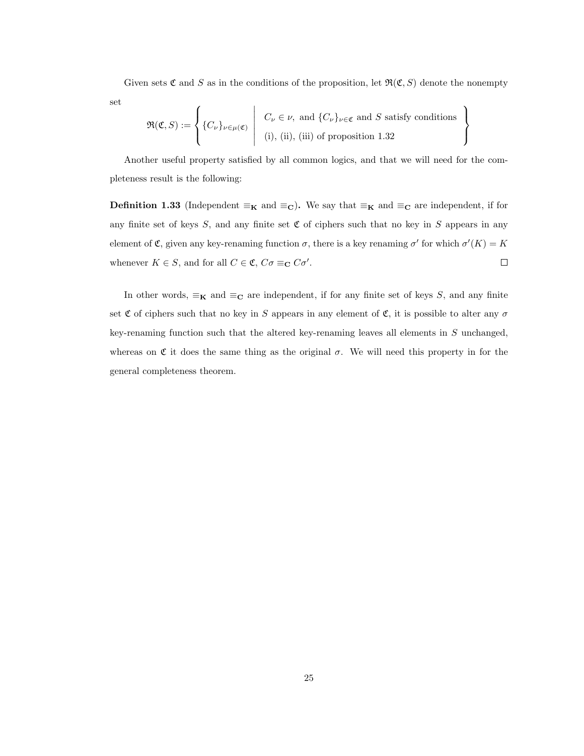Given sets $\mathfrak{C}$ and $S$ as in the conditions of the proposition, let $\mathfrak{R}(\mathfrak{C}, S)$ denote the nonempty set

$$\mathfrak{R}(\mathfrak{C}, S) := \left\{ \{C_\nu\}_{\nu \in \mu(\mathfrak{C})} \;\middle|\; \begin{array}{l} C_\nu \in \nu, \text{ and } \{C_\nu\}_{\nu \in \mathfrak{C}} \text{ and } S \text{ satisfy conditions} \\ \text{(i), (ii), (iii) of proposition 1.32} \end{array} \right\}$$

Another useful property satisfied by all common logics, and that we will need for the completeness result is the following:

**Definition 1.33** (Independent $\equiv_{\mathbf{K}}$ and $\equiv_{\mathbf{C}}$)**.** We say that $\equiv_{\mathbf{K}}$ and $\equiv_{\mathbf{C}}$ are independent, if for any finite set of keys $S$, and any finite set $\mathfrak{C}$ of ciphers such that no key in $S$ appears in any element of $\mathfrak{C}$, given any key-renaming function $\sigma$, there is a key renaming $\sigma'$ for which $\sigma'(K) = K$ whenever $K \in S$, and for all $C \in \mathfrak{C}$, $C\sigma \equiv_{\mathbf{C}} C\sigma'$. $\square$

In other words, $\equiv_{\mathbf{K}}$ and $\equiv_{\mathbf{C}}$ are independent, if for any finite set of keys $S$, and any finite set $\mathfrak{C}$ of ciphers such that no key in $S$ appears in any element of $\mathfrak{C}$, it is possible to alter any $\sigma$ key-renaming function such that the altered key-renaming leaves all elements in $S$ unchanged, whereas on $\mathfrak{C}$ it does the same thing as the original $\sigma$. We will need this property in for the general completeness theorem.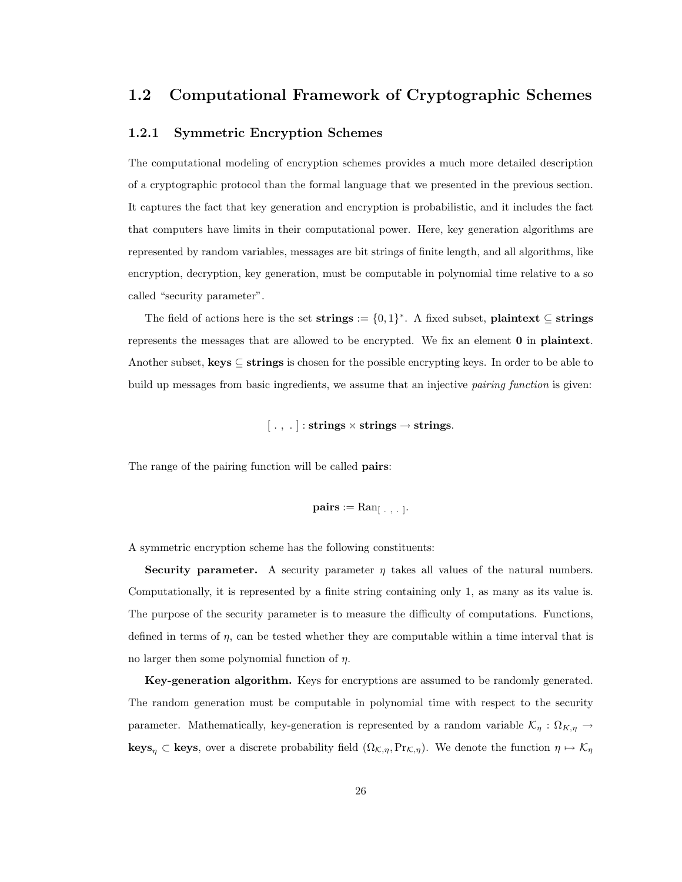## 1.2 Computational Framework of Cryptographic Schemes

### 1.2.1 Symmetric Encryption Schemes

The computational modeling of encryption schemes provides a much more detailed description of a cryptographic protocol than the formal language that we presented in the previous section. It captures the fact that key generation and encryption is probabilistic, and it includes the fact that computers have limits in their computational power. Here, key generation algorithms are represented by random variables, messages are bit strings of finite length, and all algorithms, like encryption, decryption, key generation, must be computable in polynomial time relative to a so called "security parameter".

The field of actions here is the set $\mathbf{strings} := \{0,1\}^*$. A fixed subset, $\mathbf{plaintext} \subseteq \mathbf{strings}$ represents the messages that are allowed to be encrypted. We fix an element $\mathbf{0}$ in $\mathbf{plaintext}$. Another subset, $\mathbf{keys} \subseteq \mathbf{strings}$ is chosen for the possible encrypting keys. In order to be able to build up messages from basic ingredients, we assume that an injective *pairing function* is given:

$$[\ .\ ,\ .\ ] : \mathbf{strings} \times \mathbf{strings} \to \mathbf{strings}.$$

The range of the pairing function will be called **pairs**:

$$\mathbf{pairs} := \mathrm{Ran}_{[\ .\ ,\ .\ ]}.$$

A symmetric encryption scheme has the following constituents:

**Security parameter.** A security parameter $\eta$ takes all values of the natural numbers. Computationally, it is represented by a finite string containing only 1, as many as its value is. The purpose of the security parameter is to measure the difficulty of computations. Functions, defined in terms of $\eta$, can be tested whether they are computable within a time interval that is no larger then some polynomial function of $\eta$.

**Key-generation algorithm.** Keys for encryptions are assumed to be randomly generated. The random generation must be computable in polynomial time with respect to the security parameter. Mathematically, key-generation is represented by a random variable $\mathcal{K}_\eta : \Omega_{K,\eta} \to \mathbf{keys}_\eta \subset \mathbf{keys}$, over a discrete probability field $(\Omega_{\mathcal{K},\eta}, \mathrm{Pr}_{\mathcal{K},\eta})$. We denote the function $\eta \mapsto \mathcal{K}_\eta$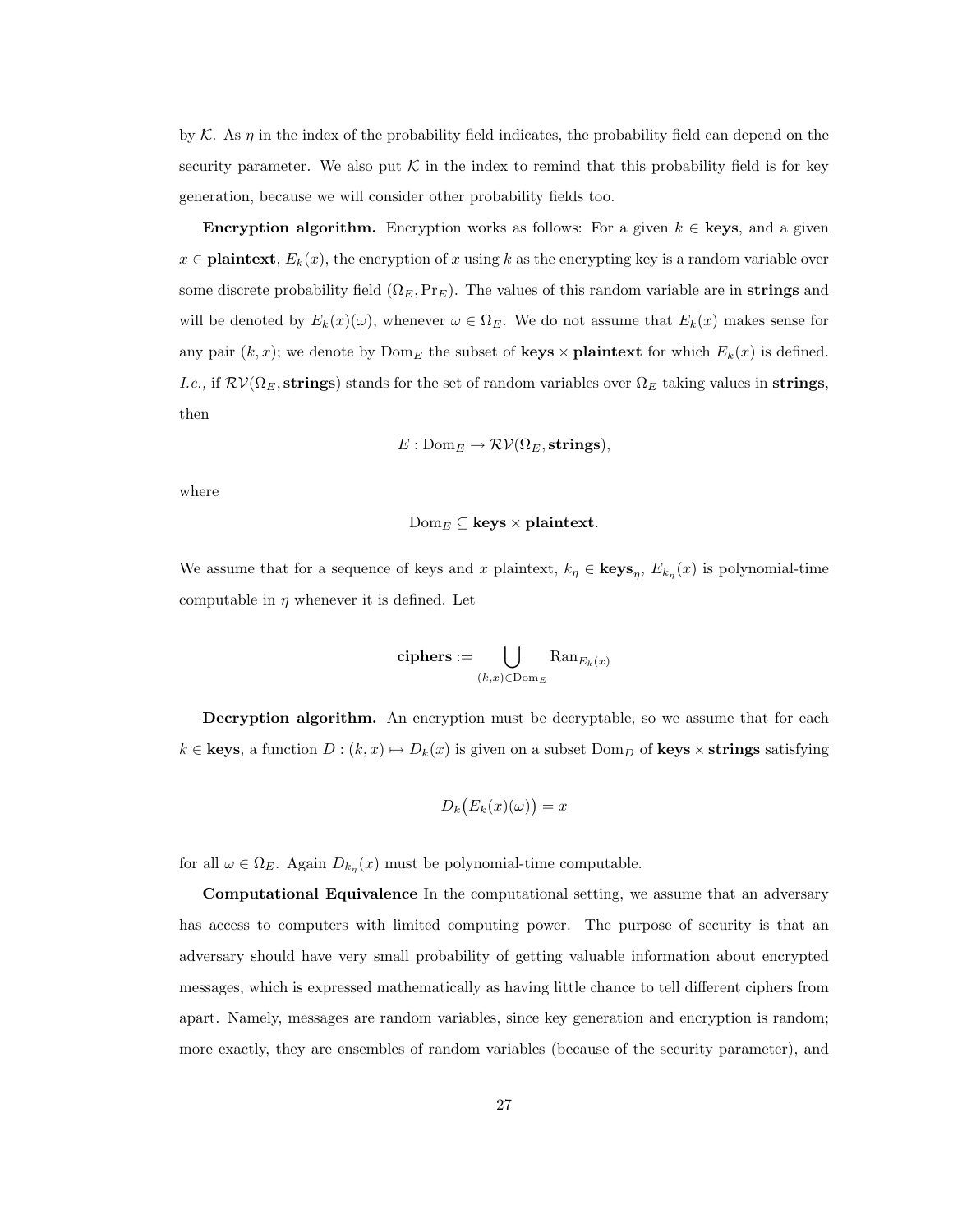by $\mathcal{K}$. As $\eta$ in the index of the probability field indicates, the probability field can depend on the security parameter. We also put $\mathcal{K}$ in the index to remind that this probability field is for key generation, because we will consider other probability fields too.

**Encryption algorithm.** Encryption works as follows: For a given $k \in \mathbf{keys}$, and a given $x \in \mathbf{plaintext}$, $E_k(x)$, the encryption of $x$ using $k$ as the encrypting key is a random variable over some discrete probability field $(\Omega_E, \Pr_E)$. The values of this random variable are in **strings** and will be denoted by $E_k(x)(\omega)$, whenever $\omega \in \Omega_E$. We do not assume that $E_k(x)$ makes sense for any pair $(k, x)$; we denote by $\mathrm{Dom}_E$ the subset of $\mathbf{keys} \times \mathbf{plaintext}$ for which $E_k(x)$ is defined. *I.e.,* if $\mathcal{RV}(\Omega_E, \mathbf{strings})$ stands for the set of random variables over $\Omega_E$ taking values in **strings**, then

$$E : \mathrm{Dom}_E \to \mathcal{RV}(\Omega_E, \mathbf{strings}),$$

where

$$\mathrm{Dom}_E \subseteq \mathbf{keys} \times \mathbf{plaintext}.$$

We assume that for a sequence of keys and $x$ plaintext, $k_\eta \in \mathbf{keys}_\eta$, $E_{k_\eta}(x)$ is polynomial-time computable in $\eta$ whenever it is defined. Let

$$\mathbf{ciphers} := \bigcup_{(k,x) \in \mathrm{Dom}_E} \mathrm{Ran}_{E_k(x)}$$

**Decryption algorithm.** An encryption must be decryptable, so we assume that for each $k \in \mathbf{keys}$, a function $D : (k, x) \mapsto D_k(x)$ is given on a subset $\mathrm{Dom}_D$ of $\mathbf{keys} \times \mathbf{strings}$ satisfying

$$D_k\big(E_k(x)(\omega)\big) = x$$

for all $\omega \in \Omega_E$. Again $D_{k_\eta}(x)$ must be polynomial-time computable.

**Computational Equivalence** In the computational setting, we assume that an adversary has access to computers with limited computing power. The purpose of security is that an adversary should have very small probability of getting valuable information about encrypted messages, which is expressed mathematically as having little chance to tell different ciphers from apart. Namely, messages are random variables, since key generation and encryption is random; more exactly, they are ensembles of random variables (because of the security parameter), and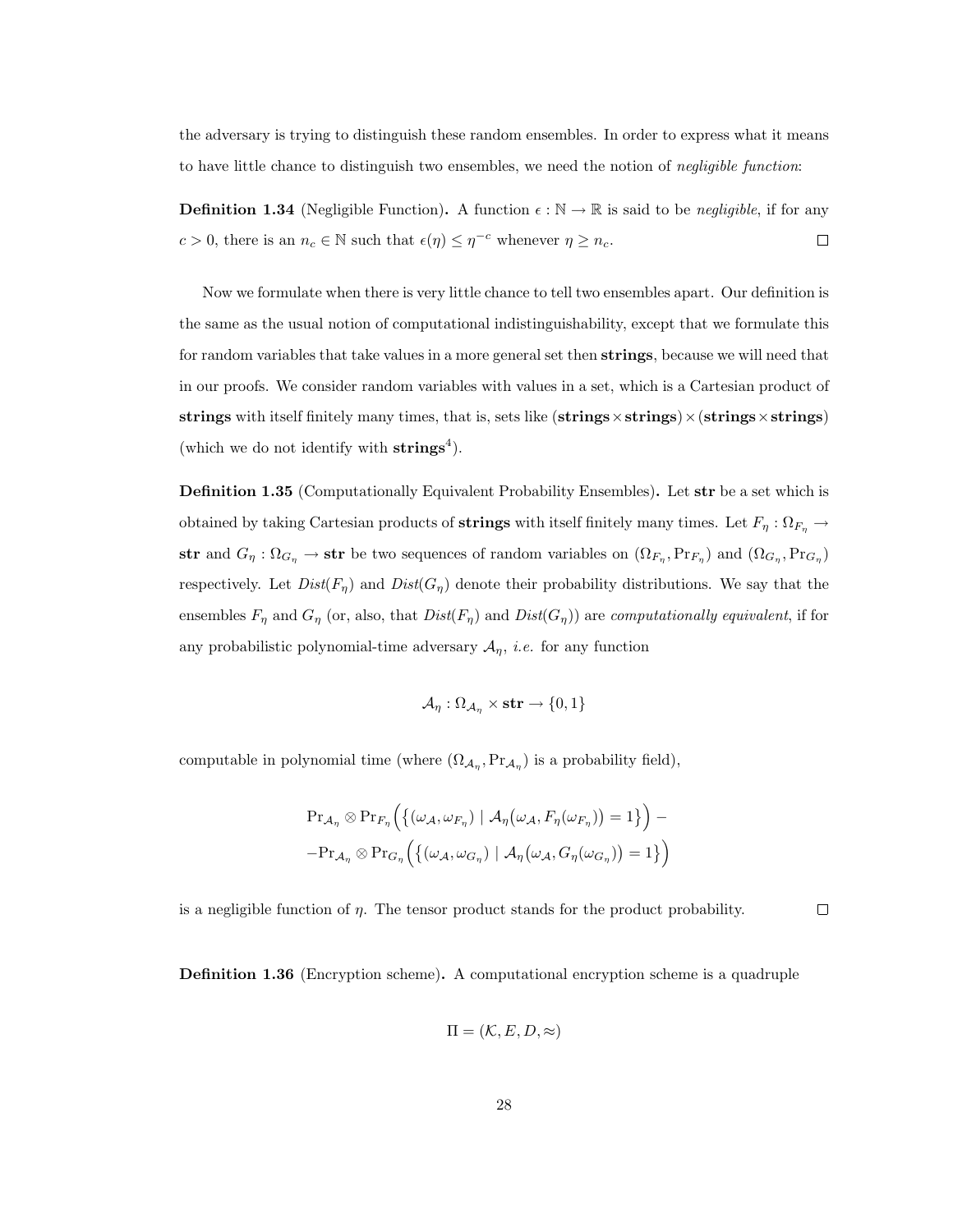the adversary is trying to distinguish these random ensembles. In order to express what it means to have little chance to distinguish two ensembles, we need the notion of *negligible function*:

**Definition 1.34** (Negligible Function)**.** A function $\epsilon : \mathbb{N} \to \mathbb{R}$ is said to be *negligible*, if for any $c > 0$, there is an $n_c \in \mathbb{N}$ such that $\epsilon(\eta) \leq \eta^{-c}$ whenever $\eta \geq n_c$. □

Now we formulate when there is very little chance to tell two ensembles apart. Our definition is the same as the usual notion of computational indistinguishability, except that we formulate this for random variables that take values in a more general set then **strings**, because we will need that in our proofs. We consider random variables with values in a set, which is a Cartesian product of **strings** with itself finitely many times, that is, sets like $(\mathbf{strings} \times \mathbf{strings}) \times (\mathbf{strings} \times \mathbf{strings})$ (which we do not identify with $\mathbf{strings}^4$).

**Definition 1.35** (Computationally Equivalent Probability Ensembles)**.** Let **str** be a set which is obtained by taking Cartesian products of **strings** with itself finitely many times. Let $F_\eta : \Omega_{F_\eta} \to \mathbf{str}$ and $G_\eta : \Omega_{G_\eta} \to \mathbf{str}$ be two sequences of random variables on $(\Omega_{F_\eta}, \Pr_{F_\eta})$ and $(\Omega_{G_\eta}, \Pr_{G_\eta})$ respectively. Let $Dist(F_\eta)$ and $Dist(G_\eta)$ denote their probability distributions. We say that the ensembles $F_\eta$ and $G_\eta$ (or, also, that $Dist(F_\eta)$ and $Dist(G_\eta)$) are *computationally equivalent*, if for any probabilistic polynomial-time adversary $\mathcal{A}_\eta$, *i.e.* for any function

$$\mathcal{A}_\eta : \Omega_{\mathcal{A}_\eta} \times \mathbf{str} \to \{0, 1\}$$

computable in polynomial time (where $(\Omega_{\mathcal{A}_\eta}, \Pr_{\mathcal{A}_\eta})$ is a probability field),

$$\Pr_{\mathcal{A}_\eta} \otimes \Pr_{F_\eta}\Big(\big\{(\omega_\mathcal{A}, \omega_{F_\eta}) \mid \mathcal{A}_\eta\big(\omega_\mathcal{A}, F_\eta(\omega_{F_\eta})\big) = 1\big\}\Big) -$$
$$-\Pr_{\mathcal{A}_\eta} \otimes \Pr_{G_\eta}\Big(\big\{(\omega_\mathcal{A}, \omega_{G_\eta}) \mid \mathcal{A}_\eta\big(\omega_\mathcal{A}, G_\eta(\omega_{G_\eta})\big) = 1\big\}\Big)$$

is a negligible function of $\eta$. The tensor product stands for the product probability. □

**Definition 1.36** (Encryption scheme)**.** A computational encryption scheme is a quadruple

$$\Pi = (\mathcal{K}, E, D, \approx)$$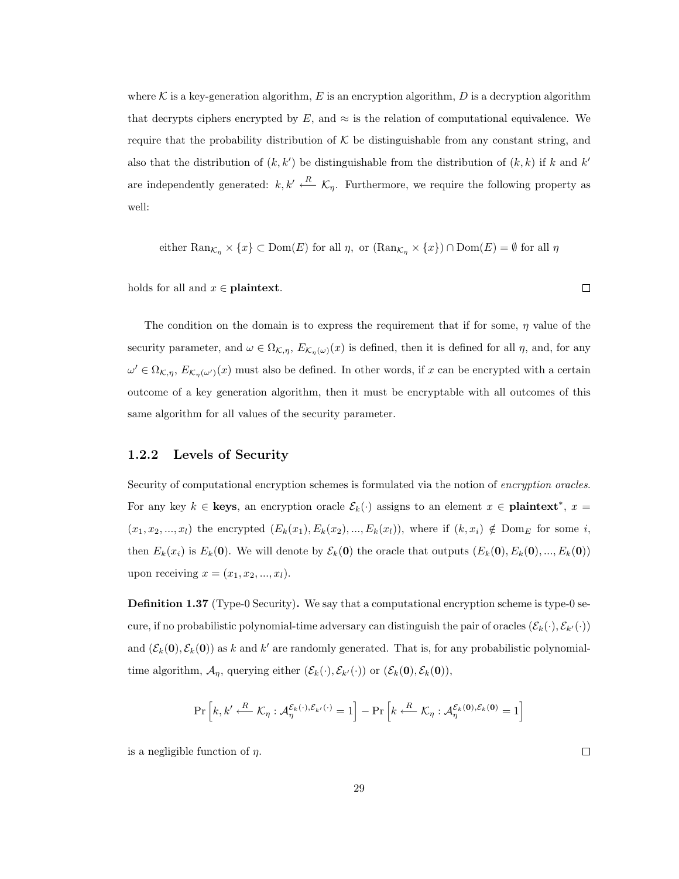where $\mathcal{K}$ is a key-generation algorithm, $E$ is an encryption algorithm, $D$ is a decryption algorithm that decrypts ciphers encrypted by $E$, and $\approx$ is the relation of computational equivalence. We require that the probability distribution of $\mathcal{K}$ be distinguishable from any constant string, and also that the distribution of $(k, k')$ be distinguishable from the distribution of $(k, k)$ if $k$ and $k'$ are independently generated: $k, k' \xleftarrow{R} \mathcal{K}_\eta$. Furthermore, we require the following property as well:

$$\text{either } \mathrm{Ran}_{\mathcal{K}_\eta} \times \{x\} \subset \mathrm{Dom}(E) \text{ for all } \eta, \text{ or } (\mathrm{Ran}_{\mathcal{K}_\eta} \times \{x\}) \cap \mathrm{Dom}(E) = \emptyset \text{ for all } \eta$$

holds for all and $x \in$ **plaintext**. □

The condition on the domain is to express the requirement that if for some, $\eta$ value of the security parameter, and $\omega \in \Omega_{\mathcal{K},\eta}$, $E_{\mathcal{K}_\eta(\omega)}(x)$ is defined, then it is defined for all $\eta$, and, for any $\omega' \in \Omega_{\mathcal{K},\eta}$, $E_{\mathcal{K}_\eta(\omega')}(x)$ must also be defined. In other words, if $x$ can be encrypted with a certain outcome of a key generation algorithm, then it must be encryptable with all outcomes of this same algorithm for all values of the security parameter.

### 1.2.2 Levels of Security

Security of computational encryption schemes is formulated via the notion of *encryption oracles*. For any key $k \in$ **keys**, an encryption oracle $\mathcal{E}_k(\cdot)$ assigns to an element $x \in \textbf{plaintext}^*$, $x = (x_1, x_2, ..., x_l)$ the encrypted $(E_k(x_1), E_k(x_2), ..., E_k(x_l))$, where if $(k, x_i) \notin \mathrm{Dom}_E$ for some $i$, then $E_k(x_i)$ is $E_k(\mathbf{0})$. We will denote by $\mathcal{E}_k(\mathbf{0})$ the oracle that outputs $(E_k(\mathbf{0}), E_k(\mathbf{0}), ..., E_k(\mathbf{0}))$ upon receiving $x = (x_1, x_2, ..., x_l)$.

**Definition 1.37** (Type-0 Security)**.** We say that a computational encryption scheme is type-0 secure, if no probabilistic polynomial-time adversary can distinguish the pair of oracles $(\mathcal{E}_k(\cdot), \mathcal{E}_{k'}(\cdot))$ and $(\mathcal{E}_k(\mathbf{0}), \mathcal{E}_k(\mathbf{0}))$ as $k$ and $k'$ are randomly generated. That is, for any probabilistic polynomial-time algorithm, $\mathcal{A}_\eta$, querying either $(\mathcal{E}_k(\cdot), \mathcal{E}_{k'}(\cdot))$ or $(\mathcal{E}_k(\mathbf{0}), \mathcal{E}_k(\mathbf{0}))$,

$$\Pr\left[k, k' \xleftarrow{R} \mathcal{K}_\eta : \mathcal{A}_\eta^{\mathcal{E}_k(\cdot), \mathcal{E}_{k'}(\cdot)} = 1\right] - \Pr\left[k \xleftarrow{R} \mathcal{K}_\eta : \mathcal{A}_\eta^{\mathcal{E}_k(\mathbf{0}), \mathcal{E}_k(\mathbf{0})} = 1\right]$$

is a negligible function of $\eta$. □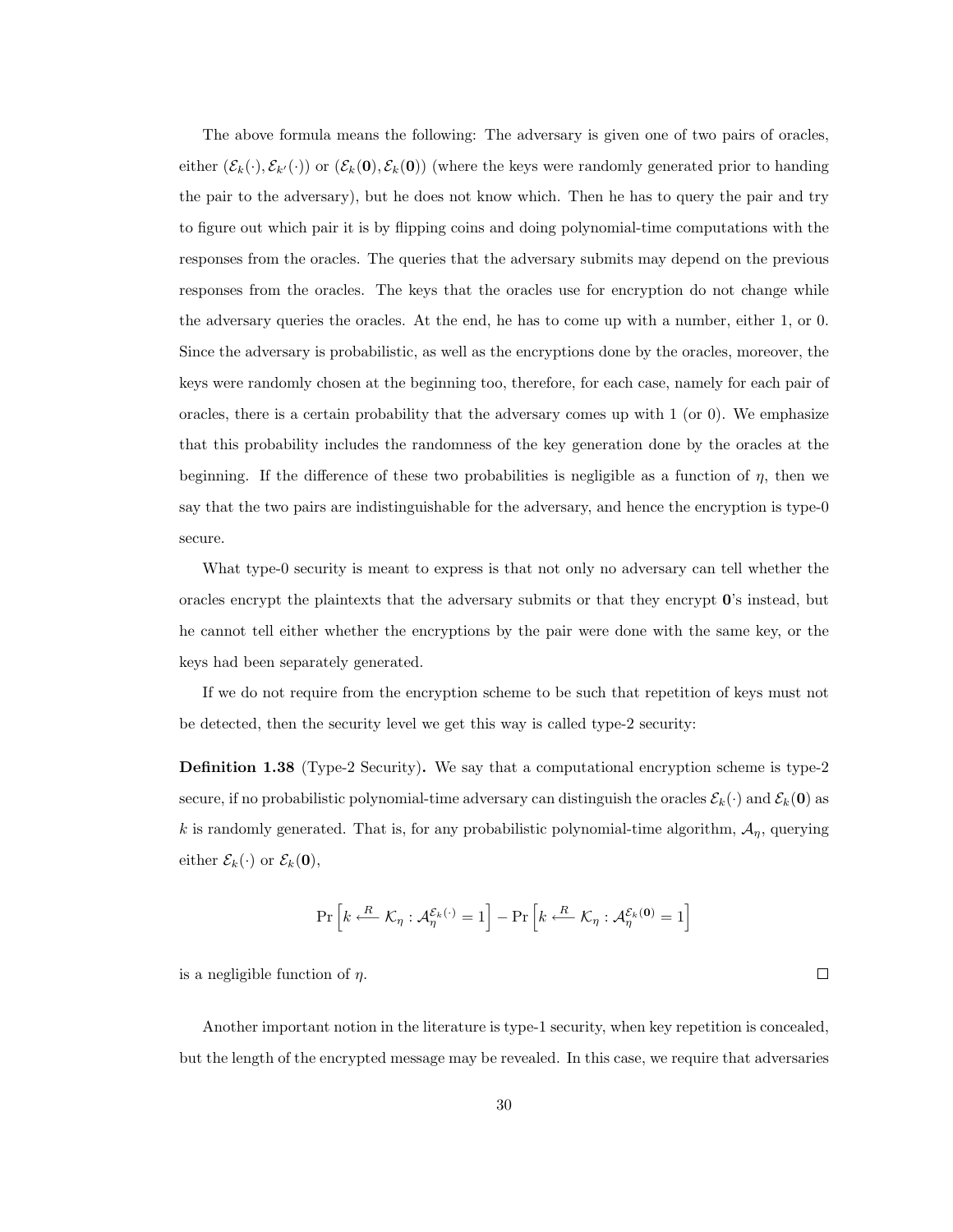The above formula means the following: The adversary is given one of two pairs of oracles, either $(\mathcal{E}_k(\cdot), \mathcal{E}_{k'}(\cdot))$ or $(\mathcal{E}_k(\mathbf{0}), \mathcal{E}_k(\mathbf{0}))$ (where the keys were randomly generated prior to handing the pair to the adversary), but he does not know which. Then he has to query the pair and try to figure out which pair it is by flipping coins and doing polynomial-time computations with the responses from the oracles. The queries that the adversary submits may depend on the previous responses from the oracles. The keys that the oracles use for encryption do not change while the adversary queries the oracles. At the end, he has to come up with a number, either 1, or 0. Since the adversary is probabilistic, as well as the encryptions done by the oracles, moreover, the keys were randomly chosen at the beginning too, therefore, for each case, namely for each pair of oracles, there is a certain probability that the adversary comes up with 1 (or 0). We emphasize that this probability includes the randomness of the key generation done by the oracles at the beginning. If the difference of these two probabilities is negligible as a function of $\eta$, then we say that the two pairs are indistinguishable for the adversary, and hence the encryption is type-0 secure.

What type-0 security is meant to express is that not only no adversary can tell whether the oracles encrypt the plaintexts that the adversary submits or that they encrypt $\mathbf{0}$'s instead, but he cannot tell either whether the encryptions by the pair were done with the same key, or the keys had been separately generated.

If we do not require from the encryption scheme to be such that repetition of keys must not be detected, then the security level we get this way is called type-2 security:

**Definition 1.38** (Type-2 Security)**.** We say that a computational encryption scheme is type-2 secure, if no probabilistic polynomial-time adversary can distinguish the oracles $\mathcal{E}_k(\cdot)$ and $\mathcal{E}_k(\mathbf{0})$ as $k$ is randomly generated. That is, for any probabilistic polynomial-time algorithm, $\mathcal{A}_\eta$, querying either $\mathcal{E}_k(\cdot)$ or $\mathcal{E}_k(\mathbf{0})$,

$$\Pr\left[k \xleftarrow{R} \mathcal{K}_\eta : \mathcal{A}_\eta^{\mathcal{E}_k(\cdot)} = 1\right] - \Pr\left[k \xleftarrow{R} \mathcal{K}_\eta : \mathcal{A}_\eta^{\mathcal{E}_k(\mathbf{0})} = 1\right]$$

is a negligible function of $\eta$. □

Another important notion in the literature is type-1 security, when key repetition is concealed, but the length of the encrypted message may be revealed. In this case, we require that adversaries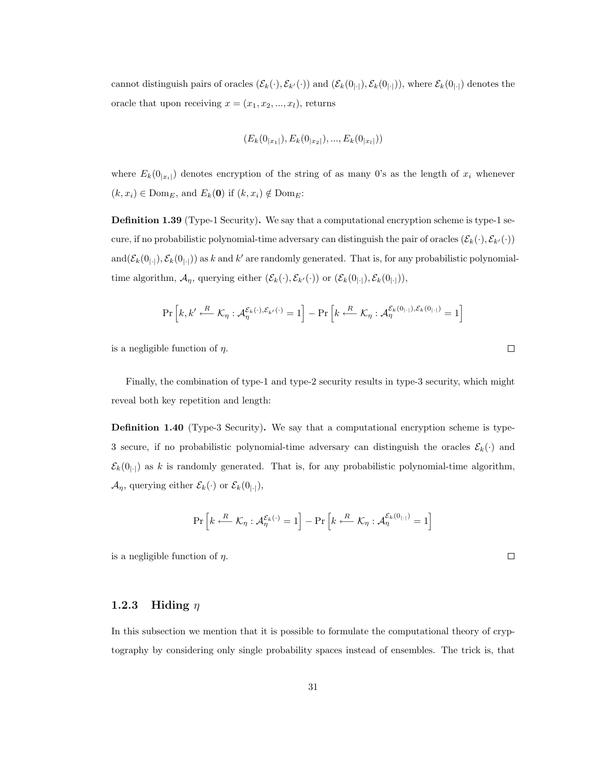cannot distinguish pairs of oracles $(\mathcal{E}_k(\cdot), \mathcal{E}_{k'}(\cdot))$ and $(\mathcal{E}_k(0_{|\cdot|}), \mathcal{E}_k(0_{|\cdot|}))$, where $\mathcal{E}_k(0_{|\cdot|})$ denotes the oracle that upon receiving $x = (x_1, x_2, ..., x_l)$, returns

$$(E_k(0_{|x_1|}), E_k(0_{|x_2|}), ..., E_k(0_{|x_l|}))$$

where $E_k(0_{|x_i|})$ denotes encryption of the string of as many 0's as the length of $x_i$ whenever $(k, x_i) \in \text{Dom}_E$, and $E_k(\mathbf{0})$ if $(k, x_i) \notin \text{Dom}_E$:

**Definition 1.39** (Type-1 Security)**.** We say that a computational encryption scheme is type-1 secure, if no probabilistic polynomial-time adversary can distinguish the pair of oracles $(\mathcal{E}_k(\cdot), \mathcal{E}_{k'}(\cdot))$ and$(\mathcal{E}_k(0_{|\cdot|}), \mathcal{E}_k(0_{|\cdot|}))$ as $k$ and $k'$ are randomly generated. That is, for any probabilistic polynomial-time algorithm, $\mathcal{A}_\eta$, querying either $(\mathcal{E}_k(\cdot), \mathcal{E}_{k'}(\cdot))$ or $(\mathcal{E}_k(0_{|\cdot|}), \mathcal{E}_k(0_{|\cdot|}))$,

$$\Pr\left[k, k' \xleftarrow{R} \mathcal{K}_\eta : \mathcal{A}_\eta^{\mathcal{E}_k(\cdot), \mathcal{E}_{k'}(\cdot)} = 1\right] - \Pr\left[k \xleftarrow{R} \mathcal{K}_\eta : \mathcal{A}_\eta^{\mathcal{E}_k(0_{|\cdot|}), \mathcal{E}_k(0_{|\cdot|})} = 1\right]$$

is a negligible function of $\eta$. □

Finally, the combination of type-1 and type-2 security results in type-3 security, which might reveal both key repetition and length:

**Definition 1.40** (Type-3 Security)**.** We say that a computational encryption scheme is type-3 secure, if no probabilistic polynomial-time adversary can distinguish the oracles $\mathcal{E}_k(\cdot)$ and $\mathcal{E}_k(0_{|\cdot|})$ as $k$ is randomly generated. That is, for any probabilistic polynomial-time algorithm, $\mathcal{A}_\eta$, querying either $\mathcal{E}_k(\cdot)$ or $\mathcal{E}_k(0_{|\cdot|})$,

$$\Pr\left[k \xleftarrow{R} \mathcal{K}_\eta : \mathcal{A}_\eta^{\mathcal{E}_k(\cdot)} = 1\right] - \Pr\left[k \xleftarrow{R} \mathcal{K}_\eta : \mathcal{A}_\eta^{\mathcal{E}_k(0_{|\cdot|})} = 1\right]$$

is a negligible function of $\eta$. □

### 1.2.3 Hiding $\eta$

In this subsection we mention that it is possible to formulate the computational theory of cryptography by considering only single probability spaces instead of ensembles. The trick is, that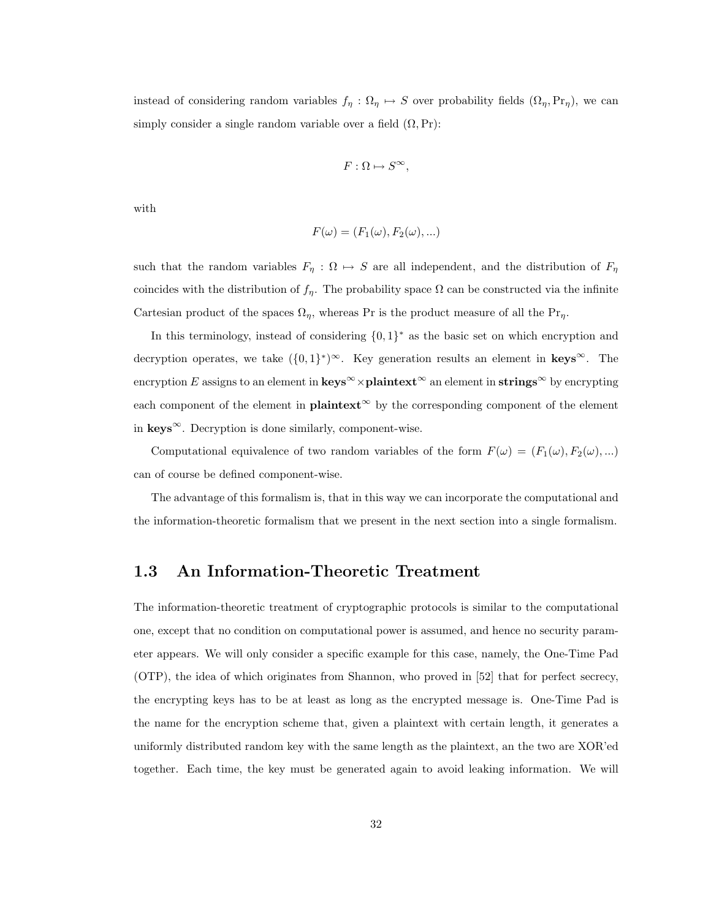instead of considering random variables $f_\eta : \Omega_\eta \mapsto S$ over probability fields $(\Omega_\eta, \Pr_\eta)$, we can simply consider a single random variable over a field $(\Omega, \Pr)$:

$$F : \Omega \mapsto S^\infty,$$

with

$$F(\omega) = (F_1(\omega), F_2(\omega), ...)$$

such that the random variables $F_\eta : \Omega \mapsto S$ are all independent, and the distribution of $F_\eta$ coincides with the distribution of $f_\eta$. The probability space $\Omega$ can be constructed via the infinite Cartesian product of the spaces $\Omega_\eta$, whereas Pr is the product measure of all the $\Pr_\eta$.

In this terminology, instead of considering $\{0,1\}^*$ as the basic set on which encryption and decryption operates, we take $(\{0,1\}^*)^\infty$. Key generation results an element in $\mathbf{keys}^\infty$. The encryption $E$ assigns to an element in $\mathbf{keys}^\infty \times \mathbf{plaintext}^\infty$ an element in $\mathbf{strings}^\infty$ by encrypting each component of the element in $\mathbf{plaintext}^\infty$ by the corresponding component of the element in $\mathbf{keys}^\infty$. Decryption is done similarly, component-wise.

Computational equivalence of two random variables of the form $F(\omega) = (F_1(\omega), F_2(\omega), ...)$ can of course be defined component-wise.

The advantage of this formalism is, that in this way we can incorporate the computational and the information-theoretic formalism that we present in the next section into a single formalism.

## 1.3 An Information-Theoretic Treatment

The information-theoretic treatment of cryptographic protocols is similar to the computational one, except that no condition on computational power is assumed, and hence no security parameter appears. We will only consider a specific example for this case, namely, the One-Time Pad (OTP), the idea of which originates from Shannon, who proved in [52] that for perfect secrecy, the encrypting keys has to be at least as long as the encrypted message is. One-Time Pad is the name for the encryption scheme that, given a plaintext with certain length, it generates a uniformly distributed random key with the same length as the plaintext, an the two are XOR'ed together. Each time, the key must be generated again to avoid leaking information. We will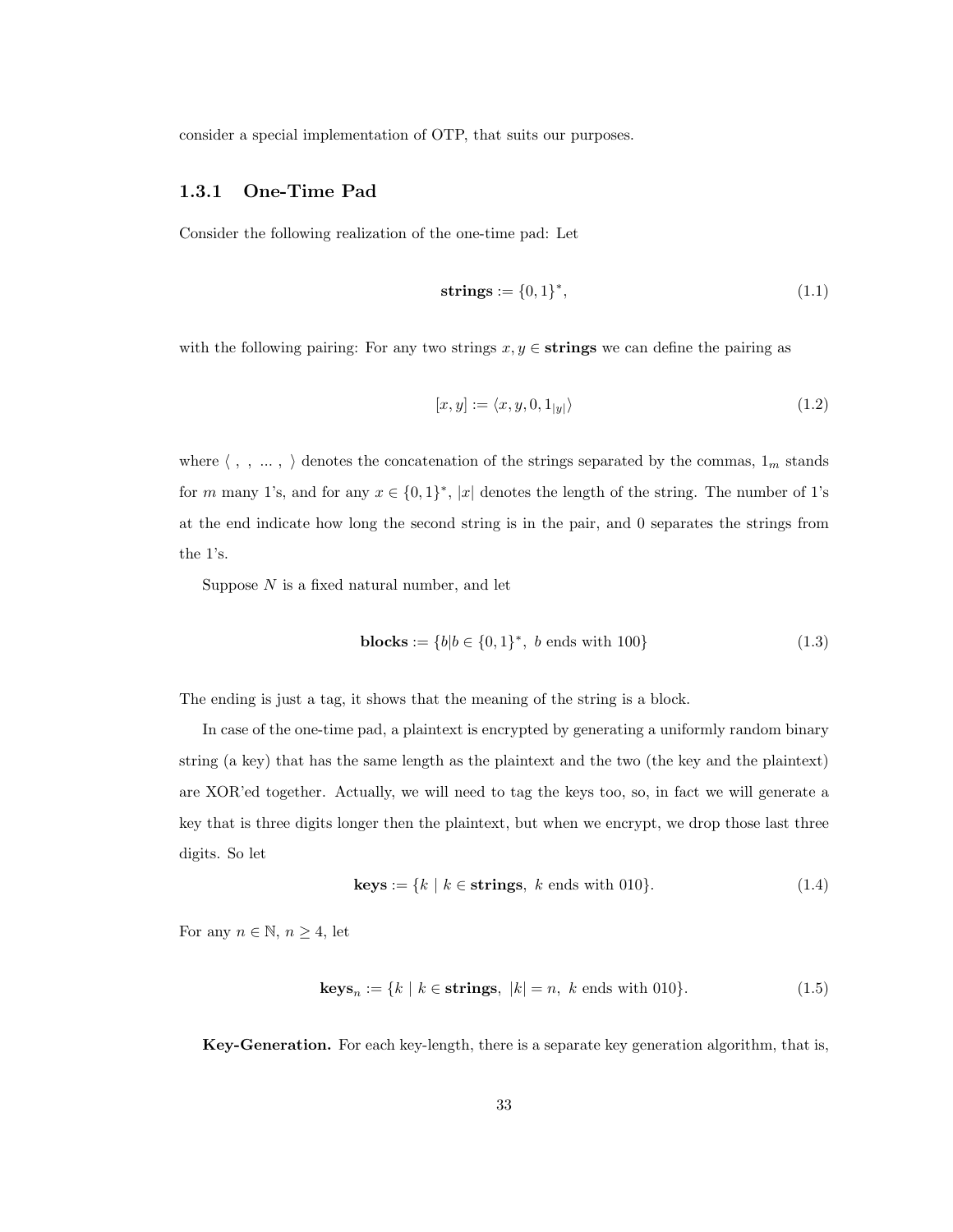consider a special implementation of OTP, that suits our purposes.

### 1.3.1 One-Time Pad

Consider the following realization of the one-time pad: Let

$$\mathbf{strings} := \{0,1\}^*, \tag{1.1}$$

with the following pairing: For any two strings $x, y \in \mathbf{strings}$ we can define the pairing as

$$[x, y] := \langle x, y, 0, 1_{|y|} \rangle \tag{1.2}$$

where $\langle\ ,\ ,\ ...\ ,\ \rangle$ denotes the concatenation of the strings separated by the commas, $1_m$ stands for $m$ many 1's, and for any $x \in \{0,1\}^*$, $|x|$ denotes the length of the string. The number of 1's at the end indicate how long the second string is in the pair, and 0 separates the strings from the 1's.

Suppose $N$ is a fixed natural number, and let

$$\mathbf{blocks} := \{b | b \in \{0,1\}^*,\ b \text{ ends with } 100\} \tag{1.3}$$

The ending is just a tag, it shows that the meaning of the string is a block.

In case of the one-time pad, a plaintext is encrypted by generating a uniformly random binary string (a key) that has the same length as the plaintext and the two (the key and the plaintext) are XOR'ed together. Actually, we will need to tag the keys too, so, in fact we will generate a key that is three digits longer then the plaintext, but when we encrypt, we drop those last three digits. So let

$$\mathbf{keys} := \{k \mid k \in \mathbf{strings},\ k \text{ ends with } 010\}. \tag{1.4}$$

For any $n \in \mathbb{N}$, $n \geq 4$, let

$$\mathbf{keys}_n := \{k \mid k \in \mathbf{strings},\ |k| = n,\ k \text{ ends with } 010\}. \tag{1.5}$$

**Key-Generation.** For each key-length, there is a separate key generation algorithm, that is,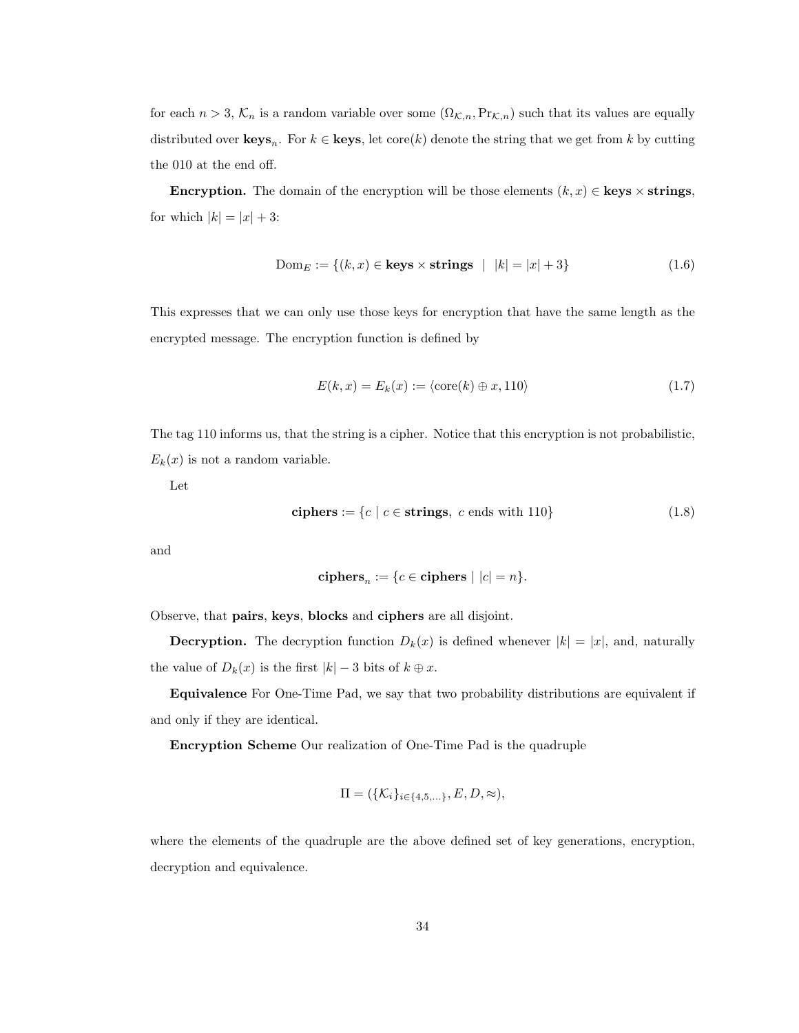for each $n > 3$, $\mathcal{K}_n$ is a random variable over some $(\Omega_{\mathcal{K},n}, \Pr_{\mathcal{K},n})$ such that its values are equally distributed over $\mathbf{keys}_n$. For $k \in \mathbf{keys}$, let $\text{core}(k)$ denote the string that we get from $k$ by cutting the 010 at the end off.

**Encryption.** The domain of the encryption will be those elements $(k, x) \in \mathbf{keys} \times \mathbf{strings}$, for which $|k| = |x| + 3$:

$$\text{Dom}_E := \{(k, x) \in \mathbf{keys} \times \mathbf{strings} \;\mid\; |k| = |x| + 3\} \tag{1.6}$$

This expresses that we can only use those keys for encryption that have the same length as the encrypted message. The encryption function is defined by

$$E(k, x) = E_k(x) := \langle \text{core}(k) \oplus x, 110 \rangle \tag{1.7}$$

The tag 110 informs us, that the string is a cipher. Notice that this encryption is not probabilistic, $E_k(x)$ is not a random variable.

Let

$$\mathbf{ciphers} := \{c \mid c \in \mathbf{strings},\ c \text{ ends with } 110\} \tag{1.8}$$

and

$$\mathbf{ciphers}_n := \{c \in \mathbf{ciphers} \mid |c| = n\}.$$

Observe, that **pairs**, **keys**, **blocks** and **ciphers** are all disjoint.

**Decryption.** The decryption function $D_k(x)$ is defined whenever $|k| = |x|$, and, naturally the value of $D_k(x)$ is the first $|k| - 3$ bits of $k \oplus x$.

**Equivalence** For One-Time Pad, we say that two probability distributions are equivalent if and only if they are identical.

**Encryption Scheme** Our realization of One-Time Pad is the quadruple

$$\Pi = (\{\mathcal{K}_i\}_{i \in \{4,5,\ldots\}}, E, D, \approx),$$

where the elements of the quadruple are the above defined set of key generations, encryption, decryption and equivalence.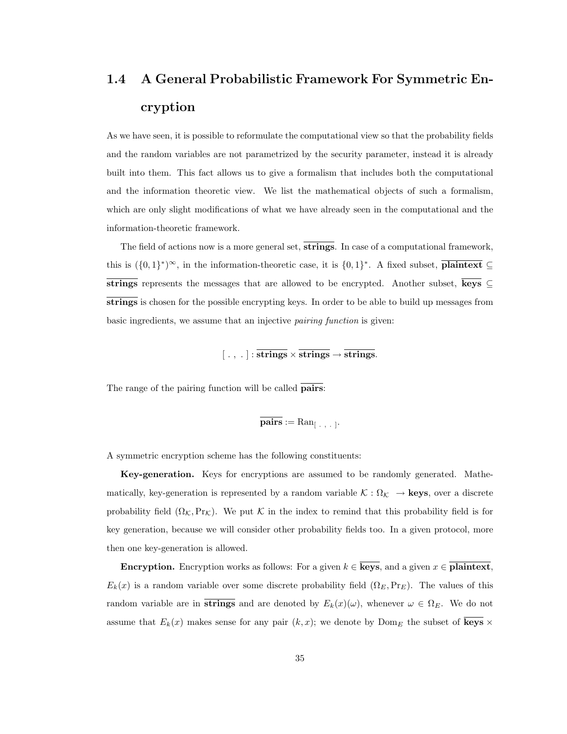## 1.4 A General Probabilistic Framework For Symmetric Encryption

As we have seen, it is possible to reformulate the computational view so that the probability fields and the random variables are not parametrized by the security parameter, instead it is already built into them. This fact allows us to give a formalism that includes both the computational and the information theoretic view. We list the mathematical objects of such a formalism, which are only slight modifications of what we have already seen in the computational and the information-theoretic framework.

The field of actions now is a more general set, $\overline{\textbf{strings}}$. In case of a computational framework, this is $(\{0,1\}^*)^\infty$, in the information-theoretic case, it is $\{0,1\}^*$. A fixed subset, $\overline{\textbf{plaintext}} \subseteq \overline{\textbf{strings}}$ represents the messages that are allowed to be encrypted. Another subset, $\overline{\textbf{keys}} \subseteq \overline{\textbf{strings}}$ is chosen for the possible encrypting keys. In order to be able to build up messages from basic ingredients, we assume that an injective *pairing function* is given:

$$[\ .\ ,\ .\ ] : \overline{\textbf{strings}} \times \overline{\textbf{strings}} \to \overline{\textbf{strings}}.$$

The range of the pairing function will be called $\overline{\textbf{pairs}}$:

$$\overline{\textbf{pairs}} := \mathrm{Ran}_{[\ .\ ,\ .\ ]}.$$

A symmetric encryption scheme has the following constituents:

**Key-generation.** Keys for encryptions are assumed to be randomly generated. Mathematically, key-generation is represented by a random variable $\mathcal{K} : \Omega_\mathcal{K} \to \textbf{keys}$, over a discrete probability field $(\Omega_\mathcal{K}, \Pr_\mathcal{K})$. We put $\mathcal{K}$ in the index to remind that this probability field is for key generation, because we will consider other probability fields too. In a given protocol, more then one key-generation is allowed.

**Encryption.** Encryption works as follows: For a given $k \in \overline{\textbf{keys}}$, and a given $x \in \overline{\textbf{plaintext}}$, $E_k(x)$ is a random variable over some discrete probability field $(\Omega_E, \Pr_E)$. The values of this random variable are in $\overline{\textbf{strings}}$ and are denoted by $E_k(x)(\omega)$, whenever $\omega \in \Omega_E$. We do not assume that $E_k(x)$ makes sense for any pair $(k, x)$; we denote by $\mathrm{Dom}_E$ the subset of $\overline{\textbf{keys}} \times$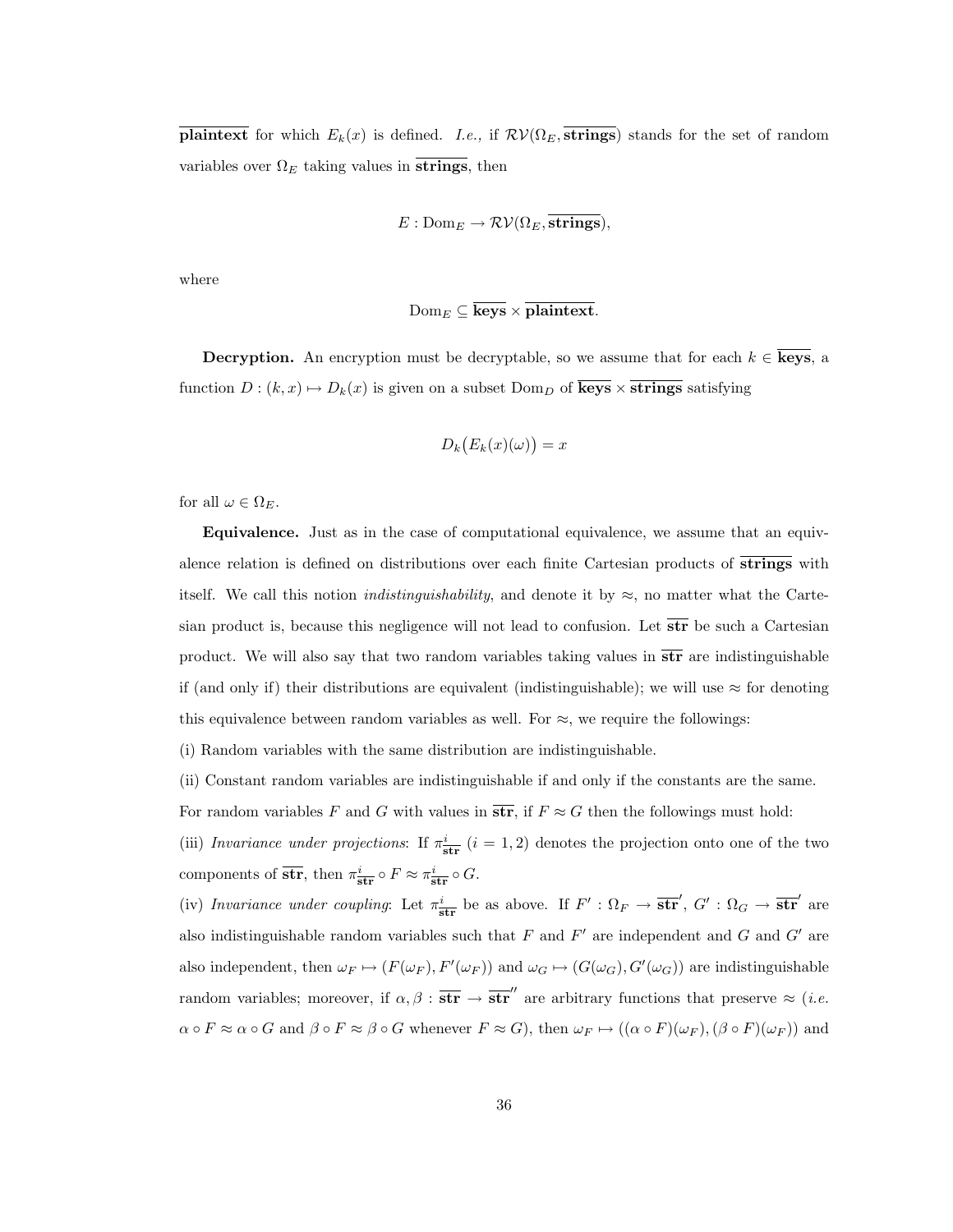$\overline{\textbf{plaintext}}$ for which $E_k(x)$ is defined. *I.e.,* if $\mathcal{RV}(\Omega_E, \overline{\textbf{strings}})$ stands for the set of random variables over $\Omega_E$ taking values in $\overline{\textbf{strings}}$, then

$$E : \mathrm{Dom}_E \to \mathcal{RV}(\Omega_E, \overline{\textbf{strings}}),$$

where

$$\mathrm{Dom}_E \subseteq \overline{\textbf{keys}} \times \overline{\textbf{plaintext}}.$$

**Decryption.** An encryption must be decryptable, so we assume that for each $k \in \overline{\textbf{keys}}$, a function $D : (k, x) \mapsto D_k(x)$ is given on a subset $\mathrm{Dom}_D$ of $\overline{\textbf{keys}} \times \overline{\textbf{strings}}$ satisfying

$$D_k\big(E_k(x)(\omega)\big) = x$$

for all $\omega \in \Omega_E$.

**Equivalence.** Just as in the case of computational equivalence, we assume that an equivalence relation is defined on distributions over each finite Cartesian products of $\overline{\textbf{strings}}$ with itself. We call this notion *indistinguishability*, and denote it by $\approx$, no matter what the Cartesian product is, because this negligence will not lead to confusion. Let $\overline{\textbf{str}}$ be such a Cartesian product. We will also say that two random variables taking values in $\overline{\textbf{str}}$ are indistinguishable if (and only if) their distributions are equivalent (indistinguishable); we will use $\approx$ for denoting this equivalence between random variables as well. For $\approx$, we require the followings:

(i) Random variables with the same distribution are indistinguishable.

(ii) Constant random variables are indistinguishable if and only if the constants are the same.

For random variables $F$ and $G$ with values in $\overline{\textbf{str}}$, if $F \approx G$ then the followings must hold:

(iii) *Invariance under projections*: If $\pi^i_{\overline{\textbf{str}}}$ $(i = 1, 2)$ denotes the projection onto one of the two components of $\overline{\textbf{str}}$, then $\pi^i_{\overline{\textbf{str}}} \circ F \approx \pi^i_{\overline{\textbf{str}}} \circ G$.

(iv) *Invariance under coupling*: Let $\pi^i_{\overline{\textbf{str}}}$ be as above. If $F' : \Omega_F \to \overline{\textbf{str}}'$, $G' : \Omega_G \to \overline{\textbf{str}}'$ are also indistinguishable random variables such that $F$ and $F'$ are independent and $G$ and $G'$ are also independent, then $\omega_F \mapsto (F(\omega_F), F'(\omega_F))$ and $\omega_G \mapsto (G(\omega_G), G'(\omega_G))$ are indistinguishable random variables; moreover, if $\alpha, \beta : \overline{\textbf{str}} \to \overline{\textbf{str}}''$ are arbitrary functions that preserve $\approx$ (*i.e.* $\alpha \circ F \approx \alpha \circ G$ and $\beta \circ F \approx \beta \circ G$ whenever $F \approx G$), then $\omega_F \mapsto ((\alpha \circ F)(\omega_F), (\beta \circ F)(\omega_F))$ and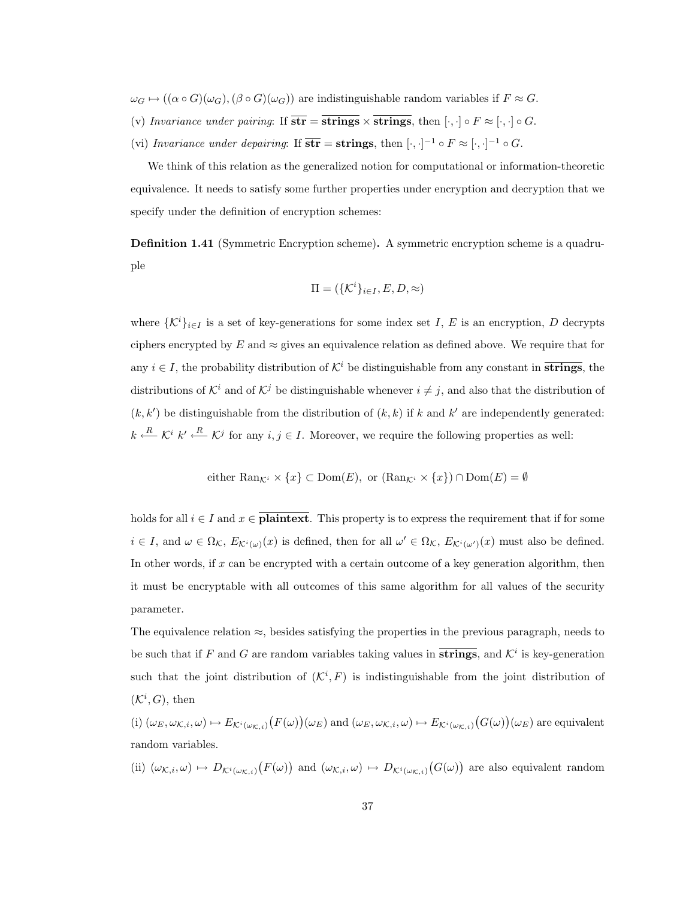$\omega_G \mapsto ((\alpha \circ G)(\omega_G), (\beta \circ G)(\omega_G))$ are indistinguishable random variables if $F \approx G$.

(v) *Invariance under pairing*: If $\overline{\mathbf{str}} = \overline{\mathbf{strings}} \times \overline{\mathbf{strings}}$, then $[\cdot,\cdot] \circ F \approx [\cdot,\cdot] \circ G$.

(vi) *Invariance under depairing*: If $\overline{\mathbf{str}} = \mathbf{strings}$, then $[\cdot,\cdot]^{-1} \circ F \approx [\cdot,\cdot]^{-1} \circ G$.

We think of this relation as the generalized notion for computational or information-theoretic equivalence. It needs to satisfy some further properties under encryption and decryption that we specify under the definition of encryption schemes:

**Definition 1.41** (Symmetric Encryption scheme)**.** A symmetric encryption scheme is a quadruple

$$\Pi = (\{\mathcal{K}^i\}_{i \in I}, E, D, \approx)$$

where $\{\mathcal{K}^i\}_{i \in I}$ is a set of key-generations for some index set $I$, $E$ is an encryption, $D$ decrypts ciphers encrypted by $E$ and $\approx$ gives an equivalence relation as defined above. We require that for any $i \in I$, the probability distribution of $\mathcal{K}^i$ be distinguishable from any constant in $\overline{\mathbf{strings}}$, the distributions of $\mathcal{K}^i$ and of $\mathcal{K}^j$ be distinguishable whenever $i \neq j$, and also that the distribution of $(k, k')$ be distinguishable from the distribution of $(k, k)$ if $k$ and $k'$ are independently generated: $k \xleftarrow{R} \mathcal{K}^i$ $k' \xleftarrow{R} \mathcal{K}^j$ for any $i, j \in I$. Moreover, we require the following properties as well:

$$\text{either } \mathrm{Ran}_{\mathcal{K}^i} \times \{x\} \subset \mathrm{Dom}(E), \text{ or } (\mathrm{Ran}_{\mathcal{K}^i} \times \{x\}) \cap \mathrm{Dom}(E) = \emptyset$$

holds for all $i \in I$ and $x \in \overline{\mathbf{plaintext}}$. This property is to express the requirement that if for some $i \in I$, and $\omega \in \Omega_{\mathcal{K}}$, $E_{\mathcal{K}^i(\omega)}(x)$ is defined, then for all $\omega' \in \Omega_{\mathcal{K}}$, $E_{\mathcal{K}^i(\omega')}(x)$ must also be defined. In other words, if $x$ can be encrypted with a certain outcome of a key generation algorithm, then it must be encryptable with all outcomes of this same algorithm for all values of the security parameter.

The equivalence relation $\approx$, besides satisfying the properties in the previous paragraph, needs to be such that if $F$ and $G$ are random variables taking values in $\overline{\mathbf{strings}}$, and $\mathcal{K}^i$ is key-generation such that the joint distribution of $(\mathcal{K}^i, F)$ is indistinguishable from the joint distribution of $(\mathcal{K}^i, G)$, then

(i) $(\omega_E, \omega_{\mathcal{K},i}, \omega) \mapsto E_{\mathcal{K}^i(\omega_{\mathcal{K},i})}\big(F(\omega)\big)(\omega_E)$ and $(\omega_E, \omega_{\mathcal{K},i}, \omega) \mapsto E_{\mathcal{K}^i(\omega_{\mathcal{K},i})}\big(G(\omega)\big)(\omega_E)$ are equivalent random variables.

(ii) $(\omega_{\mathcal{K},i}, \omega) \mapsto D_{\mathcal{K}^i(\omega_{\mathcal{K},i})}\big(F(\omega)\big)$ and $(\omega_{\mathcal{K},i}, \omega) \mapsto D_{\mathcal{K}^i(\omega_{\mathcal{K},i})}\big(G(\omega)\big)$ are also equivalent random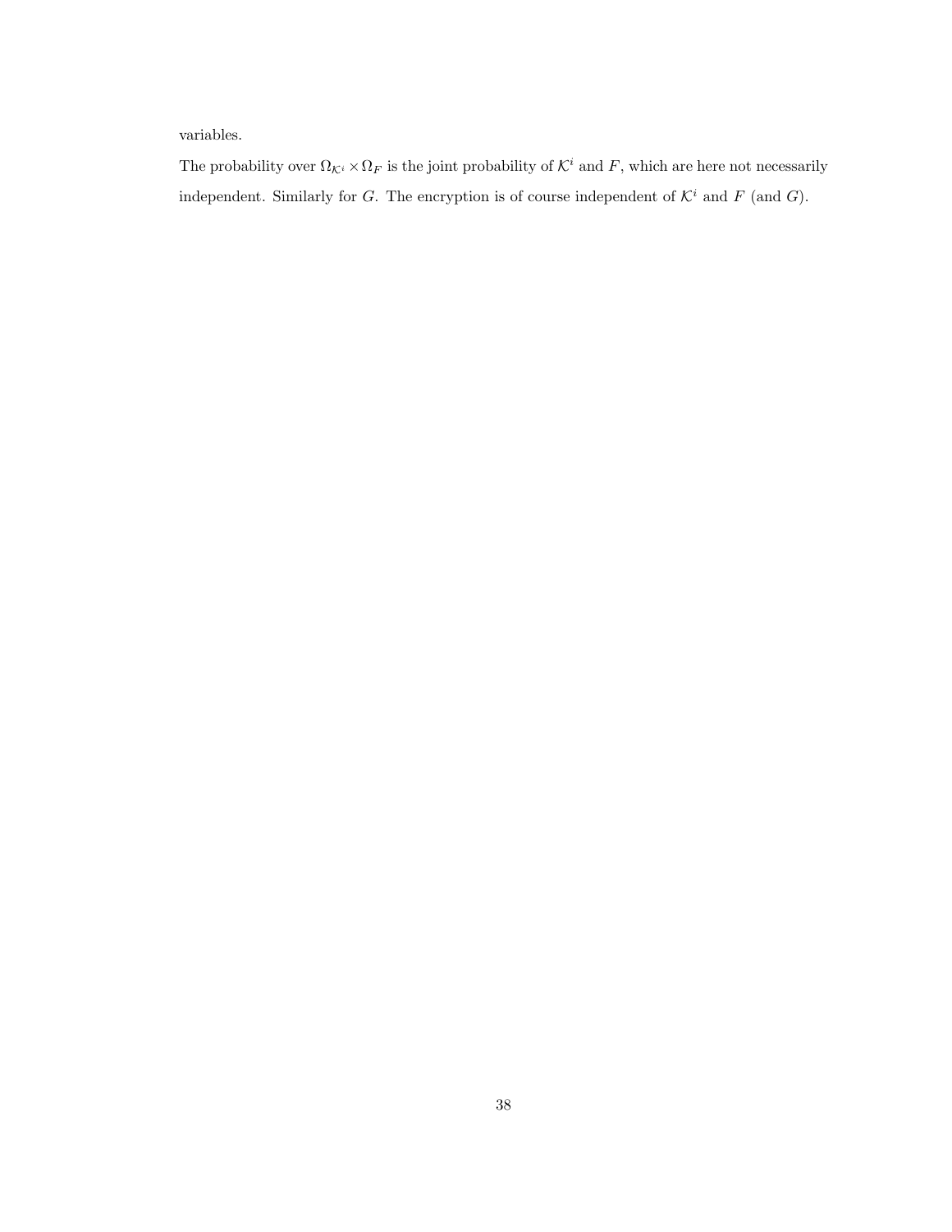variables.

The probability over $\Omega_{\mathcal{K}^i} \times \Omega_F$ is the joint probability of $\mathcal{K}^i$ and $F$, which are here not necessarily independent. Similarly for $G$. The encryption is of course independent of $\mathcal{K}^i$ and $F$ (and $G$).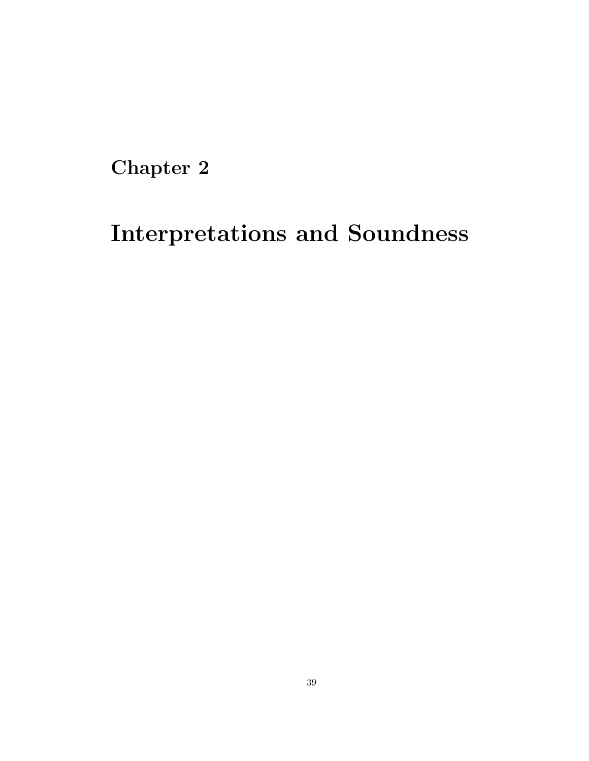# Chapter 2

# Interpretations and Soundness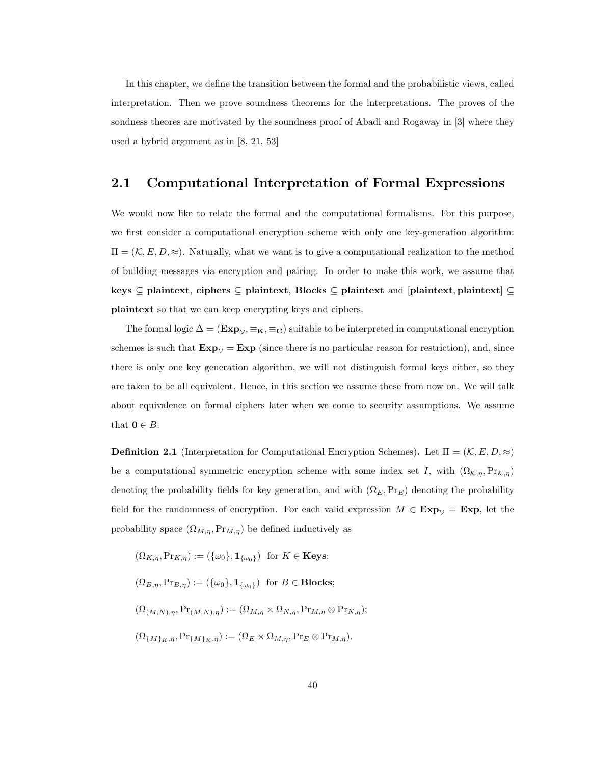In this chapter, we define the transition between the formal and the probabilistic views, called interpretation. Then we prove soundness theorems for the interpretations. The proves of the sondness theores are motivated by the soundness proof of Abadi and Rogaway in [3] where they used a hybrid argument as in [8, 21, 53]

## 2.1 Computational Interpretation of Formal Expressions

We would now like to relate the formal and the computational formalisms. For this purpose, we first consider a computational encryption scheme with only one key-generation algorithm: $\Pi = (\mathcal{K}, E, D, \approx)$. Naturally, what we want is to give a computational realization to the method of building messages via encryption and pairing. In order to make this work, we assume that $\mathbf{keys} \subseteq \mathbf{plaintext}$, $\mathbf{ciphers} \subseteq \mathbf{plaintext}$, $\mathbf{Blocks} \subseteq \mathbf{plaintext}$ and $[\mathbf{plaintext}, \mathbf{plaintext}] \subseteq \mathbf{plaintext}$ so that we can keep encrypting keys and ciphers.

The formal logic $\Delta = (\mathbf{Exp}_{\mathcal{V}}, \equiv_{\mathbf{K}}, \equiv_{\mathbf{C}})$ suitable to be interpreted in computational encryption schemes is such that $\mathbf{Exp}_{\mathcal{V}} = \mathbf{Exp}$ (since there is no particular reason for restriction), and, since there is only one key generation algorithm, we will not distinguish formal keys either, so they are taken to be all equivalent. Hence, in this section we assume these from now on. We will talk about equivalence on formal ciphers later when we come to security assumptions. We assume that $\mathbf{0} \in B$.

**Definition 2.1** (Interpretation for Computational Encryption Schemes)**.** Let $\Pi = (\mathcal{K}, E, D, \approx)$ be a computational symmetric encryption scheme with some index set $I$, with $(\Omega_{\mathcal{K},\eta}, \Pr_{\mathcal{K},\eta})$ denoting the probability fields for key generation, and with $(\Omega_E, \Pr_E)$ denoting the probability field for the randomness of encryption. For each valid expression $M \in \mathbf{Exp}_{\mathcal{V}} = \mathbf{Exp}$, let the probability space $(\Omega_{M,\eta}, \Pr_{M,\eta})$ be defined inductively as

$$(\Omega_{K,\eta}, \Pr_{K,\eta}) := (\{\omega_0\}, \mathbf{1}_{\{\omega_0\}}) \ \text{ for } K \in \mathbf{Keys};$$

$$(\Omega_{B,\eta}, \Pr_{B,\eta}) := (\{\omega_0\}, \mathbf{1}_{\{\omega_0\}}) \ \text{ for } B \in \mathbf{Blocks};$$

$$(\Omega_{(M,N),\eta}, \Pr_{(M,N),\eta}) := (\Omega_{M,\eta} \times \Omega_{N,\eta}, \Pr_{M,\eta} \otimes \Pr_{N,\eta});$$

$$(\Omega_{\{M\}_K,\eta}, \Pr_{\{M\}_K,\eta}) := (\Omega_E \times \Omega_{M,\eta}, \Pr_E \otimes \Pr_{M,\eta}).$$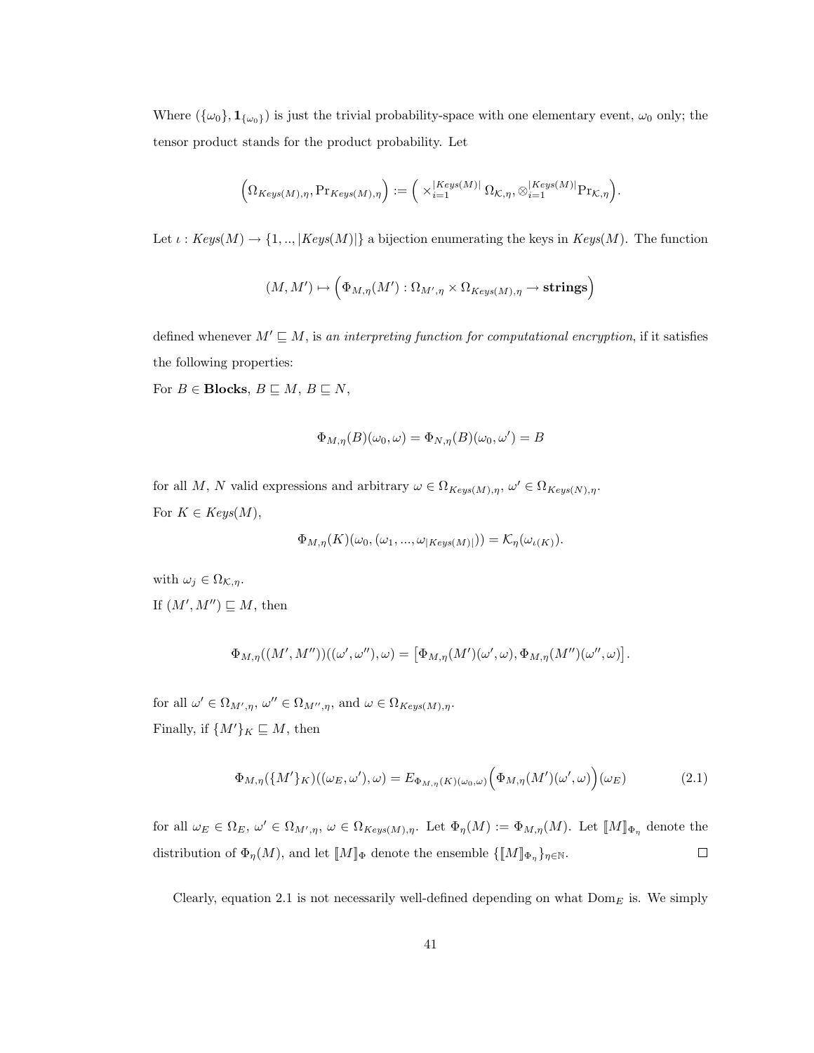Where $(\{\omega_0\}, \mathbf{1}_{\{\omega_0\}})$ is just the trivial probability-space with one elementary event, $\omega_0$ only; the tensor product stands for the product probability. Let

$$\left(\Omega_{Keys(M),\eta}, \Pr_{Keys(M),\eta}\right) := \left( \times_{i=1}^{|Keys(M)|} \Omega_{\mathcal{K},\eta}, \otimes_{i=1}^{|Keys(M)|} \Pr_{\mathcal{K},\eta} \right).$$

Let $\iota : Keys(M) \to \{1, .., |Keys(M)|\}$ a bijection enumerating the keys in $Keys(M)$. The function

$$(M, M') \mapsto \left( \Phi_{M,\eta}(M') : \Omega_{M',\eta} \times \Omega_{Keys(M),\eta} \to \mathbf{strings} \right)$$

defined whenever $M' \sqsubseteq M$, is *an interpreting function for computational encryption*, if it satisfies the following properties:

For $B \in \mathbf{Blocks}$, $B \sqsubseteq M$, $B \sqsubseteq N$,

$$\Phi_{M,\eta}(B)(\omega_0, \omega) = \Phi_{N,\eta}(B)(\omega_0, \omega') = B$$

for all $M$, $N$ valid expressions and arbitrary $\omega \in \Omega_{Keys(M),\eta}$, $\omega' \in \Omega_{Keys(N),\eta}$.

For $K \in Keys(M)$,

$$\Phi_{M,\eta}(K)(\omega_0, (\omega_1, ..., \omega_{|Keys(M)|})) = \mathcal{K}_\eta(\omega_{\iota(K)}).$$

with $\omega_j \in \Omega_{\mathcal{K},\eta}$.

If $(M', M'') \sqsubseteq M$, then

$$\Phi_{M,\eta}((M', M''))((\omega', \omega''), \omega) = \left[ \Phi_{M,\eta}(M')(\omega', \omega), \Phi_{M,\eta}(M'')(\omega'', \omega) \right].$$

for all $\omega' \in \Omega_{M',\eta}$, $\omega'' \in \Omega_{M'',\eta}$, and $\omega \in \Omega_{Keys(M),\eta}$.

Finally, if $\{M'\}_K \sqsubseteq M$, then

$$\Phi_{M,\eta}(\{M'\}_K)((\omega_E, \omega'), \omega) = E_{\Phi_{M,\eta}(K)(\omega_0,\omega)}\left( \Phi_{M,\eta}(M')(\omega', \omega) \right)(\omega_E) \tag{2.1}$$

for all $\omega_E \in \Omega_E$, $\omega' \in \Omega_{M',\eta}$, $\omega \in \Omega_{Keys(M),\eta}$. Let $\Phi_\eta(M) := \Phi_{M,\eta}(M)$. Let $[\![M]\!]_{\Phi_\eta}$ denote the distribution of $\Phi_\eta(M)$, and let $[\![M]\!]_\Phi$ denote the ensemble $\{[\![M]\!]_{\Phi_\eta}\}_{\eta\in\mathbb{N}}$. □

Clearly, equation 2.1 is not necessarily well-defined depending on what $\mathrm{Dom}_E$ is. We simply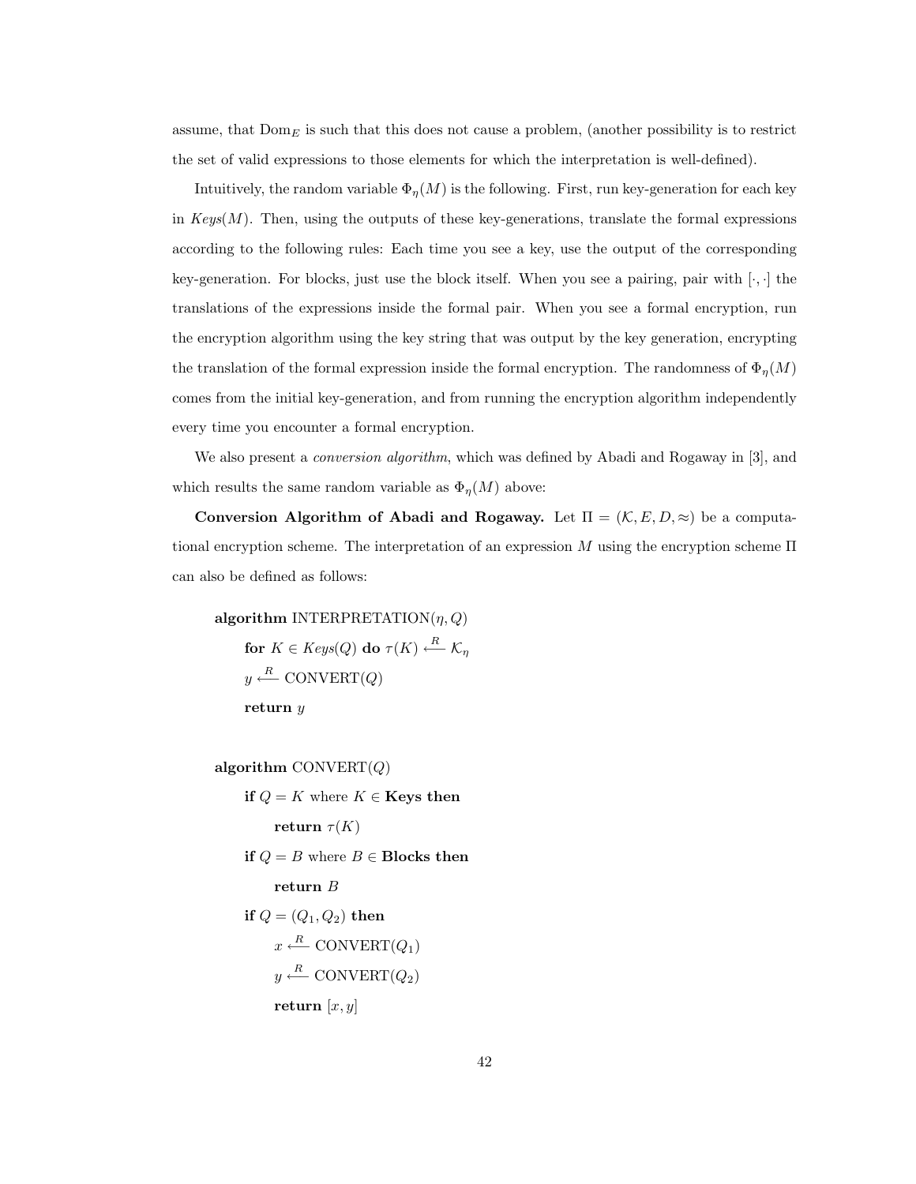assume, that $\mathrm{Dom}_E$ is such that this does not cause a problem, (another possibility is to restrict the set of valid expressions to those elements for which the interpretation is well-defined).

Intuitively, the random variable $\Phi_\eta(M)$ is the following. First, run key-generation for each key in *Keys*$(M)$. Then, using the outputs of these key-generations, translate the formal expressions according to the following rules: Each time you see a key, use the output of the corresponding key-generation. For blocks, just use the block itself. When you see a pairing, pair with $[\cdot,\cdot]$ the translations of the expressions inside the formal pair. When you see a formal encryption, run the encryption algorithm using the key string that was output by the key generation, encrypting the translation of the formal expression inside the formal encryption. The randomness of $\Phi_\eta(M)$ comes from the initial key-generation, and from running the encryption algorithm independently every time you encounter a formal encryption.

We also present a *conversion algorithm*, which was defined by Abadi and Rogaway in [3], and which results the same random variable as $\Phi_\eta(M)$ above:

**Conversion Algorithm of Abadi and Rogaway.** Let $\Pi = (\mathcal{K}, E, D, \approx)$ be a computational encryption scheme. The interpretation of an expression $M$ using the encryption scheme $\Pi$ can also be defined as follows:

**algorithm** INTERPRETATION$(\eta, Q)$

  **for** $K \in$ *Keys*$(Q)$ **do** $\tau(K) \xleftarrow{R} \mathcal{K}_\eta$

  $y \xleftarrow{R}$ CONVERT$(Q)$

  **return** $y$

**algorithm** CONVERT$(Q)$

  **if** $Q = K$ where $K \in$ **Keys then**

    **return** $\tau(K)$

  **if** $Q = B$ where $B \in$ **Blocks then**

    **return** $B$

  **if** $Q = (Q_1, Q_2)$ **then**

    $x \xleftarrow{R}$ CONVERT$(Q_1)$

    $y \xleftarrow{R}$ CONVERT$(Q_2)$

    **return** $[x, y]$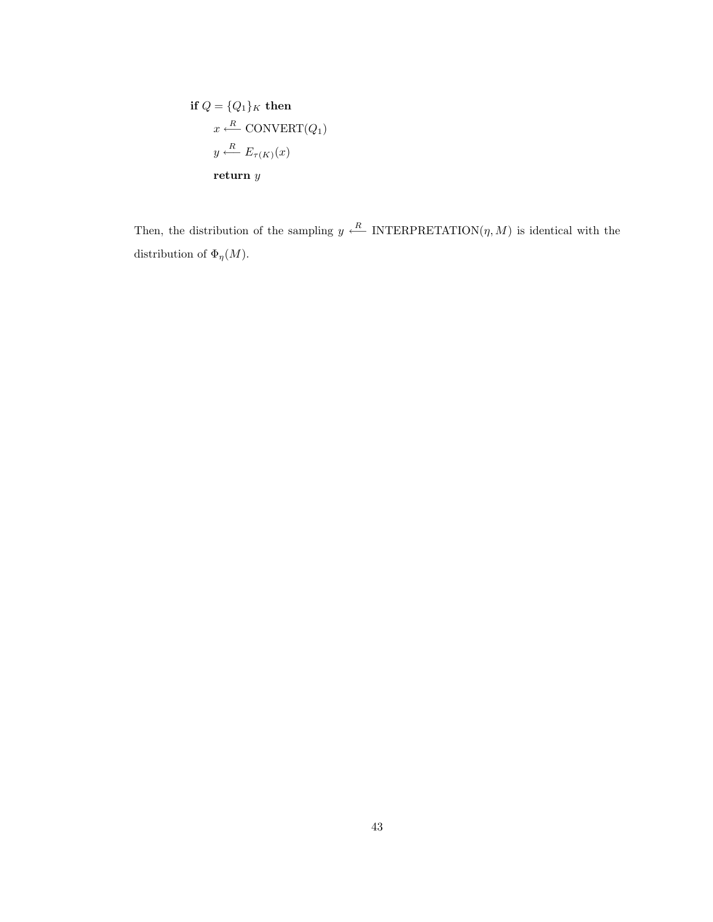**if** $Q = \{Q_1\}_K$ **then**

$x \xleftarrow{R} \text{CONVERT}(Q_1)$

$y \xleftarrow{R} E_{\tau(K)}(x)$

**return** $y$

Then, the distribution of the sampling $y \xleftarrow{R} \text{INTERPRETATION}(\eta, M)$ is identical with the distribution of $\Phi_\eta(M)$.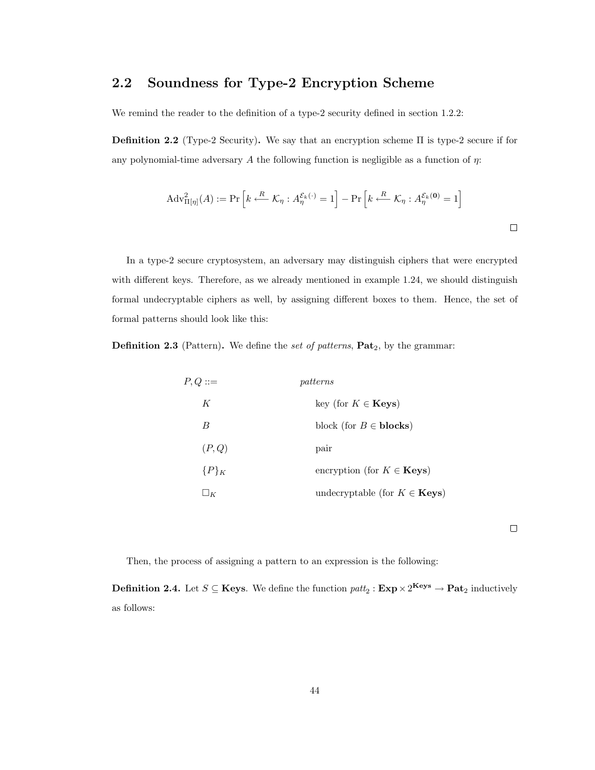## 2.2 Soundness for Type-2 Encryption Scheme

We remind the reader to the definition of a type-2 security defined in section 1.2.2:

**Definition 2.2** (Type-2 Security)**.** We say that an encryption scheme $\Pi$ is type-2 secure if for any polynomial-time adversary $A$ the following function is negligible as a function of $\eta$:

$$\mathrm{Adv}^2_{\Pi[\eta]}(A) := \Pr\left[k \xleftarrow{R} \mathcal{K}_\eta : A_\eta^{\mathcal{E}_k(\cdot)} = 1\right] - \Pr\left[k \xleftarrow{R} \mathcal{K}_\eta : A_\eta^{\mathcal{E}_k(\mathbf{0})} = 1\right]$$

□

In a type-2 secure cryptosystem, an adversary may distinguish ciphers that were encrypted with different keys. Therefore, as we already mentioned in example 1.24, we should distinguish formal undecryptable ciphers as well, by assigning different boxes to them. Hence, the set of formal patterns should look like this:

**Definition 2.3** (Pattern)**.** We define the *set of patterns*, $\mathbf{Pat}_2$, by the grammar:

| | |
|---|---|
| $P, Q ::=$ | *patterns* |
| $K$ | key (for $K \in \mathbf{Keys}$) |
| $B$ | block (for $B \in \mathbf{blocks}$) |
| $(P, Q)$ | pair |
| $\{P\}_K$ | encryption (for $K \in \mathbf{Keys}$) |
| $\Box_K$ | undecryptable (for $K \in \mathbf{Keys}$) |

□

Then, the process of assigning a pattern to an expression is the following:

**Definition 2.4.** Let $S \subseteq \mathbf{Keys}$. We define the function $patt_2 : \mathbf{Exp} \times 2^{\mathbf{Keys}} \to \mathbf{Pat}_2$ inductively as follows: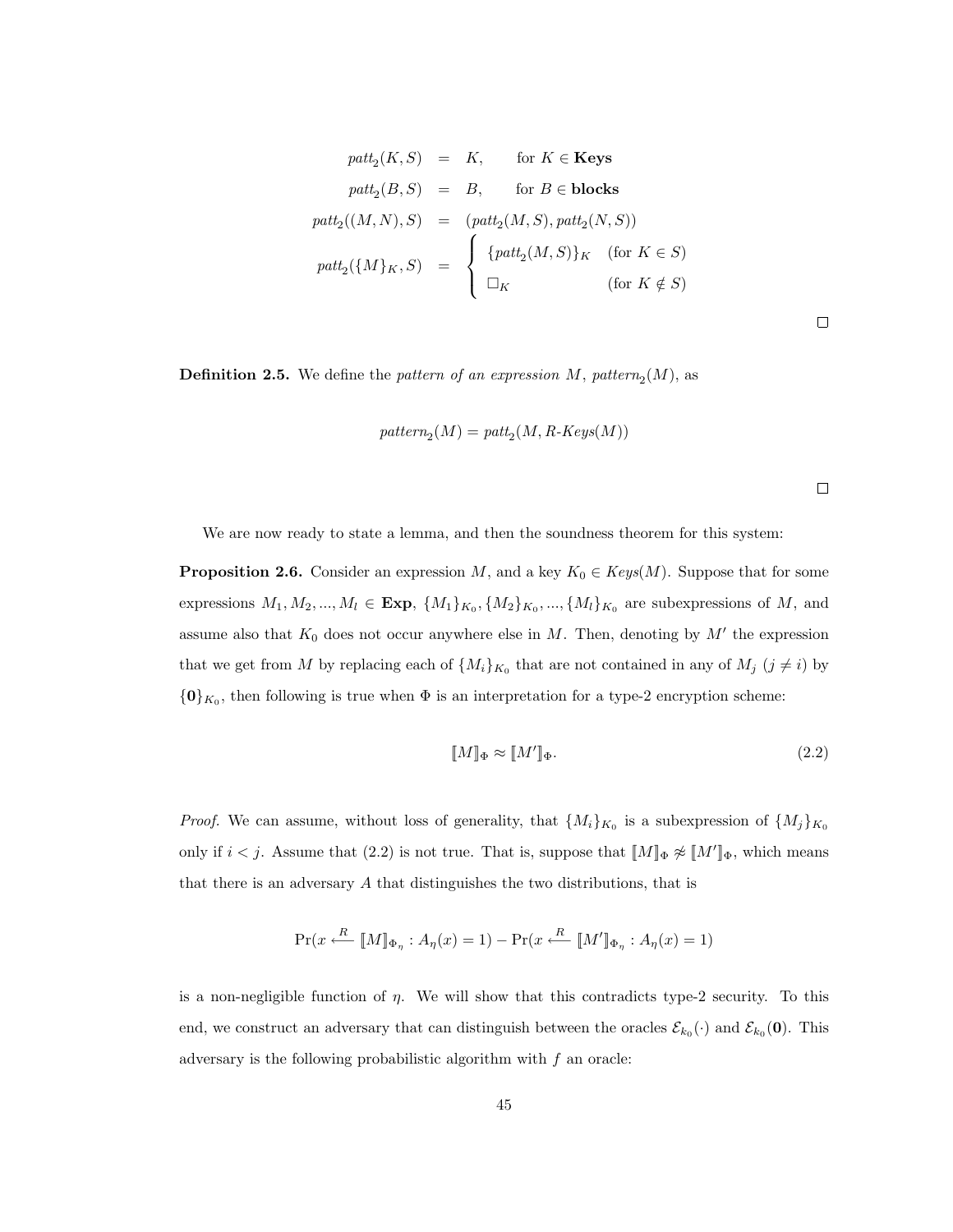$$
\begin{aligned}
patt_2(K,S) &= K, \qquad \text{for } K \in \mathbf{Keys} \\
patt_2(B,S) &= B, \qquad \text{for } B \in \mathbf{blocks} \\
patt_2((M,N),S) &= (patt_2(M,S), patt_2(N,S)) \\
patt_2(\{M\}_K,S) &= \begin{cases} \{patt_2(M,S)\}_K & (\text{for } K \in S) \\ \Box_K & (\text{for } K \notin S) \end{cases}
\end{aligned}
$$

□

**Definition 2.5.** We define the *pattern of an expression* $M$, $pattern_2(M)$, as

$$
pattern_2(M) = patt_2(M, R\text{-}Keys(M))
$$

□

We are now ready to state a lemma, and then the soundness theorem for this system:

**Proposition 2.6.** Consider an expression $M$, and a key $K_0 \in Keys(M)$. Suppose that for some expressions $M_1, M_2, ..., M_l \in \mathbf{Exp}$, $\{M_1\}_{K_0}, \{M_2\}_{K_0}, ..., \{M_l\}_{K_0}$ are subexpressions of $M$, and assume also that $K_0$ does not occur anywhere else in $M$. Then, denoting by $M'$ the expression that we get from $M$ by replacing each of $\{M_i\}_{K_0}$ that are not contained in any of $M_j$ $(j \neq i)$ by $\{\mathbf{0}\}_{K_0}$, then following is true when $\Phi$ is an interpretation for a type-2 encryption scheme:

$$
[\![M]\!]_\Phi \approx [\![M']\!]_\Phi. \tag{2.2}
$$

*Proof.* We can assume, without loss of generality, that $\{M_i\}_{K_0}$ is a subexpression of $\{M_j\}_{K_0}$ only if $i < j$. Assume that (2.2) is not true. That is, suppose that $[\![M]\!]_\Phi \not\approx [\![M']\!]_\Phi$, which means that there is an adversary $A$ that distinguishes the two distributions, that is

$$
\Pr(x \xleftarrow{R} [\![M]\!]_{\Phi_\eta} : A_\eta(x) = 1) - \Pr(x \xleftarrow{R} [\![M']\!]_{\Phi_\eta} : A_\eta(x) = 1)
$$

is a non-negligible function of $\eta$. We will show that this contradicts type-2 security. To this end, we construct an adversary that can distinguish between the oracles $\mathcal{E}_{k_0}(\cdot)$ and $\mathcal{E}_{k_0}(\mathbf{0})$. This adversary is the following probabilistic algorithm with $f$ an oracle: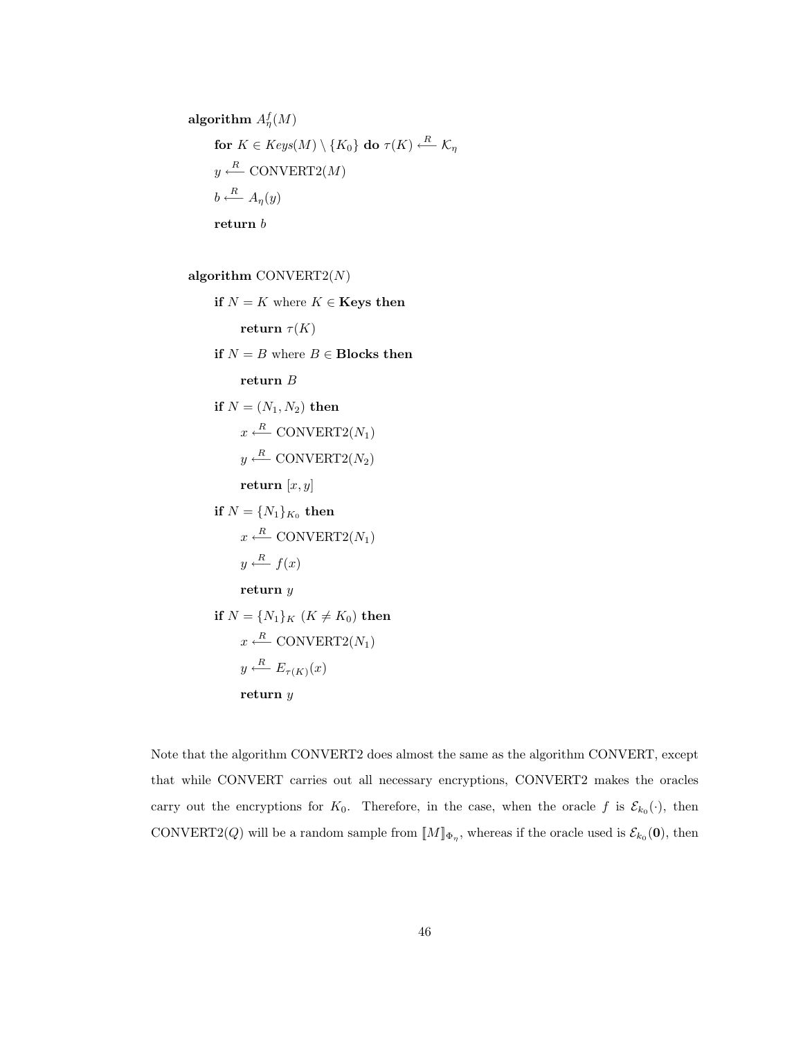**algorithm** $A_\eta^f(M)$

**for** $K \in \mathit{Keys}(M) \setminus \{K_0\}$ **do** $\tau(K) \xleftarrow{R} \mathcal{K}_\eta$

$y \xleftarrow{R}$ CONVERT2$(M)$

$b \xleftarrow{R} A_\eta(y)$

**return** $b$

**algorithm** CONVERT2$(N)$

**if** $N = K$ where $K \in$ **Keys then**

**return** $\tau(K)$

**if** $N = B$ where $B \in$ **Blocks then**

**return** $B$

**if** $N = (N_1, N_2)$ **then**

$x \xleftarrow{R}$ CONVERT2$(N_1)$

$y \xleftarrow{R}$ CONVERT2$(N_2)$

**return** $[x, y]$

**if** $N = \{N_1\}_{K_0}$ **then**

$x \xleftarrow{R}$ CONVERT2$(N_1)$

$y \xleftarrow{R} f(x)$

**return** $y$

**if** $N = \{N_1\}_K$ $(K \neq K_0)$ **then**

$x \xleftarrow{R}$ CONVERT2$(N_1)$

$y \xleftarrow{R} E_{\tau(K)}(x)$

**return** $y$

Note that the algorithm CONVERT2 does almost the same as the algorithm CONVERT, except that while CONVERT carries out all necessary encryptions, CONVERT2 makes the oracles carry out the encryptions for $K_0$. Therefore, in the case, when the oracle $f$ is $\mathcal{E}_{k_0}(\cdot)$, then CONVERT2$(Q)$ will be a random sample from $[\![M]\!]_{\Phi_\eta}$, whereas if the oracle used is $\mathcal{E}_{k_0}(\mathbf{0})$, then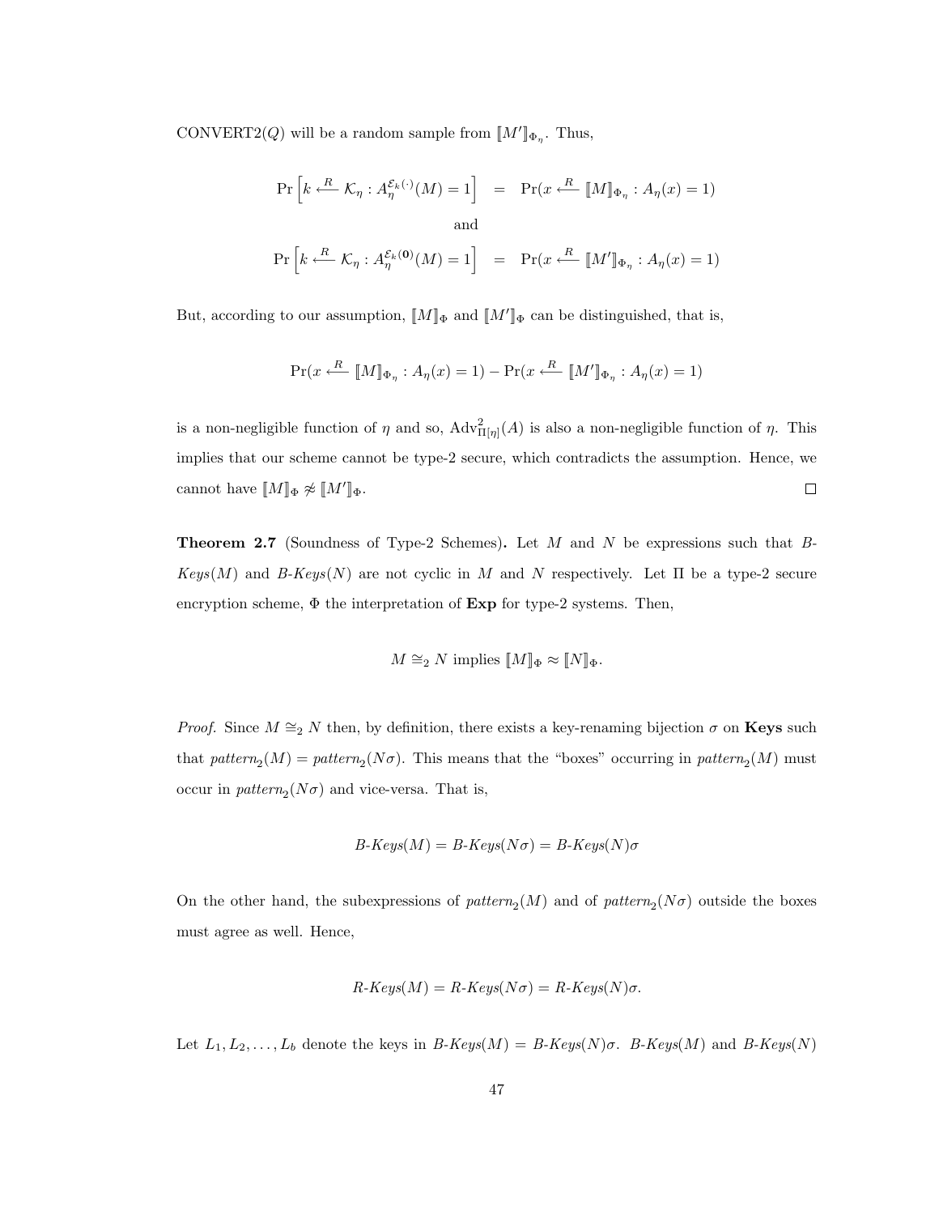CONVERT2($Q$) will be a random sample from $[\![M']\!]_{\Phi_\eta}$. Thus,

$$\Pr\left[k \xleftarrow{R} \mathcal{K}_\eta : A_\eta^{\mathcal{E}_k(\cdot)}(M) = 1\right] = \Pr(x \xleftarrow{R} [\![M]\!]_{\Phi_\eta} : A_\eta(x) = 1)$$

and

$$\Pr\left[k \xleftarrow{R} \mathcal{K}_\eta : A_\eta^{\mathcal{E}_k(\mathbf{0})}(M) = 1\right] = \Pr(x \xleftarrow{R} [\![M']\!]_{\Phi_\eta} : A_\eta(x) = 1)$$

But, according to our assumption, $[\![M]\!]_\Phi$ and $[\![M']\!]_\Phi$ can be distinguished, that is,

$$\Pr(x \xleftarrow{R} [\![M]\!]_{\Phi_\eta} : A_\eta(x) = 1) - \Pr(x \xleftarrow{R} [\![M']\!]_{\Phi_\eta} : A_\eta(x) = 1)$$

is a non-negligible function of $\eta$ and so, $\mathrm{Adv}^2_{\Pi[\eta]}(A)$ is also a non-negligible function of $\eta$. This implies that our scheme cannot be type-2 secure, which contradicts the assumption. Hence, we cannot have $[\![M]\!]_\Phi \not\approx [\![M']\!]_\Phi$. □

**Theorem 2.7** (Soundness of Type-2 Schemes)**.** Let $M$ and $N$ be expressions such that *B-Keys*($M$) and *B-Keys*($N$) are not cyclic in $M$ and $N$ respectively. Let $\Pi$ be a type-2 secure encryption scheme, $\Phi$ the interpretation of **Exp** for type-2 systems. Then,

$$M \cong_2 N \text{ implies } [\![M]\!]_\Phi \approx [\![N]\!]_\Phi.$$

*Proof.* Since $M \cong_2 N$ then, by definition, there exists a key-renaming bijection $\sigma$ on **Keys** such that $pattern_2(M) = pattern_2(N\sigma)$. This means that the "boxes" occurring in $pattern_2(M)$ must occur in $pattern_2(N\sigma)$ and vice-versa. That is,

$$\textit{B-Keys}(M) = \textit{B-Keys}(N\sigma) = \textit{B-Keys}(N)\sigma$$

On the other hand, the subexpressions of $pattern_2(M)$ and of $pattern_2(N\sigma)$ outside the boxes must agree as well. Hence,

$$\textit{R-Keys}(M) = \textit{R-Keys}(N\sigma) = \textit{R-Keys}(N)\sigma.$$

Let $L_1, L_2, \ldots, L_b$ denote the keys in *B-Keys*($M$) = *B-Keys*($N$)$\sigma$. *B-Keys*($M$) and *B-Keys*($N$)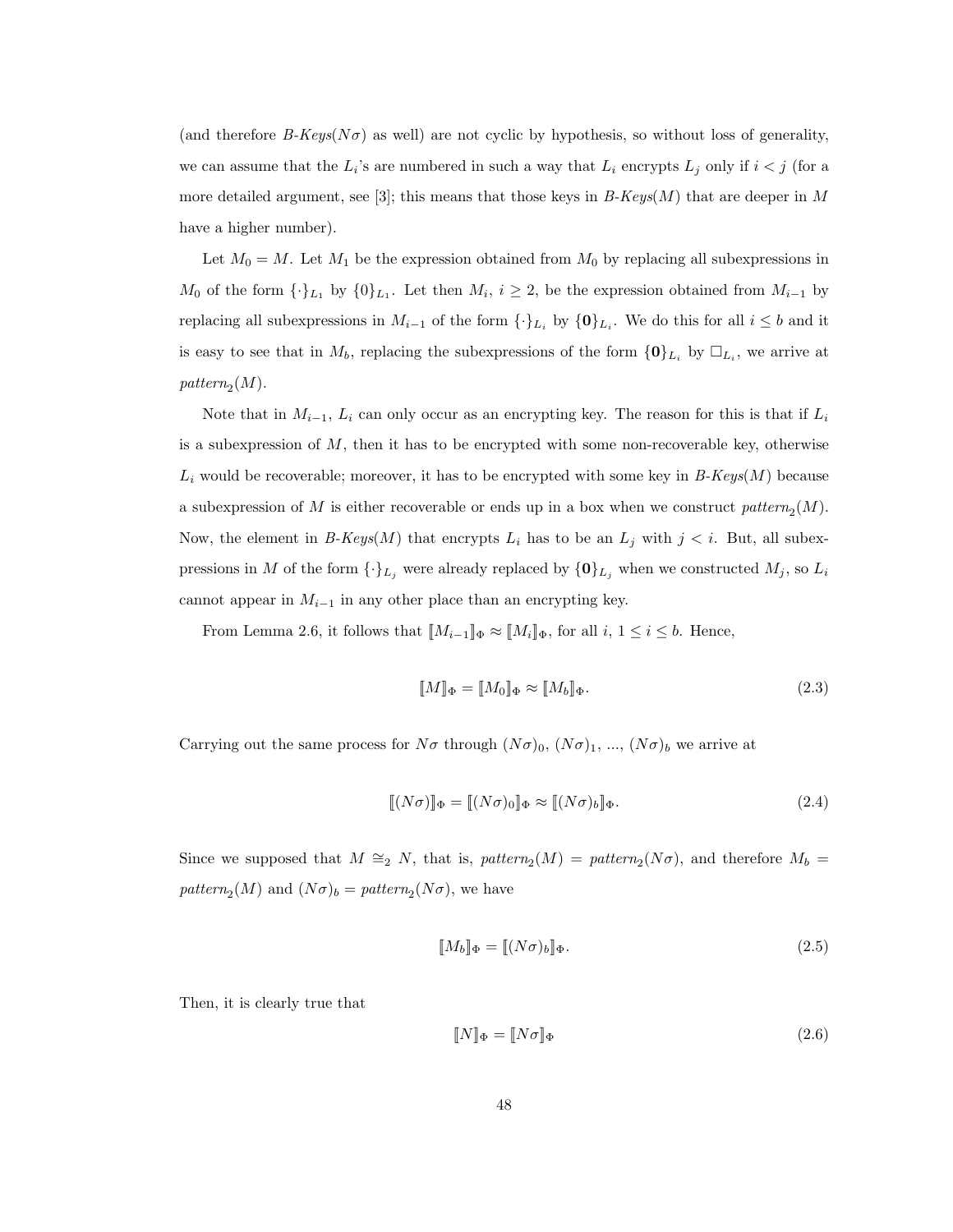(and therefore *B-Keys*($N\sigma$) as well) are not cyclic by hypothesis, so without loss of generality, we can assume that the $L_i$'s are numbered in such a way that $L_i$ encrypts $L_j$ only if $i < j$ (for a more detailed argument, see [3]; this means that those keys in *B-Keys*($M$) that are deeper in $M$ have a higher number).

Let $M_0 = M$. Let $M_1$ be the expression obtained from $M_0$ by replacing all subexpressions in $M_0$ of the form $\{\cdot\}_{L_1}$ by $\{0\}_{L_1}$. Let then $M_i$, $i \geq 2$, be the expression obtained from $M_{i-1}$ by replacing all subexpressions in $M_{i-1}$ of the form $\{\cdot\}_{L_i}$ by $\{\mathbf{0}\}_{L_i}$. We do this for all $i \leq b$ and it is easy to see that in $M_b$, replacing the subexpressions of the form $\{\mathbf{0}\}_{L_i}$ by $\Box_{L_i}$, we arrive at $pattern_2(M)$.

Note that in $M_{i-1}$, $L_i$ can only occur as an encrypting key. The reason for this is that if $L_i$ is a subexpression of $M$, then it has to be encrypted with some non-recoverable key, otherwise $L_i$ would be recoverable; moreover, it has to be encrypted with some key in *B-Keys*($M$) because a subexpression of $M$ is either recoverable or ends up in a box when we construct $pattern_2(M)$. Now, the element in *B-Keys*($M$) that encrypts $L_i$ has to be an $L_j$ with $j < i$. But, all subexpressions in $M$ of the form $\{\cdot\}_{L_j}$ were already replaced by $\{\mathbf{0}\}_{L_j}$ when we constructed $M_j$, so $L_i$ cannot appear in $M_{i-1}$ in any other place than an encrypting key.

From Lemma 2.6, it follows that $[\![M_{i-1}]\!]_\Phi \approx [\![M_i]\!]_\Phi$, for all $i$, $1 \leq i \leq b$. Hence,

$$[\![M]\!]_\Phi = [\![M_0]\!]_\Phi \approx [\![M_b]\!]_\Phi. \tag{2.3}$$

Carrying out the same process for $N\sigma$ through $(N\sigma)_0$, $(N\sigma)_1$, ..., $(N\sigma)_b$ we arrive at

$$[\![(N\sigma)]\!]_\Phi = [\![(N\sigma)_0]\!]_\Phi \approx [\![(N\sigma)_b]\!]_\Phi. \tag{2.4}$$

Since we supposed that $M \cong_2 N$, that is, $pattern_2(M) = pattern_2(N\sigma)$, and therefore $M_b = pattern_2(M)$ and $(N\sigma)_b = pattern_2(N\sigma)$, we have

$$[\![M_b]\!]_\Phi = [\![(N\sigma)_b]\!]_\Phi. \tag{2.5}$$

Then, it is clearly true that

$$[\![N]\!]_\Phi = [\![N\sigma]\!]_\Phi \tag{2.6}$$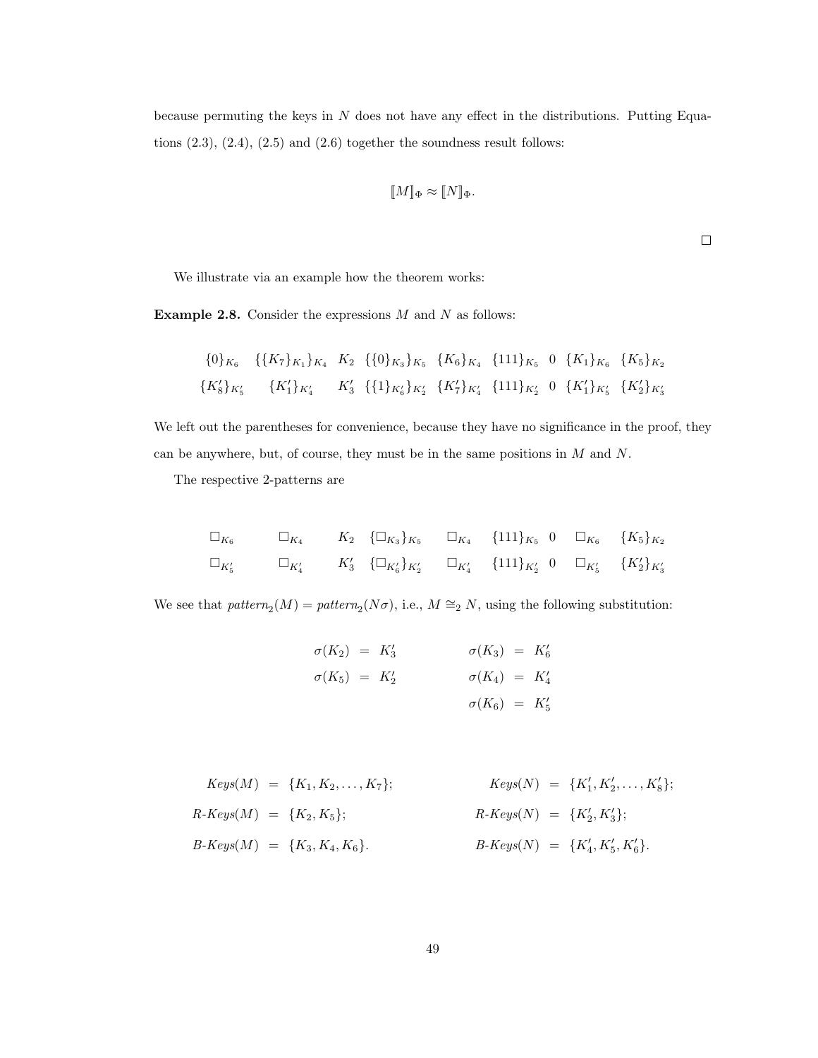because permuting the keys in $N$ does not have any effect in the distributions. Putting Equations (2.3), (2.4), (2.5) and (2.6) together the soundness result follows:

$$[\![M]\!]_\Phi \approx [\![N]\!]_\Phi.$$

$\square$

We illustrate via an example how the theorem works:

**Example 2.8.** Consider the expressions $M$ and $N$ as follows:

$$\begin{array}{cccccccccc}
\{0\}_{K_6} & \{\{K_7\}_{K_1}\}_{K_4} & K_2 & \{\{0\}_{K_3}\}_{K_5} & \{K_6\}_{K_4} & \{111\}_{K_5} & 0 & \{K_1\}_{K_6} & \{K_5\}_{K_2} \\
\{K_8'\}_{K_5'} & \{K_1'\}_{K_4'} & K_3' & \{\{1\}_{K_6'}\}_{K_2'} & \{K_7'\}_{K_4'} & \{111\}_{K_2'} & 0 & \{K_1'\}_{K_5'} & \{K_2'\}_{K_3'}
\end{array}$$

We left out the parentheses for convenience, because they have no significance in the proof, they can be anywhere, but, of course, they must be in the same positions in $M$ and $N$.

The respective 2-patterns are

$$\begin{array}{cccccccccc}
\square_{K_6} & \square_{K_4} & K_2 & \{\square_{K_3}\}_{K_5} & \square_{K_4} & \{111\}_{K_5} & 0 & \square_{K_6} & \{K_5\}_{K_2} \\
\square_{K_5'} & \square_{K_4'} & K_3' & \{\square_{K_6'}\}_{K_2'} & \square_{K_4'} & \{111\}_{K_2'} & 0 & \square_{K_5'} & \{K_2'\}_{K_3'}
\end{array}$$

We see that $pattern_2(M) = pattern_2(N\sigma)$, i.e., $M \cong_2 N$, using the following substitution:

$$\begin{array}{rclcrcl}
\sigma(K_2) & = & K_3' & \qquad & \sigma(K_3) & = & K_6' \\
\sigma(K_5) & = & K_2' & & \sigma(K_4) & = & K_4' \\
 & & & & \sigma(K_6) & = & K_5'
\end{array}$$

$$\begin{array}{rclcrcl}
Keys(M) & = & \{K_1, K_2, \ldots, K_7\}; & \qquad & Keys(N) & = & \{K_1', K_2', \ldots, K_8'\}; \\
R\text{-}Keys(M) & = & \{K_2, K_5\}; & & R\text{-}Keys(N) & = & \{K_2', K_3'\}; \\
B\text{-}Keys(M) & = & \{K_3, K_4, K_6\}. & & B\text{-}Keys(N) & = & \{K_4', K_5', K_6'\}.
\end{array}$$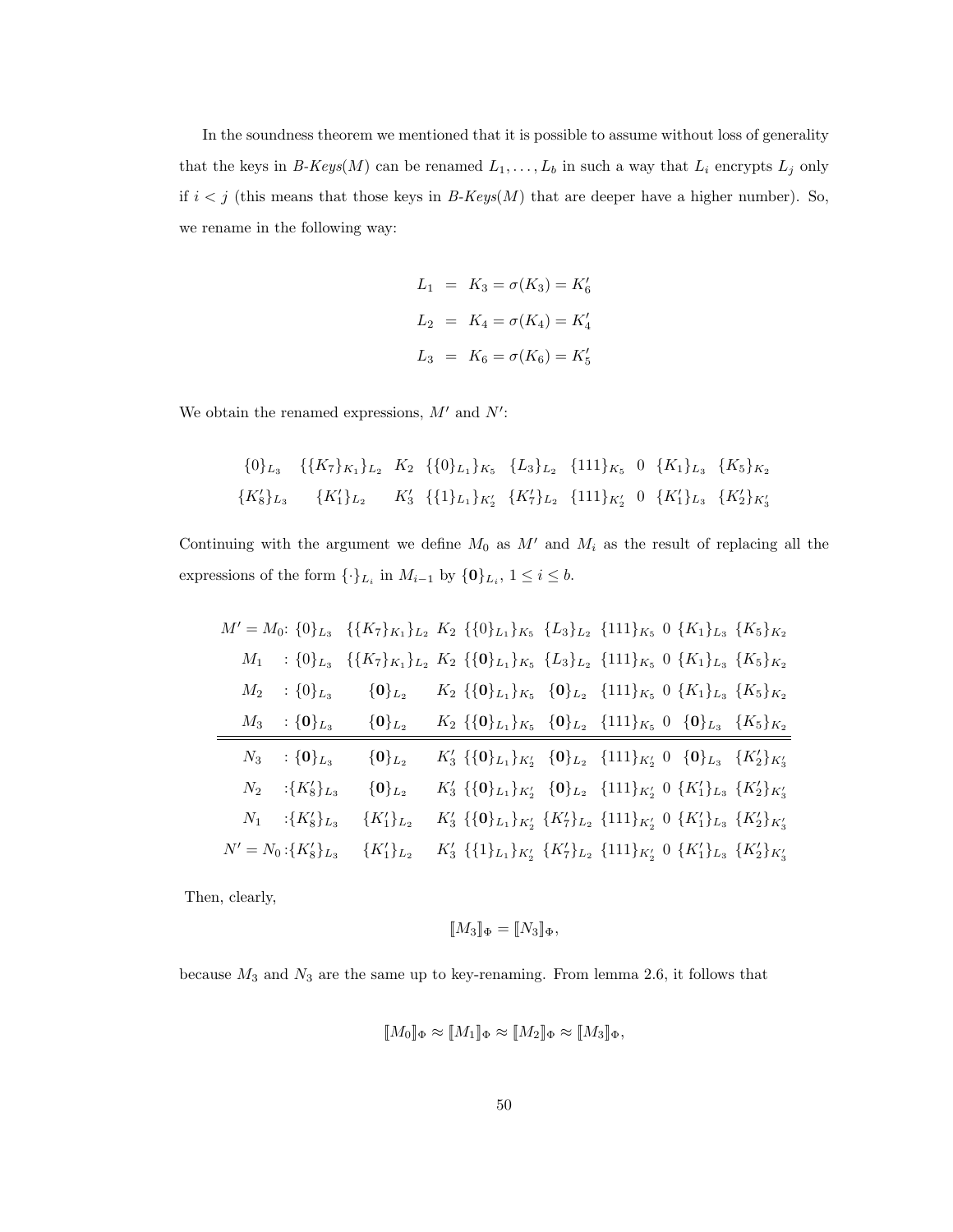In the soundness theorem we mentioned that it is possible to assume without loss of generality that the keys in *B-Keys*$(M)$ can be renamed $L_1, \ldots, L_b$ in such a way that $L_i$ encrypts $L_j$ only if $i < j$ (this means that those keys in *B-Keys*$(M)$ that are deeper have a higher number). So, we rename in the following way:

$$
\begin{aligned}
L_1 &= K_3 = \sigma(K_3) = K'_6 \\
L_2 &= K_4 = \sigma(K_4) = K'_4 \\
L_3 &= K_6 = \sigma(K_6) = K'_5
\end{aligned}
$$

We obtain the renamed expressions, $M'$ and $N'$:

$$
\begin{array}{cccccccc}
\{0\}_{L_3} & \{\{K_7\}_{K_1}\}_{L_2} & K_2 & \{\{0\}_{L_1}\}_{K_5} & \{L_3\}_{L_2} & \{111\}_{K_5} \ \ 0 & \{K_1\}_{L_3} & \{K_5\}_{K_2} \\
\{K'_8\}_{L_3} & \{K'_1\}_{L_2} & K'_3 & \{\{1\}_{L_1}\}_{K'_2} & \{K'_7\}_{L_2} & \{111\}_{K'_2} \ \ 0 & \{K'_1\}_{L_3} & \{K'_2\}_{K'_3}
\end{array}
$$

Continuing with the argument we define $M_0$ as $M'$ and $M_i$ as the result of replacing all the expressions of the form $\{\cdot\}_{L_i}$ in $M_{i-1}$ by $\{\mathbf{0}\}_{L_i}$, $1 \leq i \leq b$.

$$
\begin{array}{lcccccccc}
M' = M_0: & \{0\}_{L_3} & \{\{K_7\}_{K_1}\}_{L_2} & K_2 & \{\{0\}_{L_1}\}_{K_5} & \{L_3\}_{L_2} & \{111\}_{K_5} \ \ 0 & \{K_1\}_{L_3} & \{K_5\}_{K_2} \\
M_1 \ : & \{0\}_{L_3} & \{\{K_7\}_{K_1}\}_{L_2} & K_2 & \{\{\mathbf{0}\}_{L_1}\}_{K_5} & \{L_3\}_{L_2} & \{111\}_{K_5} \ \ 0 & \{K_1\}_{L_3} & \{K_5\}_{K_2} \\
M_2 \ : & \{0\}_{L_3} & \{\mathbf{0}\}_{L_2} & K_2 & \{\{\mathbf{0}\}_{L_1}\}_{K_5} & \{\mathbf{0}\}_{L_2} & \{111\}_{K_5} \ \ 0 & \{K_1\}_{L_3} & \{K_5\}_{K_2} \\
M_3 \ : & \{\mathbf{0}\}_{L_3} & \{\mathbf{0}\}_{L_2} & K_2 & \{\{\mathbf{0}\}_{L_1}\}_{K_5} & \{\mathbf{0}\}_{L_2} & \{111\}_{K_5} \ \ 0 & \{\mathbf{0}\}_{L_3} & \{K_5\}_{K_2} \\
\hline\hline
N_3 \ : & \{\mathbf{0}\}_{L_3} & \{\mathbf{0}\}_{L_2} & K'_3 & \{\{\mathbf{0}\}_{L_1}\}_{K'_2} & \{\mathbf{0}\}_{L_2} & \{111\}_{K'_2} \ \ 0 & \{\mathbf{0}\}_{L_3} & \{K'_2\}_{K'_3} \\
N_2 \ : & \{K'_8\}_{L_3} & \{\mathbf{0}\}_{L_2} & K'_3 & \{\{\mathbf{0}\}_{L_1}\}_{K'_2} & \{\mathbf{0}\}_{L_2} & \{111\}_{K'_2} \ \ 0 & \{K'_1\}_{L_3} & \{K'_2\}_{K'_3} \\
N_1 \ : & \{K'_8\}_{L_3} & \{K'_1\}_{L_2} & K'_3 & \{\{\mathbf{0}\}_{L_1}\}_{K'_2} & \{K'_7\}_{L_2} & \{111\}_{K'_2} \ \ 0 & \{K'_1\}_{L_3} & \{K'_2\}_{K'_3} \\
N' = N_0: & \{K'_8\}_{L_3} & \{K'_1\}_{L_2} & K'_3 & \{\{1\}_{L_1}\}_{K'_2} & \{K'_7\}_{L_2} & \{111\}_{K'_2} \ \ 0 & \{K'_1\}_{L_3} & \{K'_2\}_{K'_3}
\end{array}
$$

Then, clearly,

$$
[\![M_3]\!]_\Phi = [\![N_3]\!]_\Phi,
$$

because $M_3$ and $N_3$ are the same up to key-renaming. From lemma 2.6, it follows that

$$
[\![M_0]\!]_\Phi \approx [\![M_1]\!]_\Phi \approx [\![M_2]\!]_\Phi \approx [\![M_3]\!]_\Phi,
$$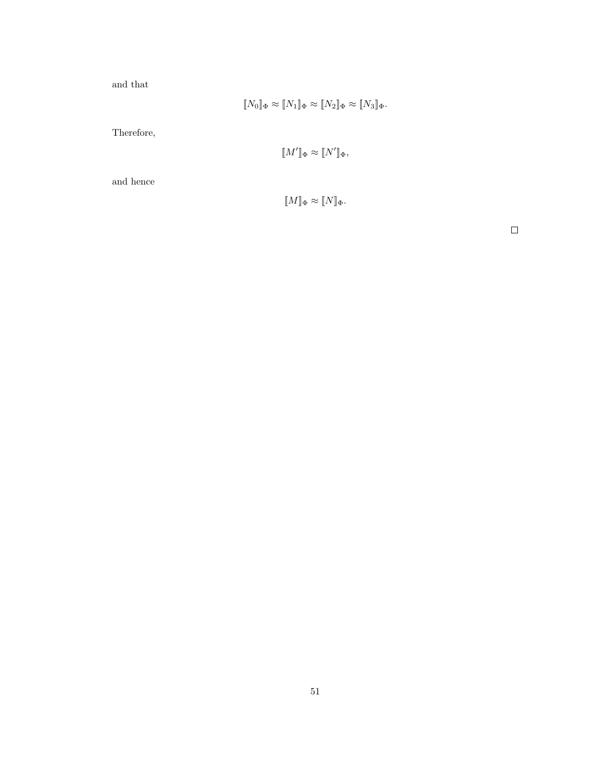and that

$$\llbracket N_0 \rrbracket_\Phi \approx \llbracket N_1 \rrbracket_\Phi \approx \llbracket N_2 \rrbracket_\Phi \approx \llbracket N_3 \rrbracket_\Phi.$$

Therefore,

$$\llbracket M' \rrbracket_\Phi \approx \llbracket N' \rrbracket_\Phi,$$

and hence

$$\llbracket M \rrbracket_\Phi \approx \llbracket N \rrbracket_\Phi.$$

□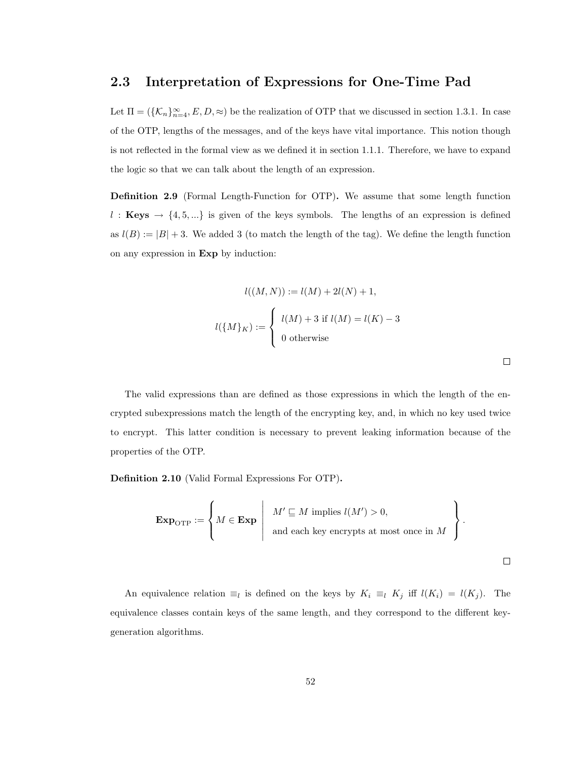## 2.3 Interpretation of Expressions for One-Time Pad

Let $\Pi = (\{\mathcal{K}_n\}_{n=4}^{\infty}, E, D, \approx)$ be the realization of OTP that we discussed in section 1.3.1. In case of the OTP, lengths of the messages, and of the keys have vital importance. This notion though is not reflected in the formal view as we defined it in section 1.1.1. Therefore, we have to expand the logic so that we can talk about the length of an expression.

**Definition 2.9** (Formal Length-Function for OTP)**.** We assume that some length function $l : \textbf{Keys} \rightarrow \{4, 5, ...\}$ is given of the keys symbols. The lengths of an expression is defined as $l(B) := |B| + 3$. We added 3 (to match the length of the tag). We define the length function on any expression in **Exp** by induction:

$$l((M, N)) := l(M) + 2l(N) + 1,$$

$$l(\{M\}_K) := \begin{cases} l(M) + 3 \text{ if } l(M) = l(K) - 3 \\ 0 \text{ otherwise} \end{cases}$$

□

The valid expressions than are defined as those expressions in which the length of the encrypted subexpressions match the length of the encrypting key, and, in which no key used twice to encrypt. This latter condition is necessary to prevent leaking information because of the properties of the OTP.

**Definition 2.10** (Valid Formal Expressions For OTP)**.**

$$\textbf{Exp}_{\text{OTP}} := \left\{ M \in \textbf{Exp} \;\middle|\; \begin{array}{l} M' \sqsubseteq M \text{ implies } l(M') > 0, \\ \text{and each key encrypts at most once in } M \end{array} \right\}.$$

□

An equivalence relation $\equiv_l$ is defined on the keys by $K_i \equiv_l K_j$ iff $l(K_i) = l(K_j)$. The equivalence classes contain keys of the same length, and they correspond to the different key-generation algorithms.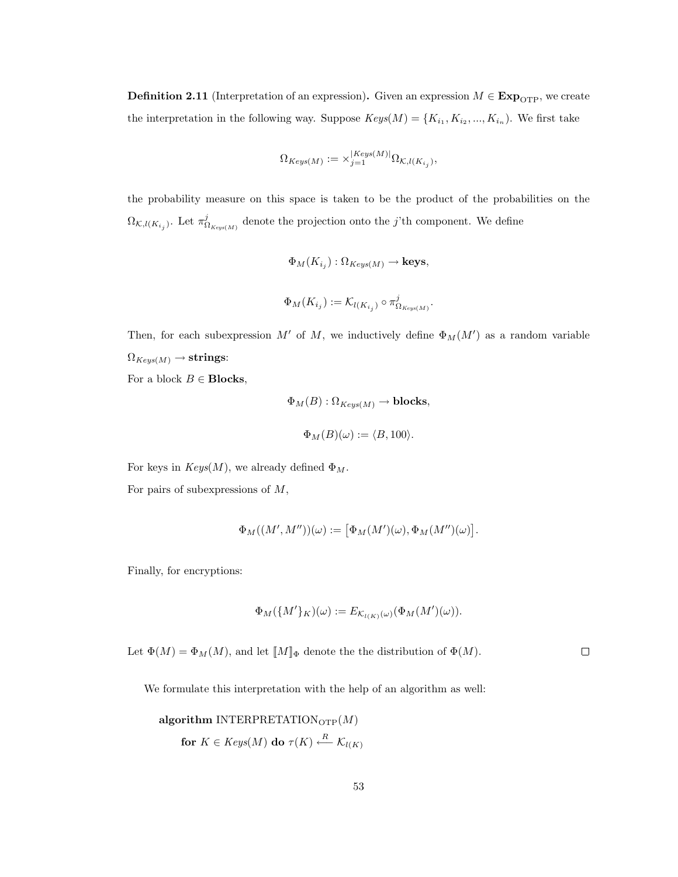**Definition 2.11** (Interpretation of an expression)**.** Given an expression $M \in \mathbf{Exp}_{\mathrm{OTP}}$, we create the interpretation in the following way. Suppose $Keys(M) = \{K_{i_1}, K_{i_2}, ..., K_{i_n})$. We first take

$$\Omega_{Keys(M)} := \times_{j=1}^{|Keys(M)|} \Omega_{\mathcal{K}, l(K_{i_j})},$$

the probability measure on this space is taken to be the product of the probabilities on the $\Omega_{\mathcal{K}, l(K_{i_j})}$. Let $\pi^j_{\Omega_{Keys(M)}}$ denote the projection onto the $j$'th component. We define

$$\Phi_M(K_{i_j}) : \Omega_{Keys(M)} \to \mathbf{keys},$$

$$\Phi_M(K_{i_j}) := \mathcal{K}_{l(K_{i_j})} \circ \pi^j_{\Omega_{Keys(M)}}.$$

Then, for each subexpression $M'$ of $M$, we inductively define $\Phi_M(M')$ as a random variable $\Omega_{Keys(M)} \to \mathbf{strings}$:

For a block $B \in \mathbf{Blocks}$,

$$\Phi_M(B) : \Omega_{Keys(M)} \to \mathbf{blocks},$$

$$\Phi_M(B)(\omega) := \langle B, 100 \rangle.$$

For keys in $Keys(M)$, we already defined $\Phi_M$.

For pairs of subexpressions of $M$,

$$\Phi_M((M', M''))(\omega) := \left[\Phi_M(M')(\omega), \Phi_M(M'')(\omega)\right].$$

Finally, for encryptions:

$$\Phi_M(\{M'\}_K)(\omega) := E_{\mathcal{K}_{l(K)}(\omega)}(\Phi_M(M')(\omega)).$$

Let $\Phi(M) = \Phi_M(M)$, and let $[\![M]\!]_\Phi$ denote the the distribution of $\Phi(M)$. $\square$

We formulate this interpretation with the help of an algorithm as well:

**algorithm** INTERPRETATION$_{\mathrm{OTP}}(M)$

**for** $K \in Keys(M)$ **do** $\tau(K) \xleftarrow{R} \mathcal{K}_{l(K)}$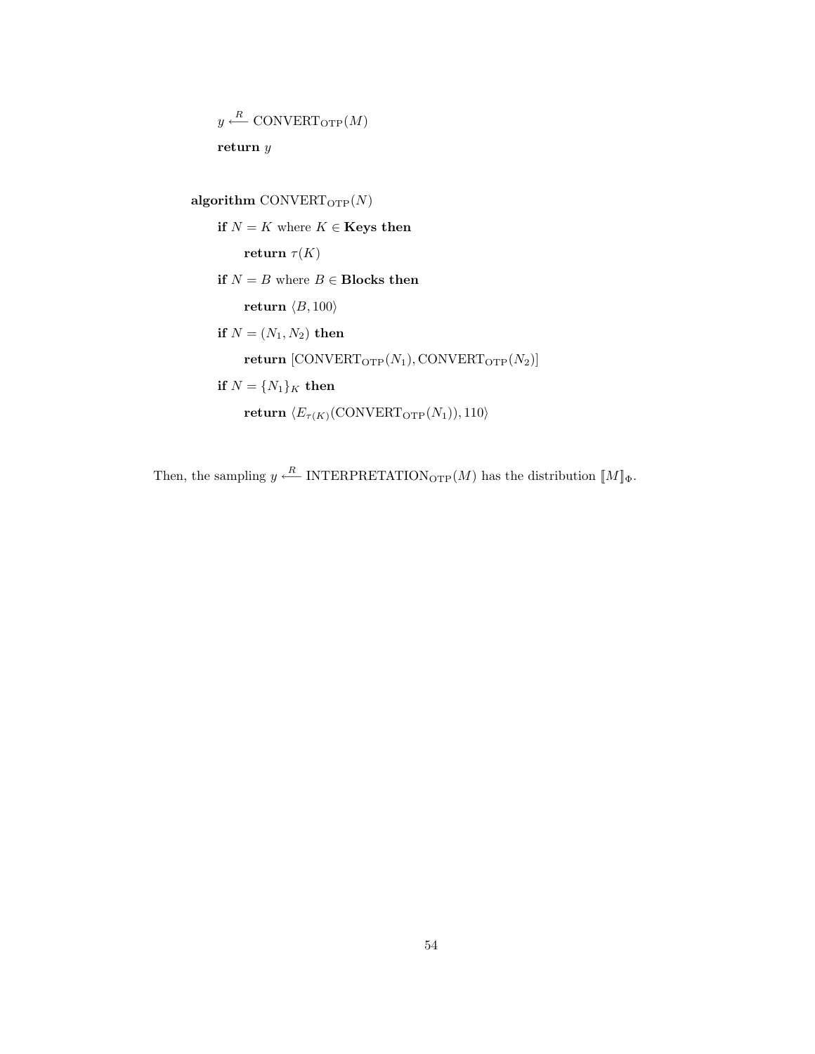$y \xleftarrow{R} \text{CONVERT}_{\text{OTP}}(M)$

**return** $y$

**algorithm** $\text{CONVERT}_{\text{OTP}}(N)$

**if** $N = K$ where $K \in$ **Keys then**

**return** $\tau(K)$

**if** $N = B$ where $B \in$ **Blocks then**

**return** $\langle B, 100\rangle$

**if** $N = (N_1, N_2)$ **then**

**return** $[\text{CONVERT}_{\text{OTP}}(N_1), \text{CONVERT}_{\text{OTP}}(N_2)]$

**if** $N = \{N_1\}_K$ **then**

**return** $\langle E_{\tau(K)}(\text{CONVERT}_{\text{OTP}}(N_1)), 110\rangle$

Then, the sampling $y \xleftarrow{R} \text{INTERPRETATION}_{\text{OTP}}(M)$ has the distribution $[\![M]\!]_\Phi$.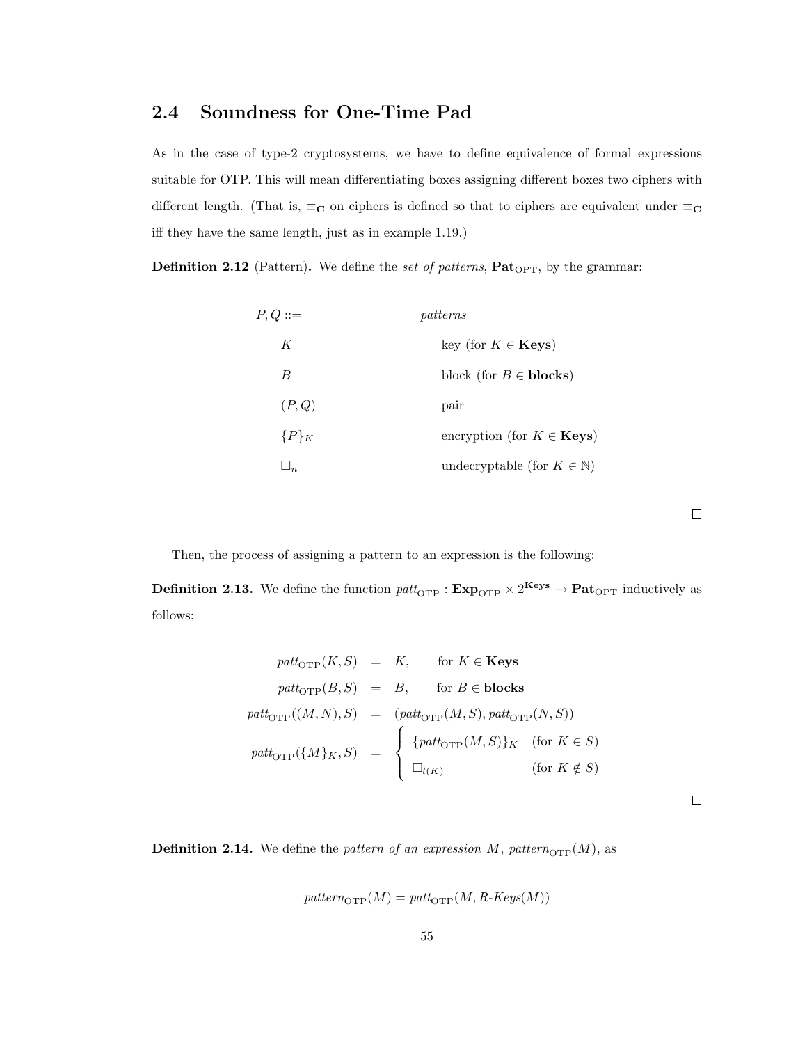## 2.4 Soundness for One-Time Pad

As in the case of type-2 cryptosystems, we have to define equivalence of formal expressions suitable for OTP. This will mean differentiating boxes assigning different boxes two ciphers with different length. (That is, $\equiv_{\mathbf{C}}$ on ciphers is defined so that to ciphers are equivalent under $\equiv_{\mathbf{C}}$ iff they have the same length, just as in example 1.19.)

**Definition 2.12** (Pattern)**.** We define the *set of patterns*, $\mathbf{Pat}_{\mathrm{OPT}}$, by the grammar:

| | |
|---|---|
| $P, Q ::=$ | *patterns* |
| $K$ | key (for $K \in \mathbf{Keys}$) |
| $B$ | block (for $B \in \mathbf{blocks}$) |
| $(P, Q)$ | pair |
| $\{P\}_K$ | encryption (for $K \in \mathbf{Keys}$) |
| $\Box_n$ | undecryptable (for $K \in \mathbb{N}$) |

□

Then, the process of assigning a pattern to an expression is the following:

**Definition 2.13.** We define the function $\mathit{patt}_{\mathrm{OTP}} : \mathbf{Exp}_{\mathrm{OTP}} \times 2^{\mathbf{Keys}} \to \mathbf{Pat}_{\mathrm{OPT}}$ inductively as follows:

$$
\begin{aligned}
\mathit{patt}_{\mathrm{OTP}}(K, S) &= K, \qquad \text{for } K \in \mathbf{Keys} \\
\mathit{patt}_{\mathrm{OTP}}(B, S) &= B, \qquad \text{for } B \in \mathbf{blocks} \\
\mathit{patt}_{\mathrm{OTP}}((M, N), S) &= (\mathit{patt}_{\mathrm{OTP}}(M, S), \mathit{patt}_{\mathrm{OTP}}(N, S)) \\
\mathit{patt}_{\mathrm{OTP}}(\{M\}_K, S) &= \begin{cases} \{\mathit{patt}_{\mathrm{OTP}}(M, S)\}_K & (\text{for } K \in S) \\ \Box_{l(K)} & (\text{for } K \notin S) \end{cases}
\end{aligned}
$$

□

**Definition 2.14.** We define the *pattern of an expression $M$*, $\mathit{pattern}_{\mathrm{OTP}}(M)$, as

$$\mathit{pattern}_{\mathrm{OTP}}(M) = \mathit{patt}_{\mathrm{OTP}}(M, \mathit{R\text{-}Keys}(M))$$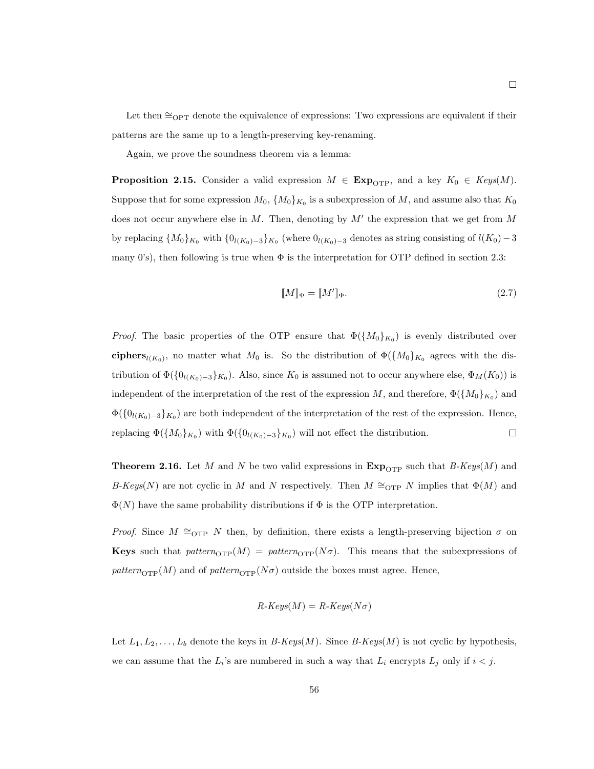□

Let then $\cong_{\text{OPT}}$ denote the equivalence of expressions: Two expressions are equivalent if their patterns are the same up to a length-preserving key-renaming.

Again, we prove the soundness theorem via a lemma:

**Proposition 2.15.** Consider a valid expression $M \in \mathbf{Exp}_{\text{OTP}}$, and a key $K_0 \in \mathit{Keys}(M)$. Suppose that for some expression $M_0$, $\{M_0\}_{K_0}$ is a subexpression of $M$, and assume also that $K_0$ does not occur anywhere else in $M$. Then, denoting by $M'$ the expression that we get from $M$ by replacing $\{M_0\}_{K_0}$ with $\{0_{l(K_0)-3}\}_{K_0}$ (where $0_{l(K_0)-3}$ denotes as string consisting of $l(K_0) - 3$ many 0's), then following is true when $\Phi$ is the interpretation for OTP defined in section 2.3:

$$[\![M]\!]_\Phi = [\![M']\!]_\Phi. \tag{2.7}$$

*Proof.* The basic properties of the OTP ensure that $\Phi(\{M_0\}_{K_0})$ is evenly distributed over $\mathbf{ciphers}_{l(K_0)}$, no matter what $M_0$ is. So the distribution of $\Phi(\{M_0\}_{K_0}$ agrees with the distribution of $\Phi(\{0_{l(K_0)-3}\}_{K_0})$. Also, since $K_0$ is assumed not to occur anywhere else, $\Phi_M(K_0))$ is independent of the interpretation of the rest of the expression $M$, and therefore, $\Phi(\{M_0\}_{K_0})$ and $\Phi(\{0_{l(K_0)-3}\}_{K_0})$ are both independent of the interpretation of the rest of the expression. Hence, replacing $\Phi(\{M_0\}_{K_0})$ with $\Phi(\{0_{l(K_0)-3}\}_{K_0})$ will not effect the distribution. □

**Theorem 2.16.** Let $M$ and $N$ be two valid expressions in $\mathbf{Exp}_{\text{OTP}}$ such that *B-Keys*$(M)$ and *B-Keys*$(N)$ are not cyclic in $M$ and $N$ respectively. Then $M \cong_{\text{OTP}} N$ implies that $\Phi(M)$ and $\Phi(N)$ have the same probability distributions if $\Phi$ is the OTP interpretation.

*Proof.* Since $M \cong_{\text{OTP}} N$ then, by definition, there exists a length-preserving bijection $\sigma$ on **Keys** such that $\mathit{pattern}_{\text{OTP}}(M) = \mathit{pattern}_{\text{OTP}}(N\sigma)$. This means that the subexpressions of $\mathit{pattern}_{\text{OTP}}(M)$ and of $\mathit{pattern}_{\text{OTP}}(N\sigma)$ outside the boxes must agree. Hence,

$$\mathit{R\text{-}Keys}(M) = \mathit{R\text{-}Keys}(N\sigma)$$

Let $L_1, L_2, \ldots, L_b$ denote the keys in *B-Keys*$(M)$. Since *B-Keys*$(M)$ is not cyclic by hypothesis, we can assume that the $L_i$'s are numbered in such a way that $L_i$ encrypts $L_j$ only if $i < j$.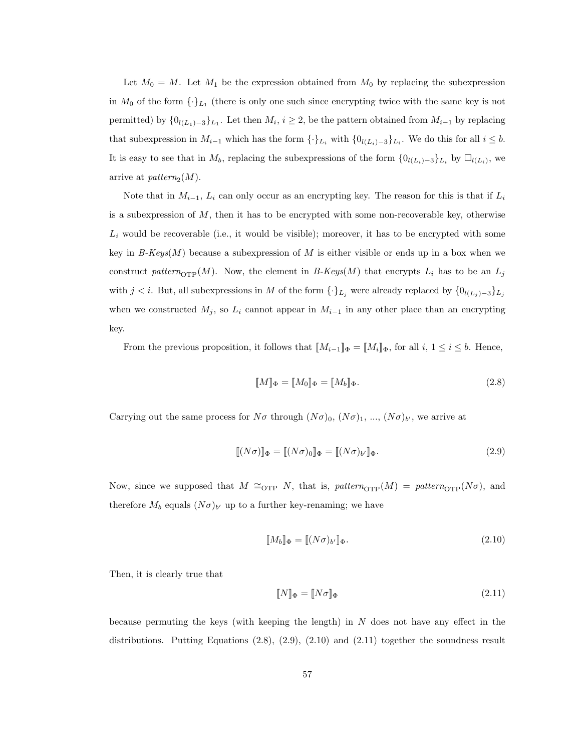Let $M_0 = M$. Let $M_1$ be the expression obtained from $M_0$ by replacing the subexpression in $M_0$ of the form $\{\cdot\}_{L_1}$ (there is only one such since encrypting twice with the same key is not permitted) by $\{0_{l(L_1)-3}\}_{L_1}$. Let then $M_i$, $i \geq 2$, be the pattern obtained from $M_{i-1}$ by replacing that subexpression in $M_{i-1}$ which has the form $\{\cdot\}_{L_i}$ with $\{0_{l(L_i)-3}\}_{L_i}$. We do this for all $i \leq b$. It is easy to see that in $M_b$, replacing the subexpressions of the form $\{0_{l(L_i)-3}\}_{L_i}$ by $\Box_{l(L_i)}$, we arrive at *pattern*$_2(M)$.

Note that in $M_{i-1}$, $L_i$ can only occur as an encrypting key. The reason for this is that if $L_i$ is a subexpression of $M$, then it has to be encrypted with some non-recoverable key, otherwise $L_i$ would be recoverable (i.e., it would be visible); moreover, it has to be encrypted with some key in *B-Keys*$(M)$ because a subexpression of $M$ is either visible or ends up in a box when we construct *pattern*$_{\text{OTP}}(M)$. Now, the element in *B-Keys*$(M)$ that encrypts $L_i$ has to be an $L_j$ with $j < i$. But, all subexpressions in $M$ of the form $\{\cdot\}_{L_j}$ were already replaced by $\{0_{l(L_j)-3}\}_{L_j}$ when we constructed $M_j$, so $L_i$ cannot appear in $M_{i-1}$ in any other place than an encrypting key.

From the previous proposition, it follows that $[\![M_{i-1}]\!]_\Phi = [\![M_i]\!]_\Phi$, for all $i$, $1 \leq i \leq b$. Hence,

$$[\![M]\!]_\Phi = [\![M_0]\!]_\Phi = [\![M_b]\!]_\Phi. \tag{2.8}$$

Carrying out the same process for $N\sigma$ through $(N\sigma)_0$, $(N\sigma)_1$, ..., $(N\sigma)_{b'}$, we arrive at

$$[\![(N\sigma)]\!]_\Phi = [\![(N\sigma)_0]\!]_\Phi = [\![(N\sigma)_{b'}]\!]_\Phi. \tag{2.9}$$

Now, since we supposed that $M \cong_{\text{OTP}} N$, that is, *pattern*$_{\text{OTP}}(M)$ = *pattern*$_{\text{OTP}}(N\sigma)$, and therefore $M_b$ equals $(N\sigma)_{b'}$ up to a further key-renaming; we have

$$[\![M_b]\!]_\Phi = [\![(N\sigma)_{b'}]\!]_\Phi. \tag{2.10}$$

Then, it is clearly true that

$$[\![N]\!]_\Phi = [\![N\sigma]\!]_\Phi \tag{2.11}$$

because permuting the keys (with keeping the length) in $N$ does not have any effect in the distributions. Putting Equations (2.8), (2.9), (2.10) and (2.11) together the soundness result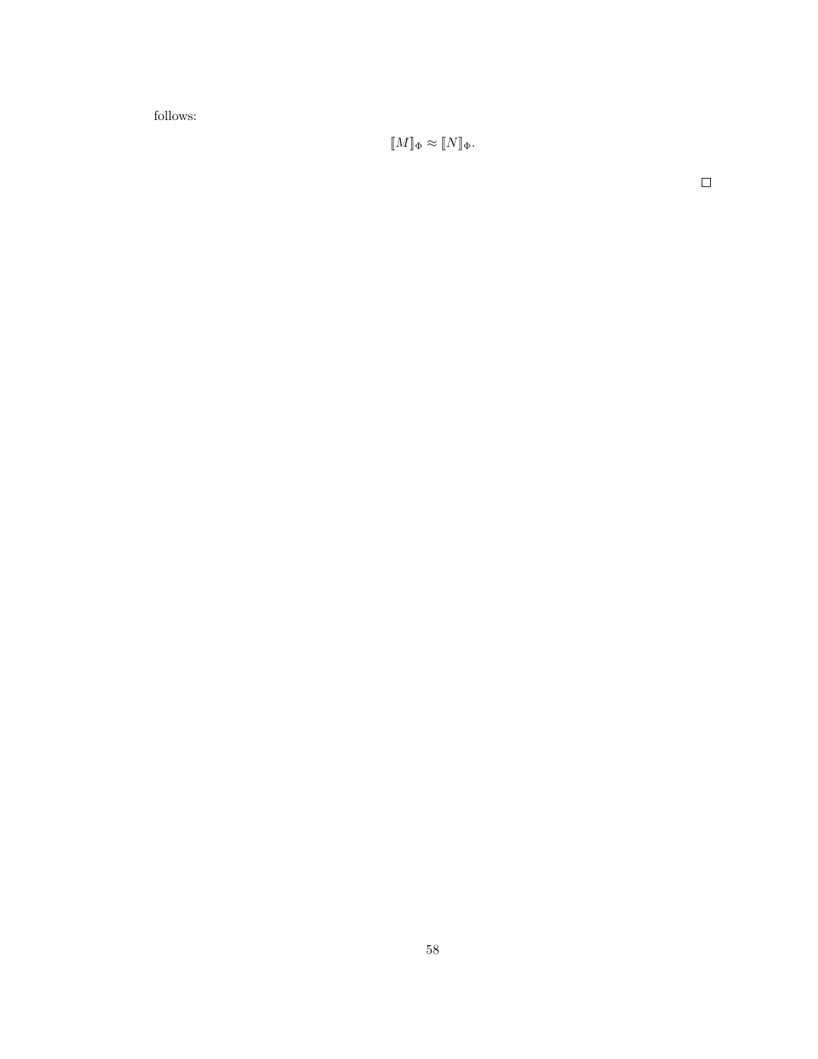follows:

$$\llbracket M \rrbracket_\Phi \approx \llbracket N \rrbracket_\Phi.$$

□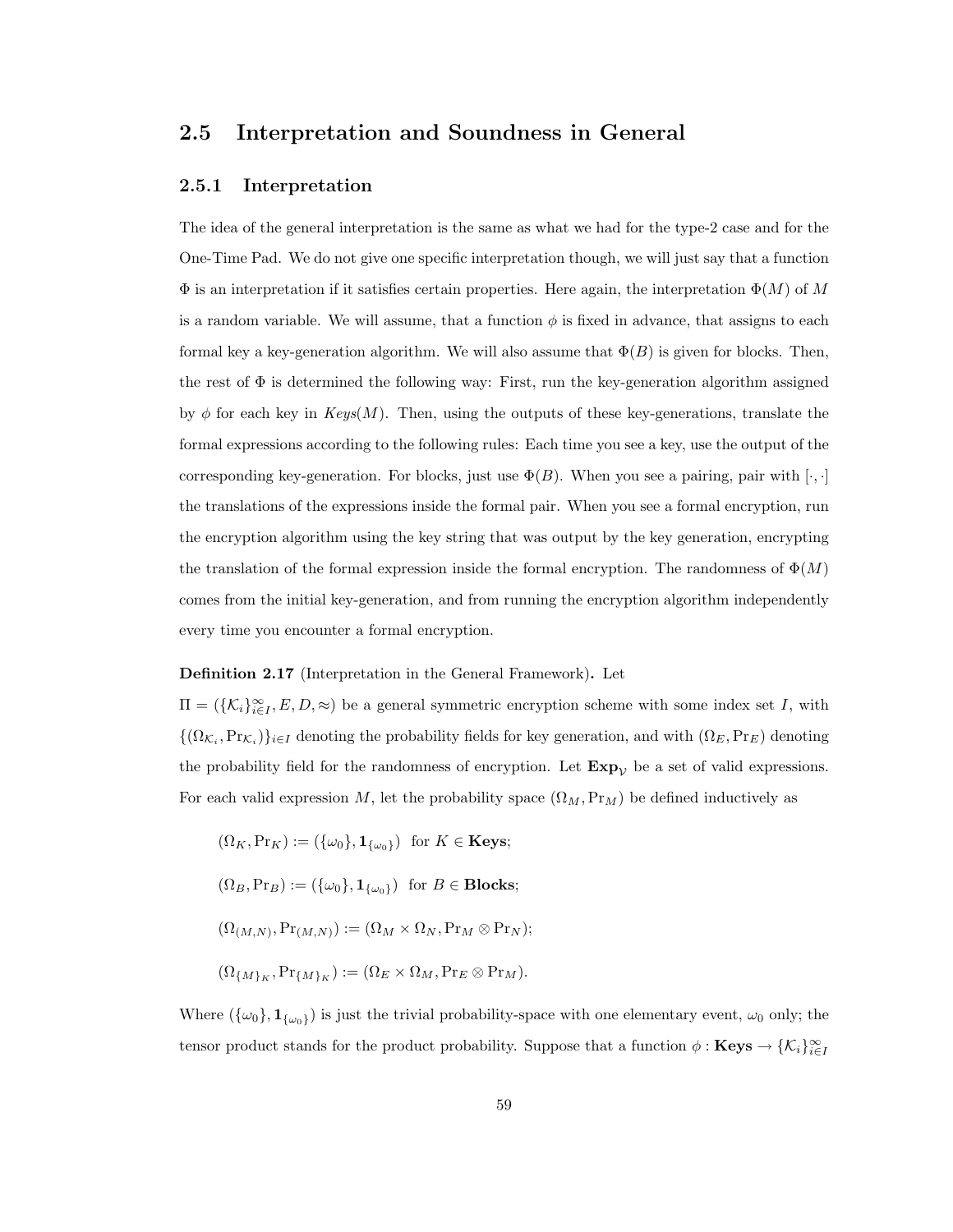## 2.5 Interpretation and Soundness in General

### 2.5.1 Interpretation

The idea of the general interpretation is the same as what we had for the type-2 case and for the One-Time Pad. We do not give one specific interpretation though, we will just say that a function $\Phi$ is an interpretation if it satisfies certain properties. Here again, the interpretation $\Phi(M)$ of $M$ is a random variable. We will assume, that a function $\phi$ is fixed in advance, that assigns to each formal key a key-generation algorithm. We will also assume that $\Phi(B)$ is given for blocks. Then, the rest of $\Phi$ is determined the following way: First, run the key-generation algorithm assigned by $\phi$ for each key in *Keys*$(M)$. Then, using the outputs of these key-generations, translate the formal expressions according to the following rules: Each time you see a key, use the output of the corresponding key-generation. For blocks, just use $\Phi(B)$. When you see a pairing, pair with $[\cdot,\cdot]$ the translations of the expressions inside the formal pair. When you see a formal encryption, run the encryption algorithm using the key string that was output by the key generation, encrypting the translation of the formal expression inside the formal encryption. The randomness of $\Phi(M)$ comes from the initial key-generation, and from running the encryption algorithm independently every time you encounter a formal encryption.

**Definition 2.17** (Interpretation in the General Framework)**.** Let $\Pi = (\{\mathcal{K}_i\}_{i\in I}^{\infty}, E, D, \approx)$ be a general symmetric encryption scheme with some index set $I$, with $\{(\Omega_{\mathcal{K}_i}, \Pr_{\mathcal{K}_i})\}_{i\in I}$ denoting the probability fields for key generation, and with $(\Omega_E, \Pr_E)$ denoting the probability field for the randomness of encryption. Let $\mathbf{Exp}_{\mathcal{V}}$ be a set of valid expressions. For each valid expression $M$, let the probability space $(\Omega_M, \Pr_M)$ be defined inductively as

$$(\Omega_K, \Pr_K) := (\{\omega_0\}, \mathbf{1}_{\{\omega_0\}}) \ \text{ for } K \in \mathbf{Keys};$$

$$(\Omega_B, \Pr_B) := (\{\omega_0\}, \mathbf{1}_{\{\omega_0\}}) \ \text{ for } B \in \mathbf{Blocks};$$

$$(\Omega_{(M,N)}, \Pr_{(M,N)}) := (\Omega_M \times \Omega_N, \Pr_M \otimes \Pr_N);$$

$$(\Omega_{\{M\}_K}, \Pr_{\{M\}_K}) := (\Omega_E \times \Omega_M, \Pr_E \otimes \Pr_M).$$

Where $(\{\omega_0\}, \mathbf{1}_{\{\omega_0\}})$ is just the trivial probability-space with one elementary event, $\omega_0$ only; the tensor product stands for the product probability. Suppose that a function $\phi : \mathbf{Keys} \to \{\mathcal{K}_i\}_{i\in I}^{\infty}$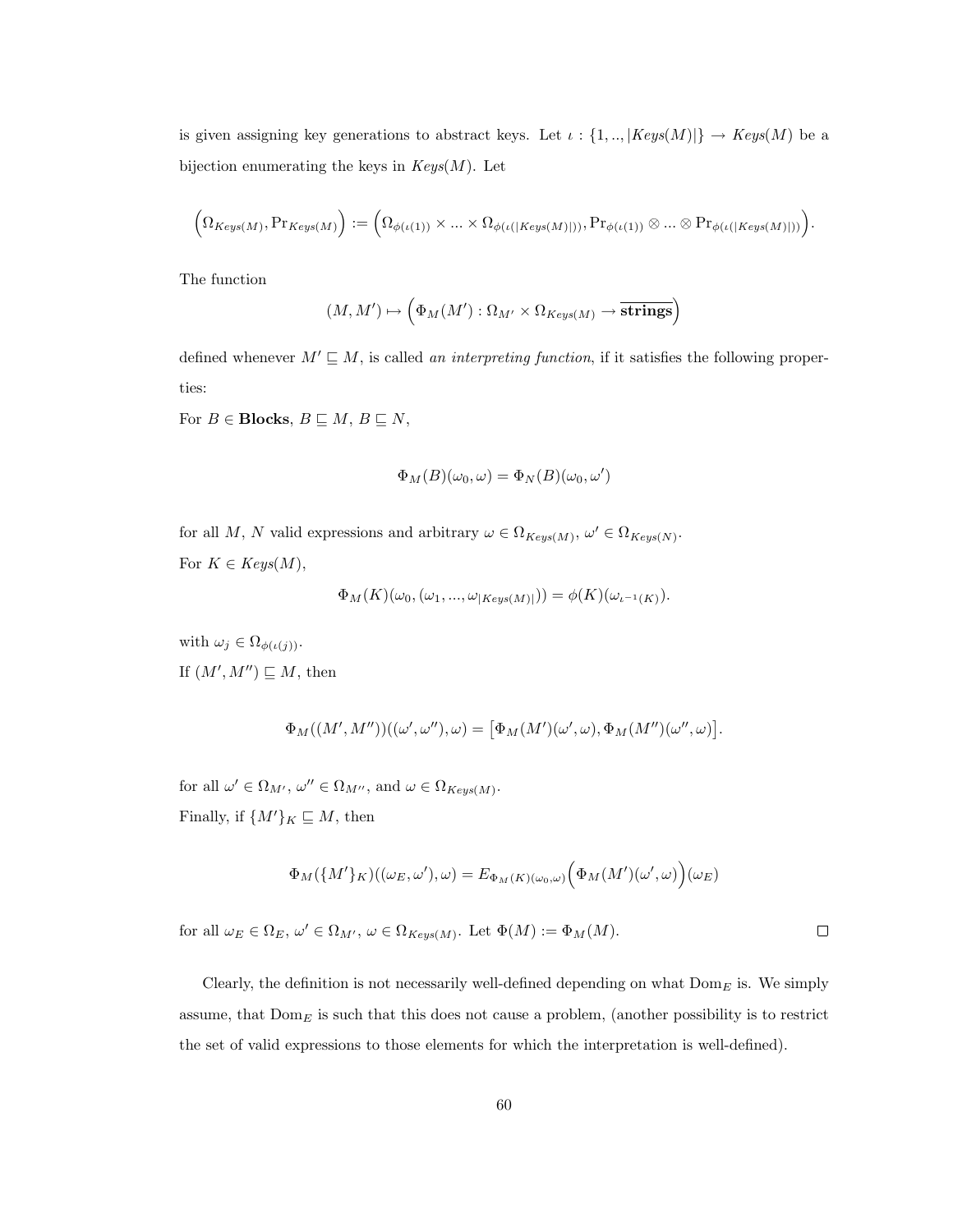is given assigning key generations to abstract keys. Let $\iota : \{1, .., |Keys(M)|\} \to Keys(M)$ be a bijection enumerating the keys in $Keys(M)$. Let

$$\Big(\Omega_{Keys(M)}, \mathrm{Pr}_{Keys(M)}\Big) := \Big(\Omega_{\phi(\iota(1))} \times ... \times \Omega_{\phi(\iota(|Keys(M)|))}, \mathrm{Pr}_{\phi(\iota(1))} \otimes ... \otimes \mathrm{Pr}_{\phi(\iota(|Keys(M)|))}\Big).$$

The function

$$(M, M') \mapsto \Big(\Phi_M(M') : \Omega_{M'} \times \Omega_{Keys(M)} \to \overline{\textbf{strings}}\Big)$$

defined whenever $M' \sqsubseteq M$, is called *an interpreting function*, if it satisfies the following properties:

For $B \in \textbf{Blocks}$, $B \sqsubseteq M$, $B \sqsubseteq N$,

$$\Phi_M(B)(\omega_0, \omega) = \Phi_N(B)(\omega_0, \omega')$$

for all $M$, $N$ valid expressions and arbitrary $\omega \in \Omega_{Keys(M)}$, $\omega' \in \Omega_{Keys(N)}$.

For $K \in Keys(M)$,

$$\Phi_M(K)(\omega_0, (\omega_1, ..., \omega_{|Keys(M)|})) = \phi(K)(\omega_{\iota^{-1}(K)}).$$

with $\omega_j \in \Omega_{\phi(\iota(j))}$.

If $(M', M'') \sqsubseteq M$, then

$$\Phi_M((M', M''))((\omega', \omega''), \omega) = \big[\Phi_M(M')(\omega', \omega), \Phi_M(M'')(\omega'', \omega)\big].$$

for all $\omega' \in \Omega_{M'}$, $\omega'' \in \Omega_{M''}$, and $\omega \in \Omega_{Keys(M)}$.

Finally, if $\{M'\}_K \sqsubseteq M$, then

$$\Phi_M(\{M'\}_K)((\omega_E, \omega'), \omega) = E_{\Phi_M(K)(\omega_0, \omega)}\Big(\Phi_M(M')(\omega', \omega)\Big)(\omega_E)$$

for all $\omega_E \in \Omega_E$, $\omega' \in \Omega_{M'}$, $\omega \in \Omega_{Keys(M)}$. Let $\Phi(M) := \Phi_M(M)$. □

Clearly, the definition is not necessarily well-defined depending on what $\mathrm{Dom}_E$ is. We simply assume, that $\mathrm{Dom}_E$ is such that this does not cause a problem, (another possibility is to restrict the set of valid expressions to those elements for which the interpretation is well-defined).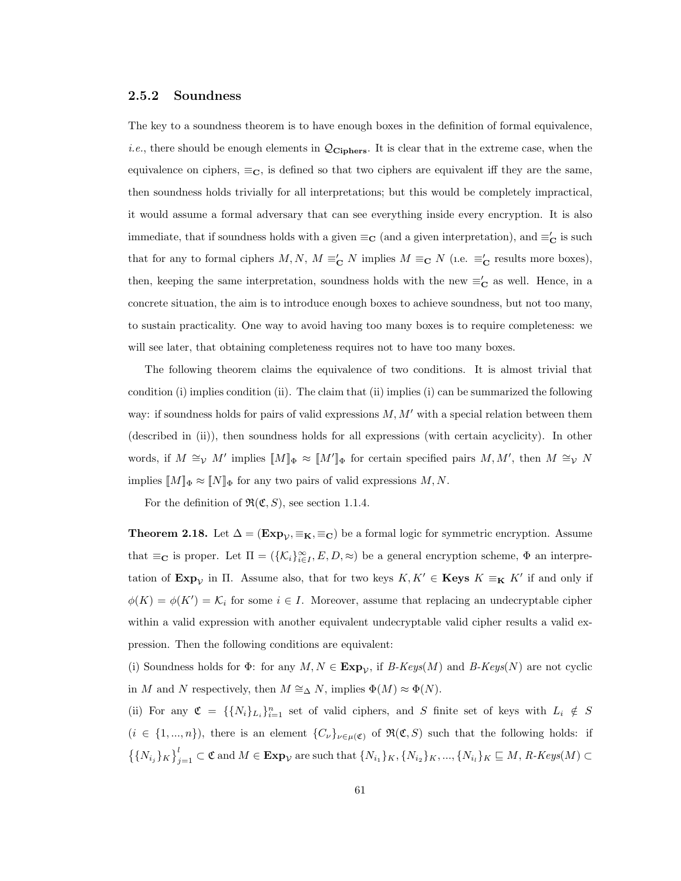### 2.5.2 Soundness

The key to a soundness theorem is to have enough boxes in the definition of formal equivalence, *i.e.*, there should be enough elements in $\mathcal{Q}_{\mathbf{Ciphers}}$. It is clear that in the extreme case, when the equivalence on ciphers, $\equiv_{\mathbf{C}}$, is defined so that two ciphers are equivalent iff they are the same, then soundness holds trivially for all interpretations; but this would be completely impractical, it would assume a formal adversary that can see everything inside every encryption. It is also immediate, that if soundness holds with a given $\equiv_{\mathbf{C}}$ (and a given interpretation), and $\equiv'_{\mathbf{C}}$ is such that for any to formal ciphers $M, N$, $M \equiv'_{\mathbf{C}} N$ implies $M \equiv_{\mathbf{C}} N$ (i.e. $\equiv'_{\mathbf{C}}$ results more boxes), then, keeping the same interpretation, soundness holds with the new $\equiv'_{\mathbf{C}}$ as well. Hence, in a concrete situation, the aim is to introduce enough boxes to achieve soundness, but not too many, to sustain practicality. One way to avoid having too many boxes is to require completeness: we will see later, that obtaining completeness requires not to have too many boxes.

The following theorem claims the equivalence of two conditions. It is almost trivial that condition (i) implies condition (ii). The claim that (ii) implies (i) can be summarized the following way: if soundness holds for pairs of valid expressions $M, M'$ with a special relation between them (described in (ii)), then soundness holds for all expressions (with certain acyclicity). In other words, if $M \cong_{\mathcal{V}} M'$ implies $[\![M]\!]_\Phi \approx [\![M']\!]_\Phi$ for certain specified pairs $M, M'$, then $M \cong_{\mathcal{V}} N$ implies $[\![M]\!]_\Phi \approx [\![N]\!]_\Phi$ for any two pairs of valid expressions $M, N$.

For the definition of $\mathfrak{R}(\mathfrak{C}, S)$, see section 1.1.4.

**Theorem 2.18.** Let $\Delta = (\mathbf{Exp}_{\mathcal{V}}, \equiv_{\mathbf{K}}, \equiv_{\mathbf{C}})$ be a formal logic for symmetric encryption. Assume that $\equiv_{\mathbf{C}}$ is proper. Let $\Pi = (\{\mathcal{K}_i\}_{i\in I}^{\infty}, E, D, \approx)$ be a general encryption scheme, $\Phi$ an interpretation of $\mathbf{Exp}_{\mathcal{V}}$ in $\Pi$. Assume also, that for two keys $K, K' \in \mathbf{Keys}$ $K \equiv_{\mathbf{K}} K'$ if and only if $\phi(K) = \phi(K') = \mathcal{K}_i$ for some $i \in I$. Moreover, assume that replacing an undecryptable cipher within a valid expression with another equivalent undecryptable valid cipher results a valid expression. Then the following conditions are equivalent:

(i) Soundness holds for $\Phi$: for any $M, N \in \mathbf{Exp}_{\mathcal{V}}$, if *B-Keys*$(M)$ and *B-Keys*$(N)$ are not cyclic in $M$ and $N$ respectively, then $M \cong_\Delta N$, implies $\Phi(M) \approx \Phi(N)$.

(ii) For any $\mathfrak{C} = \{\{N_i\}_{L_i}\}_{i=1}^{n}$ set of valid ciphers, and $S$ finite set of keys with $L_i \notin S$ ($i \in \{1, ..., n\}$), there is an element $\{C_\nu\}_{\nu\in\mu(\mathfrak{C})}$ of $\mathfrak{R}(\mathfrak{C}, S)$ such that the following holds: if $\left\{\{N_{i_j}\}_K\right\}_{j=1}^{l} \subset \mathfrak{C}$ and $M \in \mathbf{Exp}_{\mathcal{V}}$ are such that $\{N_{i_1}\}_K, \{N_{i_2}\}_K, ..., \{N_{i_l}\}_K \sqsubseteq M$, *R-Keys*$(M) \subset$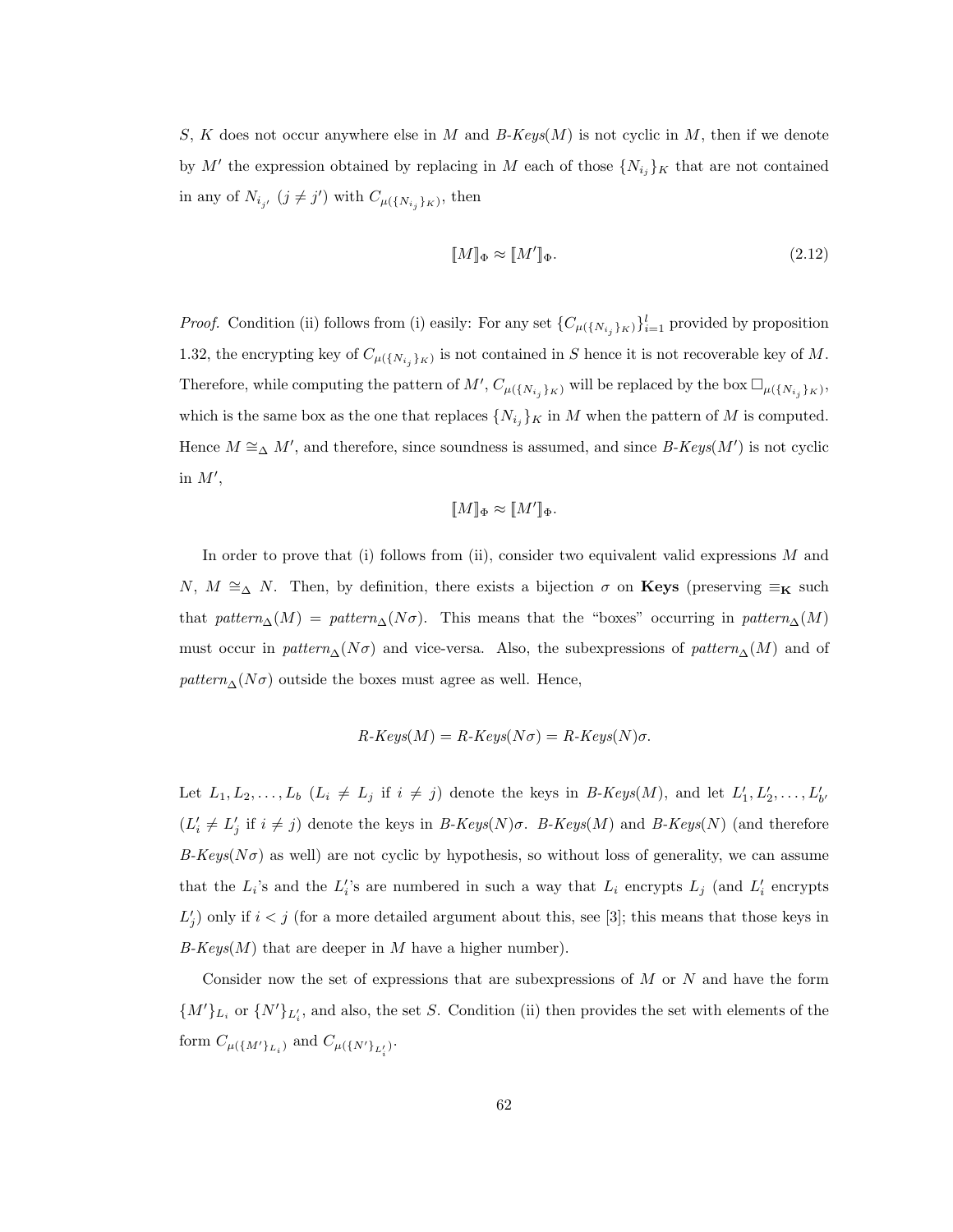$S$, $K$ does not occur anywhere else in $M$ and *B-Keys*($M$) is not cyclic in $M$, then if we denote by $M'$ the expression obtained by replacing in $M$ each of those $\{N_{i_j}\}_K$ that are not contained in any of $N_{i_{j'}}$ $(j \neq j')$ with $C_{\mu(\{N_{i_j}\}_K)}$, then

$$[\![M]\!]_\Phi \approx [\![M']\!]_\Phi. \tag{2.12}$$

*Proof.* Condition (ii) follows from (i) easily: For any set $\{C_{\mu(\{N_{i_j}\}_K)}\}_{i=1}^{l}$ provided by proposition 1.32, the encrypting key of $C_{\mu(\{N_{i_j}\}_K)}$ is not contained in $S$ hence it is not recoverable key of $M$. Therefore, while computing the pattern of $M'$, $C_{\mu(\{N_{i_j}\}_K)}$ will be replaced by the box $\Box_{\mu(\{N_{i_j}\}_K)}$, which is the same box as the one that replaces $\{N_{i_j}\}_K$ in $M$ when the pattern of $M$ is computed. Hence $M \cong_\Delta M'$, and therefore, since soundness is assumed, and since *B-Keys*($M'$) is not cyclic in $M'$,

$$[\![M]\!]_\Phi \approx [\![M']\!]_\Phi.$$

In order to prove that (i) follows from (ii), consider two equivalent valid expressions $M$ and $N$, $M \cong_\Delta N$. Then, by definition, there exists a bijection $\sigma$ on **Keys** (preserving $\equiv_{\mathbf{K}}$ such that $pattern_\Delta(M) = pattern_\Delta(N\sigma)$. This means that the "boxes" occurring in $pattern_\Delta(M)$ must occur in $pattern_\Delta(N\sigma)$ and vice-versa. Also, the subexpressions of $pattern_\Delta(M)$ and of $pattern_\Delta(N\sigma)$ outside the boxes must agree as well. Hence,

$$R\text{-}Keys(M) = R\text{-}Keys(N\sigma) = R\text{-}Keys(N)\sigma.$$

Let $L_1, L_2, \ldots, L_b$ ($L_i \neq L_j$ if $i \neq j$) denote the keys in *B-Keys*($M$), and let $L'_1, L'_2, \ldots, L'_{b'}$ ($L'_i \neq L'_j$ if $i \neq j$) denote the keys in *B-Keys*($N$)$\sigma$. *B-Keys*($M$) and *B-Keys*($N$) (and therefore *B-Keys*($N\sigma$) as well) are not cyclic by hypothesis, so without loss of generality, we can assume that the $L_i$'s and the $L'_i$'s are numbered in such a way that $L_i$ encrypts $L_j$ (and $L'_i$ encrypts $L'_j$) only if $i < j$ (for a more detailed argument about this, see [3]; this means that those keys in *B-Keys*($M$) that are deeper in $M$ have a higher number).

Consider now the set of expressions that are subexpressions of $M$ or $N$ and have the form $\{M'\}_{L_i}$ or $\{N'\}_{L'_i}$, and also, the set $S$. Condition (ii) then provides the set with elements of the form $C_{\mu(\{M'\}_{L_i})}$ and $C_{\mu(\{N'\}_{L'_i})}$.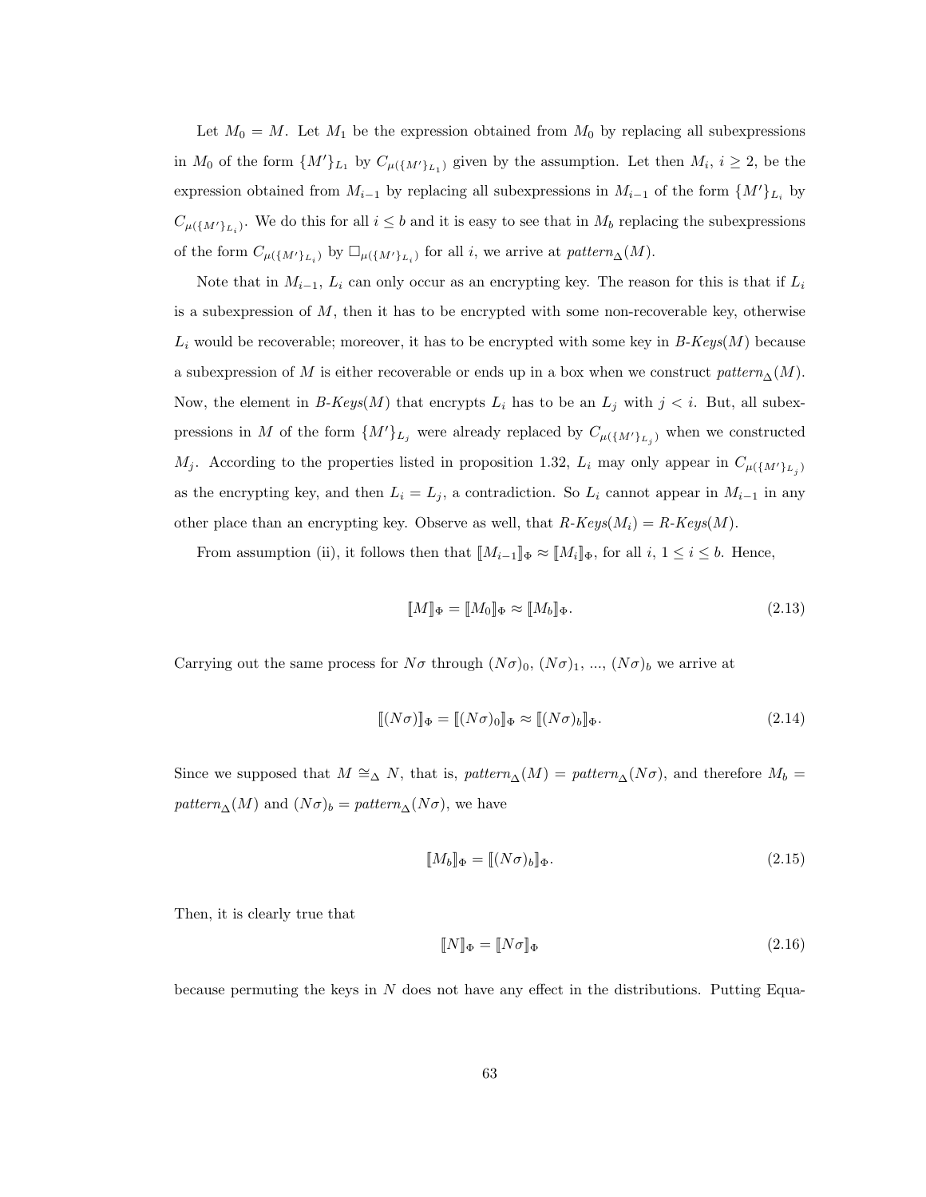Let $M_0 = M$. Let $M_1$ be the expression obtained from $M_0$ by replacing all subexpressions in $M_0$ of the form $\{M'\}_{L_1}$ by $C_{\mu(\{M'\}_{L_1})}$ given by the assumption. Let then $M_i$, $i \geq 2$, be the expression obtained from $M_{i-1}$ by replacing all subexpressions in $M_{i-1}$ of the form $\{M'\}_{L_i}$ by $C_{\mu(\{M'\}_{L_i})}$. We do this for all $i \leq b$ and it is easy to see that in $M_b$ replacing the subexpressions of the form $C_{\mu(\{M'\}_{L_i})}$ by $\Box_{\mu(\{M'\}_{L_i})}$ for all $i$, we arrive at $\mathit{pattern}_\Delta(M)$.

Note that in $M_{i-1}$, $L_i$ can only occur as an encrypting key. The reason for this is that if $L_i$ is a subexpression of $M$, then it has to be encrypted with some non-recoverable key, otherwise $L_i$ would be recoverable; moreover, it has to be encrypted with some key in $\mathit{B\text{-}Keys}(M)$ because a subexpression of $M$ is either recoverable or ends up in a box when we construct $\mathit{pattern}_\Delta(M)$. Now, the element in $\mathit{B\text{-}Keys}(M)$ that encrypts $L_i$ has to be an $L_j$ with $j < i$. But, all subexpressions in $M$ of the form $\{M'\}_{L_j}$ were already replaced by $C_{\mu(\{M'\}_{L_j})}$ when we constructed $M_j$. According to the properties listed in proposition 1.32, $L_i$ may only appear in $C_{\mu(\{M'\}_{L_j})}$ as the encrypting key, and then $L_i = L_j$, a contradiction. So $L_i$ cannot appear in $M_{i-1}$ in any other place than an encrypting key. Observe as well, that $\mathit{R\text{-}Keys}(M_i) = \mathit{R\text{-}Keys}(M)$.

From assumption (ii), it follows then that $[\![M_{i-1}]\!]_\Phi \approx [\![M_i]\!]_\Phi$, for all $i$, $1 \leq i \leq b$. Hence,

$$[\![M]\!]_\Phi = [\![M_0]\!]_\Phi \approx [\![M_b]\!]_\Phi. \tag{2.13}$$

Carrying out the same process for $N\sigma$ through $(N\sigma)_0$, $(N\sigma)_1$, ..., $(N\sigma)_b$ we arrive at

$$[\![(N\sigma)]\!]_\Phi = [\![(N\sigma)_0]\!]_\Phi \approx [\![(N\sigma)_b]\!]_\Phi. \tag{2.14}$$

Since we supposed that $M \cong_\Delta N$, that is, $\mathit{pattern}_\Delta(M) = \mathit{pattern}_\Delta(N\sigma)$, and therefore $M_b = \mathit{pattern}_\Delta(M)$ and $(N\sigma)_b = \mathit{pattern}_\Delta(N\sigma)$, we have

$$[\![M_b]\!]_\Phi = [\![(N\sigma)_b]\!]_\Phi. \tag{2.15}$$

Then, it is clearly true that

$$[\![N]\!]_\Phi = [\![N\sigma]\!]_\Phi \tag{2.16}$$

because permuting the keys in $N$ does not have any effect in the distributions. Putting Equa-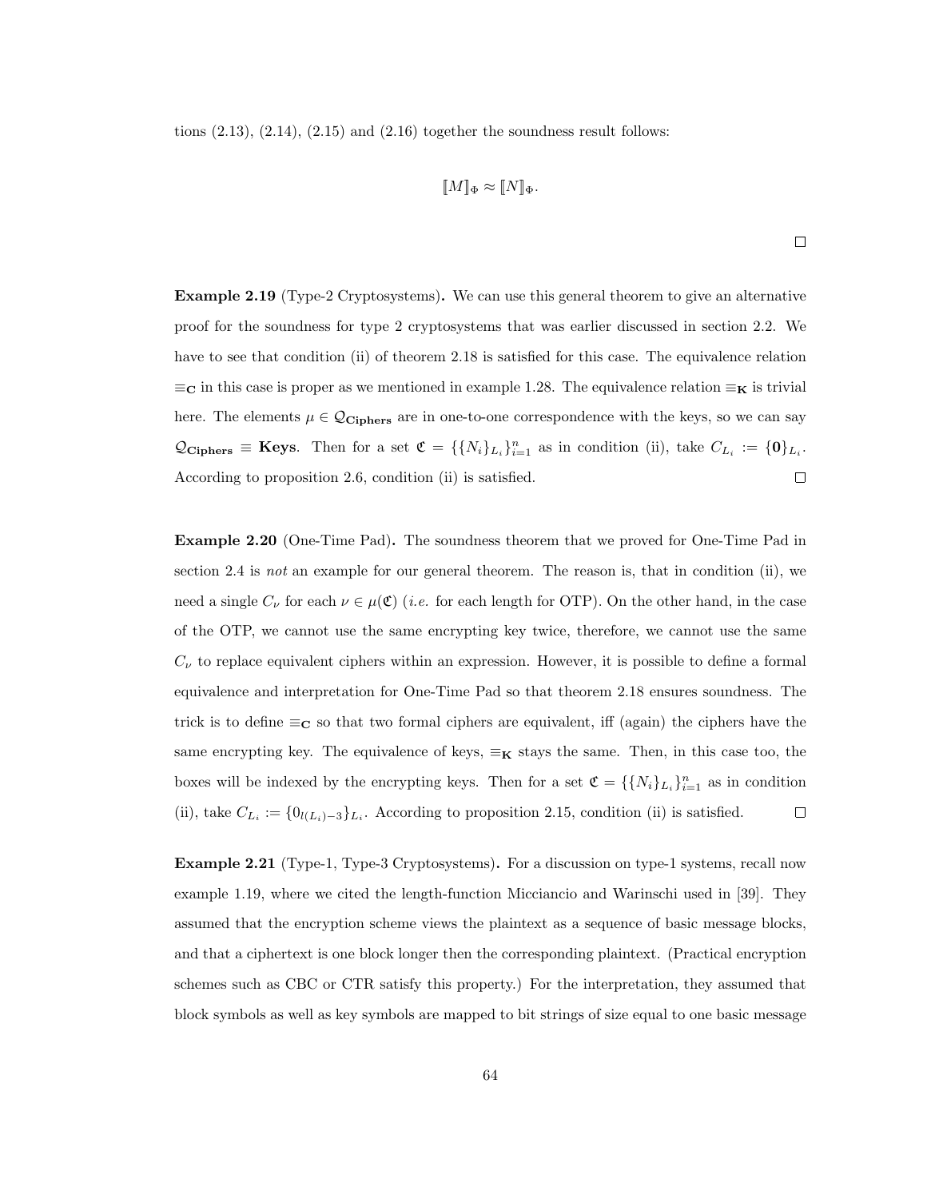tions (2.13), (2.14), (2.15) and (2.16) together the soundness result follows:

$$[\![M]\!]_\Phi \approx [\![N]\!]_\Phi.$$

$\square$

**Example 2.19** (Type-2 Cryptosystems)**.** We can use this general theorem to give an alternative proof for the soundness for type 2 cryptosystems that was earlier discussed in section 2.2. We have to see that condition (ii) of theorem 2.18 is satisfied for this case. The equivalence relation $\equiv_{\mathbf{C}}$ in this case is proper as we mentioned in example 1.28. The equivalence relation $\equiv_{\mathbf{K}}$ is trivial here. The elements $\mu \in \mathcal{Q}_{\mathbf{Ciphers}}$ are in one-to-one correspondence with the keys, so we can say $\mathcal{Q}_{\mathbf{Ciphers}} \equiv \mathbf{Keys}$. Then for a set $\mathfrak{C} = \{\{N_i\}_{L_i}\}_{i=1}^n$ as in condition (ii), take $C_{L_i} := \{\mathbf{0}\}_{L_i}$. According to proposition 2.6, condition (ii) is satisfied. $\square$

**Example 2.20** (One-Time Pad)**.** The soundness theorem that we proved for One-Time Pad in section 2.4 is *not* an example for our general theorem. The reason is, that in condition (ii), we need a single $C_\nu$ for each $\nu \in \mu(\mathfrak{C})$ (*i.e.* for each length for OTP). On the other hand, in the case of the OTP, we cannot use the same encrypting key twice, therefore, we cannot use the same $C_\nu$ to replace equivalent ciphers within an expression. However, it is possible to define a formal equivalence and interpretation for One-Time Pad so that theorem 2.18 ensures soundness. The trick is to define $\equiv_{\mathbf{C}}$ so that two formal ciphers are equivalent, iff (again) the ciphers have the same encrypting key. The equivalence of keys, $\equiv_{\mathbf{K}}$ stays the same. Then, in this case too, the boxes will be indexed by the encrypting keys. Then for a set $\mathfrak{C} = \{\{N_i\}_{L_i}\}_{i=1}^n$ as in condition (ii), take $C_{L_i} := \{0_{l(L_i)-3}\}_{L_i}$. According to proposition 2.15, condition (ii) is satisfied. $\square$

**Example 2.21** (Type-1, Type-3 Cryptosystems)**.** For a discussion on type-1 systems, recall now example 1.19, where we cited the length-function Micciancio and Warinschi used in [39]. They assumed that the encryption scheme views the plaintext as a sequence of basic message blocks, and that a ciphertext is one block longer then the corresponding plaintext. (Practical encryption schemes such as CBC or CTR satisfy this property.) For the interpretation, they assumed that block symbols as well as key symbols are mapped to bit strings of size equal to one basic message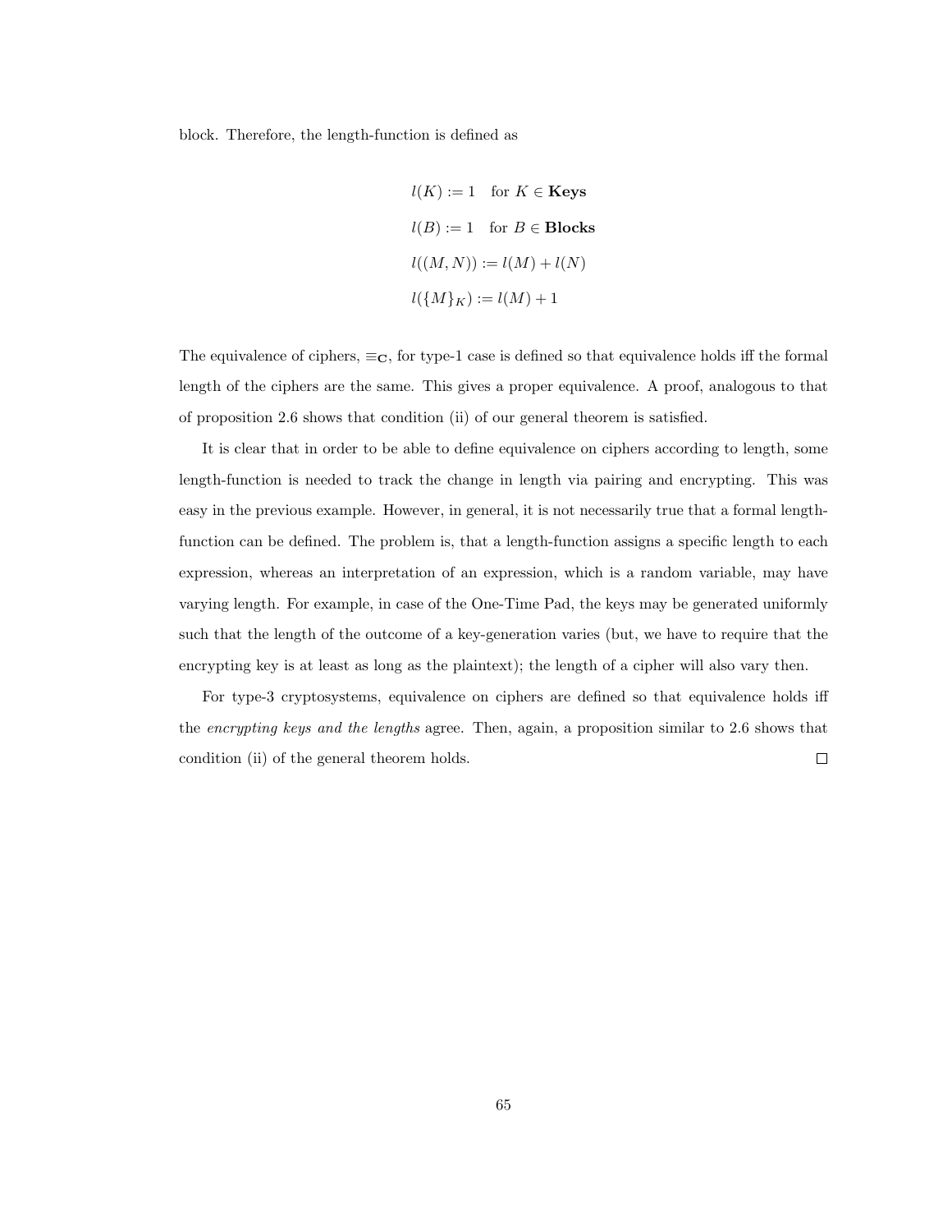block. Therefore, the length-function is defined as

$$
\begin{aligned}
l(K) &:= 1 \quad \text{for } K \in \mathbf{Keys} \\
l(B) &:= 1 \quad \text{for } B \in \mathbf{Blocks} \\
l((M, N)) &:= l(M) + l(N) \\
l(\{M\}_K) &:= l(M) + 1
\end{aligned}
$$

The equivalence of ciphers, $\equiv_{\mathbf{C}}$, for type-1 case is defined so that equivalence holds iff the formal length of the ciphers are the same. This gives a proper equivalence. A proof, analogous to that of proposition 2.6 shows that condition (ii) of our general theorem is satisfied.

It is clear that in order to be able to define equivalence on ciphers according to length, some length-function is needed to track the change in length via pairing and encrypting. This was easy in the previous example. However, in general, it is not necessarily true that a formal length-function can be defined. The problem is, that a length-function assigns a specific length to each expression, whereas an interpretation of an expression, which is a random variable, may have varying length. For example, in case of the One-Time Pad, the keys may be generated uniformly such that the length of the outcome of a key-generation varies (but, we have to require that the encrypting key is at least as long as the plaintext); the length of a cipher will also vary then.

For type-3 cryptosystems, equivalence on ciphers are defined so that equivalence holds iff the *encrypting keys and the lengths* agree. Then, again, a proposition similar to 2.6 shows that condition (ii) of the general theorem holds. $\square$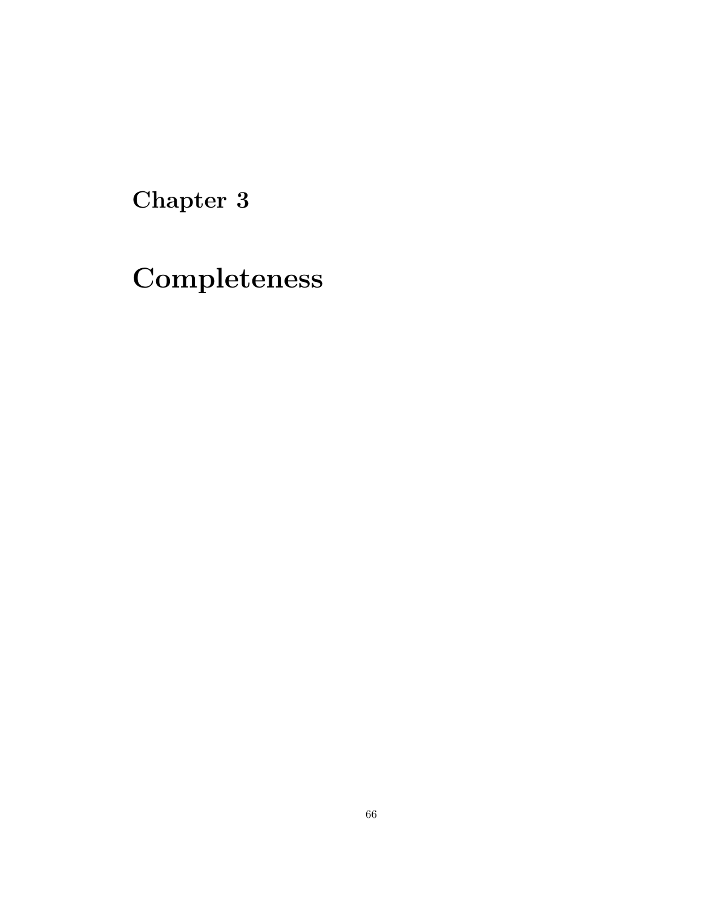# Chapter 3

# Completeness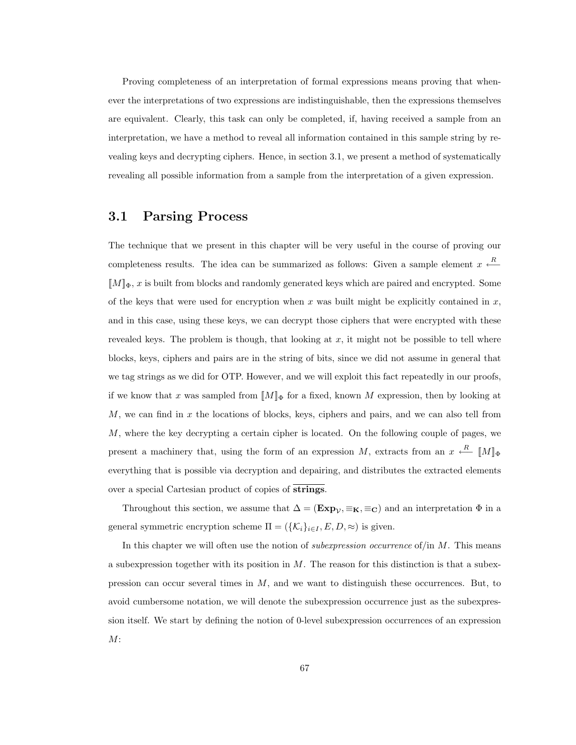Proving completeness of an interpretation of formal expressions means proving that whenever the interpretations of two expressions are indistinguishable, then the expressions themselves are equivalent. Clearly, this task can only be completed, if, having received a sample from an interpretation, we have a method to reveal all information contained in this sample string by revealing keys and decrypting ciphers. Hence, in section 3.1, we present a method of systematically revealing all possible information from a sample from the interpretation of a given expression.

## 3.1 Parsing Process

The technique that we present in this chapter will be very useful in the course of proving our completeness results. The idea can be summarized as follows: Given a sample element $x \overset{R}{\longleftarrow} [\![M]\!]_\Phi$, $x$ is built from blocks and randomly generated keys which are paired and encrypted. Some of the keys that were used for encryption when $x$ was built might be explicitly contained in $x$, and in this case, using these keys, we can decrypt those ciphers that were encrypted with these revealed keys. The problem is though, that looking at $x$, it might not be possible to tell where blocks, keys, ciphers and pairs are in the string of bits, since we did not assume in general that we tag strings as we did for OTP. However, and we will exploit this fact repeatedly in our proofs, if we know that $x$ was sampled from $[\![M]\!]_\Phi$ for a fixed, known $M$ expression, then by looking at $M$, we can find in $x$ the locations of blocks, keys, ciphers and pairs, and we can also tell from $M$, where the key decrypting a certain cipher is located. On the following couple of pages, we present a machinery that, using the form of an expression $M$, extracts from an $x \overset{R}{\longleftarrow} [\![M]\!]_\Phi$ everything that is possible via decryption and depairing, and distributes the extracted elements over a special Cartesian product of copies of $\overline{\textbf{strings}}$.

Throughout this section, we assume that $\Delta = (\mathbf{Exp}_\mathcal{V}, \equiv_\mathbf{K}, \equiv_\mathbf{C})$ and an interpretation $\Phi$ in a general symmetric encryption scheme $\Pi = (\{\mathcal{K}_i\}_{i\in I}, E, D, \approx)$ is given.

In this chapter we will often use the notion of *subexpression occurrence* of/in $M$. This means a subexpression together with its position in $M$. The reason for this distinction is that a subexpression can occur several times in $M$, and we want to distinguish these occurrences. But, to avoid cumbersome notation, we will denote the subexpression occurrence just as the subexpression itself. We start by defining the notion of 0-level subexpression occurrences of an expression $M$: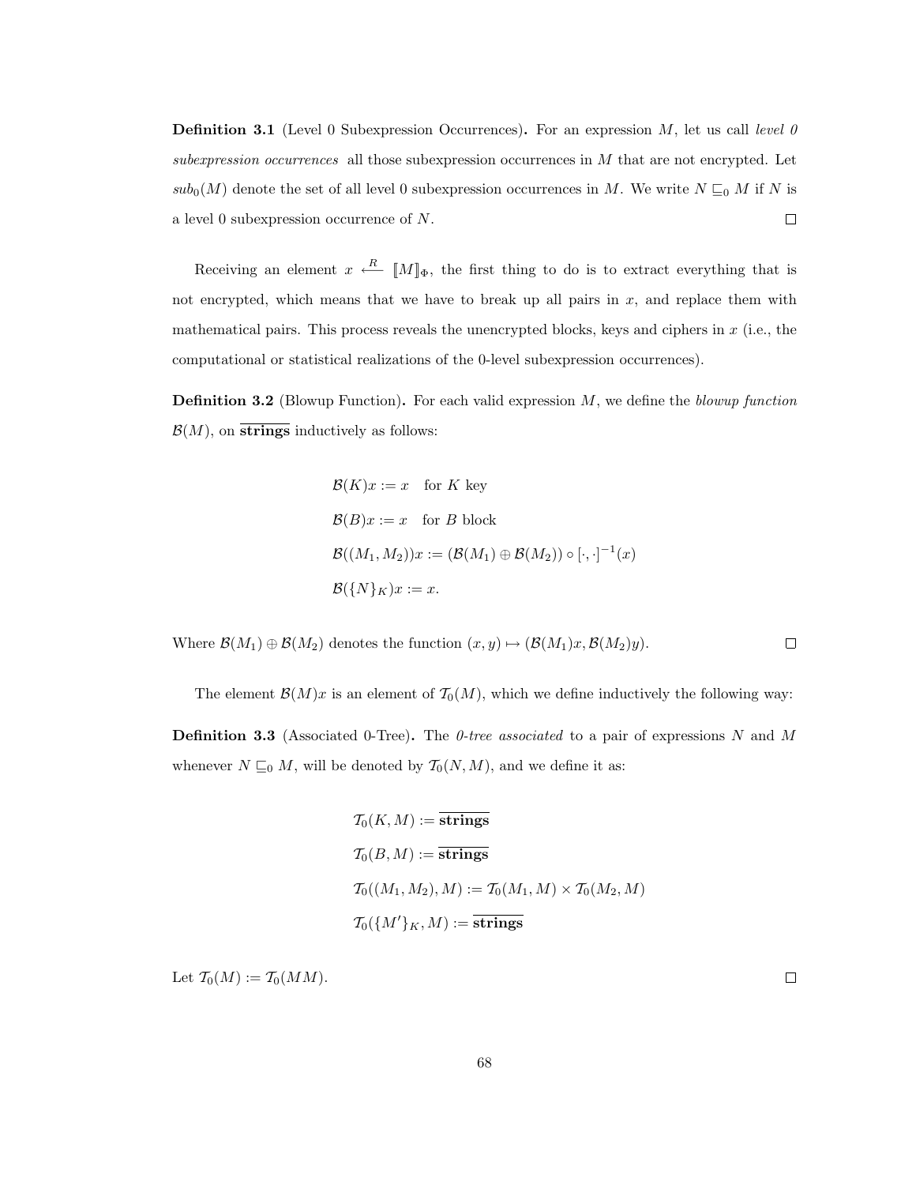**Definition 3.1** (Level 0 Subexpression Occurrences)**.** For an expression $M$, let us call *level 0 subexpression occurrences* all those subexpression occurrences in $M$ that are not encrypted. Let $sub_0(M)$ denote the set of all level 0 subexpression occurrences in $M$. We write $N \sqsubseteq_0 M$ if $N$ is a level 0 subexpression occurrence of $N$. $\square$

Receiving an element $x \xleftarrow{R} [\![M]\!]_\Phi$, the first thing to do is to extract everything that is not encrypted, which means that we have to break up all pairs in $x$, and replace them with mathematical pairs. This process reveals the unencrypted blocks, keys and ciphers in $x$ (i.e., the computational or statistical realizations of the 0-level subexpression occurrences).

**Definition 3.2** (Blowup Function)**.** For each valid expression $M$, we define the *blowup function* $\mathcal{B}(M)$, on $\overline{\textbf{strings}}$ inductively as follows:

$$
\begin{aligned}
&\mathcal{B}(K)x := x \quad \text{for } K \text{ key}\\
&\mathcal{B}(B)x := x \quad \text{for } B \text{ block}\\
&\mathcal{B}((M_1, M_2))x := (\mathcal{B}(M_1) \oplus \mathcal{B}(M_2)) \circ [\cdot,\cdot]^{-1}(x)\\
&\mathcal{B}(\{N\}_K)x := x.
\end{aligned}
$$

Where $\mathcal{B}(M_1) \oplus \mathcal{B}(M_2)$ denotes the function $(x, y) \mapsto (\mathcal{B}(M_1)x, \mathcal{B}(M_2)y)$. $\square$

The element $\mathcal{B}(M)x$ is an element of $\mathcal{T}_0(M)$, which we define inductively the following way:

**Definition 3.3** (Associated 0-Tree)**.** The *0-tree associated* to a pair of expressions $N$ and $M$ whenever $N \sqsubseteq_0 M$, will be denoted by $\mathcal{T}_0(N, M)$, and we define it as:

$$
\begin{aligned}
&\mathcal{T}_0(K, M) := \overline{\textbf{strings}}\\
&\mathcal{T}_0(B, M) := \overline{\textbf{strings}}\\
&\mathcal{T}_0((M_1, M_2), M) := \mathcal{T}_0(M_1, M) \times \mathcal{T}_0(M_2, M)\\
&\mathcal{T}_0(\{M'\}_K, M) := \overline{\textbf{strings}}
\end{aligned}
$$

Let $\mathcal{T}_0(M) := \mathcal{T}_0(MM)$. $\square$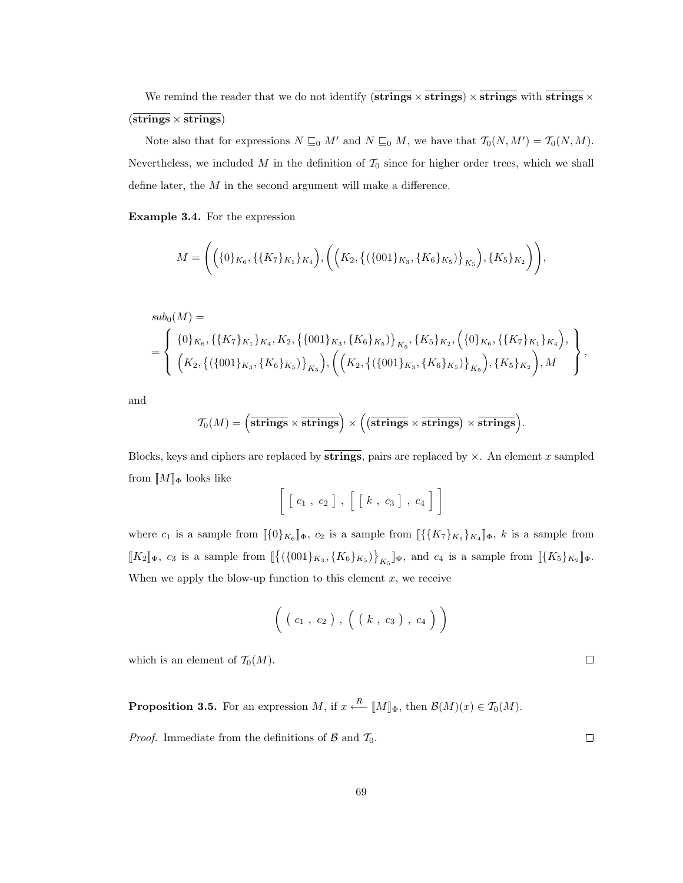We remind the reader that we do not identify $(\overline{\textbf{strings}} \times \overline{\textbf{strings}}) \times \overline{\textbf{strings}}$ with $\overline{\textbf{strings}} \times (\overline{\textbf{strings}} \times \overline{\textbf{strings}})$

Note also that for expressions $N \sqsubseteq_0 M'$ and $N \sqsubseteq_0 M$, we have that $\mathcal{T}_0(N, M') = \mathcal{T}_0(N, M)$. Nevertheless, we included $M$ in the definition of $\mathcal{T}_0$ since for higher order trees, which we shall define later, the $M$ in the second argument will make a difference.

**Example 3.4.** For the expression

$$M = \bigg( \Big( \{0\}_{K_6}, \{\{K_7\}_{K_1}\}_{K_4} \Big), \Big( \Big( K_2, \big\{ (\{001\}_{K_3}, \{K_6\}_{K_5}) \big\}_{K_5} \Big), \{K_5\}_{K_2} \Big) \bigg),$$

$$sub_0(M) =$$
$$= \left\{ \begin{array}{l} \{0\}_{K_6}, \{\{K_7\}_{K_1}\}_{K_4}, K_2, \big\{ \{001\}_{K_3}, \{K_6\}_{K_5} ) \big\}_{K_5}, \{K_5\}_{K_2}, \Big( \{0\}_{K_6}, \{\{K_7\}_{K_1}\}_{K_4} \Big), \\ \Big( K_2, \big\{ (\{001\}_{K_3}, \{K_6\}_{K_5}) \big\}_{K_5} \Big), \Big( \Big( K_2, \big\{ (\{001\}_{K_3}, \{K_6\}_{K_5}) \big\}_{K_5} \Big), \{K_5\}_{K_2} \Big), M \end{array} \right\},$$

and

$$\mathcal{T}_0(M) = \Big( \overline{\textbf{strings}} \times \overline{\textbf{strings}} \Big) \times \Big( \big( \overline{\textbf{strings}} \times \overline{\textbf{strings}} \big) \times \overline{\textbf{strings}} \Big).$$

Blocks, keys and ciphers are replaced by $\overline{\textbf{strings}}$, pairs are replaced by $\times$. An element $x$ sampled from $[\![M]\!]_\Phi$ looks like

$$\Big[ \; [ \; c_1 \; , \; c_2 \; ] \; , \; \Big[ \; [ \; k \; , \; c_3 \; ] \; , \; c_4 \; \Big] \; \Big]$$

where $c_1$ is a sample from $[\![\{0\}_{K_6}]\!]_\Phi$, $c_2$ is a sample from $[\![\{\{K_7\}_{K_1}\}_{K_4}]\!]_\Phi$, $k$ is a sample from $[\![K_2]\!]_\Phi$, $c_3$ is a sample from $[\![\big\{ (\{001\}_{K_3}, \{K_6\}_{K_5}) \big\}_{K_5}]\!]_\Phi$, and $c_4$ is a sample from $[\![\{K_5\}_{K_2}]\!]_\Phi$. When we apply the blow-up function to this element $x$, we receive

$$\Big( \; ( \; c_1 \; , \; c_2 \; ) \; , \; \Big( \; ( \; k \; , \; c_3 \; ) \; , \; c_4 \; \Big) \; \Big)$$

which is an element of $\mathcal{T}_0(M)$. $\square$

**Proposition 3.5.** For an expression $M$, if $x \xleftarrow{R} [\![M]\!]_\Phi$, then $\mathcal{B}(M)(x) \in \mathcal{T}_0(M)$.

*Proof.* Immediate from the definitions of $\mathcal{B}$ and $\mathcal{T}_0$. $\square$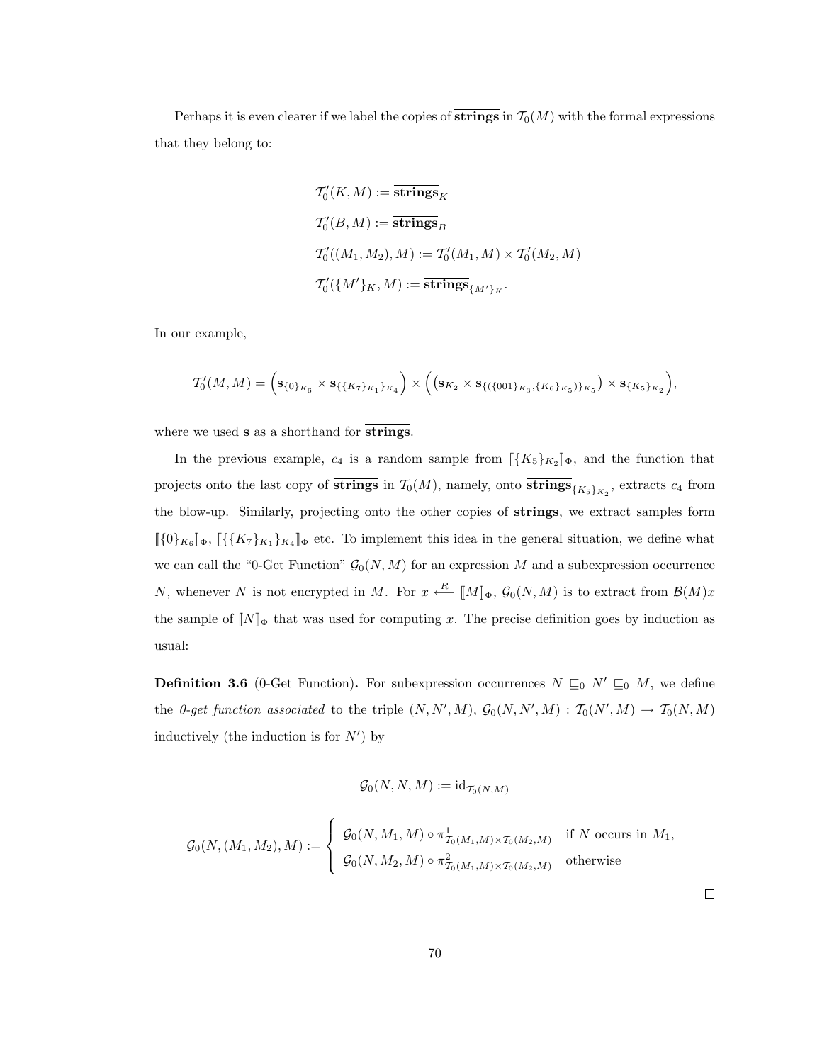Perhaps it is even clearer if we label the copies of $\overline{\mathbf{strings}}$ in $\mathcal{T}_0(M)$ with the formal expressions that they belong to:

$$
\begin{aligned}
\mathcal{T}_0'(K, M) &:= \overline{\mathbf{strings}}_K \\
\mathcal{T}_0'(B, M) &:= \overline{\mathbf{strings}}_B \\
\mathcal{T}_0'((M_1, M_2), M) &:= \mathcal{T}_0'(M_1, M) \times \mathcal{T}_0'(M_2, M) \\
\mathcal{T}_0'(\{M'\}_K, M) &:= \overline{\mathbf{strings}}_{\{M'\}_K}.
\end{aligned}
$$

In our example,

$$
\mathcal{T}_0'(M, M) = \Big(\mathbf{s}_{\{0\}_{K_6}} \times \mathbf{s}_{\{\{K_7\}_{K_1}\}_{K_4}}\Big) \times \Big(\big(\mathbf{s}_{K_2} \times \mathbf{s}_{\{(\{001\}_{K_3}, \{K_6\}_{K_5})\}_{K_5}}\big) \times \mathbf{s}_{\{K_5\}_{K_2}}\Big),
$$

where we used $\mathbf{s}$ as a shorthand for $\overline{\mathbf{strings}}$.

In the previous example, $c_4$ is a random sample from $[\![\{K_5\}_{K_2}]\!]_\Phi$, and the function that projects onto the last copy of $\overline{\mathbf{strings}}$ in $\mathcal{T}_0(M)$, namely, onto $\overline{\mathbf{strings}}_{\{K_5\}_{K_2}}$, extracts $c_4$ from the blow-up. Similarly, projecting onto the other copies of $\overline{\mathbf{strings}}$, we extract samples form $[\![\{0\}_{K_6}]\!]_\Phi$, $[\![\{\{K_7\}_{K_1}\}_{K_4}]\!]_\Phi$ etc. To implement this idea in the general situation, we define what we can call the "0-Get Function" $\mathcal{G}_0(N, M)$ for an expression $M$ and a subexpression occurrence $N$, whenever $N$ is not encrypted in $M$. For $x \xleftarrow{R} [\![M]\!]_\Phi$, $\mathcal{G}_0(N, M)$ is to extract from $\mathcal{B}(M)x$ the sample of $[\![N]\!]_\Phi$ that was used for computing $x$. The precise definition goes by induction as usual:

**Definition 3.6** (0-Get Function)**.** For subexpression occurrences $N \sqsubseteq_0 N' \sqsubseteq_0 M$, we define the *0-get function associated* to the triple $(N, N', M)$, $\mathcal{G}_0(N, N', M) : \mathcal{T}_0(N', M) \to \mathcal{T}_0(N, M)$ inductively (the induction is for $N'$) by

$$
\mathcal{G}_0(N, N, M) := \mathrm{id}_{\mathcal{T}_0(N,M)}
$$

$$
\mathcal{G}_0(N, (M_1, M_2), M) := \begin{cases} \mathcal{G}_0(N, M_1, M) \circ \pi^1_{\mathcal{T}_0(M_1,M) \times \mathcal{T}_0(M_2,M)} & \text{if } N \text{ occurs in } M_1, \\ \mathcal{G}_0(N, M_2, M) \circ \pi^2_{\mathcal{T}_0(M_1,M) \times \mathcal{T}_0(M_2,M)} & \text{otherwise} \end{cases}
$$

□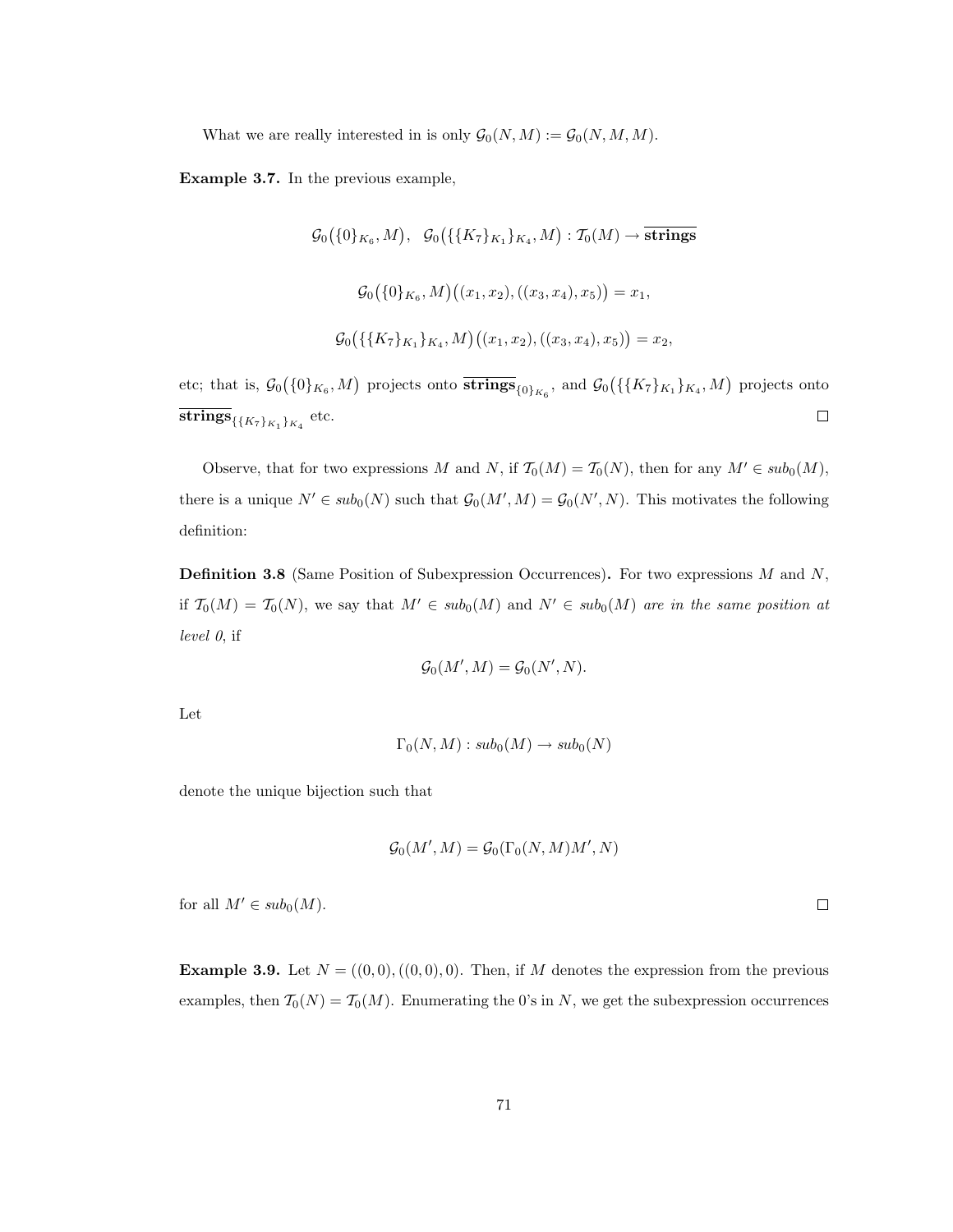What we are really interested in is only $\mathcal{G}_0(N, M) := \mathcal{G}_0(N, M, M)$.

**Example 3.7.** In the previous example,

$$\mathcal{G}_0\big(\{0\}_{K_6}, M\big), \quad \mathcal{G}_0\big(\{\{K_7\}_{K_1}\}_{K_4}, M\big) : \mathcal{T}_0(M) \to \overline{\textbf{strings}}$$

$$\mathcal{G}_0\big(\{0\}_{K_6}, M\big)\big((x_1, x_2), ((x_3, x_4), x_5)\big) = x_1,$$

$$\mathcal{G}_0\big(\{\{K_7\}_{K_1}\}_{K_4}, M\big)\big((x_1, x_2), ((x_3, x_4), x_5)\big) = x_2,$$

etc; that is, $\mathcal{G}_0\big(\{0\}_{K_6}, M\big)$ projects onto $\overline{\textbf{strings}}_{\{0\}_{K_6}}$, and $\mathcal{G}_0\big(\{\{K_7\}_{K_1}\}_{K_4}, M\big)$ projects onto $\overline{\textbf{strings}}_{\{\{K_7\}_{K_1}\}_{K_4}}$ etc. $\square$

Observe, that for two expressions $M$ and $N$, if $\mathcal{T}_0(M) = \mathcal{T}_0(N)$, then for any $M' \in sub_0(M)$, there is a unique $N' \in sub_0(N)$ such that $\mathcal{G}_0(M', M) = \mathcal{G}_0(N', N)$. This motivates the following definition:

**Definition 3.8** (Same Position of Subexpression Occurrences)**.** For two expressions $M$ and $N$, if $\mathcal{T}_0(M) = \mathcal{T}_0(N)$, we say that $M' \in sub_0(M)$ and $N' \in sub_0(M)$ *are in the same position at level 0*, if

$$\mathcal{G}_0(M', M) = \mathcal{G}_0(N', N).$$

Let

$$\Gamma_0(N, M) : sub_0(M) \to sub_0(N)$$

denote the unique bijection such that

$$\mathcal{G}_0(M', M) = \mathcal{G}_0(\Gamma_0(N, M)M', N)$$

for all $M' \in sub_0(M)$. $\square$

**Example 3.9.** Let $N = ((0, 0), ((0, 0), 0)$. Then, if $M$ denotes the expression from the previous examples, then $\mathcal{T}_0(N) = \mathcal{T}_0(M)$. Enumerating the 0's in $N$, we get the subexpression occurrences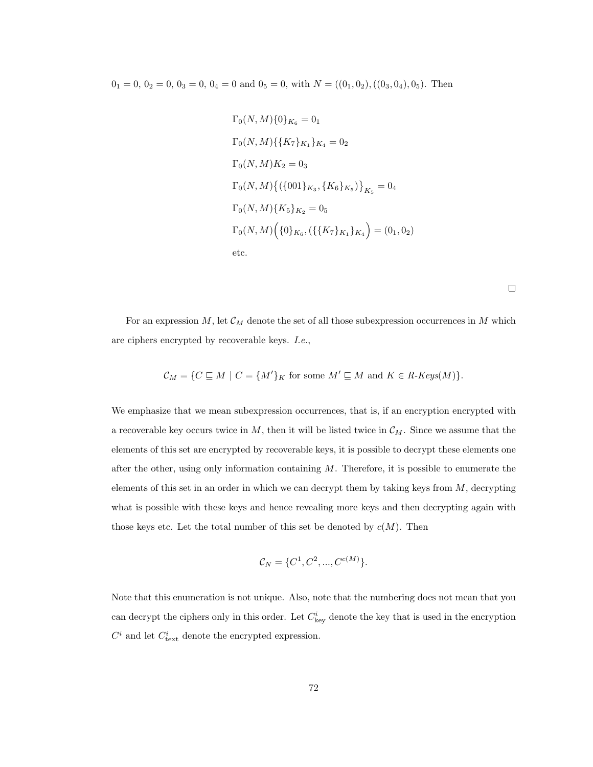$0_1 = 0$, $0_2 = 0$, $0_3 = 0$, $0_4 = 0$ and $0_5 = 0$, with $N = ((0_1, 0_2), ((0_3, 0_4), 0_5))$. Then

$$
\begin{aligned}
&\Gamma_0(N, M)\{0\}_{K_6} = 0_1 \\
&\Gamma_0(N, M)\{\{K_7\}_{K_1}\}_{K_4} = 0_2 \\
&\Gamma_0(N, M)K_2 = 0_3 \\
&\Gamma_0(N, M)\big\{(\{001\}_{K_3}, \{K_6\}_{K_5})\big\}_{K_5} = 0_4 \\
&\Gamma_0(N, M)\{K_5\}_{K_2} = 0_5 \\
&\Gamma_0(N, M)\Big(\{0\}_{K_6}, (\{\{K_7\}_{K_1}\}_{K_4}\Big) = (0_1, 0_2) \\
&\text{etc.}
\end{aligned}
$$

□

For an expression $M$, let $\mathcal{C}_M$ denote the set of all those subexpression occurrences in $M$ which are ciphers encrypted by recoverable keys. *I.e.*,

$$\mathcal{C}_M = \{C \sqsubseteq M \mid C = \{M'\}_K \text{ for some } M' \sqsubseteq M \text{ and } K \in \textit{R-Keys}(M)\}.$$

We emphasize that we mean subexpression occurrences, that is, if an encryption encrypted with a recoverable key occurs twice in $M$, then it will be listed twice in $\mathcal{C}_M$. Since we assume that the elements of this set are encrypted by recoverable keys, it is possible to decrypt these elements one after the other, using only information containing $M$. Therefore, it is possible to enumerate the elements of this set in an order in which we can decrypt them by taking keys from $M$, decrypting what is possible with these keys and hence revealing more keys and then decrypting again with those keys etc. Let the total number of this set be denoted by $c(M)$. Then

$$\mathcal{C}_N = \{C^1, C^2, ..., C^{c(M)}\}.$$

Note that this enumeration is not unique. Also, note that the numbering does not mean that you can decrypt the ciphers only in this order. Let $C^i_{\text{key}}$ denote the key that is used in the encryption $C^i$ and let $C^i_{\text{text}}$ denote the encrypted expression.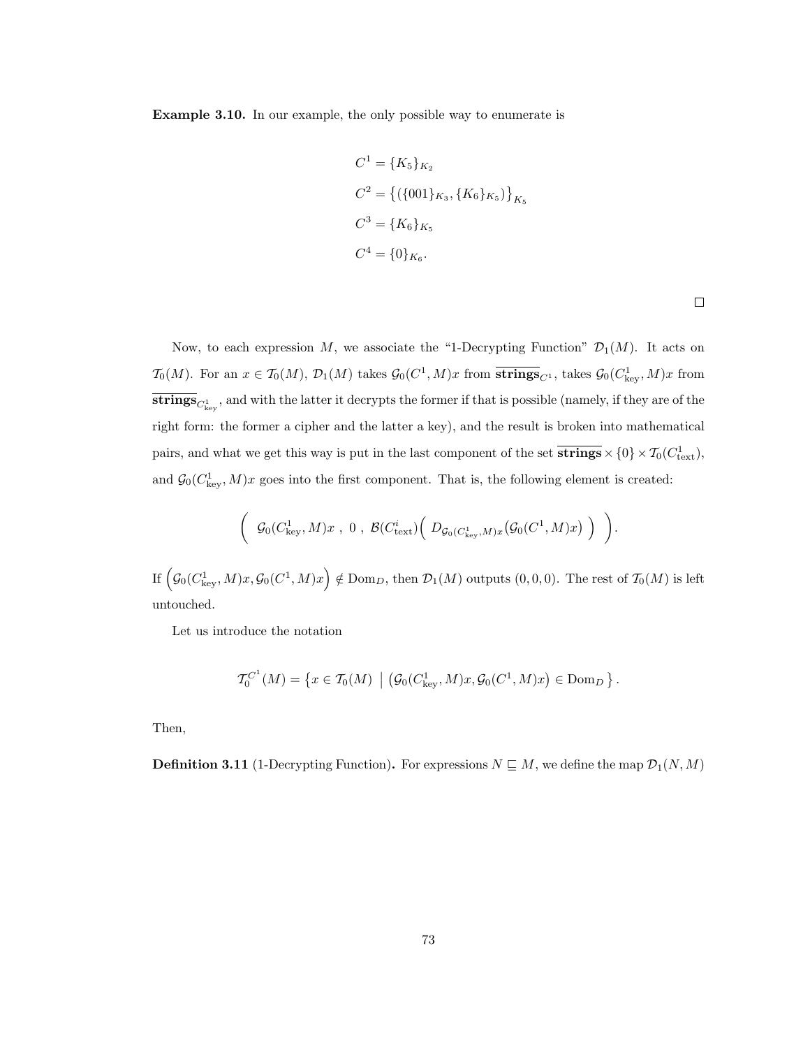**Example 3.10.** In our example, the only possible way to enumerate is

$$
\begin{aligned}
C^1 &= \{K_5\}_{K_2} \\
C^2 &= \big\{(\{001\}_{K_3}, \{K_6\}_{K_5})\big\}_{K_5} \\
C^3 &= \{K_6\}_{K_5} \\
C^4 &= \{0\}_{K_6}.
\end{aligned}
$$

□

Now, to each expression $M$, we associate the "1-Decrypting Function" $\mathcal{D}_1(M)$. It acts on $\mathcal{T}_0(M)$. For an $x \in \mathcal{T}_0(M)$, $\mathcal{D}_1(M)$ takes $\mathcal{G}_0(C^1, M)x$ from $\overline{\mathbf{strings}}_{C^1}$, takes $\mathcal{G}_0(C^1_{\text{key}}, M)x$ from $\overline{\mathbf{strings}}_{C^1_{\text{key}}}$, and with the latter it decrypts the former if that is possible (namely, if they are of the right form: the former a cipher and the latter a key), and the result is broken into mathematical pairs, and what we get this way is put in the last component of the set $\overline{\mathbf{strings}} \times \{0\} \times \mathcal{T}_0(C^1_{\text{text}})$, and $\mathcal{G}_0(C^1_{\text{key}}, M)x$ goes into the first component. That is, the following element is created:

$$
\Big( \ \mathcal{G}_0(C^1_{\text{key}}, M)x \ , \ 0 \ , \ \mathcal{B}(C^i_{\text{text}})\Big( \ D_{\mathcal{G}_0(C^1_{\text{key}}, M)x}\big(\mathcal{G}_0(C^1, M)x\big) \ \Big) \ \Big).
$$

If $\Big(\mathcal{G}_0(C^1_{\text{key}}, M)x, \mathcal{G}_0(C^1, M)x\Big) \notin \mathrm{Dom}_D$, then $\mathcal{D}_1(M)$ outputs $(0, 0, 0)$. The rest of $\mathcal{T}_0(M)$ is left untouched.

Let us introduce the notation

$$
\mathcal{T}_0^{C^1}(M) = \big\{ x \in \mathcal{T}_0(M) \ \big| \ \big(\mathcal{G}_0(C^1_{\text{key}}, M)x, \mathcal{G}_0(C^1, M)x\big) \in \mathrm{Dom}_D \, \big\}.
$$

Then,

**Definition 3.11** (1-Decrypting Function)**.** For expressions $N \sqsubseteq M$, we define the map $\mathcal{D}_1(N, M)$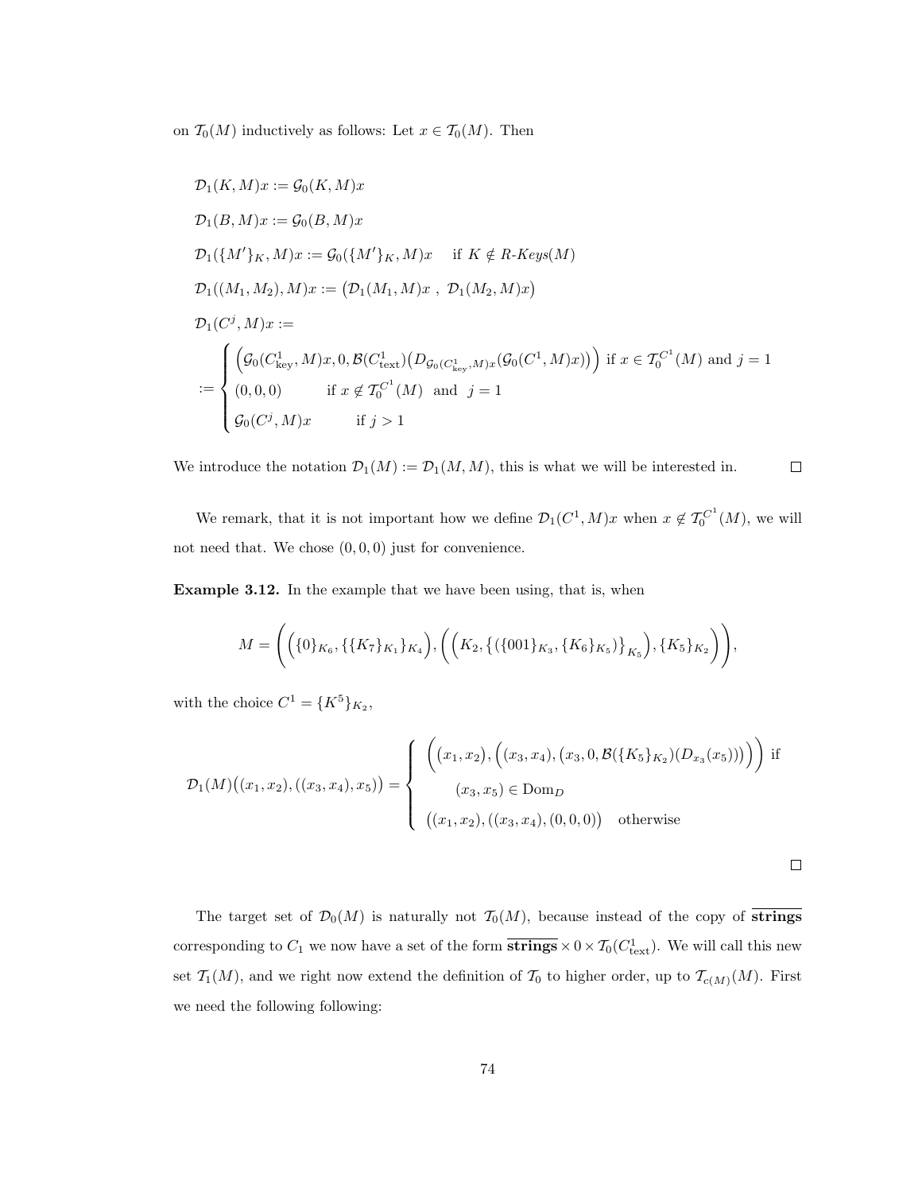on $\mathcal{T}_0(M)$ inductively as follows: Let $x \in \mathcal{T}_0(M)$. Then

$$
\begin{aligned}
&\mathcal{D}_1(K, M)x := \mathcal{G}_0(K, M)x \\
&\mathcal{D}_1(B, M)x := \mathcal{G}_0(B, M)x \\
&\mathcal{D}_1(\{M'\}_K, M)x := \mathcal{G}_0(\{M'\}_K, M)x \quad \text{ if } K \notin \textit{R-Keys}(M) \\
&\mathcal{D}_1((M_1, M_2), M)x := \big(\mathcal{D}_1(M_1, M)x \ , \ \mathcal{D}_1(M_2, M)x\big) \\
&\mathcal{D}_1(C^j, M)x := \\
&:= \begin{cases} \Big(\mathcal{G}_0(C^1_{\text{key}}, M)x, 0, \mathcal{B}(C^1_{\text{text}})\big(D_{\mathcal{G}_0(C^1_{\text{key}}, M)x}(\mathcal{G}_0(C^1, M)x)\big)\Big) & \text{if } x \in \mathcal{T}_0^{C^1}(M) \text{ and } j = 1 \\ (0,0,0) \qquad \text{if } x \notin \mathcal{T}_0^{C^1}(M) \ \text{ and } \ j = 1 \\ \mathcal{G}_0(C^j, M)x \qquad \text{if } j > 1 \end{cases}
\end{aligned}
$$

We introduce the notation $\mathcal{D}_1(M) := \mathcal{D}_1(M, M)$, this is what we will be interested in. □

We remark, that it is not important how we define $\mathcal{D}_1(C^1, M)x$ when $x \notin \mathcal{T}_0^{C^1}(M)$, we will not need that. We chose $(0, 0, 0)$ just for convenience.

**Example 3.12.** In the example that we have been using, that is, when

$$
M = \bigg(\Big(\{0\}_{K_6}, \{\{K_7\}_{K_1}\}_{K_4}\Big), \Big(\Big(K_2, \big\{(\{001\}_{K_3}, \{K_6\}_{K_5})\big\}_{K_5}\Big), \{K_5\}_{K_2}\Big)\bigg),
$$

with the choice $C^1 = \{K^5\}_{K_2}$,

$$
\mathcal{D}_1(M)\big((x_1, x_2), ((x_3, x_4), x_5)\big) = \begin{cases} \Big((x_1, x_2), \Big((x_3, x_4), \big(x_3, 0, \mathcal{B}(\{K_5\}_{K_2})(D_{x_3}(x_5))\big)\Big)\Big) \text{ if} \\ \qquad (x_3, x_5) \in \mathrm{Dom}_D \\ \big((x_1, x_2), ((x_3, x_4), (0, 0, 0)\big) \quad \text{otherwise} \end{cases}
$$

□

The target set of $\mathcal{D}_0(M)$ is naturally not $\mathcal{T}_0(M)$, because instead of the copy of $\overline{\textbf{strings}}$ corresponding to $C_1$ we now have a set of the form $\overline{\textbf{strings}} \times 0 \times \mathcal{T}_0(C^1_{\text{text}})$. We will call this new set $\mathcal{T}_1(M)$, and we right now extend the definition of $\mathcal{T}_0$ to higher order, up to $\mathcal{T}_{c(M)}(M)$. First we need the following following: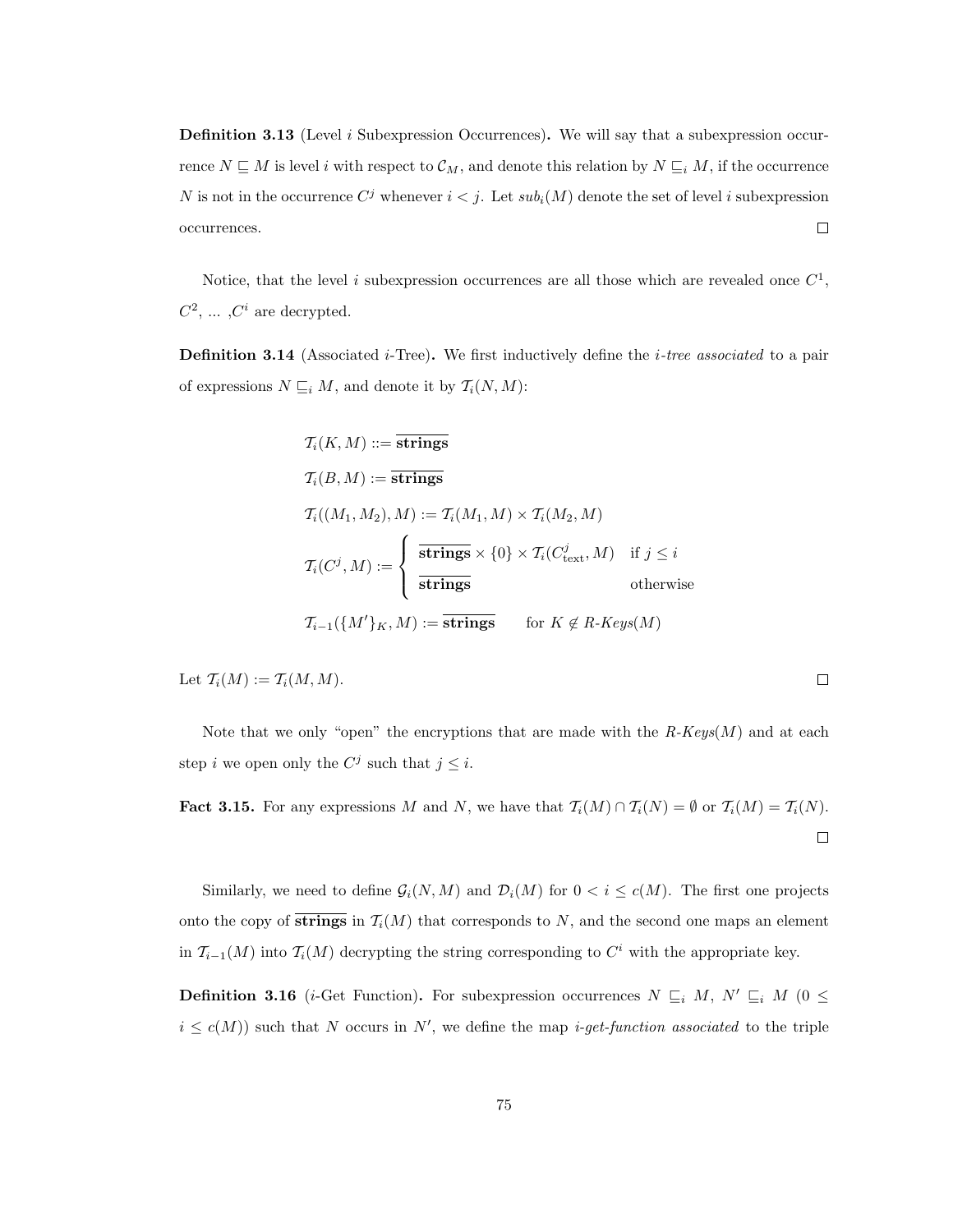**Definition 3.13** (Level $i$ Subexpression Occurrences)**.** We will say that a subexpression occurrence $N \sqsubseteq M$ is level $i$ with respect to $\mathcal{C}_M$, and denote this relation by $N \sqsubseteq_i M$, if the occurrence $N$ is not in the occurrence $C^j$ whenever $i < j$. Let $sub_i(M)$ denote the set of level $i$ subexpression occurrences. $\square$

Notice, that the level $i$ subexpression occurrences are all those which are revealed once $C^1$, $C^2$, ... ,$C^i$ are decrypted.

**Definition 3.14** (Associated $i$-Tree)**.** We first inductively define the *$i$-tree associated* to a pair of expressions $N \sqsubseteq_i M$, and denote it by $\mathcal{T}_i(N, M)$:

$$
\begin{aligned}
&\mathcal{T}_i(K, M) ::= \overline{\textbf{strings}}\\
&\mathcal{T}_i(B, M) := \overline{\textbf{strings}}\\
&\mathcal{T}_i((M_1, M_2), M) := \mathcal{T}_i(M_1, M) \times \mathcal{T}_i(M_2, M)\\
&\mathcal{T}_i(C^j, M) := \begin{cases} \overline{\textbf{strings}} \times \{0\} \times \mathcal{T}_i(C^j_{\text{text}}, M) & \text{if } j \leq i \\ \overline{\textbf{strings}} & \text{otherwise} \end{cases}\\
&\mathcal{T}_{i-1}(\{M'\}_K, M) := \overline{\textbf{strings}} \qquad \text{for } K \notin \textit{R-Keys}(M)
\end{aligned}
$$

Let $\mathcal{T}_i(M) := \mathcal{T}_i(M, M)$. $\square$

Note that we only "open" the encryptions that are made with the $\textit{R-Keys}(M)$ and at each step $i$ we open only the $C^j$ such that $j \leq i$.

**Fact 3.15.** For any expressions $M$ and $N$, we have that $\mathcal{T}_i(M) \cap \mathcal{T}_i(N) = \emptyset$ or $\mathcal{T}_i(M) = \mathcal{T}_i(N)$. $\square$

Similarly, we need to define $\mathcal{G}_i(N, M)$ and $\mathcal{D}_i(M)$ for $0 < i \leq c(M)$. The first one projects onto the copy of $\overline{\textbf{strings}}$ in $\mathcal{T}_i(M)$ that corresponds to $N$, and the second one maps an element in $\mathcal{T}_{i-1}(M)$ into $\mathcal{T}_i(M)$ decrypting the string corresponding to $C^i$ with the appropriate key.

**Definition 3.16** ($i$-Get Function)**.** For subexpression occurrences $N \sqsubseteq_i M$, $N' \sqsubseteq_i M$ ($0 \leq i \leq c(M)$) such that $N$ occurs in $N'$, we define the map *$i$-get-function associated* to the triple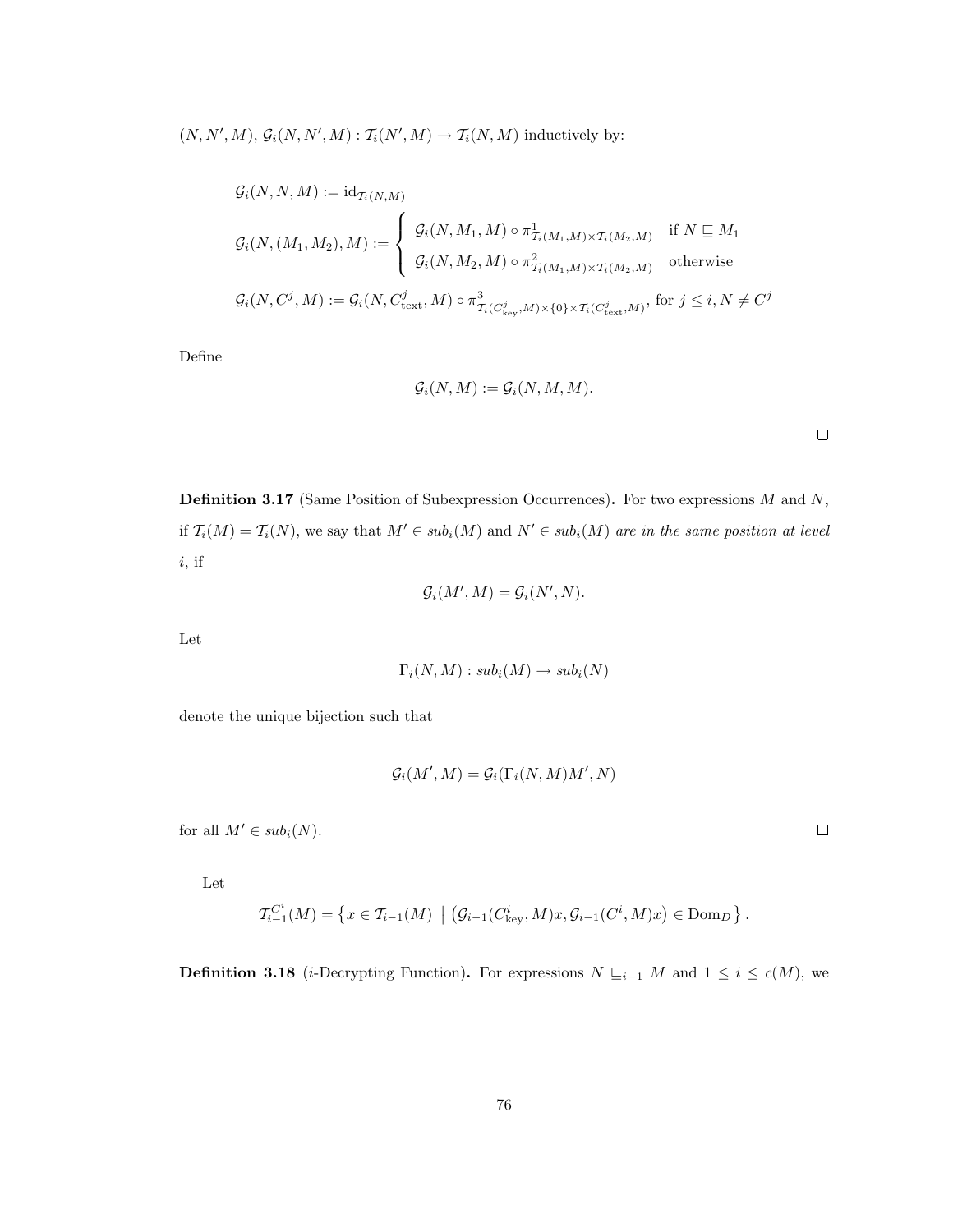$(N, N', M)$, $\mathcal{G}_i(N, N', M) : \mathcal{T}_i(N', M) \to \mathcal{T}_i(N, M)$ inductively by:

$$\mathcal{G}_i(N, N, M) := \mathrm{id}_{\mathcal{T}_i(N,M)}$$

$$\mathcal{G}_i(N, (M_1, M_2), M) := \begin{cases} \mathcal{G}_i(N, M_1, M) \circ \pi^1_{\mathcal{T}_i(M_1,M)\times\mathcal{T}_i(M_2,M)} & \text{if } N \sqsubseteq M_1 \\ \mathcal{G}_i(N, M_2, M) \circ \pi^2_{\mathcal{T}_i(M_1,M)\times\mathcal{T}_i(M_2,M)} & \text{otherwise} \end{cases}$$

$$\mathcal{G}_i(N, C^j, M) := \mathcal{G}_i(N, C^j_{\text{text}}, M) \circ \pi^3_{\mathcal{T}_i(C^j_{\text{key}},M)\times\{0\}\times\mathcal{T}_i(C^j_{\text{text}},M)}, \text{ for } j \leq i, N \neq C^j$$

Define

$$\mathcal{G}_i(N, M) := \mathcal{G}_i(N, M, M).$$

□

**Definition 3.17** (Same Position of Subexpression Occurrences)**.** For two expressions $M$ and $N$, if $\mathcal{T}_i(M) = \mathcal{T}_i(N)$, we say that $M' \in \mathit{sub}_i(M)$ and $N' \in \mathit{sub}_i(M)$ *are in the same position at level* $i$, if

$$\mathcal{G}_i(M', M) = \mathcal{G}_i(N', N).$$

Let

$$\Gamma_i(N, M) : \mathit{sub}_i(M) \to \mathit{sub}_i(N)$$

denote the unique bijection such that

$$\mathcal{G}_i(M', M) = \mathcal{G}_i(\Gamma_i(N, M)M', N)$$

for all $M' \in \mathit{sub}_i(N)$.

□

Let

$$\mathcal{T}^{C^i}_{i-1}(M) = \left\{ x \in \mathcal{T}_{i-1}(M) \;\middle|\; \left(\mathcal{G}_{i-1}(C^i_{\text{key}}, M)x, \mathcal{G}_{i-1}(C^i, M)x\right) \in \mathrm{Dom}_D \right\}.$$

**Definition 3.18** ($i$-Decrypting Function)**.** For expressions $N \sqsubseteq_{i-1} M$ and $1 \leq i \leq c(M)$, we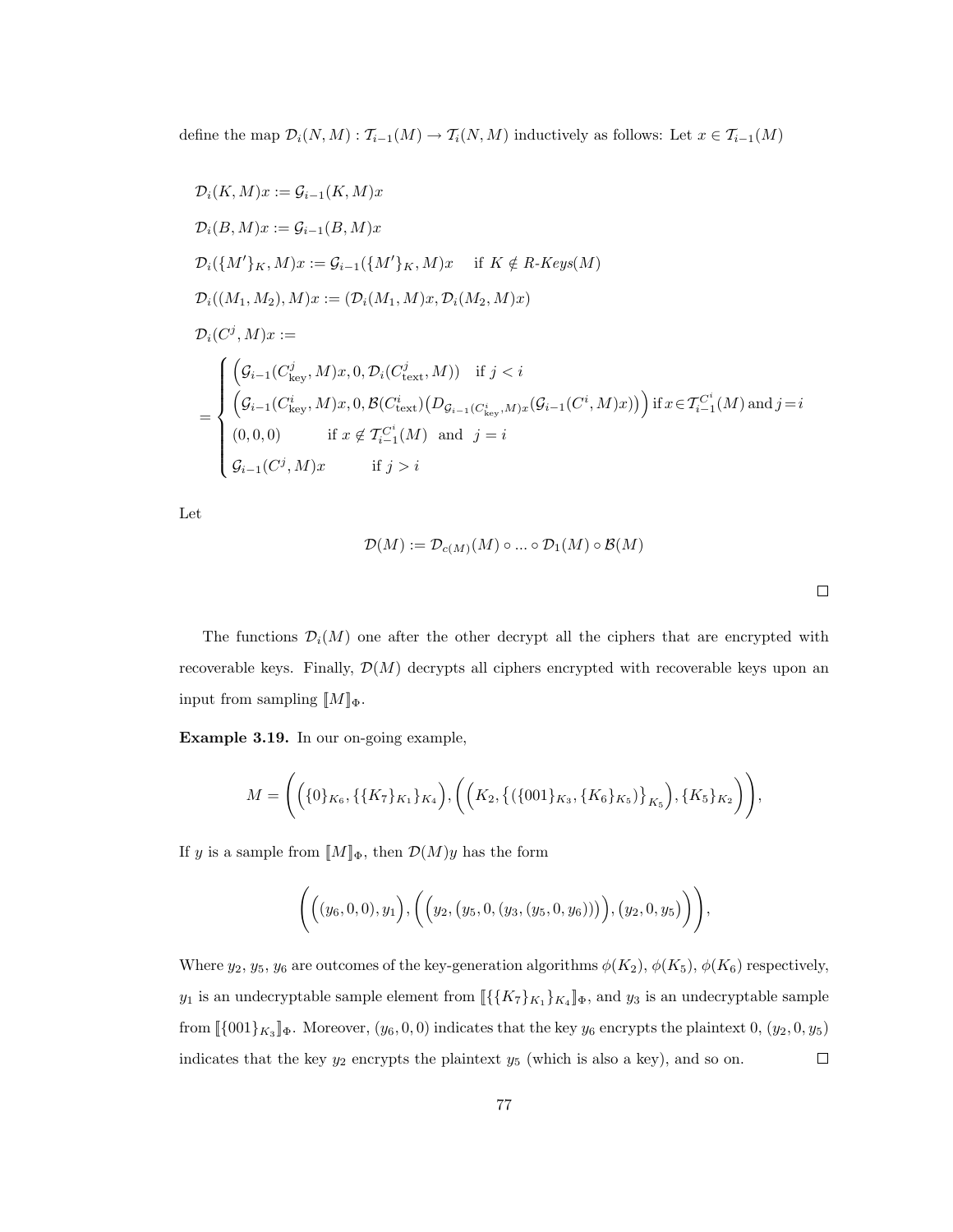define the map $\mathcal{D}_i(N, M) : \mathcal{T}_{i-1}(M) \to \mathcal{T}_i(N, M)$ inductively as follows: Let $x \in \mathcal{T}_{i-1}(M)$

$$\mathcal{D}_i(K, M)x := \mathcal{G}_{i-1}(K, M)x$$

$$\mathcal{D}_i(B, M)x := \mathcal{G}_{i-1}(B, M)x$$

$$\mathcal{D}_i(\{M'\}_K, M)x := \mathcal{G}_{i-1}(\{M'\}_K, M)x \quad \text{ if } K \notin \textit{R-Keys}(M)$$

$$\mathcal{D}_i((M_1, M_2), M)x := (\mathcal{D}_i(M_1, M)x, \mathcal{D}_i(M_2, M)x)$$

$$\mathcal{D}_i(C^j, M)x :=$$

$$= \begin{cases} \left(\mathcal{G}_{i-1}(C^j_{\text{key}}, M)x, 0, \mathcal{D}_i(C^j_{\text{text}}, M)\right) & \text{if } j < i \\ \left(\mathcal{G}_{i-1}(C^i_{\text{key}}, M)x, 0, \mathcal{B}(C^i_{\text{text}})\big(D_{\mathcal{G}_{i-1}(C^i_{\text{key}}, M)x}(\mathcal{G}_{i-1}(C^i, M)x)\big)\right) & \text{if } x \in \mathcal{T}^{C^i}_{i-1}(M) \text{ and } j = i \\ (0, 0, 0) & \text{if } x \notin \mathcal{T}^{C^i}_{i-1}(M) \text{ and } j = i \\ \mathcal{G}_{i-1}(C^j, M)x & \text{if } j > i \end{cases}$$

Let

$$\mathcal{D}(M) := \mathcal{D}_{c(M)}(M) \circ \ldots \circ \mathcal{D}_1(M) \circ \mathcal{B}(M)$$

□

The functions $\mathcal{D}_i(M)$ one after the other decrypt all the ciphers that are encrypted with recoverable keys. Finally, $\mathcal{D}(M)$ decrypts all ciphers encrypted with recoverable keys upon an input from sampling $[\![M]\!]_\Phi$.

**Example 3.19.** In our on-going example,

$$M = \bigg(\Big(\{0\}_{K_6}, \{\{K_7\}_{K_1}\}_{K_4}\Big), \bigg(\Big(K_2, \big\{(\{001\}_{K_3}, \{K_6\}_{K_5})\big\}_{K_5}\Big), \{K_5\}_{K_2}\bigg)\bigg),$$

If $y$ is a sample from $[\![M]\!]_\Phi$, then $\mathcal{D}(M)y$ has the form

$$\bigg(\Big((y_6, 0, 0), y_1\Big), \bigg(\Big(y_2, (y_5, 0, (y_3, (y_5, 0, y_6)))\Big), (y_2, 0, y_5)\bigg)\bigg),$$

Where $y_2$, $y_5$, $y_6$ are outcomes of the key-generation algorithms $\phi(K_2)$, $\phi(K_5)$, $\phi(K_6)$ respectively, $y_1$ is an undecryptable sample element from $[\![\{\{K_7\}_{K_1}\}_{K_4}]\!]_\Phi$, and $y_3$ is an undecryptable sample from $[\![\{001\}_{K_3}]\!]_\Phi$. Moreover, $(y_6, 0, 0)$ indicates that the key $y_6$ encrypts the plaintext 0, $(y_2, 0, y_5)$ indicates that the key $y_2$ encrypts the plaintext $y_5$ (which is also a key), and so on. □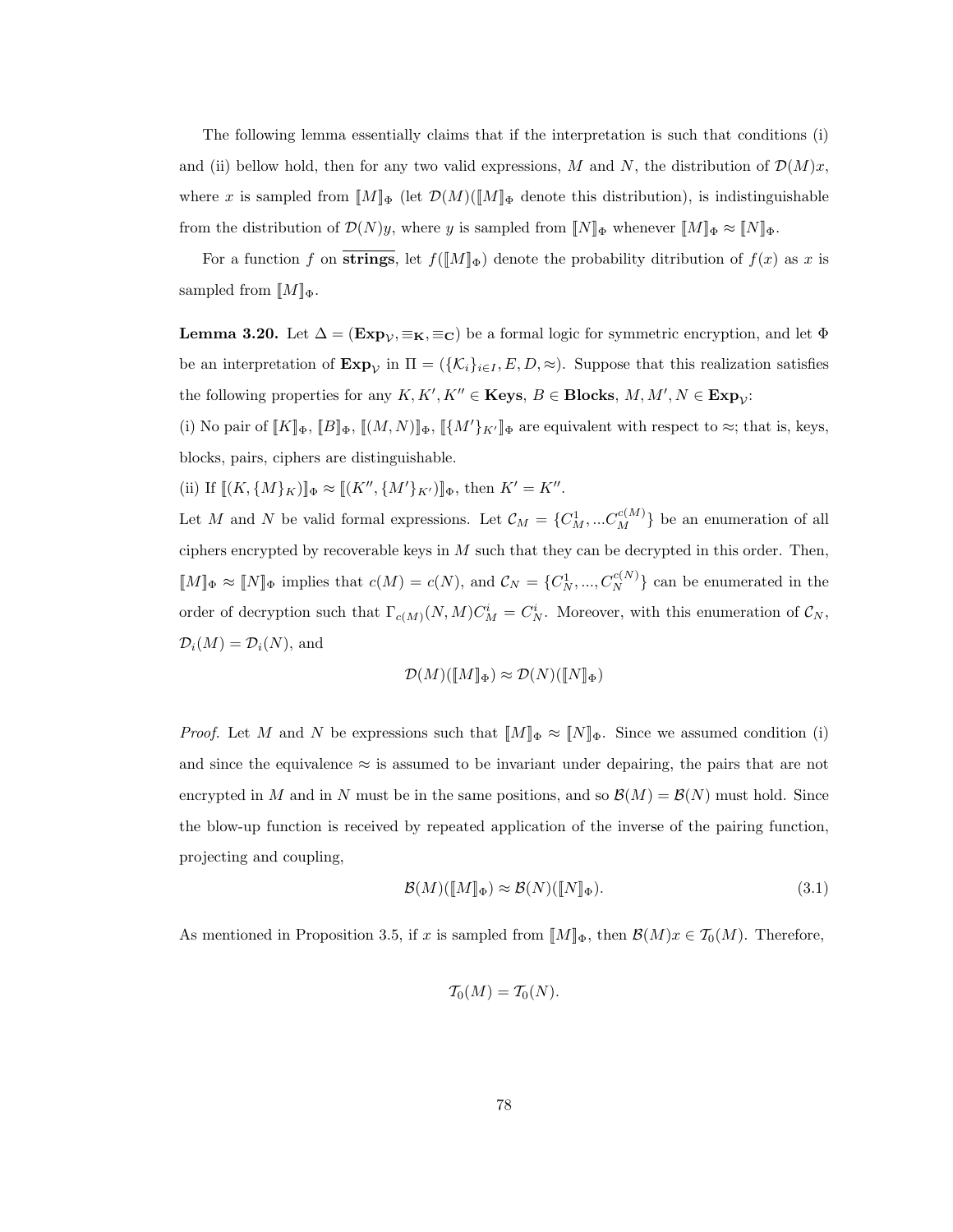The following lemma essentially claims that if the interpretation is such that conditions (i) and (ii) bellow hold, then for any two valid expressions, $M$ and $N$, the distribution of $\mathcal{D}(M)x$, where $x$ is sampled from $[\![M]\!]_\Phi$ (let $\mathcal{D}(M)([\![M]\!]_\Phi$ denote this distribution), is indistinguishable from the distribution of $\mathcal{D}(N)y$, where $y$ is sampled from $[\![N]\!]_\Phi$ whenever $[\![M]\!]_\Phi \approx [\![N]\!]_\Phi$.

For a function $f$ on $\overline{\textbf{strings}}$, let $f([\![M]\!]_\Phi)$ denote the probability ditribution of $f(x)$ as $x$ is sampled from $[\![M]\!]_\Phi$.

**Lemma 3.20.** Let $\Delta = (\mathbf{Exp}_\mathcal{V}, \equiv_\mathbf{K}, \equiv_\mathbf{C})$ be a formal logic for symmetric encryption, and let $\Phi$ be an interpretation of $\mathbf{Exp}_\mathcal{V}$ in $\Pi = (\{\mathcal{K}_i\}_{i\in I}, E, D, \approx)$. Suppose that this realization satisfies the following properties for any $K, K', K'' \in \mathbf{Keys}$, $B \in \mathbf{Blocks}$, $M, M', N \in \mathbf{Exp}_\mathcal{V}$:

(i) No pair of $[\![K]\!]_\Phi$, $[\![B]\!]_\Phi$, $[\![(M,N)]\!]_\Phi$, $[\![\{M'\}_{K'}]\!]_\Phi$ are equivalent with respect to $\approx$; that is, keys, blocks, pairs, ciphers are distinguishable.

(ii) If $[\![(K, \{M\}_K)]\!]_\Phi \approx [\![(K'', \{M'\}_{K'})]\!]_\Phi$, then $K' = K''$.

Let $M$ and $N$ be valid formal expressions. Let $\mathcal{C}_M = \{C_M^1, ...C_M^{c(M)}\}$ be an enumeration of all ciphers encrypted by recoverable keys in $M$ such that they can be decrypted in this order. Then, $[\![M]\!]_\Phi \approx [\![N]\!]_\Phi$ implies that $c(M) = c(N)$, and $\mathcal{C}_N = \{C_N^1, ..., C_N^{c(N)}\}$ can be enumerated in the order of decryption such that $\Gamma_{c(M)}(N,M)C_M^i = C_N^i$. Moreover, with this enumeration of $\mathcal{C}_N$, $\mathcal{D}_i(M) = \mathcal{D}_i(N)$, and

$$\mathcal{D}(M)([\![M]\!]_\Phi) \approx \mathcal{D}(N)([\![N]\!]_\Phi)$$

*Proof.* Let $M$ and $N$ be expressions such that $[\![M]\!]_\Phi \approx [\![N]\!]_\Phi$. Since we assumed condition (i) and since the equivalence $\approx$ is assumed to be invariant under depairing, the pairs that are not encrypted in $M$ and in $N$ must be in the same positions, and so $\mathcal{B}(M) = \mathcal{B}(N)$ must hold. Since the blow-up function is received by repeated application of the inverse of the pairing function, projecting and coupling,

$$\mathcal{B}(M)([\![M]\!]_\Phi) \approx \mathcal{B}(N)([\![N]\!]_\Phi). \tag{3.1}$$

As mentioned in Proposition 3.5, if $x$ is sampled from $[\![M]\!]_\Phi$, then $\mathcal{B}(M)x \in \mathcal{T}_0(M)$. Therefore,

$$\mathcal{T}_0(M) = \mathcal{T}_0(N).$$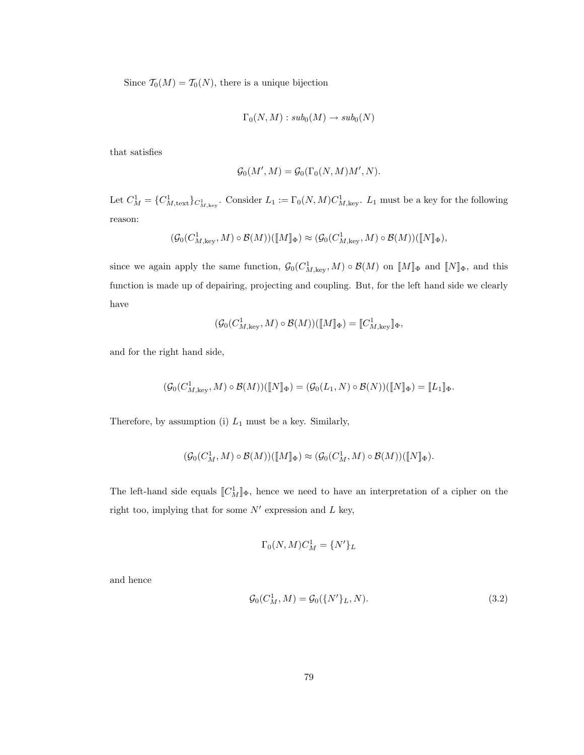Since $\mathcal{T}_0(M) = \mathcal{T}_0(N)$, there is a unique bijection

$$\Gamma_0(N, M) : sub_0(M) \to sub_0(N)$$

that satisfies

$$\mathcal{G}_0(M', M) = \mathcal{G}_0(\Gamma_0(N, M)M', N).$$

Let $C_M^1 = \{C_{M,\text{text}}^1\}_{C_{M,\text{key}}^1}$. Consider $L_1 := \Gamma_0(N, M)C_{M,\text{key}}^1$. $L_1$ must be a key for the following reason:

$$(\mathcal{G}_0(C_{M,\text{key}}^1, M) \circ \mathcal{B}(M))([\![M]\!]_\Phi) \approx (\mathcal{G}_0(C_{M,\text{key}}^1, M) \circ \mathcal{B}(M))([\![N]\!]_\Phi),$$

since we again apply the same function, $\mathcal{G}_0(C_{M,\text{key}}^1, M) \circ \mathcal{B}(M)$ on $[\![M]\!]_\Phi$ and $[\![N]\!]_\Phi$, and this function is made up of depairing, projecting and coupling. But, for the left hand side we clearly have

$$(\mathcal{G}_0(C_{M,\text{key}}^1, M) \circ \mathcal{B}(M))([\![M]\!]_\Phi) = [\![C_{M,\text{key}}^1]\!]_\Phi,$$

and for the right hand side,

$$(\mathcal{G}_0(C_{M,\text{key}}^1, M) \circ \mathcal{B}(M))([\![N]\!]_\Phi) = (\mathcal{G}_0(L_1, N) \circ \mathcal{B}(N))([\![N]\!]_\Phi) = [\![L_1]\!]_\Phi.$$

Therefore, by assumption (i) $L_1$ must be a key. Similarly,

$$(\mathcal{G}_0(C_M^1, M) \circ \mathcal{B}(M))([\![M]\!]_\Phi) \approx (\mathcal{G}_0(C_M^1, M) \circ \mathcal{B}(M))([\![N]\!]_\Phi).$$

The left-hand side equals $[\![C_M^1]\!]_\Phi$, hence we need to have an interpretation of a cipher on the right too, implying that for some $N'$ expression and $L$ key,

$$\Gamma_0(N, M)C_M^1 = \{N'\}_L$$

and hence

$$\mathcal{G}_0(C_M^1, M) = \mathcal{G}_0(\{N'\}_L, N). \tag{3.2}$$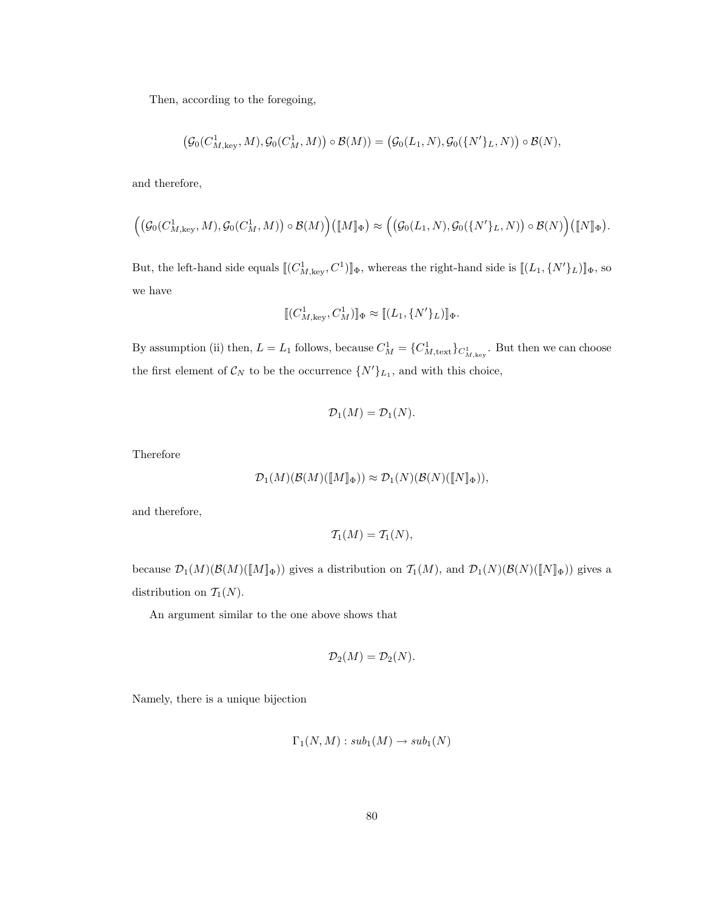Then, according to the foregoing,

$$\big(\mathcal{G}_0(C^1_{M,\text{key}}, M), \mathcal{G}_0(C^1_M, M)\big) \circ \mathcal{B}(M)) = \big(\mathcal{G}_0(L_1, N), \mathcal{G}_0(\{N'\}_L, N)\big) \circ \mathcal{B}(N),$$

and therefore,

$$\Big(\big(\mathcal{G}_0(C^1_{M,\text{key}}, M), \mathcal{G}_0(C^1_M, M)\big) \circ \mathcal{B}(M)\Big)\big(\llbracket M \rrbracket_\Phi\big) \approx \Big(\big(\mathcal{G}_0(L_1, N), \mathcal{G}_0(\{N'\}_L, N)\big) \circ \mathcal{B}(N)\Big)\big(\llbracket N \rrbracket_\Phi\big).$$

But, the left-hand side equals $\llbracket (C^1_{M,\text{key}}, C^1) \rrbracket_\Phi$, whereas the right-hand side is $\llbracket (L_1, \{N'\}_L) \rrbracket_\Phi$, so we have

$$\llbracket (C^1_{M,\text{key}}, C^1_M) \rrbracket_\Phi \approx \llbracket (L_1, \{N'\}_L) \rrbracket_\Phi.$$

By assumption (ii) then, $L = L_1$ follows, because $C^1_M = \{C^1_{M,\text{text}}\}_{C^1_{M,\text{key}}}$. But then we can choose the first element of $\mathcal{C}_N$ to be the occurrence $\{N'\}_{L_1}$, and with this choice,

$$\mathcal{D}_1(M) = \mathcal{D}_1(N).$$

Therefore

$$\mathcal{D}_1(M)(\mathcal{B}(M)(\llbracket M \rrbracket_\Phi)) \approx \mathcal{D}_1(N)(\mathcal{B}(N)(\llbracket N \rrbracket_\Phi)),$$

and therefore,

$$\mathcal{T}_1(M) = \mathcal{T}_1(N),$$

because $\mathcal{D}_1(M)(\mathcal{B}(M)(\llbracket M \rrbracket_\Phi))$ gives a distribution on $\mathcal{T}_1(M)$, and $\mathcal{D}_1(N)(\mathcal{B}(N)(\llbracket N \rrbracket_\Phi))$ gives a distribution on $\mathcal{T}_1(N)$.

An argument similar to the one above shows that

$$\mathcal{D}_2(M) = \mathcal{D}_2(N).$$

Namely, there is a unique bijection

$$\Gamma_1(N, M) : sub_1(M) \to sub_1(N)$$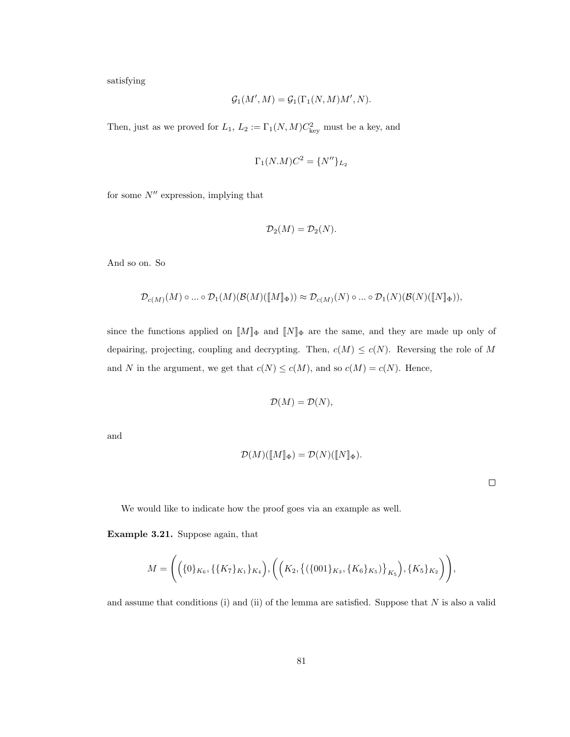satisfying

$$\mathcal{G}_1(M', M) = \mathcal{G}_1(\Gamma_1(N, M)M', N).$$

Then, just as we proved for $L_1$, $L_2 := \Gamma_1(N, M)C^2_{\text{key}}$ must be a key, and

$$\Gamma_1(N.M)C^2 = \{N''\}_{L_2}$$

for some $N''$ expression, implying that

$$\mathcal{D}_2(M) = \mathcal{D}_2(N).$$

And so on. So

$$\mathcal{D}_{c(M)}(M) \circ ... \circ \mathcal{D}_1(M)(\mathcal{B}(M)(\llbracket M \rrbracket_\Phi)) \approx \mathcal{D}_{c(M)}(N) \circ ... \circ \mathcal{D}_1(N)(\mathcal{B}(N)(\llbracket N \rrbracket_\Phi)),$$

since the functions applied on $\llbracket M \rrbracket_\Phi$ and $\llbracket N \rrbracket_\Phi$ are the same, and they are made up only of depairing, projecting, coupling and decrypting. Then, $c(M) \leq c(N)$. Reversing the role of $M$ and $N$ in the argument, we get that $c(N) \leq c(M)$, and so $c(M) = c(N)$. Hence,

$$\mathcal{D}(M) = \mathcal{D}(N),$$

and

$$\mathcal{D}(M)(\llbracket M \rrbracket_\Phi) = \mathcal{D}(N)(\llbracket N \rrbracket_\Phi).$$

□

We would like to indicate how the proof goes via an example as well.

**Example 3.21.** Suppose again, that

$$M = \left( \left( \{0\}_{K_6}, \{\{K_7\}_{K_1}\}_{K_4} \right), \left( \left( K_2, \{(\{001\}_{K_3}, \{K_6\}_{K_5})\}_{K_5} \right), \{K_5\}_{K_2} \right) \right),$$

and assume that conditions (i) and (ii) of the lemma are satisfied. Suppose that $N$ is also a valid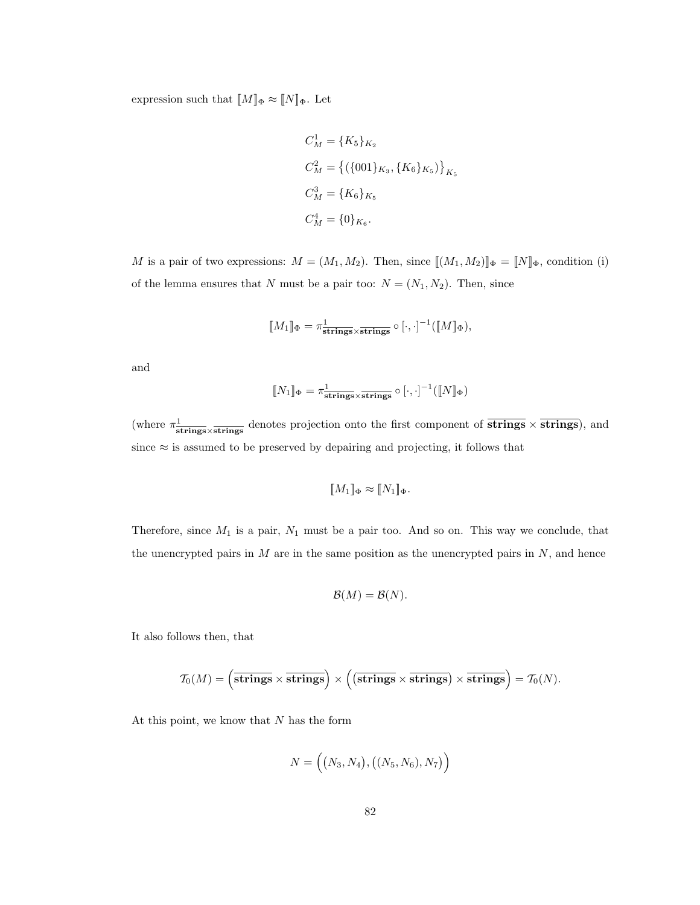expression such that $[\![M]\!]_\Phi \approx [\![N]\!]_\Phi$. Let

$$
\begin{aligned}
C_M^1 &= \{K_5\}_{K_2} \\
C_M^2 &= \big\{(\{001\}_{K_3}, \{K_6\}_{K_5})\big\}_{K_5} \\
C_M^3 &= \{K_6\}_{K_5} \\
C_M^4 &= \{0\}_{K_6}.
\end{aligned}
$$

$M$ is a pair of two expressions: $M = (M_1, M_2)$. Then, since $[\![(M_1, M_2)]\!]_\Phi = [\![N]\!]_\Phi$, condition (i) of the lemma ensures that $N$ must be a pair too: $N = (N_1, N_2)$. Then, since

$$
[\![M_1]\!]_\Phi = \pi^1_{\overline{\textbf{strings}} \times \overline{\textbf{strings}}} \circ [\cdot,\cdot]^{-1}([\![M]\!]_\Phi),
$$

and

$$
[\![N_1]\!]_\Phi = \pi^1_{\overline{\textbf{strings}} \times \overline{\textbf{strings}}} \circ [\cdot,\cdot]^{-1}([\![N]\!]_\Phi)
$$

(where $\pi^1_{\overline{\textbf{strings}} \times \overline{\textbf{strings}}}$ denotes projection onto the first component of $\overline{\textbf{strings}} \times \overline{\textbf{strings}}$), and since $\approx$ is assumed to be preserved by depairing and projecting, it follows that

$$
[\![M_1]\!]_\Phi \approx [\![N_1]\!]_\Phi.
$$

Therefore, since $M_1$ is a pair, $N_1$ must be a pair too. And so on. This way we conclude, that the unencrypted pairs in $M$ are in the same position as the unencrypted pairs in $N$, and hence

$$
\mathcal{B}(M) = \mathcal{B}(N).
$$

It also follows then, that

$$
\mathcal{T}_0(M) = \Big(\overline{\textbf{strings}} \times \overline{\textbf{strings}}\Big) \times \Big(\big(\overline{\textbf{strings}} \times \overline{\textbf{strings}}\big) \times \overline{\textbf{strings}}\Big) = \mathcal{T}_0(N).
$$

At this point, we know that $N$ has the form

$$
N = \Big(\big(N_3, N_4\big), \big((N_5, N_6), N_7\big)\Big)
$$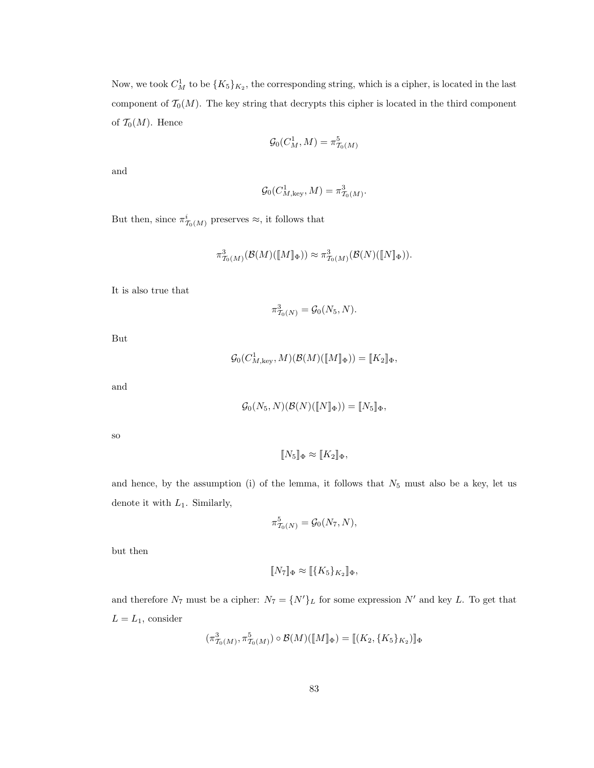Now, we took $C^1_M$ to be $\{K_5\}_{K_2}$, the corresponding string, which is a cipher, is located in the last component of $\mathcal{T}_0(M)$. The key string that decrypts this cipher is located in the third component of $\mathcal{T}_0(M)$. Hence

$$\mathcal{G}_0(C^1_M, M) = \pi^5_{\mathcal{T}_0(M)}$$

and

$$\mathcal{G}_0(C^1_{M,\text{key}}, M) = \pi^3_{\mathcal{T}_0(M)}.$$

But then, since $\pi^i_{\mathcal{T}_0(M)}$ preserves $\approx$, it follows that

$$\pi^3_{\mathcal{T}_0(M)}(\mathcal{B}(M)(\llbracket M \rrbracket_\Phi)) \approx \pi^3_{\mathcal{T}_0(M)}(\mathcal{B}(N)(\llbracket N \rrbracket_\Phi)).$$

It is also true that

$$\pi^3_{\mathcal{T}_0(N)} = \mathcal{G}_0(N_5, N).$$

But

$$\mathcal{G}_0(C^1_{M,\text{key}}, M)(\mathcal{B}(M)(\llbracket M \rrbracket_\Phi)) = \llbracket K_2 \rrbracket_\Phi,$$

and

$$\mathcal{G}_0(N_5, N)(\mathcal{B}(N)(\llbracket N \rrbracket_\Phi)) = \llbracket N_5 \rrbracket_\Phi,$$

so

$$\llbracket N_5 \rrbracket_\Phi \approx \llbracket K_2 \rrbracket_\Phi,$$

and hence, by the assumption (i) of the lemma, it follows that $N_5$ must also be a key, let us denote it with $L_1$. Similarly,

$$\pi^5_{\mathcal{T}_0(N)} = \mathcal{G}_0(N_7, N),$$

but then

$$\llbracket N_7 \rrbracket_\Phi \approx \llbracket \{K_5\}_{K_2} \rrbracket_\Phi,$$

and therefore $N_7$ must be a cipher: $N_7 = \{N'\}_L$ for some expression $N'$ and key $L$. To get that $L = L_1$, consider

$$(\pi^3_{\mathcal{T}_0(M)}, \pi^5_{\mathcal{T}_0(M)}) \circ \mathcal{B}(M)(\llbracket M \rrbracket_\Phi) = \llbracket (K_2, \{K_5\}_{K_2}) \rrbracket_\Phi$$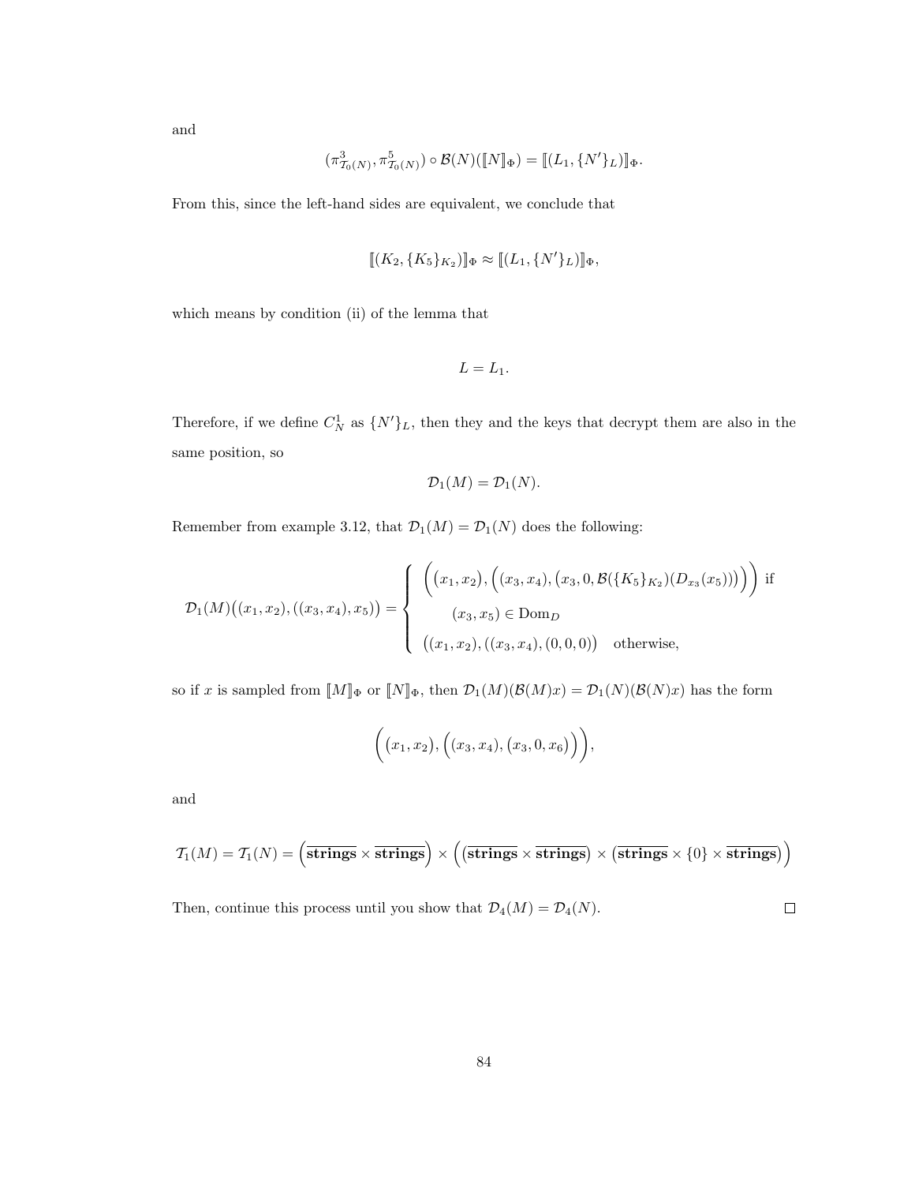and

$$(\pi^3_{\mathcal{T}_0(N)}, \pi^5_{\mathcal{T}_0(N)}) \circ \mathcal{B}(N)(\llbracket N \rrbracket_\Phi) = \llbracket (L_1, \{N'\}_L) \rrbracket_\Phi.$$

From this, since the left-hand sides are equivalent, we conclude that

$$\llbracket (K_2, \{K_5\}_{K_2}) \rrbracket_\Phi \approx \llbracket (L_1, \{N'\}_L) \rrbracket_\Phi,$$

which means by condition (ii) of the lemma that

$$L = L_1.$$

Therefore, if we define $C^1_N$ as $\{N'\}_L$, then they and the keys that decrypt them are also in the same position, so

$$\mathcal{D}_1(M) = \mathcal{D}_1(N).$$

Remember from example 3.12, that $\mathcal{D}_1(M) = \mathcal{D}_1(N)$ does the following:

$$\mathcal{D}_1(M)\big((x_1, x_2), ((x_3, x_4), x_5)\big) = \begin{cases} \Big((x_1, x_2), \Big((x_3, x_4), \big(x_3, 0, \mathcal{B}(\{K_5\}_{K_2})(D_{x_3}(x_5))\big)\Big)\Big) & \text{if} \\ \quad (x_3, x_5) \in \mathrm{Dom}_D & \\ \big((x_1, x_2), ((x_3, x_4), (0, 0, 0)\big) & \text{otherwise,} \end{cases}$$

so if $x$ is sampled from $\llbracket M \rrbracket_\Phi$ or $\llbracket N \rrbracket_\Phi$, then $\mathcal{D}_1(M)(\mathcal{B}(M)x) = \mathcal{D}_1(N)(\mathcal{B}(N)x)$ has the form

$$\Big((x_1, x_2), \Big((x_3, x_4), \big(x_3, 0, x_6\big)\Big)\Big),$$

and

$$\mathcal{T}_1(M) = \mathcal{T}_1(N) = \Big(\overline{\textbf{strings}} \times \overline{\textbf{strings}}\Big) \times \Big(\big(\overline{\textbf{strings}} \times \overline{\textbf{strings}}\big) \times \big(\overline{\textbf{strings}} \times \{0\} \times \overline{\textbf{strings}}\big)\Big)$$

Then, continue this process until you show that $\mathcal{D}_4(M) = \mathcal{D}_4(N)$. $\square$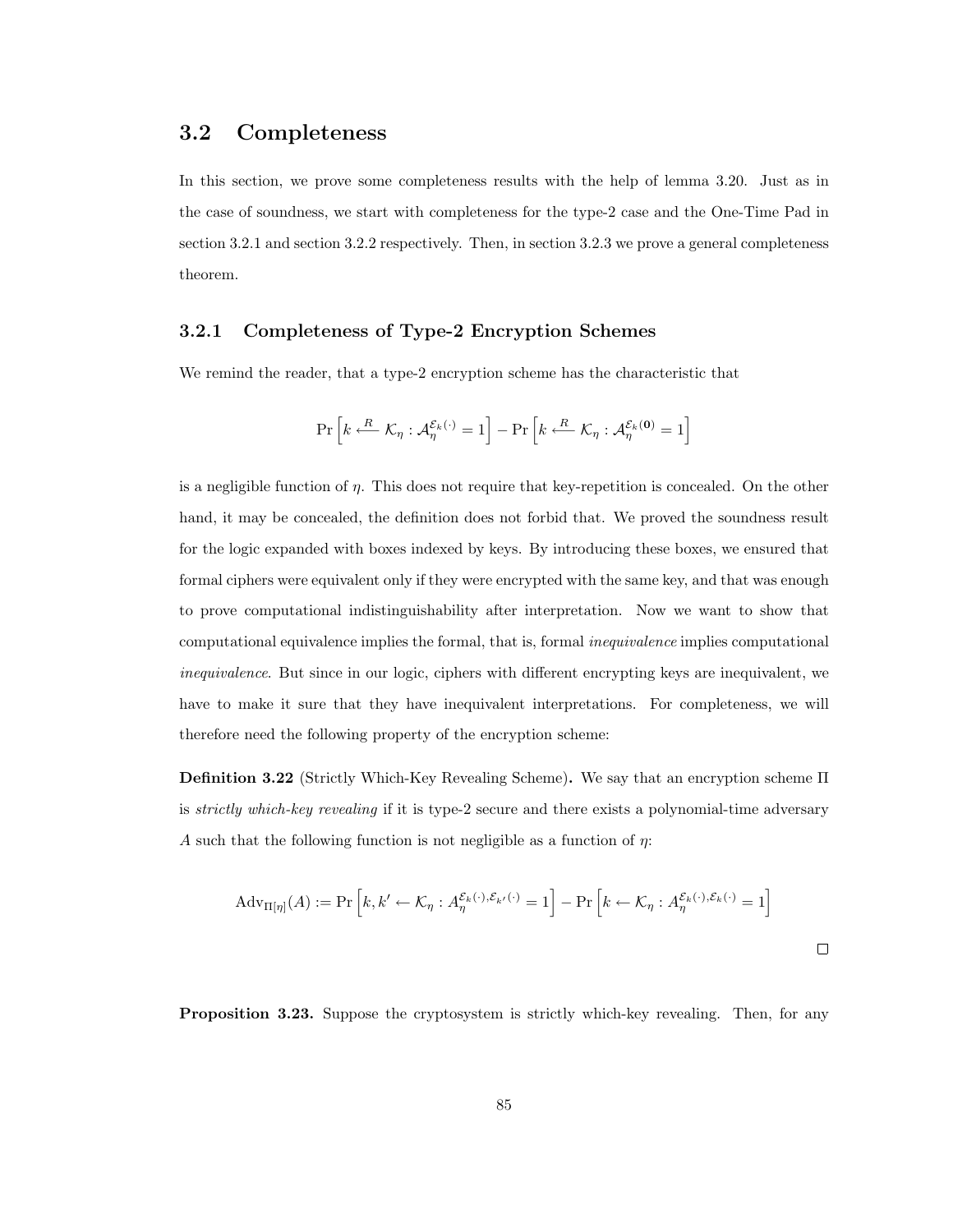## 3.2 Completeness

In this section, we prove some completeness results with the help of lemma 3.20. Just as in the case of soundness, we start with completeness for the type-2 case and the One-Time Pad in section 3.2.1 and section 3.2.2 respectively. Then, in section 3.2.3 we prove a general completeness theorem.

### 3.2.1 Completeness of Type-2 Encryption Schemes

We remind the reader, that a type-2 encryption scheme has the characteristic that

$$\Pr\left[k \xleftarrow{R} \mathcal{K}_\eta : \mathcal{A}_\eta^{\mathcal{E}_k(\cdot)} = 1\right] - \Pr\left[k \xleftarrow{R} \mathcal{K}_\eta : \mathcal{A}_\eta^{\mathcal{E}_k(\mathbf{0})} = 1\right]$$

is a negligible function of $\eta$. This does not require that key-repetition is concealed. On the other hand, it may be concealed, the definition does not forbid that. We proved the soundness result for the logic expanded with boxes indexed by keys. By introducing these boxes, we ensured that formal ciphers were equivalent only if they were encrypted with the same key, and that was enough to prove computational indistinguishability after interpretation. Now we want to show that computational equivalence implies the formal, that is, formal *inequivalence* implies computational *inequivalence*. But since in our logic, ciphers with different encrypting keys are inequivalent, we have to make it sure that they have inequivalent interpretations. For completeness, we will therefore need the following property of the encryption scheme:

**Definition 3.22** (Strictly Which-Key Revealing Scheme)**.** We say that an encryption scheme $\Pi$ is *strictly which-key revealing* if it is type-2 secure and there exists a polynomial-time adversary $A$ such that the following function is not negligible as a function of $\eta$:

$$\mathrm{Adv}_{\Pi[\eta]}(A) := \Pr\left[k, k' \leftarrow \mathcal{K}_\eta : A_\eta^{\mathcal{E}_k(\cdot),\mathcal{E}_{k'}(\cdot)} = 1\right] - \Pr\left[k \leftarrow \mathcal{K}_\eta : A_\eta^{\mathcal{E}_k(\cdot),\mathcal{E}_k(\cdot)} = 1\right]$$

□

**Proposition 3.23.** Suppose the cryptosystem is strictly which-key revealing. Then, for any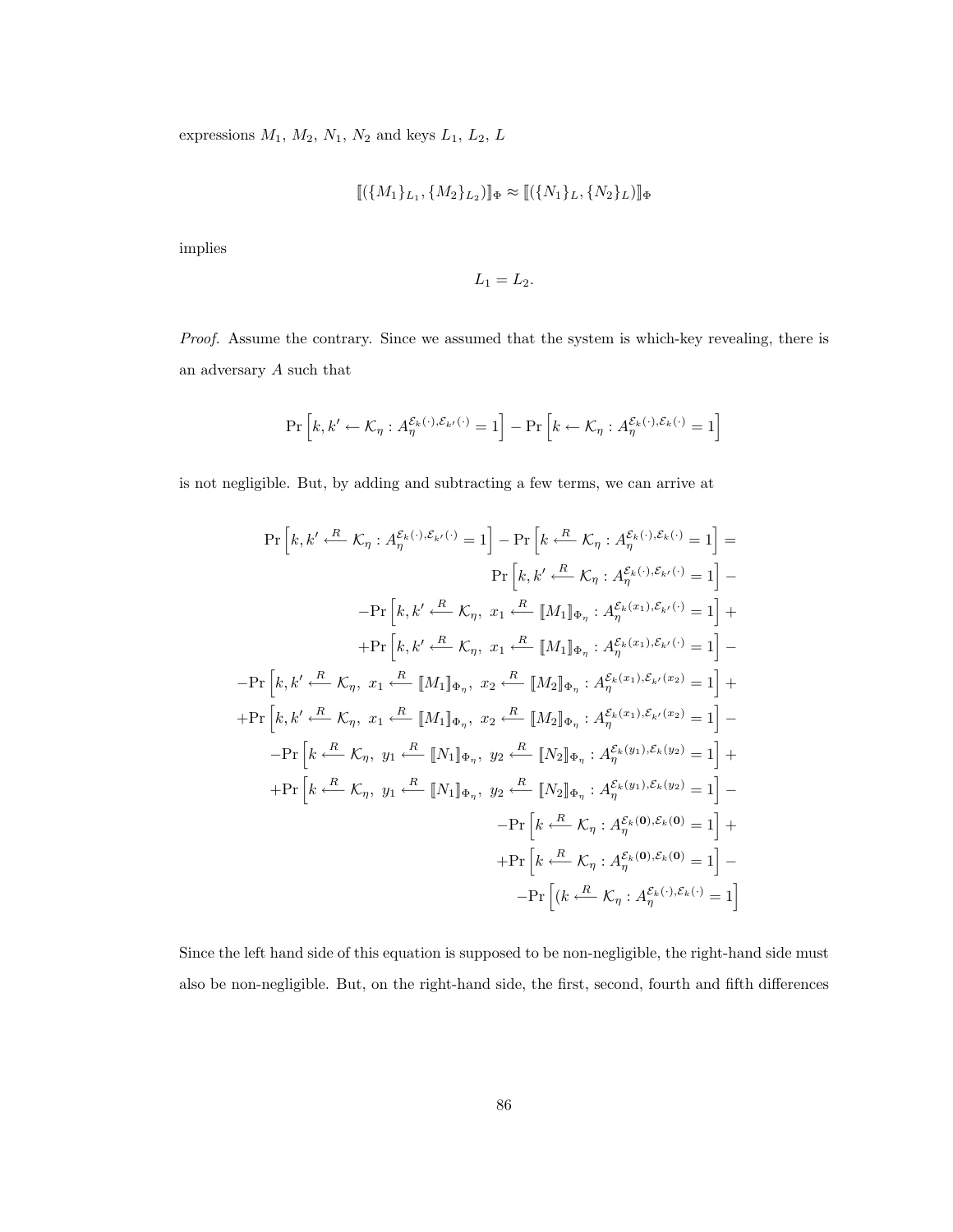expressions $M_1$, $M_2$, $N_1$, $N_2$ and keys $L_1$, $L_2$, $L$

$$[\![(\{M_1\}_{L_1}, \{M_2\}_{L_2})]\!]_\Phi \approx [\![(\{N_1\}_L, \{N_2\}_L)]\!]_\Phi$$

implies

$$L_1 = L_2.$$

*Proof.* Assume the contrary. Since we assumed that the system is which-key revealing, there is an adversary $A$ such that

$$\Pr\left[k, k' \leftarrow \mathcal{K}_\eta : A_\eta^{\mathcal{E}_k(\cdot), \mathcal{E}_{k'}(\cdot)} = 1\right] - \Pr\left[k \leftarrow \mathcal{K}_\eta : A_\eta^{\mathcal{E}_k(\cdot), \mathcal{E}_k(\cdot)} = 1\right]$$

is not negligible. But, by adding and subtracting a few terms, we can arrive at

$$\begin{aligned}
\Pr\left[k, k' \xleftarrow{R} \mathcal{K}_\eta : A_\eta^{\mathcal{E}_k(\cdot), \mathcal{E}_{k'}(\cdot)} = 1\right] - \Pr\left[k \xleftarrow{R} \mathcal{K}_\eta : A_\eta^{\mathcal{E}_k(\cdot), \mathcal{E}_k(\cdot)} = 1\right] = \\
\Pr\left[k, k' \xleftarrow{R} \mathcal{K}_\eta : A_\eta^{\mathcal{E}_k(\cdot), \mathcal{E}_{k'}(\cdot)} = 1\right] - \\
-\Pr\left[k, k' \xleftarrow{R} \mathcal{K}_\eta,\ x_1 \xleftarrow{R} [\![M_1]\!]_{\Phi_\eta} : A_\eta^{\mathcal{E}_k(x_1), \mathcal{E}_{k'}(\cdot)} = 1\right] + \\
+\Pr\left[k, k' \xleftarrow{R} \mathcal{K}_\eta,\ x_1 \xleftarrow{R} [\![M_1]\!]_{\Phi_\eta} : A_\eta^{\mathcal{E}_k(x_1), \mathcal{E}_{k'}(\cdot)} = 1\right] - \\
-\Pr\left[k, k' \xleftarrow{R} \mathcal{K}_\eta,\ x_1 \xleftarrow{R} [\![M_1]\!]_{\Phi_\eta},\ x_2 \xleftarrow{R} [\![M_2]\!]_{\Phi_\eta} : A_\eta^{\mathcal{E}_k(x_1), \mathcal{E}_{k'}(x_2)} = 1\right] + \\
+\Pr\left[k, k' \xleftarrow{R} \mathcal{K}_\eta,\ x_1 \xleftarrow{R} [\![M_1]\!]_{\Phi_\eta},\ x_2 \xleftarrow{R} [\![M_2]\!]_{\Phi_\eta} : A_\eta^{\mathcal{E}_k(x_1), \mathcal{E}_{k'}(x_2)} = 1\right] - \\
-\Pr\left[k \xleftarrow{R} \mathcal{K}_\eta,\ y_1 \xleftarrow{R} [\![N_1]\!]_{\Phi_\eta},\ y_2 \xleftarrow{R} [\![N_2]\!]_{\Phi_\eta} : A_\eta^{\mathcal{E}_k(y_1), \mathcal{E}_k(y_2)} = 1\right] + \\
+\Pr\left[k \xleftarrow{R} \mathcal{K}_\eta,\ y_1 \xleftarrow{R} [\![N_1]\!]_{\Phi_\eta},\ y_2 \xleftarrow{R} [\![N_2]\!]_{\Phi_\eta} : A_\eta^{\mathcal{E}_k(y_1), \mathcal{E}_k(y_2)} = 1\right] - \\
-\Pr\left[k \xleftarrow{R} \mathcal{K}_\eta : A_\eta^{\mathcal{E}_k(\mathbf{0}), \mathcal{E}_k(\mathbf{0})} = 1\right] + \\
+\Pr\left[k \xleftarrow{R} \mathcal{K}_\eta : A_\eta^{\mathcal{E}_k(\mathbf{0}), \mathcal{E}_k(\mathbf{0})} = 1\right] - \\
-\Pr\left[(k \xleftarrow{R} \mathcal{K}_\eta : A_\eta^{\mathcal{E}_k(\cdot), \mathcal{E}_k(\cdot)} = 1\right]
\end{aligned}$$

Since the left hand side of this equation is supposed to be non-negligible, the right-hand side must also be non-negligible. But, on the right-hand side, the first, second, fourth and fifth differences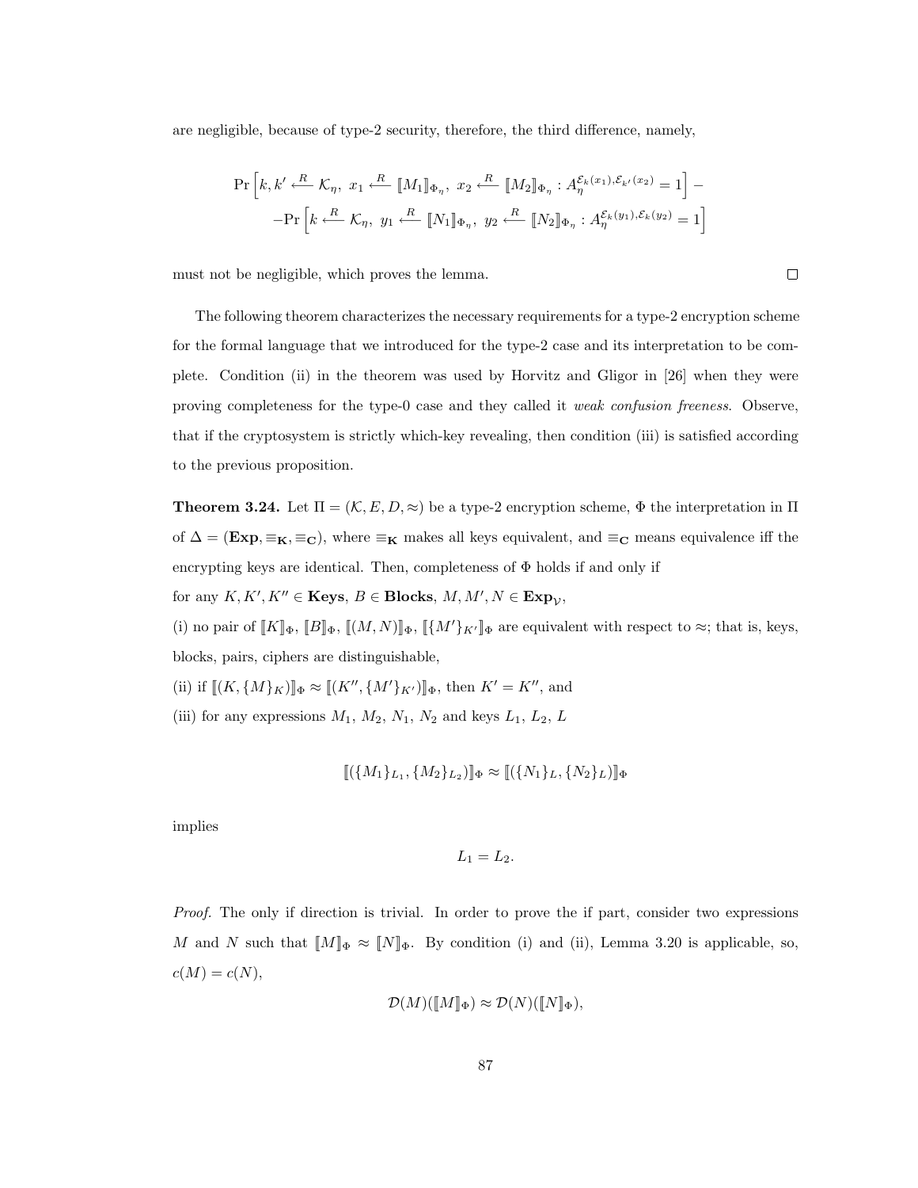are negligible, because of type-2 security, therefore, the third difference, namely,

$$\Pr\left[k, k' \xleftarrow{R} \mathcal{K}_\eta,\ x_1 \xleftarrow{R} [\![M_1]\!]_{\Phi_\eta},\ x_2 \xleftarrow{R} [\![M_2]\!]_{\Phi_\eta} : A_\eta^{\mathcal{E}_k(x_1),\mathcal{E}_{k'}(x_2)} = 1\right] -$$
$$-\Pr\left[k \xleftarrow{R} \mathcal{K}_\eta,\ y_1 \xleftarrow{R} [\![N_1]\!]_{\Phi_\eta},\ y_2 \xleftarrow{R} [\![N_2]\!]_{\Phi_\eta} : A_\eta^{\mathcal{E}_k(y_1),\mathcal{E}_k(y_2)} = 1\right]$$

must not be negligible, which proves the lemma. □

The following theorem characterizes the necessary requirements for a type-2 encryption scheme for the formal language that we introduced for the type-2 case and its interpretation to be complete. Condition (ii) in the theorem was used by Horvitz and Gligor in [26] when they were proving completeness for the type-0 case and they called it *weak confusion freeness*. Observe, that if the cryptosystem is strictly which-key revealing, then condition (iii) is satisfied according to the previous proposition.

**Theorem 3.24.** Let $\Pi = (\mathcal{K}, E, D, \approx)$ be a type-2 encryption scheme, $\Phi$ the interpretation in $\Pi$ of $\Delta = (\mathbf{Exp}, \equiv_\mathbf{K}, \equiv_\mathbf{C})$, where $\equiv_\mathbf{K}$ makes all keys equivalent, and $\equiv_\mathbf{C}$ means equivalence iff the encrypting keys are identical. Then, completeness of $\Phi$ holds if and only if
for any $K, K', K'' \in \mathbf{Keys}$, $B \in \mathbf{Blocks}$, $M, M', N \in \mathbf{Exp}_\mathcal{V}$,
(i) no pair of $[\![K]\!]_\Phi$, $[\![B]\!]_\Phi$, $[\![(M,N)]\!]_\Phi$, $[\![\{M'\}_{K'}]\!]_\Phi$ are equivalent with respect to $\approx$; that is, keys, blocks, pairs, ciphers are distinguishable,
(ii) if $[\![(K, \{M\}_K)]\!]_\Phi \approx [\![(K'', \{M'\}_{K'})]\!]_\Phi$, then $K' = K''$, and
(iii) for any expressions $M_1$, $M_2$, $N_1$, $N_2$ and keys $L_1$, $L_2$, $L$

$$[\![(\{M_1\}_{L_1}, \{M_2\}_{L_2})]\!]_\Phi \approx [\![(\{N_1\}_L, \{N_2\}_L)]\!]_\Phi$$

implies

$$L_1 = L_2.$$

*Proof.* The only if direction is trivial. In order to prove the if part, consider two expressions $M$ and $N$ such that $[\![M]\!]_\Phi \approx [\![N]\!]_\Phi$. By condition (i) and (ii), Lemma 3.20 is applicable, so, $c(M) = c(N)$,

$$\mathcal{D}(M)([\![M]\!]_\Phi) \approx \mathcal{D}(N)([\![N]\!]_\Phi),$$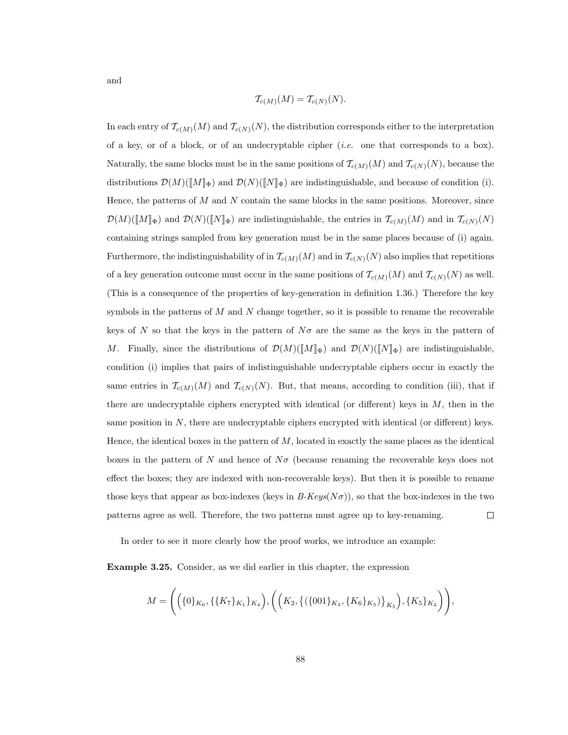and

$$\mathcal{T}_{c(M)}(M) = \mathcal{T}_{c(N)}(N).$$

In each entry of $\mathcal{T}_{c(M)}(M)$ and $\mathcal{T}_{c(N)}(N)$, the distribution corresponds either to the interpretation of a key, or of a block, or of an undecryptable cipher (*i.e.* one that corresponds to a box). Naturally, the same blocks must be in the same positions of $\mathcal{T}_{c(M)}(M)$ and $\mathcal{T}_{c(N)}(N)$, because the distributions $\mathcal{D}(M)(\llbracket M \rrbracket_\Phi)$ and $\mathcal{D}(N)(\llbracket N \rrbracket_\Phi)$ are indistinguishable, and because of condition (i). Hence, the patterns of $M$ and $N$ contain the same blocks in the same positions. Moreover, since $\mathcal{D}(M)(\llbracket M \rrbracket_\Phi)$ and $\mathcal{D}(N)(\llbracket N \rrbracket_\Phi)$ are indistinguishable, the entries in $\mathcal{T}_{c(M)}(M)$ and in $\mathcal{T}_{c(N)}(N)$ containing strings sampled from key generation must be in the same places because of (i) again. Furthermore, the indistinguishability of in $\mathcal{T}_{c(M)}(M)$ and in $\mathcal{T}_{c(N)}(N)$ also implies that repetitions of a key generation outcome must occur in the same positions of $\mathcal{T}_{c(M)}(M)$ and $\mathcal{T}_{c(N)}(N)$ as well. (This is a consequence of the properties of key-generation in definition 1.36.) Therefore the key symbols in the patterns of $M$ and $N$ change together, so it is possible to rename the recoverable keys of $N$ so that the keys in the pattern of $N\sigma$ are the same as the keys in the pattern of $M$. Finally, since the distributions of $\mathcal{D}(M)(\llbracket M \rrbracket_\Phi)$ and $\mathcal{D}(N)(\llbracket N \rrbracket_\Phi)$ are indistinguishable, condition (i) implies that pairs of indistinguishable undecryptable ciphers occur in exactly the same entries in $\mathcal{T}_{c(M)}(M)$ and $\mathcal{T}_{c(N)}(N)$. But, that means, according to condition (iii), that if there are undecryptable ciphers encrypted with identical (or different) keys in $M$, then in the same position in $N$, there are undecryptable ciphers encrypted with identical (or different) keys. Hence, the identical boxes in the pattern of $M$, located in exactly the same places as the identical boxes in the pattern of $N$ and hence of $N\sigma$ (because renaming the recoverable keys does not effect the boxes; they are indexed with non-recoverable keys). But then it is possible to rename those keys that appear as box-indexes (keys in *B-Keys*($N\sigma$)), so that the box-indexes in the two patterns agree as well. Therefore, the two patterns must agree up to key-renaming. □

In order to see it more clearly how the proof works, we introduce an example:

**Example 3.25.** Consider, as we did earlier in this chapter, the expression

$$M = \Bigg( \Big( \{0\}_{K_6}, \{\{K_7\}_{K_1}\}_{K_4} \Big), \Big( \Big( K_2, \big\{ (\{001\}_{K_3}, \{K_6\}_{K_5}) \big\}_{K_5} \Big), \{K_5\}_{K_2} \Big) \Bigg),$$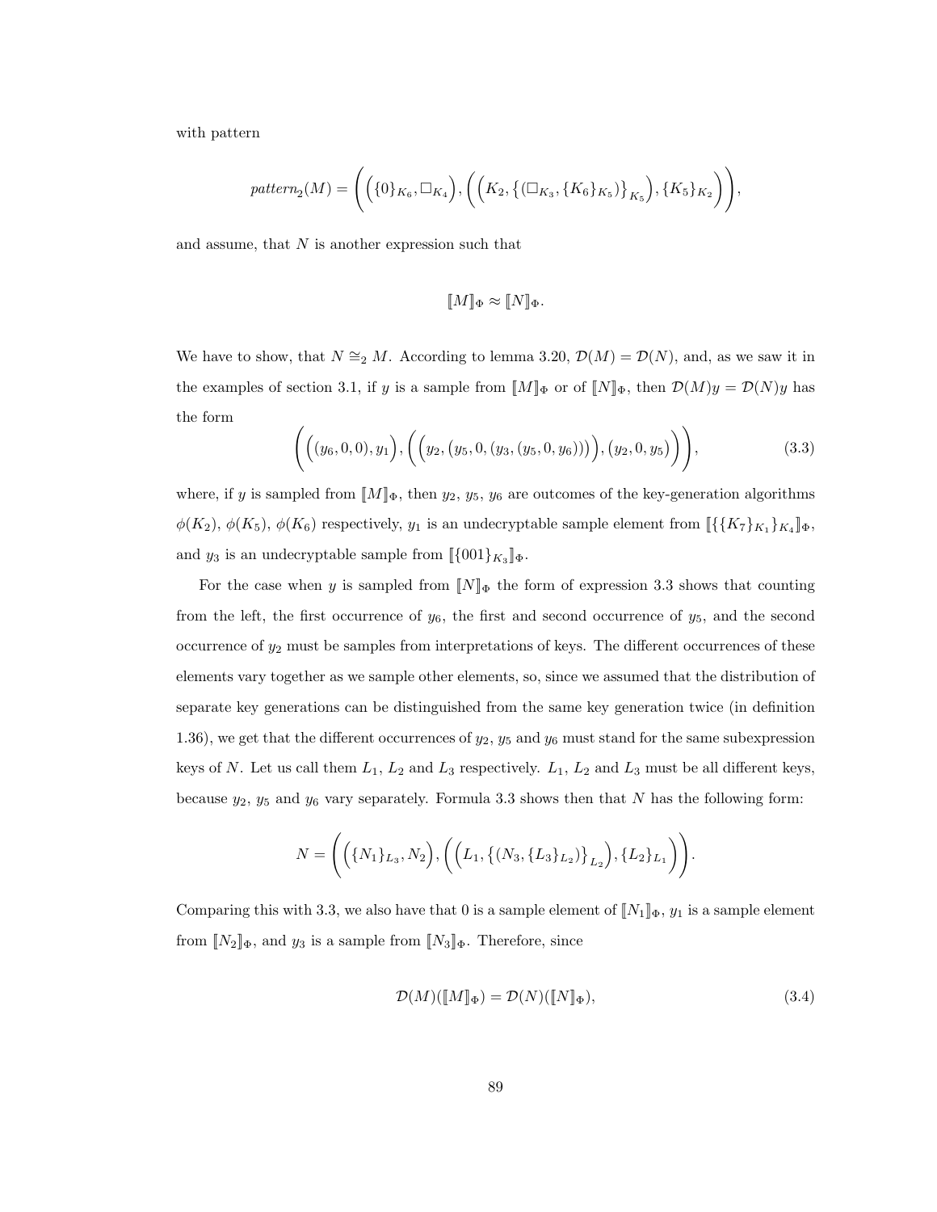with pattern

$$pattern_2(M) = \bigg( \Big( \{0\}_{K_6}, \Box_{K_4} \Big), \Big( \Big( K_2, \big\{ (\Box_{K_3}, \{K_6\}_{K_5}) \big\}_{K_5} \Big), \{K_5\}_{K_2} \Big) \bigg),$$

and assume, that $N$ is another expression such that

$$[\![M]\!]_\Phi \approx [\![N]\!]_\Phi.$$

We have to show, that $N \cong_2 M$. According to lemma 3.20, $\mathcal{D}(M) = \mathcal{D}(N)$, and, as we saw it in the examples of section 3.1, if $y$ is a sample from $[\![M]\!]_\Phi$ or of $[\![N]\!]_\Phi$, then $\mathcal{D}(M)y = \mathcal{D}(N)y$ has the form

$$\bigg( \Big( (y_6, 0, 0), y_1 \Big), \Big( \Big( y_2, (y_5, 0, (y_3, (y_5, 0, y_6))) \Big), (y_2, 0, y_5) \Big) \bigg), \tag{3.3}$$

where, if $y$ is sampled from $[\![M]\!]_\Phi$, then $y_2$, $y_5$, $y_6$ are outcomes of the key-generation algorithms $\phi(K_2)$, $\phi(K_5)$, $\phi(K_6)$ respectively, $y_1$ is an undecryptable sample element from $[\![\{\{K_7\}_{K_1}\}_{K_4}]\!]_\Phi$, and $y_3$ is an undecryptable sample from $[\![\{001\}_{K_3}]\!]_\Phi$.

For the case when $y$ is sampled from $[\![N]\!]_\Phi$ the form of expression 3.3 shows that counting from the left, the first occurrence of $y_6$, the first and second occurrence of $y_5$, and the second occurrence of $y_2$ must be samples from interpretations of keys. The different occurrences of these elements vary together as we sample other elements, so, since we assumed that the distribution of separate key generations can be distinguished from the same key generation twice (in definition 1.36), we get that the different occurrences of $y_2$, $y_5$ and $y_6$ must stand for the same subexpression keys of $N$. Let us call them $L_1$, $L_2$ and $L_3$ respectively. $L_1$, $L_2$ and $L_3$ must be all different keys, because $y_2$, $y_5$ and $y_6$ vary separately. Formula 3.3 shows then that $N$ has the following form:

$$N = \bigg( \Big( \{N_1\}_{L_3}, N_2 \Big), \Big( \Big( L_1, \big\{ (N_3, \{L_3\}_{L_2}) \big\}_{L_2} \Big), \{L_2\}_{L_1} \Big) \bigg).$$

Comparing this with 3.3, we also have that 0 is a sample element of $[\![N_1]\!]_\Phi$, $y_1$ is a sample element from $[\![N_2]\!]_\Phi$, and $y_3$ is a sample from $[\![N_3]\!]_\Phi$. Therefore, since

$$\mathcal{D}(M)([\![M]\!]_\Phi) = \mathcal{D}(N)([\![N]\!]_\Phi), \tag{3.4}$$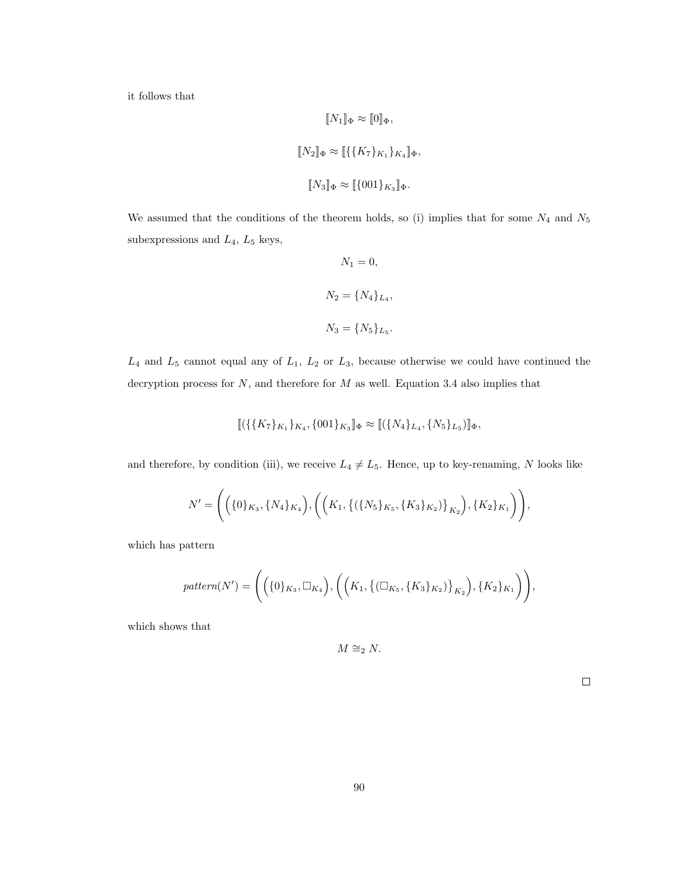it follows that

$$[\![N_1]\!]_\Phi \approx [\![0]\!]_\Phi,$$

$$[\![N_2]\!]_\Phi \approx [\![\{\{K_7\}_{K_1}\}_{K_4}]\!]_\Phi,$$

$$[\![N_3]\!]_\Phi \approx [\![\{001\}_{K_3}]\!]_\Phi.$$

We assumed that the conditions of the theorem holds, so (i) implies that for some $N_4$ and $N_5$ subexpressions and $L_4$, $L_5$ keys,

$$N_1 = 0,$$

$$N_2 = \{N_4\}_{L_4},$$

$$N_3 = \{N_5\}_{L_5}.$$

$L_4$ and $L_5$ cannot equal any of $L_1$, $L_2$ or $L_3$, because otherwise we could have continued the decryption process for $N$, and therefore for $M$ as well. Equation 3.4 also implies that

$$[\![(\{\{K_7\}_{K_1}\}_{K_4}, \{001\}_{K_3}]\!]_\Phi \approx [\![(\{N_4\}_{L_4}, \{N_5\}_{L_5})]\!]_\Phi,$$

and therefore, by condition (iii), we receive $L_4 \neq L_5$. Hence, up to key-renaming, $N$ looks like

$$N' = \bigg(\Big(\{0\}_{K_3}, \{N_4\}_{K_4}\Big), \Big(\Big(K_1, \big\{(\{N_5\}_{K_5}, \{K_3\}_{K_2})\big\}_{K_2}\Big), \{K_2\}_{K_1}\Big)\bigg),$$

which has pattern

$$pattern(N') = \bigg(\Big(\{0\}_{K_3}, \Box_{K_4}\Big), \Big(\Big(K_1, \big\{(\Box_{K_5}, \{K_3\}_{K_2})\big\}_{K_2}\Big), \{K_2\}_{K_1}\Big)\bigg),$$

which shows that

$$M \cong_2 N.$$

$\Box$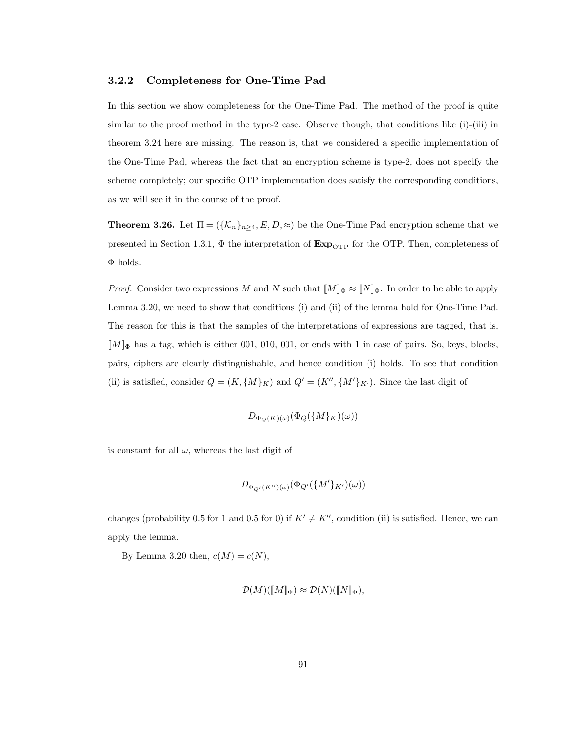### 3.2.2 Completeness for One-Time Pad

In this section we show completeness for the One-Time Pad. The method of the proof is quite similar to the proof method in the type-2 case. Observe though, that conditions like (i)-(iii) in theorem 3.24 here are missing. The reason is, that we considered a specific implementation of the One-Time Pad, whereas the fact that an encryption scheme is type-2, does not specify the scheme completely; our specific OTP implementation does satisfy the corresponding conditions, as we will see it in the course of the proof.

**Theorem 3.26.** Let $\Pi = (\{\mathcal{K}_n\}_{n\geq 4}, E, D, \approx)$ be the One-Time Pad encryption scheme that we presented in Section 1.3.1, $\Phi$ the interpretation of $\mathbf{Exp}_{\mathrm{OTP}}$ for the OTP. Then, completeness of $\Phi$ holds.

*Proof.* Consider two expressions $M$ and $N$ such that $[\![M]\!]_\Phi \approx [\![N]\!]_\Phi$. In order to be able to apply Lemma 3.20, we need to show that conditions (i) and (ii) of the lemma hold for One-Time Pad. The reason for this is that the samples of the interpretations of expressions are tagged, that is, $[\![M]\!]_\Phi$ has a tag, which is either 001, 010, 001, or ends with 1 in case of pairs. So, keys, blocks, pairs, ciphers are clearly distinguishable, and hence condition (i) holds. To see that condition (ii) is satisfied, consider $Q = (K, \{M\}_K)$ and $Q' = (K'', \{M'\}_{K'})$. Since the last digit of

$$D_{\Phi_Q(K)(\omega)}(\Phi_Q(\{M\}_K)(\omega))$$

is constant for all $\omega$, whereas the last digit of

$$D_{\Phi_{Q'}(K'')(\omega)}(\Phi_{Q'}(\{M'\}_{K'})(\omega))$$

changes (probability 0.5 for 1 and 0.5 for 0) if $K' \neq K''$, condition (ii) is satisfied. Hence, we can apply the lemma.

By Lemma 3.20 then, $c(M) = c(N)$,

$$\mathcal{D}(M)([\![M]\!]_\Phi) \approx \mathcal{D}(N)([\![N]\!]_\Phi),$$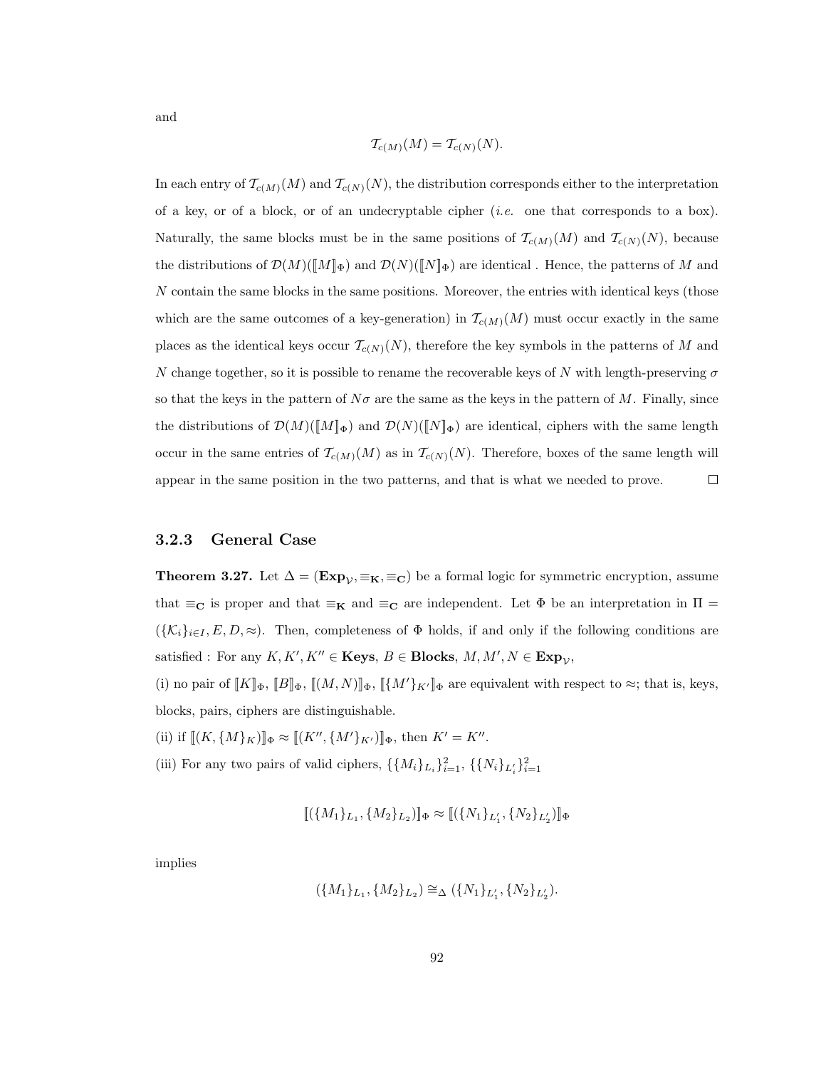and

$$\mathcal{T}_{c(M)}(M) = \mathcal{T}_{c(N)}(N).$$

In each entry of $\mathcal{T}_{c(M)}(M)$ and $\mathcal{T}_{c(N)}(N)$, the distribution corresponds either to the interpretation of a key, or of a block, or of an undecryptable cipher (*i.e.* one that corresponds to a box). Naturally, the same blocks must be in the same positions of $\mathcal{T}_{c(M)}(M)$ and $\mathcal{T}_{c(N)}(N)$, because the distributions of $\mathcal{D}(M)(\llbracket M \rrbracket_\Phi)$ and $\mathcal{D}(N)(\llbracket N \rrbracket_\Phi)$ are identical . Hence, the patterns of $M$ and $N$ contain the same blocks in the same positions. Moreover, the entries with identical keys (those which are the same outcomes of a key-generation) in $\mathcal{T}_{c(M)}(M)$ must occur exactly in the same places as the identical keys occur $\mathcal{T}_{c(N)}(N)$, therefore the key symbols in the patterns of $M$ and $N$ change together, so it is possible to rename the recoverable keys of $N$ with length-preserving $\sigma$ so that the keys in the pattern of $N\sigma$ are the same as the keys in the pattern of $M$. Finally, since the distributions of $\mathcal{D}(M)(\llbracket M \rrbracket_\Phi)$ and $\mathcal{D}(N)(\llbracket N \rrbracket_\Phi)$ are identical, ciphers with the same length occur in the same entries of $\mathcal{T}_{c(M)}(M)$ as in $\mathcal{T}_{c(N)}(N)$. Therefore, boxes of the same length will appear in the same position in the two patterns, and that is what we needed to prove. □

### 3.2.3 General Case

**Theorem 3.27.** Let $\Delta = (\mathbf{Exp}_\mathcal{V}, \equiv_\mathbf{K}, \equiv_\mathbf{C})$ be a formal logic for symmetric encryption, assume that $\equiv_\mathbf{C}$ is proper and that $\equiv_\mathbf{K}$ and $\equiv_\mathbf{C}$ are independent. Let $\Phi$ be an interpretation in $\Pi = (\{\mathcal{K}_i\}_{i\in I}, E, D, \approx)$. Then, completeness of $\Phi$ holds, if and only if the following conditions are satisfied : For any $K, K', K'' \in \mathbf{Keys}$, $B \in \mathbf{Blocks}$, $M, M', N \in \mathbf{Exp}_\mathcal{V}$,

(i) no pair of $\llbracket K \rrbracket_\Phi$, $\llbracket B \rrbracket_\Phi$, $\llbracket (M,N) \rrbracket_\Phi$, $\llbracket \{M'\}_{K'} \rrbracket_\Phi$ are equivalent with respect to $\approx$; that is, keys, blocks, pairs, ciphers are distinguishable.

(ii) if $\llbracket (K, \{M\}_K) \rrbracket_\Phi \approx \llbracket (K'', \{M'\}_{K'}) \rrbracket_\Phi$, then $K' = K''$.

(iii) For any two pairs of valid ciphers, $\{\{M_i\}_{L_i}\}_{i=1}^2$, $\{\{N_i\}_{L'_i}\}_{i=1}^2$

$$\llbracket (\{M_1\}_{L_1}, \{M_2\}_{L_2}) \rrbracket_\Phi \approx \llbracket (\{N_1\}_{L'_1}, \{N_2\}_{L'_2}) \rrbracket_\Phi$$

implies

$$(\{M_1\}_{L_1}, \{M_2\}_{L_2}) \cong_\Delta (\{N_1\}_{L'_1}, \{N_2\}_{L'_2}).$$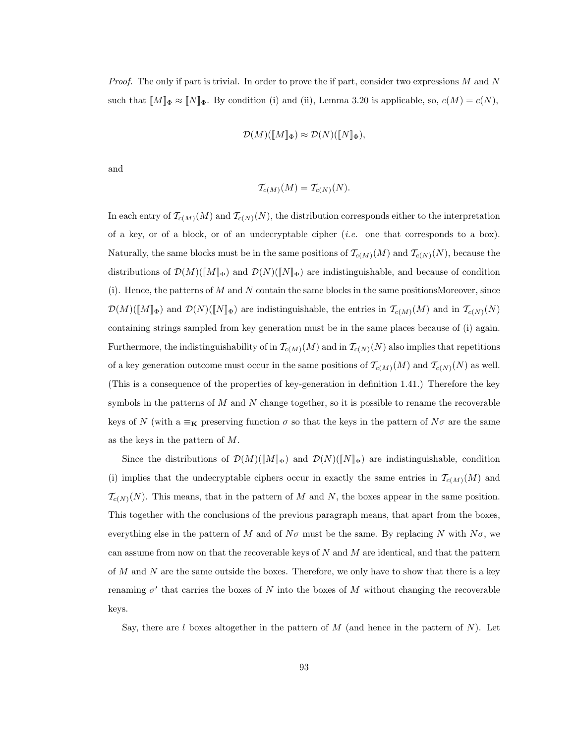*Proof.* The only if part is trivial. In order to prove the if part, consider two expressions $M$ and $N$ such that $[\![M]\!]_\Phi \approx [\![N]\!]_\Phi$. By condition (i) and (ii), Lemma 3.20 is applicable, so, $c(M) = c(N)$,

$$\mathcal{D}(M)([\![M]\!]_\Phi) \approx \mathcal{D}(N)([\![N]\!]_\Phi),$$

and

$$\mathcal{T}_{c(M)}(M) = \mathcal{T}_{c(N)}(N).$$

In each entry of $\mathcal{T}_{c(M)}(M)$ and $\mathcal{T}_{c(N)}(N)$, the distribution corresponds either to the interpretation of a key, or of a block, or of an undecryptable cipher (*i.e.* one that corresponds to a box). Naturally, the same blocks must be in the same positions of $\mathcal{T}_{c(M)}(M)$ and $\mathcal{T}_{c(N)}(N)$, because the distributions of $\mathcal{D}(M)([\![M]\!]_\Phi)$ and $\mathcal{D}(N)([\![N]\!]_\Phi)$ are indistinguishable, and because of condition (i). Hence, the patterns of $M$ and $N$ contain the same blocks in the same positionsMoreover, since $\mathcal{D}(M)([\![M]\!]_\Phi)$ and $\mathcal{D}(N)([\![N]\!]_\Phi)$ are indistinguishable, the entries in $\mathcal{T}_{c(M)}(M)$ and in $\mathcal{T}_{c(N)}(N)$ containing strings sampled from key generation must be in the same places because of (i) again. Furthermore, the indistinguishability of in $\mathcal{T}_{c(M)}(M)$ and in $\mathcal{T}_{c(N)}(N)$ also implies that repetitions of a key generation outcome must occur in the same positions of $\mathcal{T}_{c(M)}(M)$ and $\mathcal{T}_{c(N)}(N)$ as well. (This is a consequence of the properties of key-generation in definition 1.41.) Therefore the key symbols in the patterns of $M$ and $N$ change together, so it is possible to rename the recoverable keys of $N$ (with a $\equiv_{\mathbf{K}}$ preserving function $\sigma$ so that the keys in the pattern of $N\sigma$ are the same as the keys in the pattern of $M$.

Since the distributions of $\mathcal{D}(M)([\![M]\!]_\Phi)$ and $\mathcal{D}(N)([\![N]\!]_\Phi)$ are indistinguishable, condition (i) implies that the undecryptable ciphers occur in exactly the same entries in $\mathcal{T}_{c(M)}(M)$ and $\mathcal{T}_{c(N)}(N)$. This means, that in the pattern of $M$ and $N$, the boxes appear in the same position. This together with the conclusions of the previous paragraph means, that apart from the boxes, everything else in the pattern of $M$ and of $N\sigma$ must be the same. By replacing $N$ with $N\sigma$, we can assume from now on that the recoverable keys of $N$ and $M$ are identical, and that the pattern of $M$ and $N$ are the same outside the boxes. Therefore, we only have to show that there is a key renaming $\sigma'$ that carries the boxes of $N$ into the boxes of $M$ without changing the recoverable keys.

Say, there are $l$ boxes altogether in the pattern of $M$ (and hence in the pattern of $N$). Let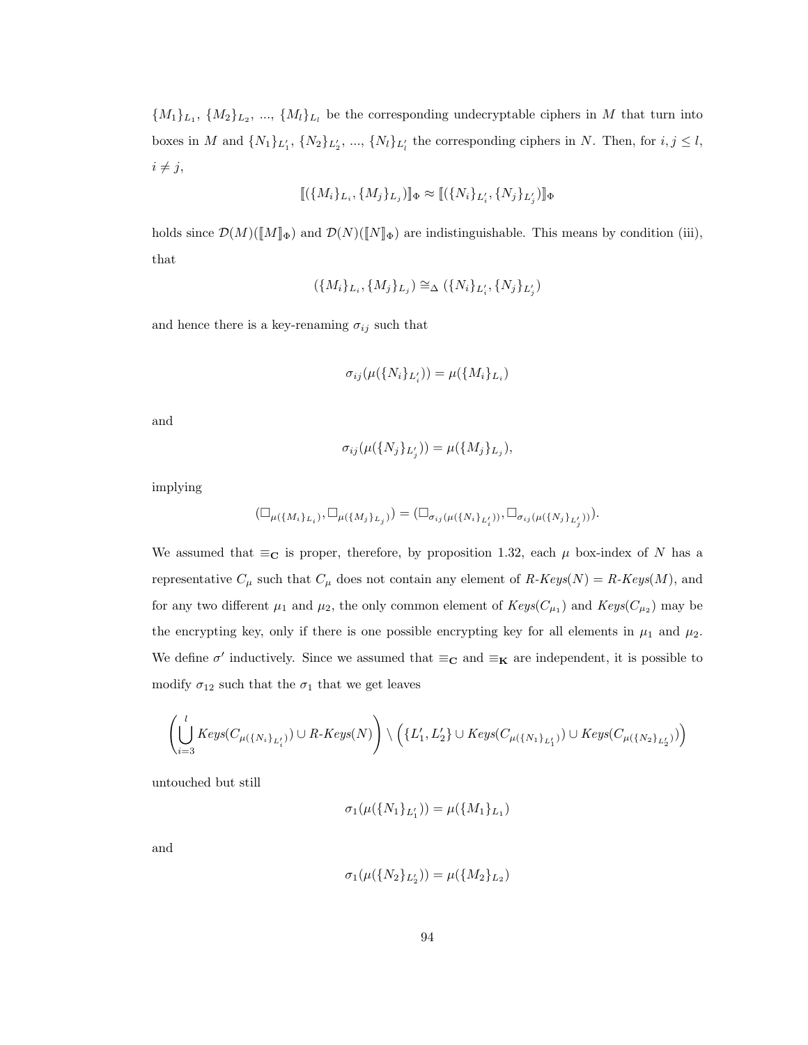$\{M_1\}_{L_1}$, $\{M_2\}_{L_2}$, ..., $\{M_l\}_{L_l}$ be the corresponding undecryptable ciphers in $M$ that turn into boxes in $M$ and $\{N_1\}_{L'_1}$, $\{N_2\}_{L'_2}$, ..., $\{N_l\}_{L'_l}$ the corresponding ciphers in $N$. Then, for $i, j \leq l$, $i \neq j$,

$$[\![(\{M_i\}_{L_i}, \{M_j\}_{L_j})]\!]_\Phi \approx [\![(\{N_i\}_{L'_i}, \{N_j\}_{L'_j})]\!]_\Phi$$

holds since $\mathcal{D}(M)([\![M]\!]_\Phi)$ and $\mathcal{D}(N)([\![N]\!]_\Phi)$ are indistinguishable. This means by condition (iii), that

$$(\{M_i\}_{L_i}, \{M_j\}_{L_j}) \cong_\Delta (\{N_i\}_{L'_i}, \{N_j\}_{L'_j})$$

and hence there is a key-renaming $\sigma_{ij}$ such that

$$\sigma_{ij}(\mu(\{N_i\}_{L'_i})) = \mu(\{M_i\}_{L_i})$$

and

$$\sigma_{ij}(\mu(\{N_j\}_{L'_j})) = \mu(\{M_j\}_{L_j}),$$

implying

$$(\square_{\mu(\{M_i\}_{L_i})}, \square_{\mu(\{M_j\}_{L_j})}) = (\square_{\sigma_{ij}(\mu(\{N_i\}_{L'_i}))}, \square_{\sigma_{ij}(\mu(\{N_j\}_{L'_j}))}).$$

We assumed that $\equiv_{\mathbf{C}}$ is proper, therefore, by proposition 1.32, each $\mu$ box-index of $N$ has a representative $C_\mu$ such that $C_\mu$ does not contain any element of *R-Keys*$(N)$ = *R-Keys*$(M)$, and for any two different $\mu_1$ and $\mu_2$, the only common element of *Keys*$(C_{\mu_1})$ and *Keys*$(C_{\mu_2})$ may be the encrypting key, only if there is one possible encrypting key for all elements in $\mu_1$ and $\mu_2$. We define $\sigma'$ inductively. Since we assumed that $\equiv_{\mathbf{C}}$ and $\equiv_{\mathbf{K}}$ are independent, it is possible to modify $\sigma_{12}$ such that the $\sigma_1$ that we get leaves

$$\left(\bigcup_{i=3}^{l} \mathit{Keys}(C_{\mu(\{N_i\}_{L'_i})}) \cup \textit{R-Keys}(N)\right) \setminus \left(\{L'_1, L'_2\} \cup \mathit{Keys}(C_{\mu(\{N_1\}_{L'_1})}) \cup \mathit{Keys}(C_{\mu(\{N_2\}_{L'_2})})\right)$$

untouched but still

$$\sigma_1(\mu(\{N_1\}_{L'_1})) = \mu(\{M_1\}_{L_1})$$

and

$$\sigma_1(\mu(\{N_2\}_{L'_2})) = \mu(\{M_2\}_{L_2})$$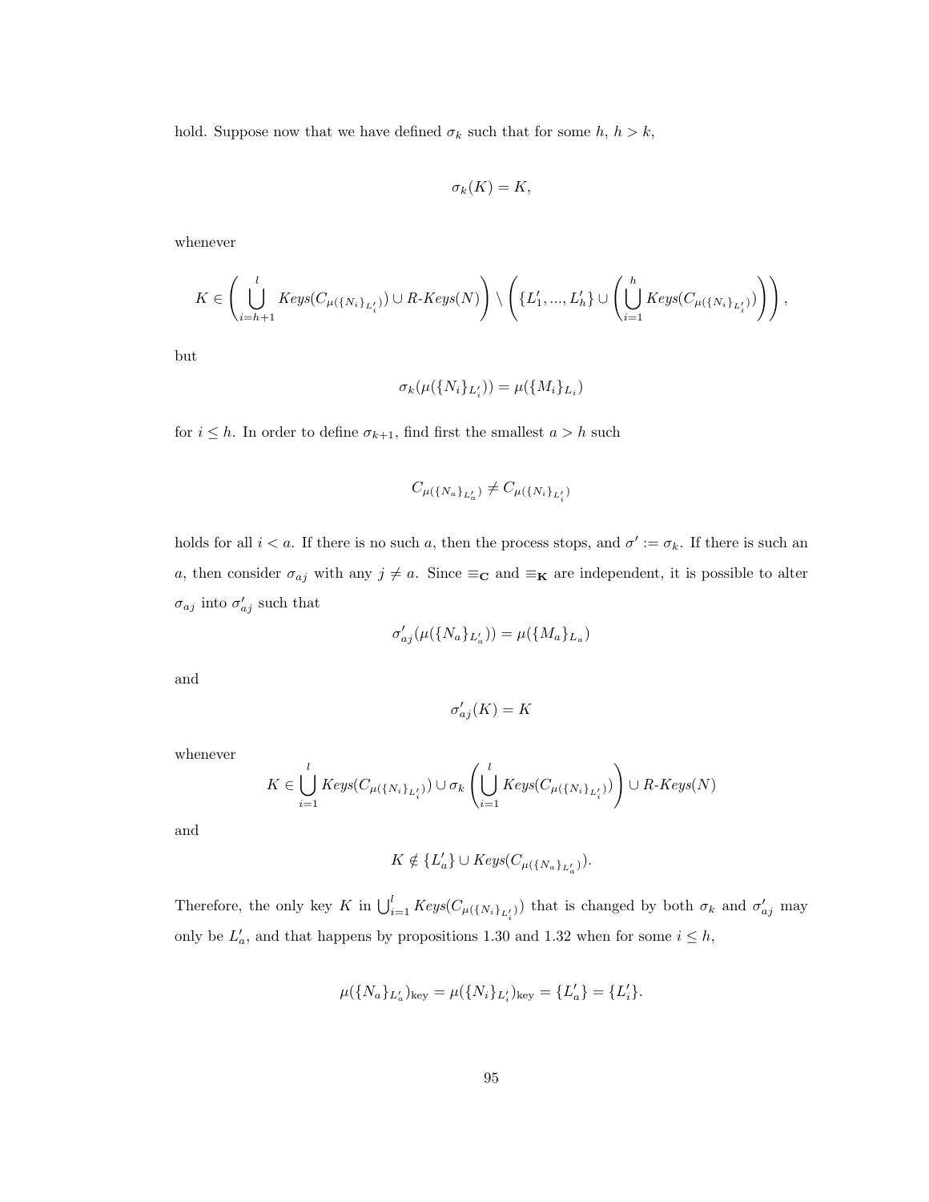hold. Suppose now that we have defined $\sigma_k$ such that for some $h$, $h > k$,

$$\sigma_k(K) = K,$$

whenever

$$K \in \left( \bigcup_{i=h+1}^{l} \mathit{Keys}(C_{\mu(\{N_i\}_{L'_i})}) \cup \mathit{R\text{-}Keys}(N) \right) \setminus \left( \{L'_1, ..., L'_h\} \cup \left( \bigcup_{i=1}^{h} \mathit{Keys}(C_{\mu(\{N_i\}_{L'_i})}) \right) \right),$$

but

$$\sigma_k(\mu(\{N_i\}_{L'_i})) = \mu(\{M_i\}_{L_i})$$

for $i \leq h$. In order to define $\sigma_{k+1}$, find first the smallest $a > h$ such

$$C_{\mu(\{N_a\}_{L'_a})} \neq C_{\mu(\{N_i\}_{L'_i})}$$

holds for all $i < a$. If there is no such $a$, then the process stops, and $\sigma' := \sigma_k$. If there is such an $a$, then consider $\sigma_{aj}$ with any $j \neq a$. Since $\equiv_{\mathbf{C}}$ and $\equiv_{\mathbf{K}}$ are independent, it is possible to alter $\sigma_{aj}$ into $\sigma'_{aj}$ such that

$$\sigma'_{aj}(\mu(\{N_a\}_{L'_a})) = \mu(\{M_a\}_{L_a})$$

and

$$\sigma'_{aj}(K) = K$$

whenever

$$K \in \bigcup_{i=1}^{l} \mathit{Keys}(C_{\mu(\{N_i\}_{L'_i})}) \cup \sigma_k \left( \bigcup_{i=1}^{l} \mathit{Keys}(C_{\mu(\{N_i\}_{L'_i})}) \right) \cup \mathit{R\text{-}Keys}(N)$$

and

$$K \notin \{L'_a\} \cup \mathit{Keys}(C_{\mu(\{N_a\}_{L'_a})}).$$

Therefore, the only key $K$ in $\bigcup_{i=1}^{l} \mathit{Keys}(C_{\mu(\{N_i\}_{L'_i})})$ that is changed by both $\sigma_k$ and $\sigma'_{aj}$ may only be $L'_a$, and that happens by propositions 1.30 and 1.32 when for some $i \leq h$,

$$\mu(\{N_a\}_{L'_a})_{\text{key}} = \mu(\{N_i\}_{L'_i})_{\text{key}} = \{L'_a\} = \{L'_i\}.$$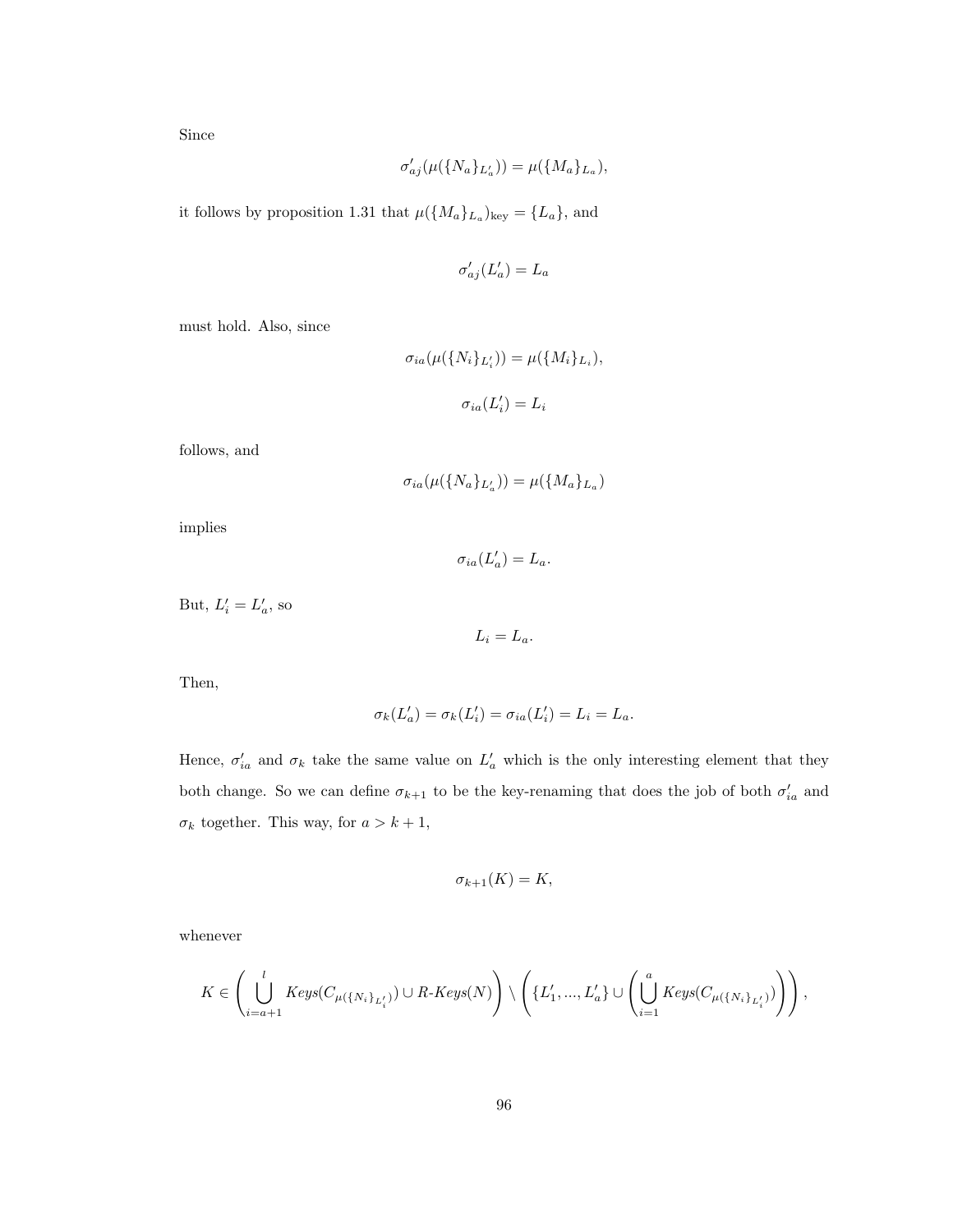Since

$$\sigma'_{aj}(\mu(\{N_a\}_{L'_a})) = \mu(\{M_a\}_{L_a}),$$

it follows by proposition 1.31 that $\mu(\{M_a\}_{L_a})_{\text{key}} = \{L_a\}$, and

$$\sigma'_{aj}(L'_a) = L_a$$

must hold. Also, since

$$\sigma_{ia}(\mu(\{N_i\}_{L'_i})) = \mu(\{M_i\}_{L_i}),$$

$$\sigma_{ia}(L'_i) = L_i$$

follows, and

$$\sigma_{ia}(\mu(\{N_a\}_{L'_a})) = \mu(\{M_a\}_{L_a})$$

implies

$$\sigma_{ia}(L'_a) = L_a.$$

But, $L'_i = L'_a$, so

$$L_i = L_a.$$

Then,

$$\sigma_k(L'_a) = \sigma_k(L'_i) = \sigma_{ia}(L'_i) = L_i = L_a.$$

Hence, $\sigma'_{ia}$ and $\sigma_k$ take the same value on $L'_a$ which is the only interesting element that they both change. So we can define $\sigma_{k+1}$ to be the key-renaming that does the job of both $\sigma'_{ia}$ and $\sigma_k$ together. This way, for $a > k+1$,

$$\sigma_{k+1}(K) = K,$$

whenever

$$K \in \left( \bigcup_{i=a+1}^{l} Keys(C_{\mu(\{N_i\}_{L'_i})}) \cup R\text{-}Keys(N) \right) \setminus \left( \{L'_1, ..., L'_a\} \cup \left( \bigcup_{i=1}^{a} Keys(C_{\mu(\{N_i\}_{L'_i})}) \right) \right),$$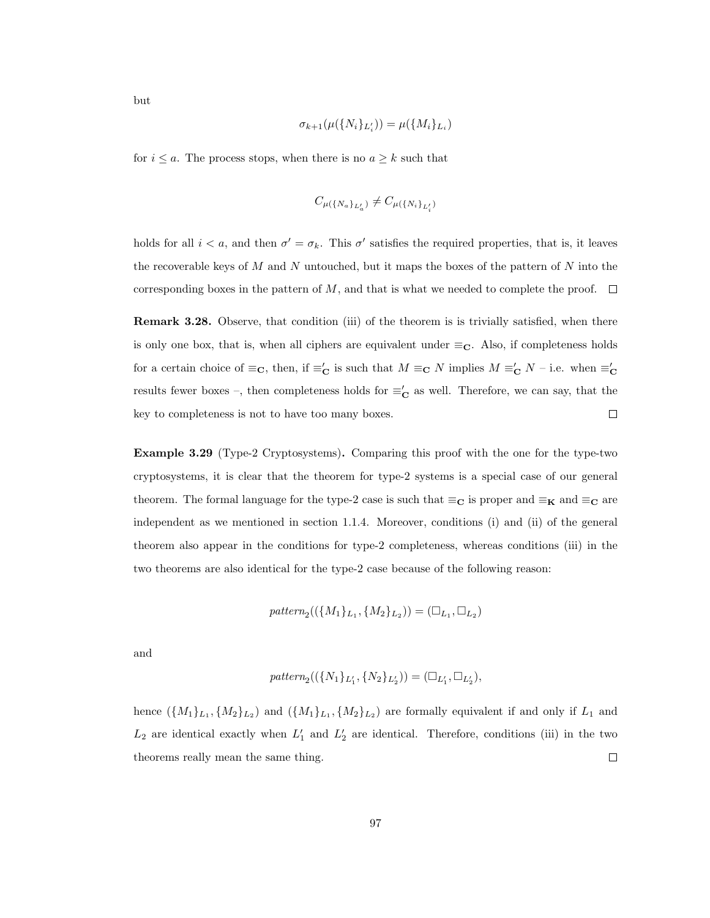but

$$\sigma_{k+1}(\mu(\{N_i\}_{L'_i})) = \mu(\{M_i\}_{L_i})$$

for $i \leq a$. The process stops, when there is no $a \geq k$ such that

$$C_{\mu(\{N_a\}_{L'_a})} \neq C_{\mu(\{N_i\}_{L'_i})}$$

holds for all $i < a$, and then $\sigma' = \sigma_k$. This $\sigma'$ satisfies the required properties, that is, it leaves the recoverable keys of $M$ and $N$ untouched, but it maps the boxes of the pattern of $N$ into the corresponding boxes in the pattern of $M$, and that is what we needed to complete the proof. $\square$

**Remark 3.28.** Observe, that condition (iii) of the theorem is is trivially satisfied, when there is only one box, that is, when all ciphers are equivalent under $\equiv_{\mathbf{C}}$. Also, if completeness holds for a certain choice of $\equiv_{\mathbf{C}}$, then, if $\equiv'_{\mathbf{C}}$ is such that $M \equiv_{\mathbf{C}} N$ implies $M \equiv'_{\mathbf{C}} N$ – i.e. when $\equiv'_{\mathbf{C}}$ results fewer boxes –, then completeness holds for $\equiv'_{\mathbf{C}}$ as well. Therefore, we can say, that the key to completeness is not to have too many boxes. $\square$

**Example 3.29** (Type-2 Cryptosystems)**.** Comparing this proof with the one for the type-two cryptosystems, it is clear that the theorem for type-2 systems is a special case of our general theorem. The formal language for the type-2 case is such that $\equiv_{\mathbf{C}}$ is proper and $\equiv_{\mathbf{K}}$ and $\equiv_{\mathbf{C}}$ are independent as we mentioned in section 1.1.4. Moreover, conditions (i) and (ii) of the general theorem also appear in the conditions for type-2 completeness, whereas conditions (iii) in the two theorems are also identical for the type-2 case because of the following reason:

$$\mathit{pattern}_2((\{M_1\}_{L_1}, \{M_2\}_{L_2})) = (\square_{L_1}, \square_{L_2})$$

and

$$\mathit{pattern}_2((\{N_1\}_{L'_1}, \{N_2\}_{L'_2})) = (\square_{L'_1}, \square_{L'_2}),$$

hence $(\{M_1\}_{L_1}, \{M_2\}_{L_2})$ and $(\{M_1\}_{L_1}, \{M_2\}_{L_2})$ are formally equivalent if and only if $L_1$ and $L_2$ are identical exactly when $L'_1$ and $L'_2$ are identical. Therefore, conditions (iii) in the two theorems really mean the same thing. $\square$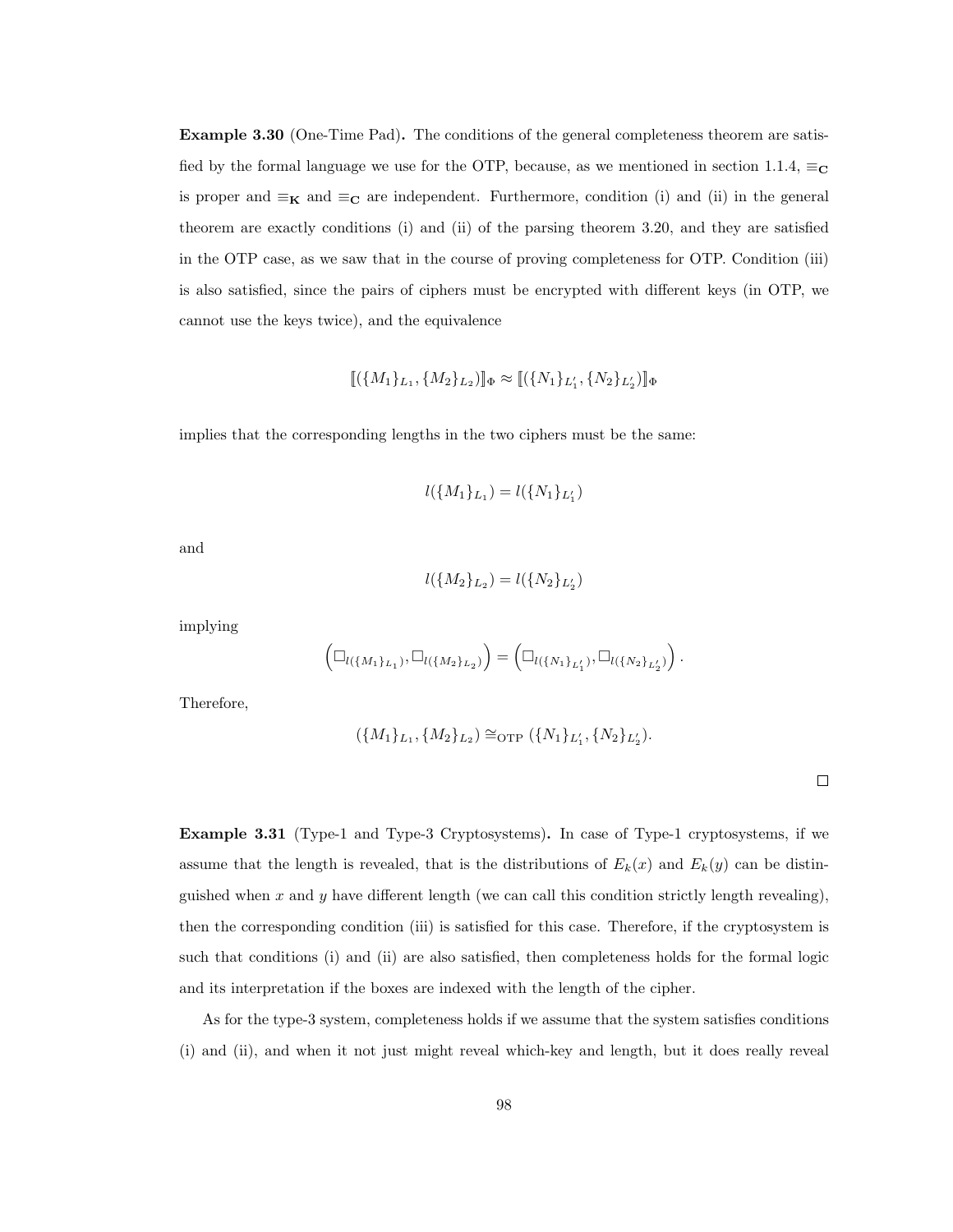**Example 3.30** (One-Time Pad)**.** The conditions of the general completeness theorem are satisfied by the formal language we use for the OTP, because, as we mentioned in section 1.1.4, $\equiv_{\mathbf{C}}$ is proper and $\equiv_{\mathbf{K}}$ and $\equiv_{\mathbf{C}}$ are independent. Furthermore, condition (i) and (ii) in the general theorem are exactly conditions (i) and (ii) of the parsing theorem 3.20, and they are satisfied in the OTP case, as we saw that in the course of proving completeness for OTP. Condition (iii) is also satisfied, since the pairs of ciphers must be encrypted with different keys (in OTP, we cannot use the keys twice), and the equivalence

$$[\![(\{M_1\}_{L_1}, \{M_2\}_{L_2})]\!]_\Phi \approx [\![(\{N_1\}_{L_1'}, \{N_2\}_{L_2'})]\!]_\Phi$$

implies that the corresponding lengths in the two ciphers must be the same:

$$l(\{M_1\}_{L_1}) = l(\{N_1\}_{L_1'})$$

and

$$l(\{M_2\}_{L_2}) = l(\{N_2\}_{L_2'})$$

implying

$$\left(\Box_{l(\{M_1\}_{L_1})}, \Box_{l(\{M_2\}_{L_2})}\right) = \left(\Box_{l(\{N_1\}_{L_1'})}, \Box_{l(\{N_2\}_{L_2'})}\right).$$

Therefore,

$$(\{M_1\}_{L_1}, \{M_2\}_{L_2}) \cong_{\mathrm{OTP}} (\{N_1\}_{L_1'}, \{N_2\}_{L_2'}).$$

$\square$

**Example 3.31** (Type-1 and Type-3 Cryptosystems)**.** In case of Type-1 cryptosystems, if we assume that the length is revealed, that is the distributions of $E_k(x)$ and $E_k(y)$ can be distinguished when $x$ and $y$ have different length (we can call this condition strictly length revealing), then the corresponding condition (iii) is satisfied for this case. Therefore, if the cryptosystem is such that conditions (i) and (ii) are also satisfied, then completeness holds for the formal logic and its interpretation if the boxes are indexed with the length of the cipher.

As for the type-3 system, completeness holds if we assume that the system satisfies conditions (i) and (ii), and when it not just might reveal which-key and length, but it does really reveal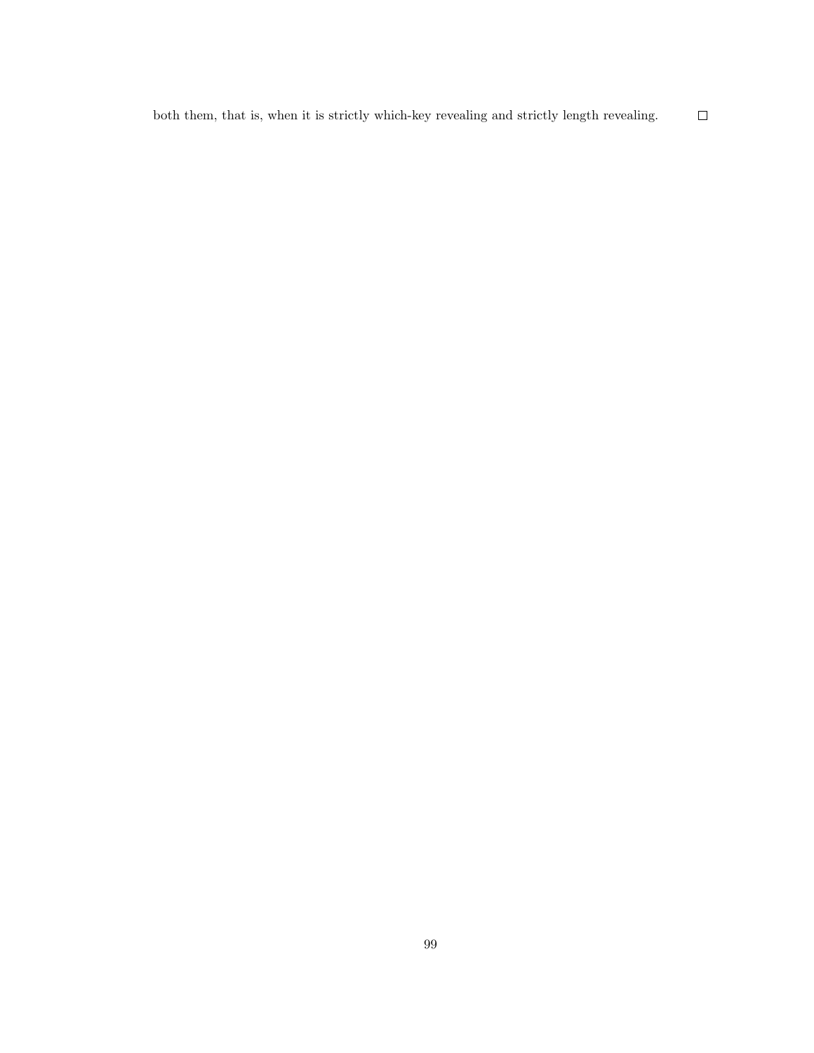both them, that is, when it is strictly which-key revealing and strictly length revealing. □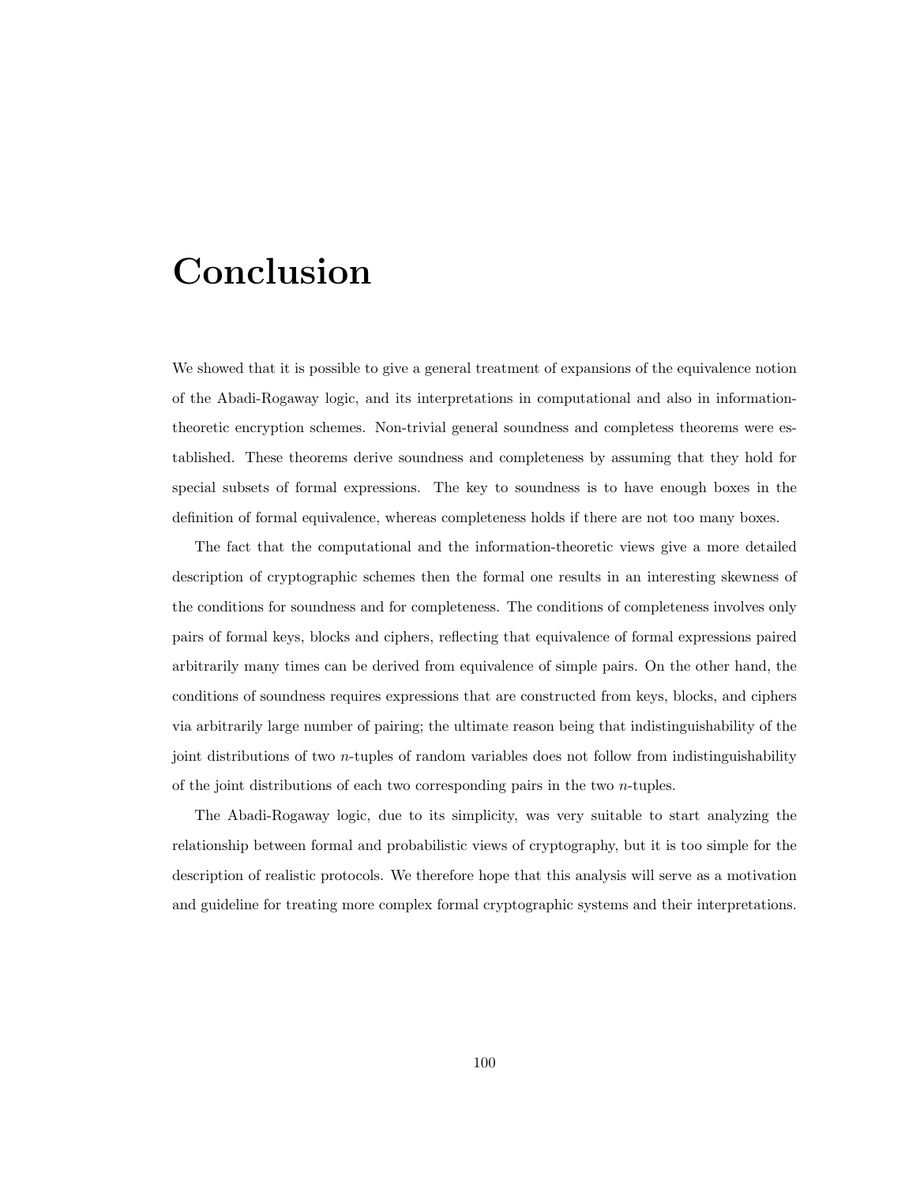# Conclusion

We showed that it is possible to give a general treatment of expansions of the equivalence notion of the Abadi-Rogaway logic, and its interpretations in computational and also in information-theoretic encryption schemes. Non-trivial general soundness and completess theorems were established. These theorems derive soundness and completeness by assuming that they hold for special subsets of formal expressions. The key to soundness is to have enough boxes in the definition of formal equivalence, whereas completeness holds if there are not too many boxes.

The fact that the computational and the information-theoretic views give a more detailed description of cryptographic schemes then the formal one results in an interesting skewness of the conditions for soundness and for completeness. The conditions of completeness involves only pairs of formal keys, blocks and ciphers, reflecting that equivalence of formal expressions paired arbitrarily many times can be derived from equivalence of simple pairs. On the other hand, the conditions of soundness requires expressions that are constructed from keys, blocks, and ciphers via arbitrarily large number of pairing; the ultimate reason being that indistinguishability of the joint distributions of two $n$-tuples of random variables does not follow from indistinguishability of the joint distributions of each two corresponding pairs in the two $n$-tuples.

The Abadi-Rogaway logic, due to its simplicity, was very suitable to start analyzing the relationship between formal and probabilistic views of cryptography, but it is too simple for the description of realistic protocols. We therefore hope that this analysis will serve as a motivation and guideline for treating more complex formal cryptographic systems and their interpretations.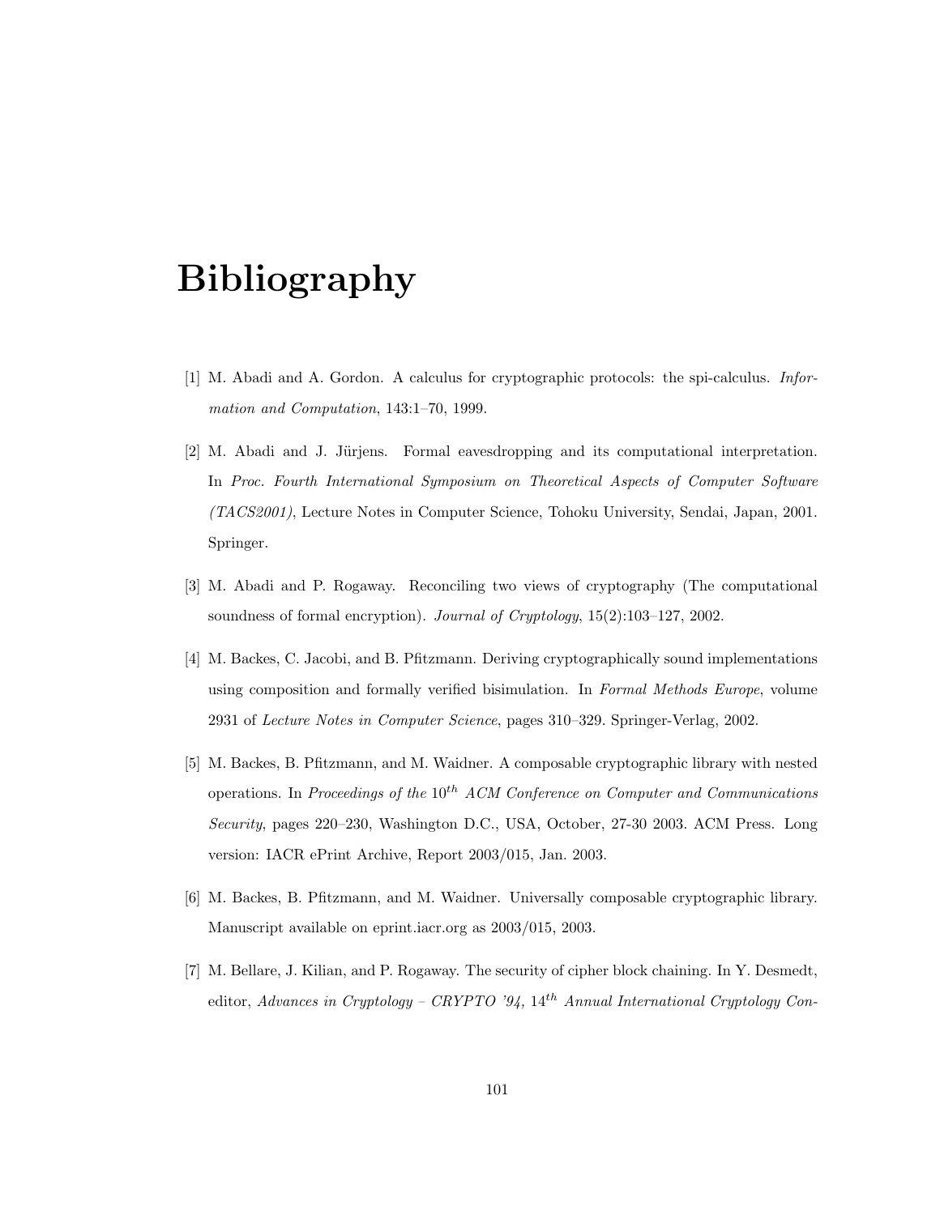# Bibliography

[1] M. Abadi and A. Gordon. A calculus for cryptographic protocols: the spi-calculus. *Information and Computation*, 143:1–70, 1999.

[2] M. Abadi and J. Jürjens. Formal eavesdropping and its computational interpretation. In *Proc. Fourth International Symposium on Theoretical Aspects of Computer Software (TACS2001)*, Lecture Notes in Computer Science, Tohoku University, Sendai, Japan, 2001. Springer.

[3] M. Abadi and P. Rogaway. Reconciling two views of cryptography (The computational soundness of formal encryption). *Journal of Cryptology*, 15(2):103–127, 2002.

[4] M. Backes, C. Jacobi, and B. Pfitzmann. Deriving cryptographically sound implementations using composition and formally verified bisimulation. In *Formal Methods Europe*, volume 2931 of *Lecture Notes in Computer Science*, pages 310–329. Springer-Verlag, 2002.

[5] M. Backes, B. Pfitzmann, and M. Waidner. A composable cryptographic library with nested operations. In *Proceedings of the* $10^{th}$ *ACM Conference on Computer and Communications Security*, pages 220–230, Washington D.C., USA, October, 27-30 2003. ACM Press. Long version: IACR ePrint Archive, Report 2003/015, Jan. 2003.

[6] M. Backes, B. Pfitzmann, and M. Waidner. Universally composable cryptographic library. Manuscript available on eprint.iacr.org as 2003/015, 2003.

[7] M. Bellare, J. Kilian, and P. Rogaway. The security of cipher block chaining. In Y. Desmedt, editor, *Advances in Cryptology – CRYPTO '94,* $14^{th}$ *Annual International Cryptology Con-*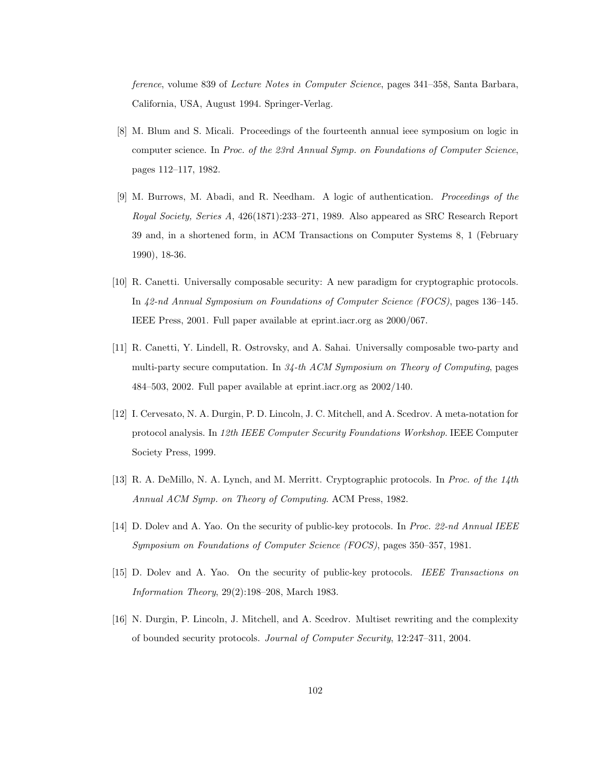*ference*, volume 839 of *Lecture Notes in Computer Science*, pages 341–358, Santa Barbara, California, USA, August 1994. Springer-Verlag.

[8] M. Blum and S. Micali. Proceedings of the fourteenth annual ieee symposium on logic in computer science. In *Proc. of the 23rd Annual Symp. on Foundations of Computer Science*, pages 112–117, 1982.

[9] M. Burrows, M. Abadi, and R. Needham. A logic of authentication. *Proceedings of the Royal Society, Series A*, 426(1871):233–271, 1989. Also appeared as SRC Research Report 39 and, in a shortened form, in ACM Transactions on Computer Systems 8, 1 (February 1990), 18-36.

[10] R. Canetti. Universally composable security: A new paradigm for cryptographic protocols. In *42-nd Annual Symposium on Foundations of Computer Science (FOCS)*, pages 136–145. IEEE Press, 2001. Full paper available at eprint.iacr.org as 2000/067.

[11] R. Canetti, Y. Lindell, R. Ostrovsky, and A. Sahai. Universally composable two-party and multi-party secure computation. In *34-th ACM Symposium on Theory of Computing*, pages 484–503, 2002. Full paper available at eprint.iacr.org as 2002/140.

[12] I. Cervesato, N. A. Durgin, P. D. Lincoln, J. C. Mitchell, and A. Scedrov. A meta-notation for protocol analysis. In *12th IEEE Computer Security Foundations Workshop*. IEEE Computer Society Press, 1999.

[13] R. A. DeMillo, N. A. Lynch, and M. Merritt. Cryptographic protocols. In *Proc. of the 14th Annual ACM Symp. on Theory of Computing*. ACM Press, 1982.

[14] D. Dolev and A. Yao. On the security of public-key protocols. In *Proc. 22-nd Annual IEEE Symposium on Foundations of Computer Science (FOCS)*, pages 350–357, 1981.

[15] D. Dolev and A. Yao. On the security of public-key protocols. *IEEE Transactions on Information Theory*, 29(2):198–208, March 1983.

[16] N. Durgin, P. Lincoln, J. Mitchell, and A. Scedrov. Multiset rewriting and the complexity of bounded security protocols. *Journal of Computer Security*, 12:247–311, 2004.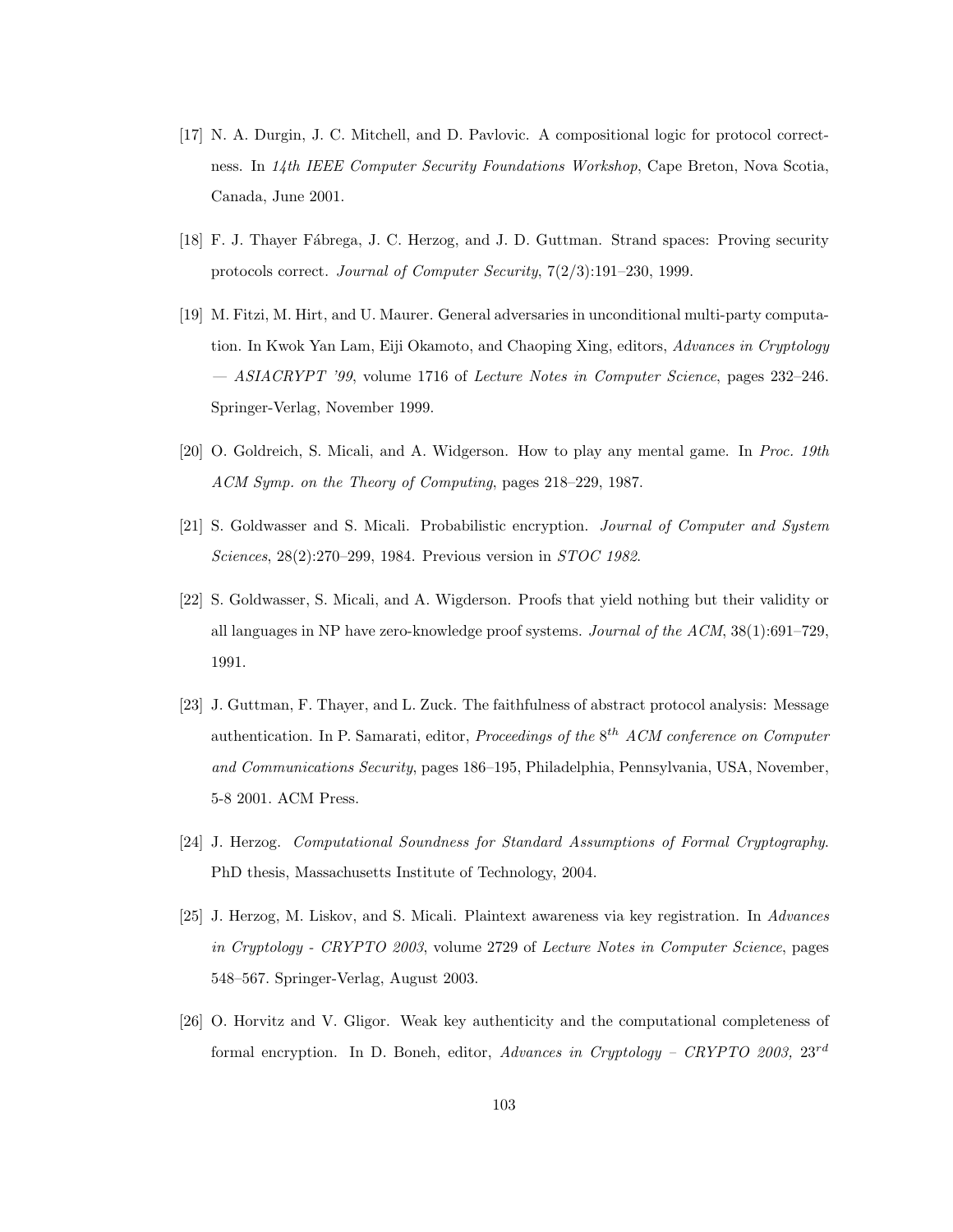[17] N. A. Durgin, J. C. Mitchell, and D. Pavlovic. A compositional logic for protocol correctness. In *14th IEEE Computer Security Foundations Workshop*, Cape Breton, Nova Scotia, Canada, June 2001.

[18] F. J. Thayer Fábrega, J. C. Herzog, and J. D. Guttman. Strand spaces: Proving security protocols correct. *Journal of Computer Security*, 7(2/3):191–230, 1999.

[19] M. Fitzi, M. Hirt, and U. Maurer. General adversaries in unconditional multi-party computation. In Kwok Yan Lam, Eiji Okamoto, and Chaoping Xing, editors, *Advances in Cryptology — ASIACRYPT '99*, volume 1716 of *Lecture Notes in Computer Science*, pages 232–246. Springer-Verlag, November 1999.

[20] O. Goldreich, S. Micali, and A. Widgerson. How to play any mental game. In *Proc. 19th ACM Symp. on the Theory of Computing*, pages 218–229, 1987.

[21] S. Goldwasser and S. Micali. Probabilistic encryption. *Journal of Computer and System Sciences*, 28(2):270–299, 1984. Previous version in *STOC 1982*.

[22] S. Goldwasser, S. Micali, and A. Wigderson. Proofs that yield nothing but their validity or all languages in NP have zero-knowledge proof systems. *Journal of the ACM*, 38(1):691–729, 1991.

[23] J. Guttman, F. Thayer, and L. Zuck. The faithfulness of abstract protocol analysis: Message authentication. In P. Samarati, editor, *Proceedings of the $8^{th}$ ACM conference on Computer and Communications Security*, pages 186–195, Philadelphia, Pennsylvania, USA, November, 5-8 2001. ACM Press.

[24] J. Herzog. *Computational Soundness for Standard Assumptions of Formal Cryptography*. PhD thesis, Massachusetts Institute of Technology, 2004.

[25] J. Herzog, M. Liskov, and S. Micali. Plaintext awareness via key registration. In *Advances in Cryptology - CRYPTO 2003*, volume 2729 of *Lecture Notes in Computer Science*, pages 548–567. Springer-Verlag, August 2003.

[26] O. Horvitz and V. Gligor. Weak key authenticity and the computational completeness of formal encryption. In D. Boneh, editor, *Advances in Cryptology – CRYPTO 2003, $23^{rd}$*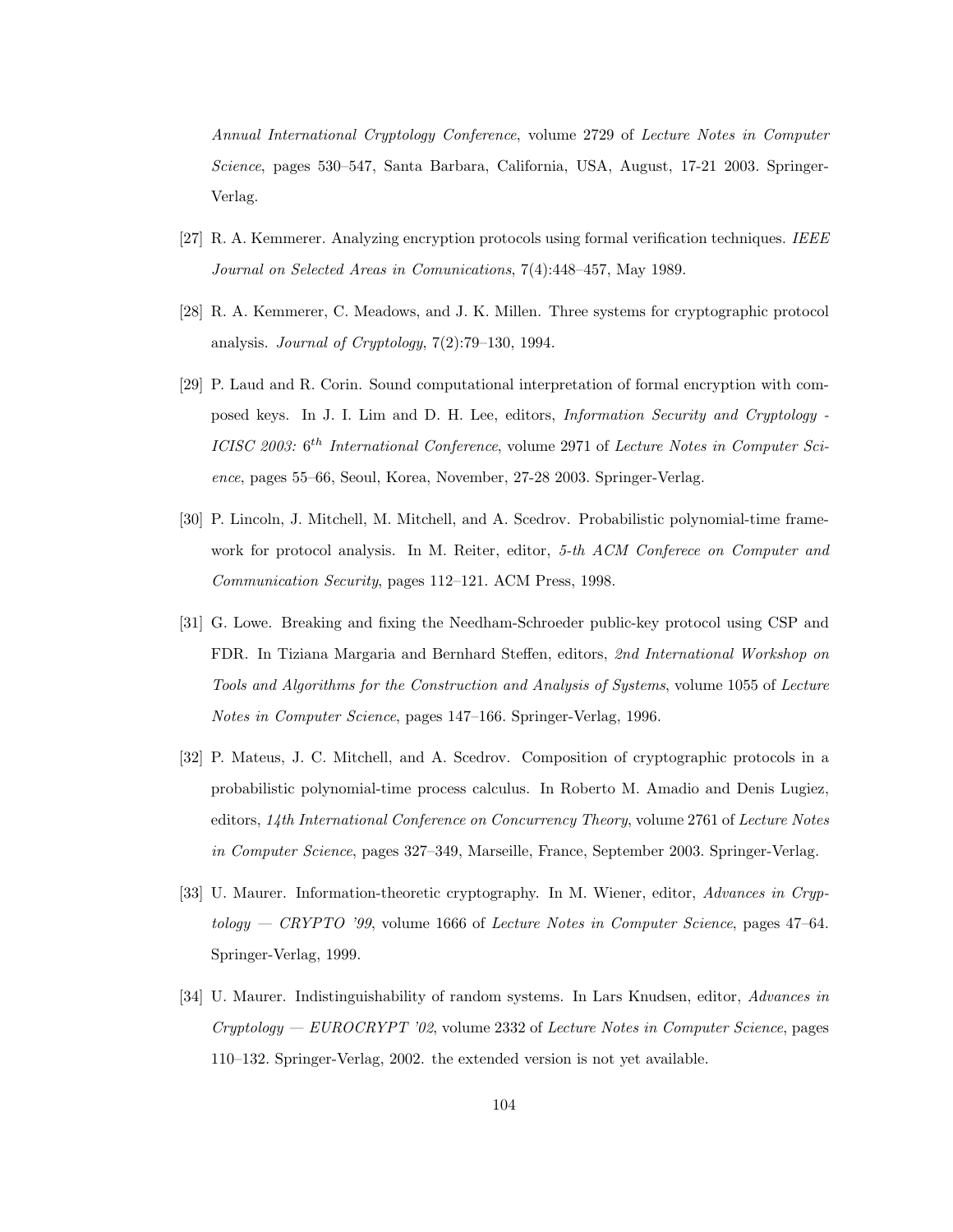*Annual International Cryptology Conference*, volume 2729 of *Lecture Notes in Computer Science*, pages 530–547, Santa Barbara, California, USA, August, 17-21 2003. Springer-Verlag.

[27] R. A. Kemmerer. Analyzing encryption protocols using formal verification techniques. *IEEE Journal on Selected Areas in Comunications*, 7(4):448–457, May 1989.

[28] R. A. Kemmerer, C. Meadows, and J. K. Millen. Three systems for cryptographic protocol analysis. *Journal of Cryptology*, 7(2):79–130, 1994.

[29] P. Laud and R. Corin. Sound computational interpretation of formal encryption with composed keys. In J. I. Lim and D. H. Lee, editors, *Information Security and Cryptology - ICISC 2003: $6^{th}$ International Conference*, volume 2971 of *Lecture Notes in Computer Science*, pages 55–66, Seoul, Korea, November, 27-28 2003. Springer-Verlag.

[30] P. Lincoln, J. Mitchell, M. Mitchell, and A. Scedrov. Probabilistic polynomial-time framework for protocol analysis. In M. Reiter, editor, *5-th ACM Conferece on Computer and Communication Security*, pages 112–121. ACM Press, 1998.

[31] G. Lowe. Breaking and fixing the Needham-Schroeder public-key protocol using CSP and FDR. In Tiziana Margaria and Bernhard Steffen, editors, *2nd International Workshop on Tools and Algorithms for the Construction and Analysis of Systems*, volume 1055 of *Lecture Notes in Computer Science*, pages 147–166. Springer-Verlag, 1996.

[32] P. Mateus, J. C. Mitchell, and A. Scedrov. Composition of cryptographic protocols in a probabilistic polynomial-time process calculus. In Roberto M. Amadio and Denis Lugiez, editors, *14th International Conference on Concurrency Theory*, volume 2761 of *Lecture Notes in Computer Science*, pages 327–349, Marseille, France, September 2003. Springer-Verlag.

[33] U. Maurer. Information-theoretic cryptography. In M. Wiener, editor, *Advances in Cryptology — CRYPTO '99*, volume 1666 of *Lecture Notes in Computer Science*, pages 47–64. Springer-Verlag, 1999.

[34] U. Maurer. Indistinguishability of random systems. In Lars Knudsen, editor, *Advances in Cryptology — EUROCRYPT '02*, volume 2332 of *Lecture Notes in Computer Science*, pages 110–132. Springer-Verlag, 2002. the extended version is not yet available.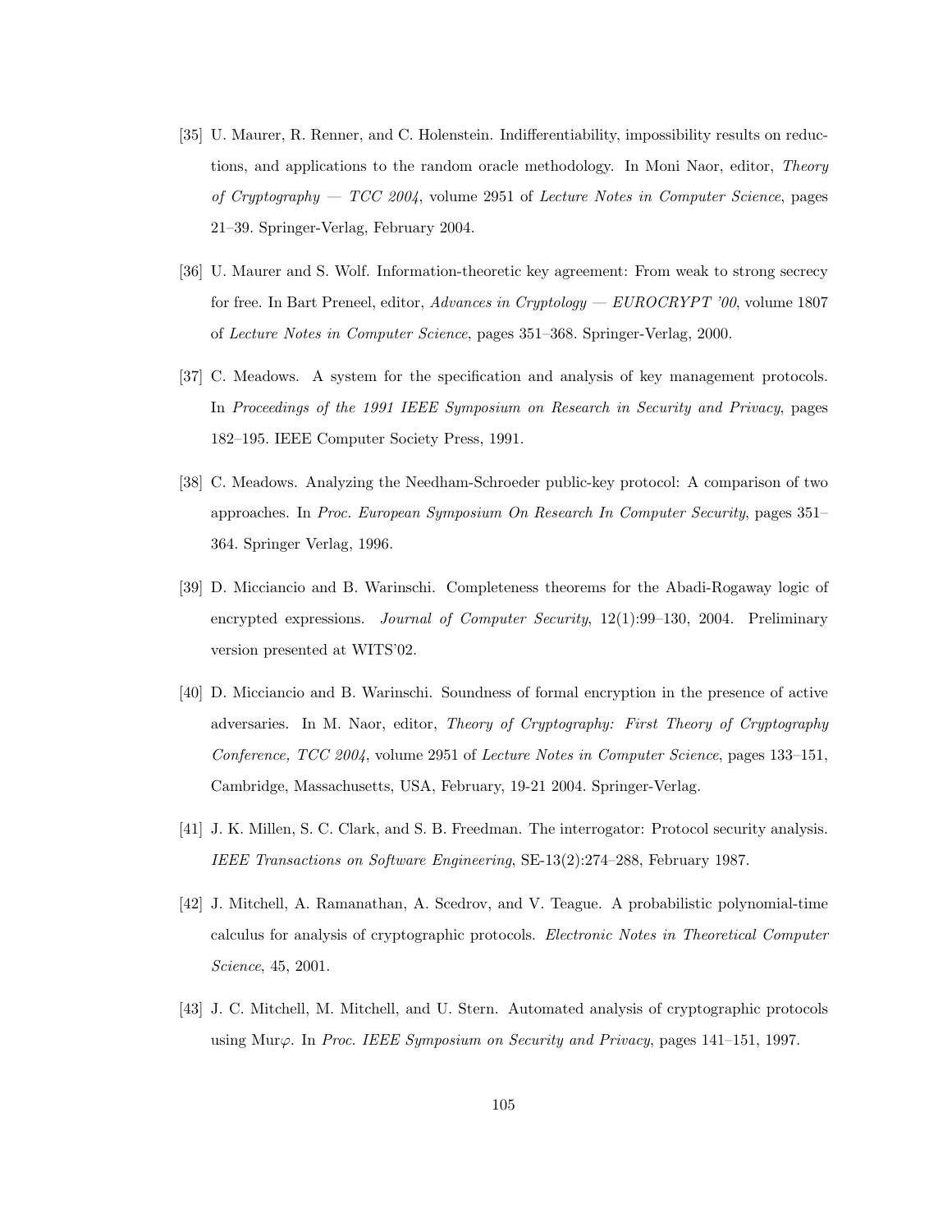[35] U. Maurer, R. Renner, and C. Holenstein. Indifferentiability, impossibility results on reductions, and applications to the random oracle methodology. In Moni Naor, editor, *Theory of Cryptography — TCC 2004*, volume 2951 of *Lecture Notes in Computer Science*, pages 21–39. Springer-Verlag, February 2004.

[36] U. Maurer and S. Wolf. Information-theoretic key agreement: From weak to strong secrecy for free. In Bart Preneel, editor, *Advances in Cryptology — EUROCRYPT '00*, volume 1807 of *Lecture Notes in Computer Science*, pages 351–368. Springer-Verlag, 2000.

[37] C. Meadows. A system for the specification and analysis of key management protocols. In *Proceedings of the 1991 IEEE Symposium on Research in Security and Privacy*, pages 182–195. IEEE Computer Society Press, 1991.

[38] C. Meadows. Analyzing the Needham-Schroeder public-key protocol: A comparison of two approaches. In *Proc. European Symposium On Research In Computer Security*, pages 351–364. Springer Verlag, 1996.

[39] D. Micciancio and B. Warinschi. Completeness theorems for the Abadi-Rogaway logic of encrypted expressions. *Journal of Computer Security*, 12(1):99–130, 2004. Preliminary version presented at WITS'02.

[40] D. Micciancio and B. Warinschi. Soundness of formal encryption in the presence of active adversaries. In M. Naor, editor, *Theory of Cryptography: First Theory of Cryptography Conference, TCC 2004*, volume 2951 of *Lecture Notes in Computer Science*, pages 133–151, Cambridge, Massachusetts, USA, February, 19-21 2004. Springer-Verlag.

[41] J. K. Millen, S. C. Clark, and S. B. Freedman. The interrogator: Protocol security analysis. *IEEE Transactions on Software Engineering*, SE-13(2):274–288, February 1987.

[42] J. Mitchell, A. Ramanathan, A. Scedrov, and V. Teague. A probabilistic polynomial-time calculus for analysis of cryptographic protocols. *Electronic Notes in Theoretical Computer Science*, 45, 2001.

[43] J. C. Mitchell, M. Mitchell, and U. Stern. Automated analysis of cryptographic protocols using Mur$\varphi$. In *Proc. IEEE Symposium on Security and Privacy*, pages 141–151, 1997.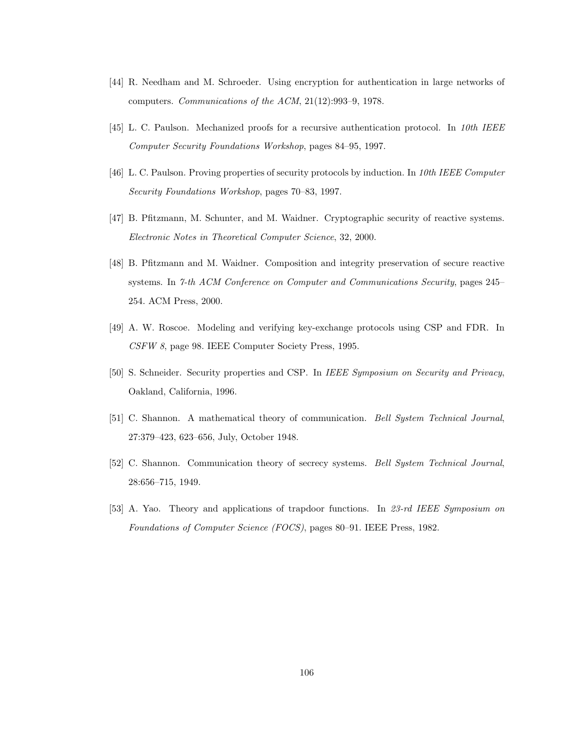[44] R. Needham and M. Schroeder. Using encryption for authentication in large networks of computers. *Communications of the ACM*, 21(12):993–9, 1978.

[45] L. C. Paulson. Mechanized proofs for a recursive authentication protocol. In *10th IEEE Computer Security Foundations Workshop*, pages 84–95, 1997.

[46] L. C. Paulson. Proving properties of security protocols by induction. In *10th IEEE Computer Security Foundations Workshop*, pages 70–83, 1997.

[47] B. Pfitzmann, M. Schunter, and M. Waidner. Cryptographic security of reactive systems. *Electronic Notes in Theoretical Computer Science*, 32, 2000.

[48] B. Pfitzmann and M. Waidner. Composition and integrity preservation of secure reactive systems. In *7-th ACM Conference on Computer and Communications Security*, pages 245–254. ACM Press, 2000.

[49] A. W. Roscoe. Modeling and verifying key-exchange protocols using CSP and FDR. In *CSFW 8*, page 98. IEEE Computer Society Press, 1995.

[50] S. Schneider. Security properties and CSP. In *IEEE Symposium on Security and Privacy*, Oakland, California, 1996.

[51] C. Shannon. A mathematical theory of communication. *Bell System Technical Journal*, 27:379–423, 623–656, July, October 1948.

[52] C. Shannon. Communication theory of secrecy systems. *Bell System Technical Journal*, 28:656–715, 1949.

[53] A. Yao. Theory and applications of trapdoor functions. In *23-rd IEEE Symposium on Foundations of Computer Science (FOCS)*, pages 80–91. IEEE Press, 1982.